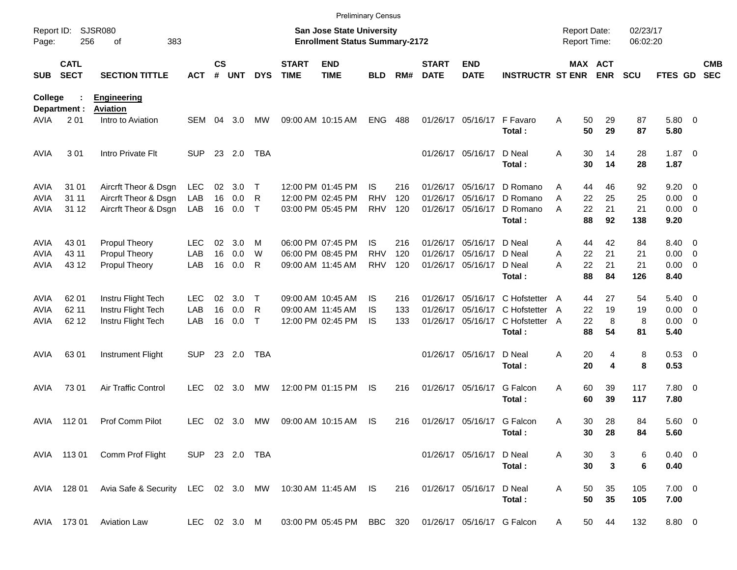Preliminary Census

Report ID: SJSR080

**San Jose State University**
**Enrollment Status Summary-2172**

Report Date: 02/23/17
Report Time: 06:02:20

College : **Engineering**
Department : **Aviation**

| SUB | CATL SECT | SECTION TITTLE | ACT | CS # | UNT | DYS | START TIME | END TIME | BLD | RM# | START DATE | END DATE | INSTRUCTR | ST | MAX ENR | ACT ENR | SCU | FTES | GD | CMB SEC |
|---|---|---|---|---|---|---|---|---|---|---|---|---|---|---|---|---|---|---|---|---|
| AVIA | 2 01 | Intro to Aviation | SEM | 04 | 3.0 | MW | 09:00 AM | 10:15 AM | ENG | 488 | 01/26/17 | 05/16/17 | F Favaro | A | 50 | 29 | 87 | 5.80 | 0 | |
| | | | | | | | | | | | | | **Total :** | | **50** | **29** | **87** | **5.80** | | |
| AVIA | 3 01 | Intro Private Flt | SUP | 23 | 2.0 | TBA | | | | | 01/26/17 | 05/16/17 | D Neal | A | 30 | 14 | 28 | 1.87 | 0 | |
| | | | | | | | | | | | | | **Total :** | | **30** | **14** | **28** | **1.87** | | |
| AVIA | 31 01 | Aircrft Theor & Dsgn | LEC | 02 | 3.0 | T | 12:00 PM | 01:45 PM | IS | 216 | 01/26/17 | 05/16/17 | D Romano | A | 44 | 46 | 92 | 9.20 | 0 | |
| AVIA | 31 11 | Aircrft Theor & Dsgn | LAB | 16 | 0.0 | R | 12:00 PM | 02:45 PM | RHV | 120 | 01/26/17 | 05/16/17 | D Romano | A | 22 | 25 | 25 | 0.00 | 0 | |
| AVIA | 31 12 | Aircrft Theor & Dsgn | LAB | 16 | 0.0 | T | 03:00 PM | 05:45 PM | RHV | 120 | 01/26/17 | 05/16/17 | D Romano | A | 22 | 21 | 21 | 0.00 | 0 | |
| | | | | | | | | | | | | | **Total :** | | **88** | **92** | **138** | **9.20** | | |
| AVIA | 43 01 | Propul Theory | LEC | 02 | 3.0 | M | 06:00 PM | 07:45 PM | IS | 216 | 01/26/17 | 05/16/17 | D Neal | A | 44 | 42 | 84 | 8.40 | 0 | |
| AVIA | 43 11 | Propul Theory | LAB | 16 | 0.0 | W | 06:00 PM | 08:45 PM | RHV | 120 | 01/26/17 | 05/16/17 | D Neal | A | 22 | 21 | 21 | 0.00 | 0 | |
| AVIA | 43 12 | Propul Theory | LAB | 16 | 0.0 | R | 09:00 AM | 11:45 AM | RHV | 120 | 01/26/17 | 05/16/17 | D Neal | A | 22 | 21 | 21 | 0.00 | 0 | |
| | | | | | | | | | | | | | **Total :** | | **88** | **84** | **126** | **8.40** | | |
| AVIA | 62 01 | Instru Flight Tech | LEC | 02 | 3.0 | T | 09:00 AM | 10:45 AM | IS | 216 | 01/26/17 | 05/16/17 | C Hofstetter | A | 44 | 27 | 54 | 5.40 | 0 | |
| AVIA | 62 11 | Instru Flight Tech | LAB | 16 | 0.0 | R | 09:00 AM | 11:45 AM | IS | 133 | 01/26/17 | 05/16/17 | C Hofstetter | A | 22 | 19 | 19 | 0.00 | 0 | |
| AVIA | 62 12 | Instru Flight Tech | LAB | 16 | 0.0 | T | 12:00 PM | 02:45 PM | IS | 133 | 01/26/17 | 05/16/17 | C Hofstetter | A | 22 | 8 | 8 | 0.00 | 0 | |
| | | | | | | | | | | | | | **Total :** | | **88** | **54** | **81** | **5.40** | | |
| AVIA | 63 01 | Instrument Flight | SUP | 23 | 2.0 | TBA | | | | | 01/26/17 | 05/16/17 | D Neal | A | 20 | 4 | 8 | 0.53 | 0 | |
| | | | | | | | | | | | | | **Total :** | | **20** | **4** | **8** | **0.53** | | |
| AVIA | 73 01 | Air Traffic Control | LEC | 02 | 3.0 | MW | 12:00 PM | 01:15 PM | IS | 216 | 01/26/17 | 05/16/17 | G Falcon | A | 60 | 39 | 117 | 7.80 | 0 | |
| | | | | | | | | | | | | | **Total :** | | **60** | **39** | **117** | **7.80** | | |
| AVIA | 112 01 | Prof Comm Pilot | LEC | 02 | 3.0 | MW | 09:00 AM | 10:15 AM | IS | 216 | 01/26/17 | 05/16/17 | G Falcon | A | 30 | 28 | 84 | 5.60 | 0 | |
| | | | | | | | | | | | | | **Total :** | | **30** | **28** | **84** | **5.60** | | |
| AVIA | 113 01 | Comm Prof Flight | SUP | 23 | 2.0 | TBA | | | | | 01/26/17 | 05/16/17 | D Neal | A | 30 | 3 | 6 | 0.40 | 0 | |
| | | | | | | | | | | | | | **Total :** | | **30** | **3** | **6** | **0.40** | | |
| AVIA | 128 01 | Avia Safe & Security | LEC | 02 | 3.0 | MW | 10:30 AM | 11:45 AM | IS | 216 | 01/26/17 | 05/16/17 | D Neal | A | 50 | 35 | 105 | 7.00 | 0 | |
| | | | | | | | | | | | | | **Total :** | | **50** | **35** | **105** | **7.00** | | |
| AVIA | 173 01 | Aviation Law | LEC | 02 | 3.0 | M | 03:00 PM | 05:45 PM | BBC | 320 | 01/26/17 | 05/16/17 | G Falcon | A | 50 | 44 | 132 | 8.80 | 0 | |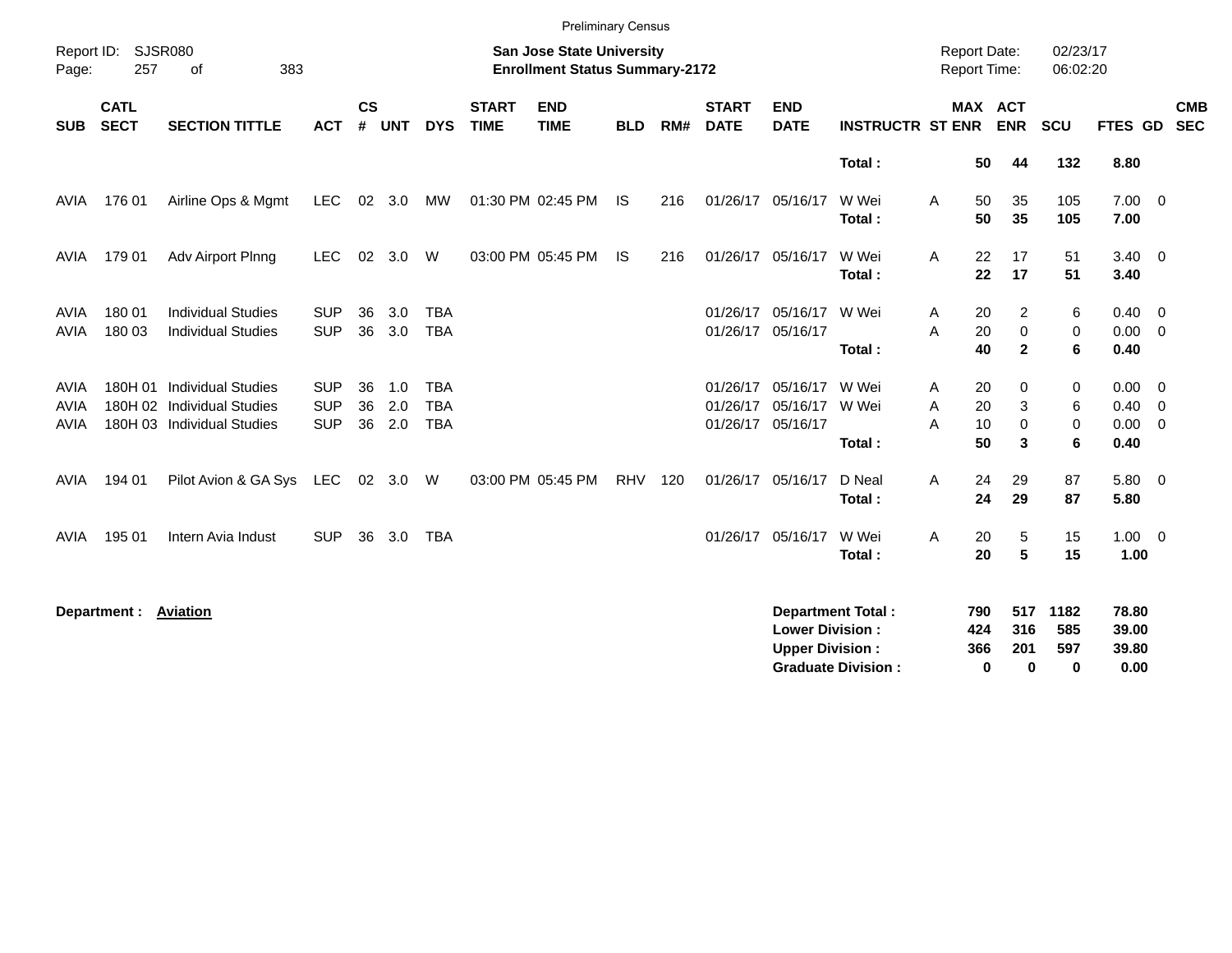Preliminary Census

Report ID: SJSR080

**San Jose State University**
**Enrollment Status Summary-2172**

Report Date: 02/23/17
Report Time: 06:02:20

| SUB | CATL SECT | SECTION TITTLE | ACT | CS # | UNT | DYS | START TIME | END TIME | BLD | RM# | START DATE | END DATE | INSTRUCTR | ST | MAX ENR | ACT ENR | SCU | FTES | GD | CMB SEC |
|---|---|---|---|---|---|---|---|---|---|---|---|---|---|---|---|---|---|---|---|---|
| | | | | | | | | | | | | | **Total :** | | **50** | **44** | **132** | **8.80** | | |
| AVIA | 176 01 | Airline Ops & Mgmt | LEC | 02 | 3.0 | MW | 01:30 PM | 02:45 PM | IS | 216 | 01/26/17 | 05/16/17 | W Wei | A | 50 | 35 | 105 | 7.00 | 0 | |
| | | | | | | | | | | | | | **Total :** | | **50** | **35** | **105** | **7.00** | | |
| AVIA | 179 01 | Adv Airport Plnng | LEC | 02 | 3.0 | W | 03:00 PM | 05:45 PM | IS | 216 | 01/26/17 | 05/16/17 | W Wei | A | 22 | 17 | 51 | 3.40 | 0 | |
| | | | | | | | | | | | | | **Total :** | | **22** | **17** | **51** | **3.40** | | |
| AVIA | 180 01 | Individual Studies | SUP | 36 | 3.0 | TBA | | | | | 01/26/17 | 05/16/17 | W Wei | A | 20 | 2 | 6 | 0.40 | 0 | |
| AVIA | 180 03 | Individual Studies | SUP | 36 | 3.0 | TBA | | | | | 01/26/17 | 05/16/17 | | A | 20 | 0 | 0 | 0.00 | 0 | |
| | | | | | | | | | | | | | **Total :** | | **40** | **2** | **6** | **0.40** | | |
| AVIA | 180H 01 | Individual Studies | SUP | 36 | 1.0 | TBA | | | | | 01/26/17 | 05/16/17 | W Wei | A | 20 | 0 | 0 | 0.00 | 0 | |
| AVIA | 180H 02 | Individual Studies | SUP | 36 | 2.0 | TBA | | | | | 01/26/17 | 05/16/17 | W Wei | A | 20 | 3 | 6 | 0.40 | 0 | |
| AVIA | 180H 03 | Individual Studies | SUP | 36 | 2.0 | TBA | | | | | 01/26/17 | 05/16/17 | | A | 10 | 0 | 0 | 0.00 | 0 | |
| | | | | | | | | | | | | | **Total :** | | **50** | **3** | **6** | **0.40** | | |
| AVIA | 194 01 | Pilot Avion & GA Sys | LEC | 02 | 3.0 | W | 03:00 PM | 05:45 PM | RHV | 120 | 01/26/17 | 05/16/17 | D Neal | A | 24 | 29 | 87 | 5.80 | 0 | |
| | | | | | | | | | | | | | **Total :** | | **24** | **29** | **87** | **5.80** | | |
| AVIA | 195 01 | Intern Avia Indust | SUP | 36 | 3.0 | TBA | | | | | 01/26/17 | 05/16/17 | W Wei | A | 20 | 5 | 15 | 1.00 | 0 | |
| | | | | | | | | | | | | | **Total :** | | **20** | **5** | **15** | **1.00** | | |

**Department :** **Aviation**

| | MAX ENR | ACT ENR | SCU | FTES |
|---|---|---|---|---|
| **Department Total :** | **790** | **517** | **1182** | **78.80** |
| **Lower Division :** | **424** | **316** | **585** | **39.00** |
| **Upper Division :** | **366** | **201** | **597** | **39.80** |
| **Graduate Division :** | **0** | **0** | **0** | **0.00** |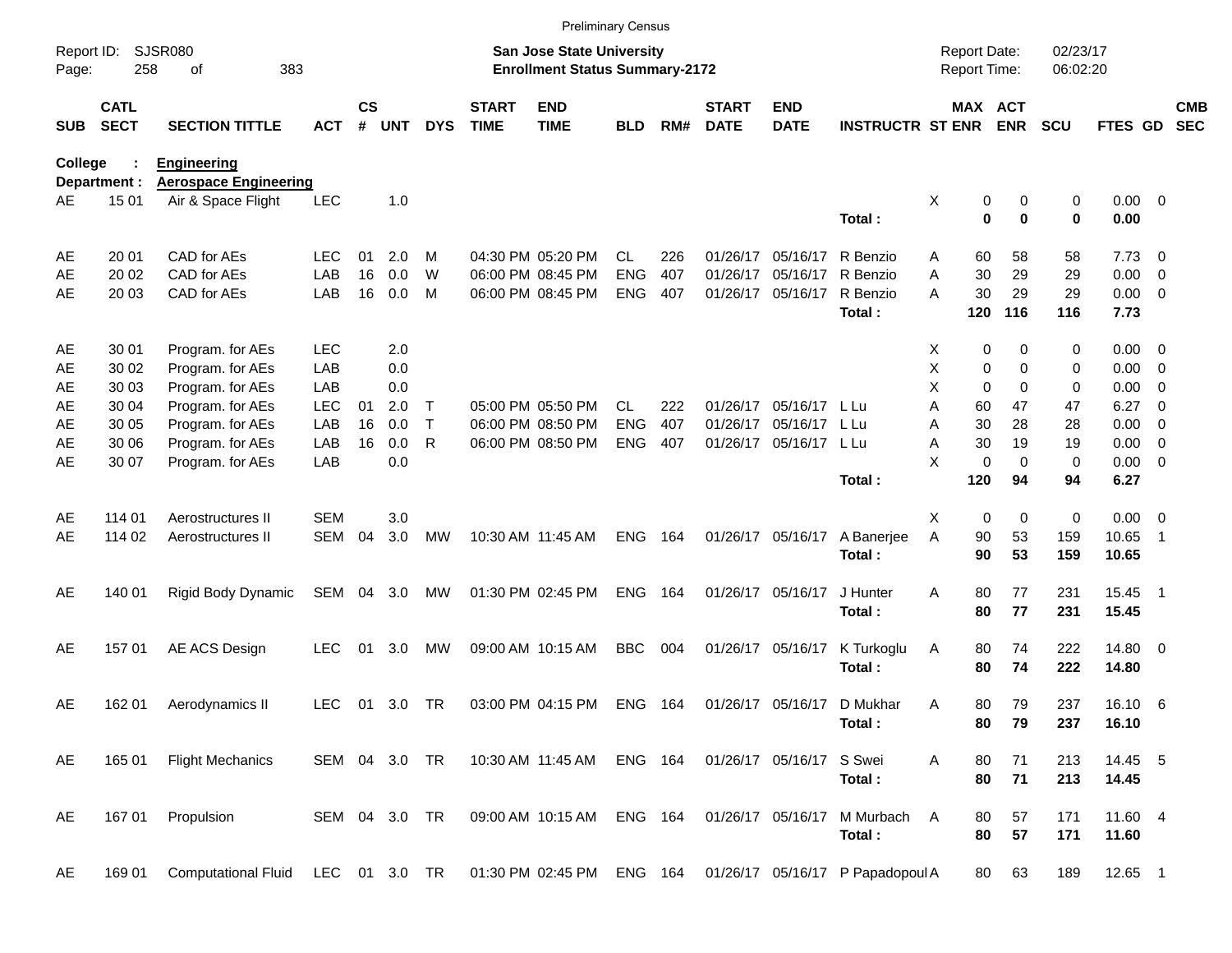Preliminary Census

Report ID: SJSR080
Page: 258 of 383

**San Jose State University**
**Enrollment Status Summary-2172**

Report Date: 02/23/17
Report Time: 06:02:20

**College : Engineering**
**Department : Aerospace Engineering**

| SUB | CATL SECT | SECTION TITTLE | ACT | CS # | UNT | DYS | START TIME | END TIME | BLD | RM# | START DATE | END DATE | INSTRUCTR | ST | MAX ENR | ACT ENR | SCU | FTES | GD | CMB SEC |
|---|---|---|---|---|---|---|---|---|---|---|---|---|---|---|---|---|---|---|---|---|
| AE | 15 01 | Air & Space Flight | LEC | | 1.0 | | | | | | | | | X | 0 | 0 | 0 | 0.00 | 0 | |
| | | | | | | | | | | | | | **Total :** | | **0** | **0** | **0** | **0.00** | | |
| AE | 20 01 | CAD for AEs | LEC | 01 | 2.0 | M | 04:30 PM | 05:20 PM | CL | 226 | 01/26/17 | 05/16/17 | R Benzio | A | 60 | 58 | 58 | 7.73 | 0 | |
| AE | 20 02 | CAD for AEs | LAB | 16 | 0.0 | W | 06:00 PM | 08:45 PM | ENG | 407 | 01/26/17 | 05/16/17 | R Benzio | A | 30 | 29 | 29 | 0.00 | 0 | |
| AE | 20 03 | CAD for AEs | LAB | 16 | 0.0 | M | 06:00 PM | 08:45 PM | ENG | 407 | 01/26/17 | 05/16/17 | R Benzio | A | 30 | 29 | 29 | 0.00 | 0 | |
| | | | | | | | | | | | | | **Total :** | | **120** | **116** | **116** | **7.73** | | |
| AE | 30 01 | Program. for AEs | LEC | | 2.0 | | | | | | | | | X | 0 | 0 | 0 | 0.00 | 0 | |
| AE | 30 02 | Program. for AEs | LAB | | 0.0 | | | | | | | | | X | 0 | 0 | 0 | 0.00 | 0 | |
| AE | 30 03 | Program. for AEs | LAB | | 0.0 | | | | | | | | | X | 0 | 0 | 0 | 0.00 | 0 | |
| AE | 30 04 | Program. for AEs | LEC | 01 | 2.0 | T | 05:00 PM | 05:50 PM | CL | 222 | 01/26/17 | 05/16/17 | L Lu | A | 60 | 47 | 47 | 6.27 | 0 | |
| AE | 30 05 | Program. for AEs | LAB | 16 | 0.0 | T | 06:00 PM | 08:50 PM | ENG | 407 | 01/26/17 | 05/16/17 | L Lu | A | 30 | 28 | 28 | 0.00 | 0 | |
| AE | 30 06 | Program. for AEs | LAB | 16 | 0.0 | R | 06:00 PM | 08:50 PM | ENG | 407 | 01/26/17 | 05/16/17 | L Lu | A | 30 | 19 | 19 | 0.00 | 0 | |
| AE | 30 07 | Program. for AEs | LAB | | 0.0 | | | | | | | | | X | 0 | 0 | 0 | 0.00 | 0 | |
| | | | | | | | | | | | | | **Total :** | | **120** | **94** | **94** | **6.27** | | |
| AE | 114 01 | Aerostructures II | SEM | | 3.0 | | | | | | | | | X | 0 | 0 | 0 | 0.00 | 0 | |
| AE | 114 02 | Aerostructures II | SEM | 04 | 3.0 | MW | 10:30 AM | 11:45 AM | ENG | 164 | 01/26/17 | 05/16/17 | A Banerjee | A | 90 | 53 | 159 | 10.65 | 1 | |
| | | | | | | | | | | | | | **Total :** | | **90** | **53** | **159** | **10.65** | | |
| AE | 140 01 | Rigid Body Dynamic | SEM | 04 | 3.0 | MW | 01:30 PM | 02:45 PM | ENG | 164 | 01/26/17 | 05/16/17 | J Hunter | A | 80 | 77 | 231 | 15.45 | 1 | |
| | | | | | | | | | | | | | **Total :** | | **80** | **77** | **231** | **15.45** | | |
| AE | 157 01 | AE ACS Design | LEC | 01 | 3.0 | MW | 09:00 AM | 10:15 AM | BBC | 004 | 01/26/17 | 05/16/17 | K Turkoglu | A | 80 | 74 | 222 | 14.80 | 0 | |
| | | | | | | | | | | | | | **Total :** | | **80** | **74** | **222** | **14.80** | | |
| AE | 162 01 | Aerodynamics II | LEC | 01 | 3.0 | TR | 03:00 PM | 04:15 PM | ENG | 164 | 01/26/17 | 05/16/17 | D Mukhar | A | 80 | 79 | 237 | 16.10 | 6 | |
| | | | | | | | | | | | | | **Total :** | | **80** | **79** | **237** | **16.10** | | |
| AE | 165 01 | Flight Mechanics | SEM | 04 | 3.0 | TR | 10:30 AM | 11:45 AM | ENG | 164 | 01/26/17 | 05/16/17 | S Swei | A | 80 | 71 | 213 | 14.45 | 5 | |
| | | | | | | | | | | | | | **Total :** | | **80** | **71** | **213** | **14.45** | | |
| AE | 167 01 | Propulsion | SEM | 04 | 3.0 | TR | 09:00 AM | 10:15 AM | ENG | 164 | 01/26/17 | 05/16/17 | M Murbach | A | 80 | 57 | 171 | 11.60 | 4 | |
| | | | | | | | | | | | | | **Total :** | | **80** | **57** | **171** | **11.60** | | |
| AE | 169 01 | Computational Fluid | LEC | 01 | 3.0 | TR | 01:30 PM | 02:45 PM | ENG | 164 | 01/26/17 | 05/16/17 | P Papadopoul | A | 80 | 63 | 189 | 12.65 | 1 | |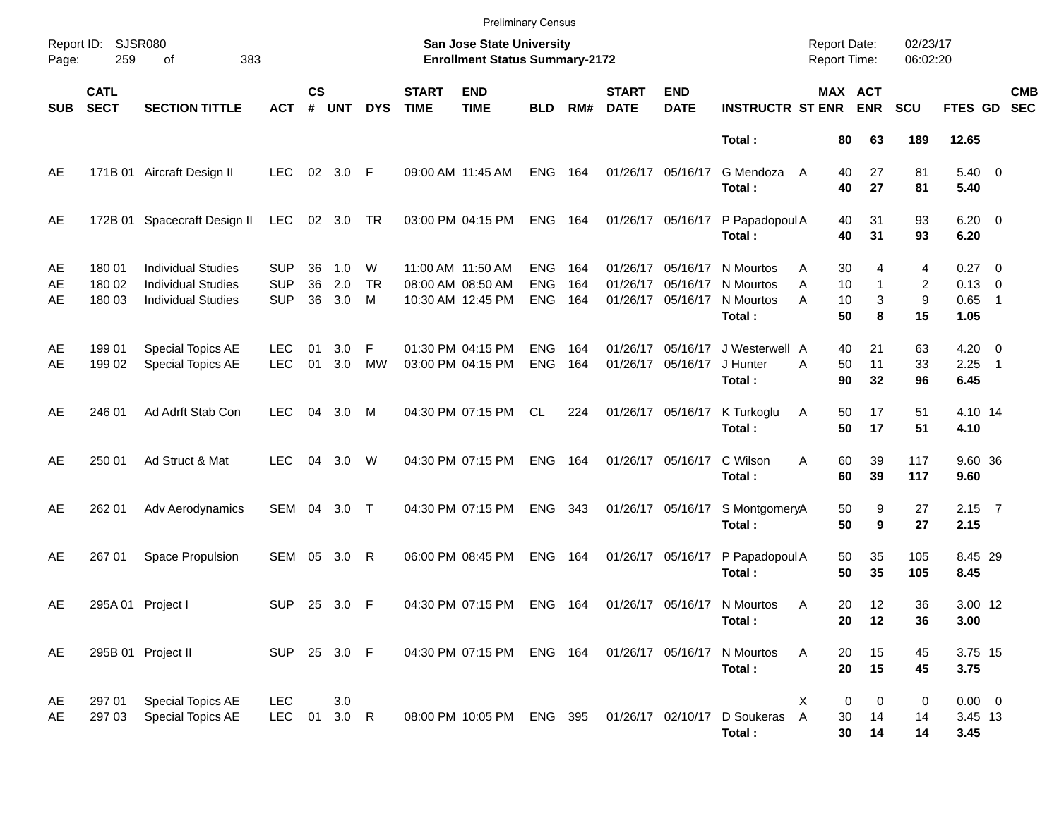Preliminary Census

Report ID: SJSR080
Page: 259 of 383

**San Jose State University**
**Enrollment Status Summary-2172**

Report Date: 02/23/17
Report Time: 06:02:20

| SUB | CATL SECT | SECTION TITTLE | ACT | CS # | UNT | DYS | START TIME | END TIME | BLD | RM# | START DATE | END DATE | INSTRUCTR | ST | MAX ENR | ACT ENR | SCU | FTES | GD | CMB SEC |
|---|---|---|---|---|---|---|---|---|---|---|---|---|---|---|---|---|---|---|---|---|
| | | | | | | | | | | | | | **Total :** | | **80** | **63** | **189** | **12.65** | | |
| AE | 171B 01 | Aircraft Design II | LEC | 02 | 3.0 | F | 09:00 AM | 11:45 AM | ENG | 164 | 01/26/17 | 05/16/17 | G Mendoza | A | 40 | 27 | 81 | 5.40 | 0 | |
| | | | | | | | | | | | | | **Total :** | | **40** | **27** | **81** | **5.40** | | |
| AE | 172B 01 | Spacecraft Design II | LEC | 02 | 3.0 | TR | 03:00 PM | 04:15 PM | ENG | 164 | 01/26/17 | 05/16/17 | P Papadopoul | A | 40 | 31 | 93 | 6.20 | 0 | |
| | | | | | | | | | | | | | **Total :** | | **40** | **31** | **93** | **6.20** | | |
| AE | 180 01 | Individual Studies | SUP | 36 | 1.0 | W | 11:00 AM | 11:50 AM | ENG | 164 | 01/26/17 | 05/16/17 | N Mourtos | A | 30 | 4 | 4 | 0.27 | 0 | |
| AE | 180 02 | Individual Studies | SUP | 36 | 2.0 | TR | 08:00 AM | 08:50 AM | ENG | 164 | 01/26/17 | 05/16/17 | N Mourtos | A | 10 | 1 | 2 | 0.13 | 0 | |
| AE | 180 03 | Individual Studies | SUP | 36 | 3.0 | M | 10:30 AM | 12:45 PM | ENG | 164 | 01/26/17 | 05/16/17 | N Mourtos | A | 10 | 3 | 9 | 0.65 | 1 | |
| | | | | | | | | | | | | | **Total :** | | **50** | **8** | **15** | **1.05** | | |
| AE | 199 01 | Special Topics AE | LEC | 01 | 3.0 | F | 01:30 PM | 04:15 PM | ENG | 164 | 01/26/17 | 05/16/17 | J Westerwell | A | 40 | 21 | 63 | 4.20 | 0 | |
| AE | 199 02 | Special Topics AE | LEC | 01 | 3.0 | MW | 03:00 PM | 04:15 PM | ENG | 164 | 01/26/17 | 05/16/17 | J Hunter | A | 50 | 11 | 33 | 2.25 | 1 | |
| | | | | | | | | | | | | | **Total :** | | **90** | **32** | **96** | **6.45** | | |
| AE | 246 01 | Ad Adrft Stab Con | LEC | 04 | 3.0 | M | 04:30 PM | 07:15 PM | CL | 224 | 01/26/17 | 05/16/17 | K Turkoglu | A | 50 | 17 | 51 | 4.10 | 14 | |
| | | | | | | | | | | | | | **Total :** | | **50** | **17** | **51** | **4.10** | | |
| AE | 250 01 | Ad Struct & Mat | LEC | 04 | 3.0 | W | 04:30 PM | 07:15 PM | ENG | 164 | 01/26/17 | 05/16/17 | C Wilson | A | 60 | 39 | 117 | 9.60 | 36 | |
| | | | | | | | | | | | | | **Total :** | | **60** | **39** | **117** | **9.60** | | |
| AE | 262 01 | Adv Aerodynamics | SEM | 04 | 3.0 | T | 04:30 PM | 07:15 PM | ENG | 343 | 01/26/17 | 05/16/17 | S Montgomery | A | 50 | 9 | 27 | 2.15 | 7 | |
| | | | | | | | | | | | | | **Total :** | | **50** | **9** | **27** | **2.15** | | |
| AE | 267 01 | Space Propulsion | SEM | 05 | 3.0 | R | 06:00 PM | 08:45 PM | ENG | 164 | 01/26/17 | 05/16/17 | P Papadopoul | A | 50 | 35 | 105 | 8.45 | 29 | |
| | | | | | | | | | | | | | **Total :** | | **50** | **35** | **105** | **8.45** | | |
| AE | 295A 01 | Project I | SUP | 25 | 3.0 | F | 04:30 PM | 07:15 PM | ENG | 164 | 01/26/17 | 05/16/17 | N Mourtos | A | 20 | 12 | 36 | 3.00 | 12 | |
| | | | | | | | | | | | | | **Total :** | | **20** | **12** | **36** | **3.00** | | |
| AE | 295B 01 | Project II | SUP | 25 | 3.0 | F | 04:30 PM | 07:15 PM | ENG | 164 | 01/26/17 | 05/16/17 | N Mourtos | A | 20 | 15 | 45 | 3.75 | 15 | |
| | | | | | | | | | | | | | **Total :** | | **20** | **15** | **45** | **3.75** | | |
| AE | 297 01 | Special Topics AE | LEC | | 3.0 | | | | | | | | | X | 0 | 0 | 0 | 0.00 | 0 | |
| AE | 297 03 | Special Topics AE | LEC | 01 | 3.0 | R | 08:00 PM | 10:05 PM | ENG | 395 | 01/26/17 | 02/10/17 | D Soukeras | A | 30 | 14 | 14 | 3.45 | 13 | |
| | | | | | | | | | | | | | **Total :** | | **30** | **14** | **14** | **3.45** | | |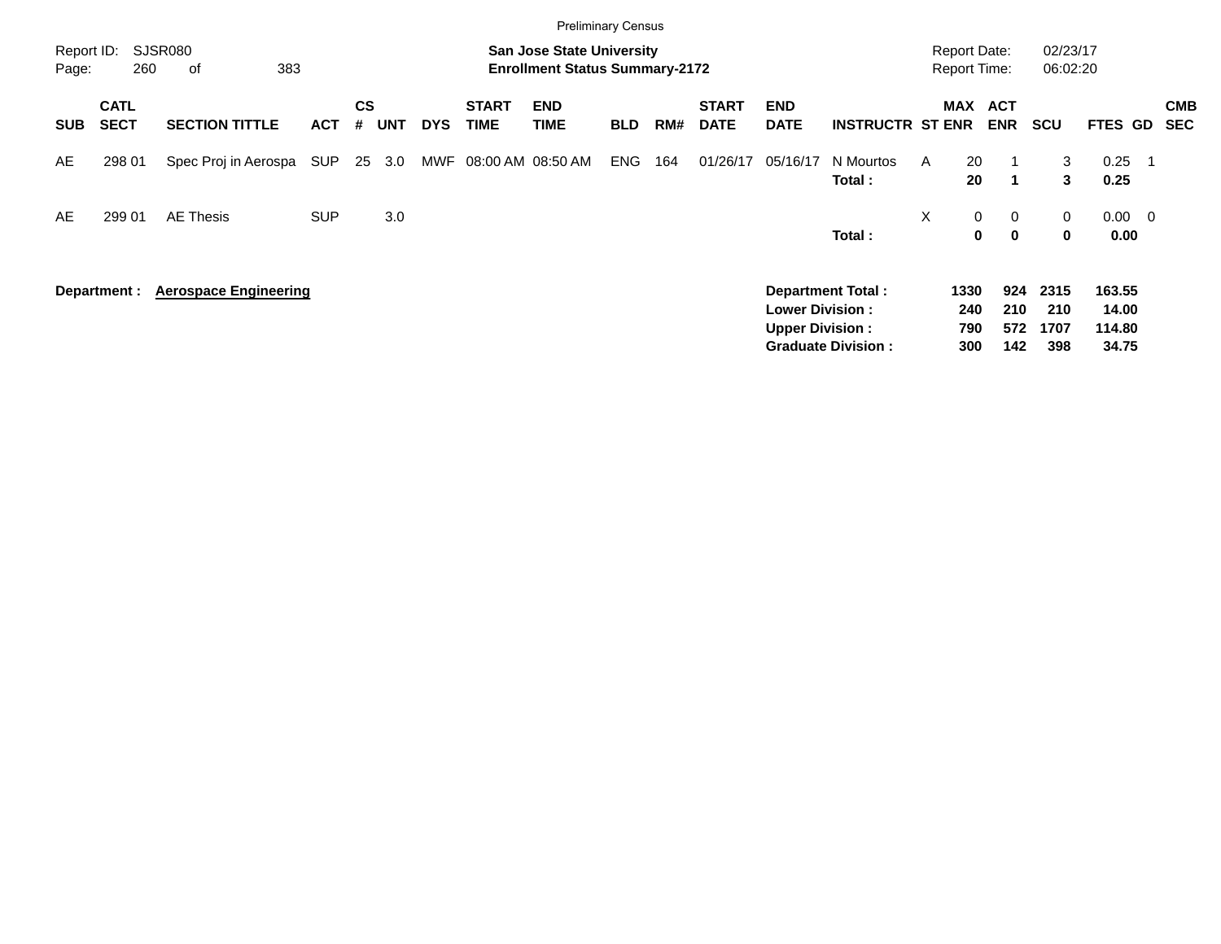Preliminary Census

Report ID: SJSR080

**San Jose State University**
**Enrollment Status Summary-2172**

Report Date: 02/23/17
Report Time: 06:02:20

| SUB | CATL SECT | SECTION TITTLE | ACT | CS # | UNT | DYS | START TIME | END TIME | BLD | RM# | START DATE | END DATE | INSTRUCTR | ST | MAX ENR | ACT ENR | SCU | FTES | GD | CMB SEC |
|---|---|---|---|---|---|---|---|---|---|---|---|---|---|---|---|---|---|---|---|---|
| AE | 298 01 | Spec Proj in Aerospa | SUP | 25 | 3.0 | MWF | 08:00 AM | 08:50 AM | ENG | 164 | 01/26/17 | 05/16/17 | N Mourtos | A | 20 | 1 | 3 | 0.25 | 1 | |
| | | | | | | | | | | | | | **Total :** | | **20** | **1** | **3** | **0.25** | | |
| AE | 299 01 | AE Thesis | SUP | | 3.0 | | | | | | | | | X | 0 | 0 | 0 | 0.00 | 0 | |
| | | | | | | | | | | | | | **Total :** | | **0** | **0** | **0** | **0.00** | | |

**Department : Aerospace Engineering**

| | MAX ENR | ACT ENR | SCU | FTES |
|---|---|---|---|---|
| **Department Total :** | **1330** | **924** | **2315** | **163.55** |
| **Lower Division :** | **240** | **210** | **210** | **14.00** |
| **Upper Division :** | **790** | **572** | **1707** | **114.80** |
| **Graduate Division :** | **300** | **142** | **398** | **34.75** |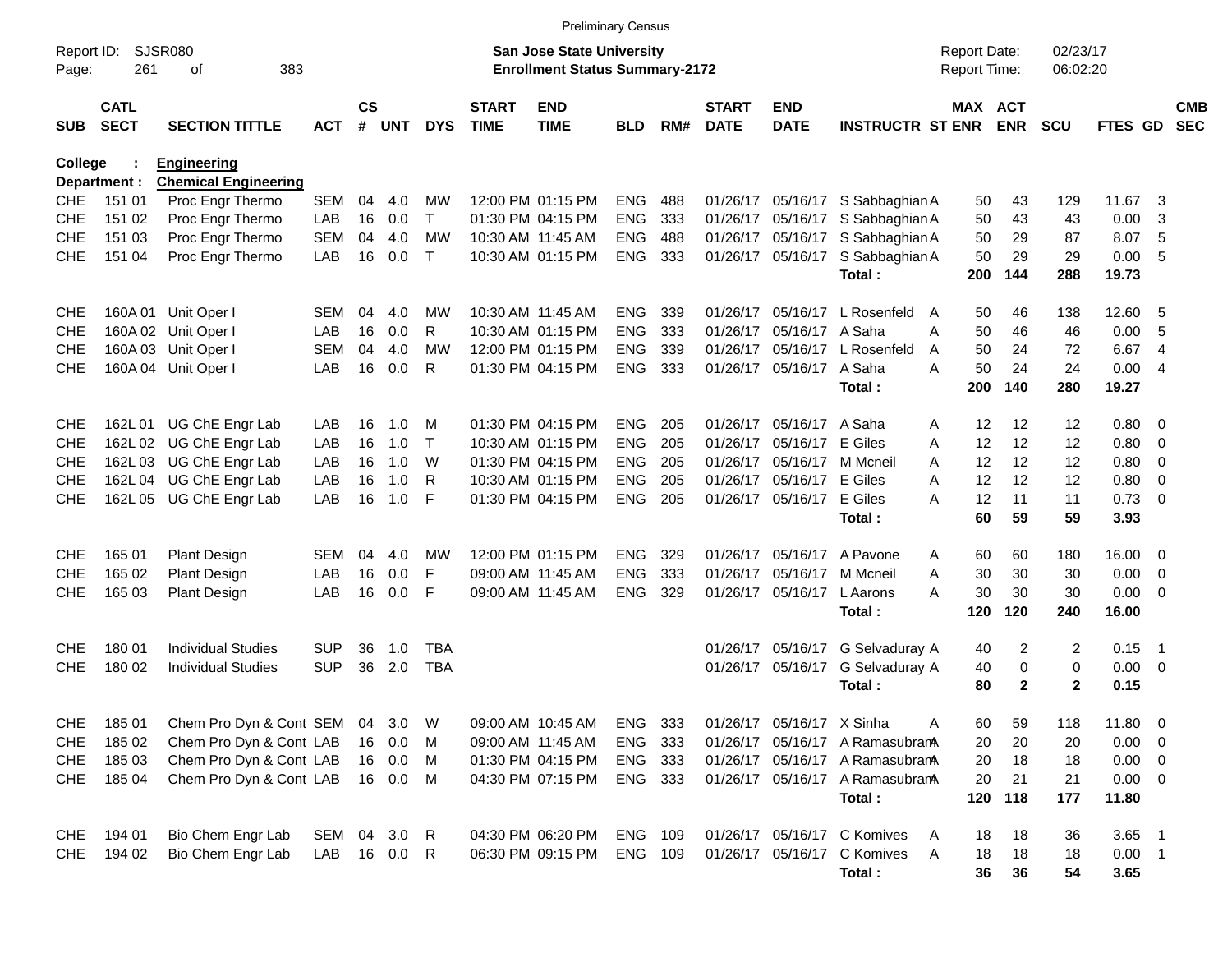Preliminary Census

Report ID: SJSR080

**San Jose State University**
**Enrollment Status Summary-2172**

Report Date: 02/23/17
Report Time: 06:02:20

College : **Engineering**
Department : **Chemical Engineering**

| SUB | CATL SECT | SECTION TITTLE | ACT | CS # | UNT | DYS | START TIME | END TIME | BLD | RM# | START DATE | END DATE | INSTRUCTR | ST | MAX ENR | ACT ENR | SCU | FTES | GD | CMB SEC |
|---|---|---|---|---|---|---|---|---|---|---|---|---|---|---|---|---|---|---|---|---|
| CHE | 151 01 | Proc Engr Thermo | SEM | 04 | 4.0 | MW | 12:00 PM | 01:15 PM | ENG | 488 | 01/26/17 | 05/16/17 | S Sabbaghian | A | 50 | 43 | 129 | 11.67 | 3 | |
| CHE | 151 02 | Proc Engr Thermo | LAB | 16 | 0.0 | T | 01:30 PM | 04:15 PM | ENG | 333 | 01/26/17 | 05/16/17 | S Sabbaghian | A | 50 | 43 | 43 | 0.00 | 3 | |
| CHE | 151 03 | Proc Engr Thermo | SEM | 04 | 4.0 | MW | 10:30 AM | 11:45 AM | ENG | 488 | 01/26/17 | 05/16/17 | S Sabbaghian | A | 50 | 29 | 87 | 8.07 | 5 | |
| CHE | 151 04 | Proc Engr Thermo | LAB | 16 | 0.0 | T | 10:30 AM | 01:15 PM | ENG | 333 | 01/26/17 | 05/16/17 | S Sabbaghian | A | 50 | 29 | 29 | 0.00 | 5 | |
| | | | | | | | | | | | | | **Total :** | | **200** | **144** | **288** | **19.73** | | |
| CHE | 160A 01 | Unit Oper I | SEM | 04 | 4.0 | MW | 10:30 AM | 11:45 AM | ENG | 339 | 01/26/17 | 05/16/17 | L Rosenfeld | A | 50 | 46 | 138 | 12.60 | 5 | |
| CHE | 160A 02 | Unit Oper I | LAB | 16 | 0.0 | R | 10:30 AM | 01:15 PM | ENG | 333 | 01/26/17 | 05/16/17 | A Saha | A | 50 | 46 | 46 | 0.00 | 5 | |
| CHE | 160A 03 | Unit Oper I | SEM | 04 | 4.0 | MW | 12:00 PM | 01:15 PM | ENG | 339 | 01/26/17 | 05/16/17 | L Rosenfeld | A | 50 | 24 | 72 | 6.67 | 4 | |
| CHE | 160A 04 | Unit Oper I | LAB | 16 | 0.0 | R | 01:30 PM | 04:15 PM | ENG | 333 | 01/26/17 | 05/16/17 | A Saha | A | 50 | 24 | 24 | 0.00 | 4 | |
| | | | | | | | | | | | | | **Total :** | | **200** | **140** | **280** | **19.27** | | |
| CHE | 162L 01 | UG ChE Engr Lab | LAB | 16 | 1.0 | M | 01:30 PM | 04:15 PM | ENG | 205 | 01/26/17 | 05/16/17 | A Saha | A | 12 | 12 | 12 | 0.80 | 0 | |
| CHE | 162L 02 | UG ChE Engr Lab | LAB | 16 | 1.0 | T | 10:30 AM | 01:15 PM | ENG | 205 | 01/26/17 | 05/16/17 | E Giles | A | 12 | 12 | 12 | 0.80 | 0 | |
| CHE | 162L 03 | UG ChE Engr Lab | LAB | 16 | 1.0 | W | 01:30 PM | 04:15 PM | ENG | 205 | 01/26/17 | 05/16/17 | M Mcneil | A | 12 | 12 | 12 | 0.80 | 0 | |
| CHE | 162L 04 | UG ChE Engr Lab | LAB | 16 | 1.0 | R | 10:30 AM | 01:15 PM | ENG | 205 | 01/26/17 | 05/16/17 | E Giles | A | 12 | 12 | 12 | 0.80 | 0 | |
| CHE | 162L 05 | UG ChE Engr Lab | LAB | 16 | 1.0 | F | 01:30 PM | 04:15 PM | ENG | 205 | 01/26/17 | 05/16/17 | E Giles | A | 12 | 11 | 11 | 0.73 | 0 | |
| | | | | | | | | | | | | | **Total :** | | **60** | **59** | **59** | **3.93** | | |
| CHE | 165 01 | Plant Design | SEM | 04 | 4.0 | MW | 12:00 PM | 01:15 PM | ENG | 329 | 01/26/17 | 05/16/17 | A Pavone | A | 60 | 60 | 180 | 16.00 | 0 | |
| CHE | 165 02 | Plant Design | LAB | 16 | 0.0 | F | 09:00 AM | 11:45 AM | ENG | 333 | 01/26/17 | 05/16/17 | M Mcneil | A | 30 | 30 | 30 | 0.00 | 0 | |
| CHE | 165 03 | Plant Design | LAB | 16 | 0.0 | F | 09:00 AM | 11:45 AM | ENG | 329 | 01/26/17 | 05/16/17 | L Aarons | A | 30 | 30 | 30 | 0.00 | 0 | |
| | | | | | | | | | | | | | **Total :** | | **120** | **120** | **240** | **16.00** | | |
| CHE | 180 01 | Individual Studies | SUP | 36 | 1.0 | TBA | | | | | 01/26/17 | 05/16/17 | G Selvaduray | A | 40 | 2 | 2 | 0.15 | 1 | |
| CHE | 180 02 | Individual Studies | SUP | 36 | 2.0 | TBA | | | | | 01/26/17 | 05/16/17 | G Selvaduray | A | 40 | 0 | 0 | 0.00 | 0 | |
| | | | | | | | | | | | | | **Total :** | | **80** | **2** | **2** | **0.15** | | |
| CHE | 185 01 | Chem Pro Dyn & Cont | SEM | 04 | 3.0 | W | 09:00 AM | 10:45 AM | ENG | 333 | 01/26/17 | 05/16/17 | X Sinha | A | 60 | 59 | 118 | 11.80 | 0 | |
| CHE | 185 02 | Chem Pro Dyn & Cont | LAB | 16 | 0.0 | M | 09:00 AM | 11:45 AM | ENG | 333 | 01/26/17 | 05/16/17 | A Ramasubram | A | 20 | 20 | 20 | 0.00 | 0 | |
| CHE | 185 03 | Chem Pro Dyn & Cont | LAB | 16 | 0.0 | M | 01:30 PM | 04:15 PM | ENG | 333 | 01/26/17 | 05/16/17 | A Ramasubram | A | 20 | 18 | 18 | 0.00 | 0 | |
| CHE | 185 04 | Chem Pro Dyn & Cont | LAB | 16 | 0.0 | M | 04:30 PM | 07:15 PM | ENG | 333 | 01/26/17 | 05/16/17 | A Ramasubram | A | 20 | 21 | 21 | 0.00 | 0 | |
| | | | | | | | | | | | | | **Total :** | | **120** | **118** | **177** | **11.80** | | |
| CHE | 194 01 | Bio Chem Engr Lab | SEM | 04 | 3.0 | R | 04:30 PM | 06:20 PM | ENG | 109 | 01/26/17 | 05/16/17 | C Komives | A | 18 | 18 | 36 | 3.65 | 1 | |
| CHE | 194 02 | Bio Chem Engr Lab | LAB | 16 | 0.0 | R | 06:30 PM | 09:15 PM | ENG | 109 | 01/26/17 | 05/16/17 | C Komives | A | 18 | 18 | 18 | 0.00 | 1 | |
| | | | | | | | | | | | | | **Total :** | | **36** | **36** | **54** | **3.65** | | |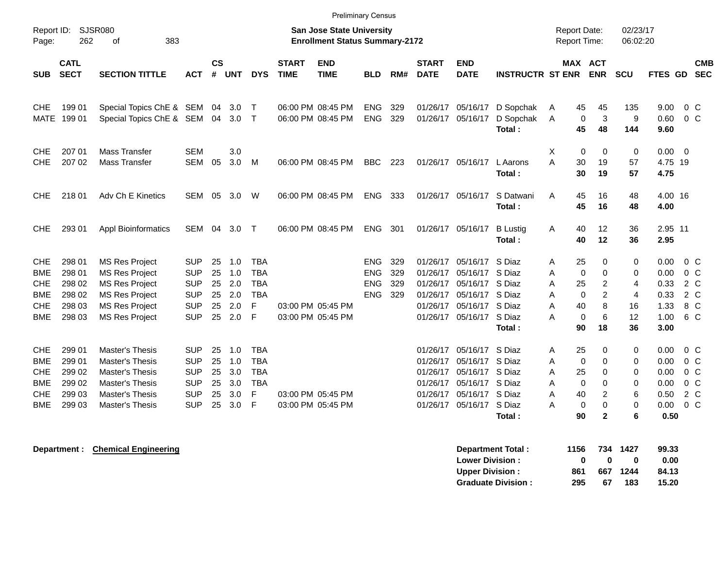Preliminary Census

Report ID: SJSR080

**San Jose State University**
**Enrollment Status Summary-2172**

Report Date: 02/23/17
Report Time: 06:02:20

| SUB | CATL SECT | SECTION TITTLE | ACT | CS # | UNT | DYS | START TIME | END TIME | BLD | RM# | START DATE | END DATE | INSTRUCTR | ST | MAX ENR | ACT ENR | SCU | FTES | GD | CMB SEC |
|---|---|---|---|---|---|---|---|---|---|---|---|---|---|---|---|---|---|---|---|---|
| CHE | 199 01 | Special Topics ChE & | SEM | 04 | 3.0 | T | 06:00 PM | 08:45 PM | ENG | 329 | 01/26/17 | 05/16/17 | D Sopchak | A | 45 | 45 | 135 | 9.00 | 0 | C |
| MATE | 199 01 | Special Topics ChE & | SEM | 04 | 3.0 | T | 06:00 PM | 08:45 PM | ENG | 329 | 01/26/17 | 05/16/17 | D Sopchak | A | 0 | 3 | 9 | 0.60 | 0 | C |
| | | | | | | | | | | | | | **Total :** | | **45** | **48** | **144** | **9.60** | | |
| CHE | 207 01 | Mass Transfer | SEM | | 3.0 | | | | | | | | | X | 0 | 0 | 0 | 0.00 | 0 | |
| CHE | 207 02 | Mass Transfer | SEM | 05 | 3.0 | M | 06:00 PM | 08:45 PM | BBC | 223 | 01/26/17 | 05/16/17 | L Aarons | A | 30 | 19 | 57 | 4.75 | 19 | |
| | | | | | | | | | | | | | **Total :** | | **30** | **19** | **57** | **4.75** | | |
| CHE | 218 01 | Adv Ch E Kinetics | SEM | 05 | 3.0 | W | 06:00 PM | 08:45 PM | ENG | 333 | 01/26/17 | 05/16/17 | S Datwani | A | 45 | 16 | 48 | 4.00 | 16 | |
| | | | | | | | | | | | | | **Total :** | | **45** | **16** | **48** | **4.00** | | |
| CHE | 293 01 | Appl Bioinformatics | SEM | 04 | 3.0 | T | 06:00 PM | 08:45 PM | ENG | 301 | 01/26/17 | 05/16/17 | B Lustig | A | 40 | 12 | 36 | 2.95 | 11 | |
| | | | | | | | | | | | | | **Total :** | | **40** | **12** | **36** | **2.95** | | |
| CHE | 298 01 | MS Res Project | SUP | 25 | 1.0 | TBA | | | ENG | 329 | 01/26/17 | 05/16/17 | S Diaz | A | 25 | 0 | 0 | 0.00 | 0 | C |
| BME | 298 01 | MS Res Project | SUP | 25 | 1.0 | TBA | | | ENG | 329 | 01/26/17 | 05/16/17 | S Diaz | A | 0 | 0 | 0 | 0.00 | 0 | C |
| CHE | 298 02 | MS Res Project | SUP | 25 | 2.0 | TBA | | | ENG | 329 | 01/26/17 | 05/16/17 | S Diaz | A | 25 | 2 | 4 | 0.33 | 2 | C |
| BME | 298 02 | MS Res Project | SUP | 25 | 2.0 | TBA | | | ENG | 329 | 01/26/17 | 05/16/17 | S Diaz | A | 0 | 2 | 4 | 0.33 | 2 | C |
| CHE | 298 03 | MS Res Project | SUP | 25 | 2.0 | F | 03:00 PM | 05:45 PM | | | 01/26/17 | 05/16/17 | S Diaz | A | 40 | 8 | 16 | 1.33 | 8 | C |
| BME | 298 03 | MS Res Project | SUP | 25 | 2.0 | F | 03:00 PM | 05:45 PM | | | 01/26/17 | 05/16/17 | S Diaz | A | 0 | 6 | 12 | 1.00 | 6 | C |
| | | | | | | | | | | | | | **Total :** | | **90** | **18** | **36** | **3.00** | | |
| CHE | 299 01 | Master's Thesis | SUP | 25 | 1.0 | TBA | | | | | 01/26/17 | 05/16/17 | S Diaz | A | 25 | 0 | 0 | 0.00 | 0 | C |
| BME | 299 01 | Master's Thesis | SUP | 25 | 1.0 | TBA | | | | | 01/26/17 | 05/16/17 | S Diaz | A | 0 | 0 | 0 | 0.00 | 0 | C |
| CHE | 299 02 | Master's Thesis | SUP | 25 | 3.0 | TBA | | | | | 01/26/17 | 05/16/17 | S Diaz | A | 25 | 0 | 0 | 0.00 | 0 | C |
| BME | 299 02 | Master's Thesis | SUP | 25 | 3.0 | TBA | | | | | 01/26/17 | 05/16/17 | S Diaz | A | 0 | 0 | 0 | 0.00 | 0 | C |
| CHE | 299 03 | Master's Thesis | SUP | 25 | 3.0 | F | 03:00 PM | 05:45 PM | | | 01/26/17 | 05/16/17 | S Diaz | A | 40 | 2 | 6 | 0.50 | 2 | C |
| BME | 299 03 | Master's Thesis | SUP | 25 | 3.0 | F | 03:00 PM | 05:45 PM | | | 01/26/17 | 05/16/17 | S Diaz | A | 0 | 0 | 0 | 0.00 | 0 | C |
| | | | | | | | | | | | | | **Total :** | | **90** | **2** | **6** | **0.50** | | |

**Department :** **Chemical Engineering**

| | MAX ENR | ACT ENR | SCU | FTES |
|---|---|---|---|---|
| **Department Total :** | **1156** | **734** | **1427** | **99.33** |
| **Lower Division :** | **0** | **0** | **0** | **0.00** |
| **Upper Division :** | **861** | **667** | **1244** | **84.13** |
| **Graduate Division :** | **295** | **67** | **183** | **15.20** |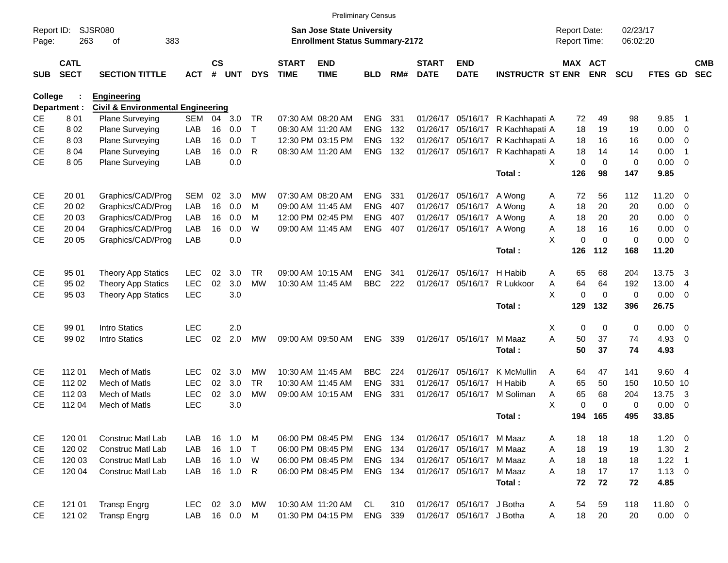Preliminary Census

Report ID: SJSR080

**San Jose State University**
**Enrollment Status Summary-2172**

Report Date: 02/23/17
Report Time: 06:02:20

**College : Engineering**
**Department : Civil & Environmental Engineering**

| SUB | CATL SECT | SECTION TITTLE | ACT | CS # | UNT | DYS | START TIME | END TIME | BLD | RM# | START DATE | END DATE | INSTRUCTR | ST | MAX ENR | ACT ENR | SCU | FTES | GD | CMB SEC |
|---|---|---|---|---|---|---|---|---|---|---|---|---|---|---|---|---|---|---|---|---|
| CE | 8 01 | Plane Surveying | SEM | 04 | 3.0 | TR | 07:30 AM | 08:20 AM | ENG | 331 | 01/26/17 | 05/16/17 | R Kachhapati | A | 72 | 49 | 98 | 9.85 | 1 | |
| CE | 8 02 | Plane Surveying | LAB | 16 | 0.0 | T | 08:30 AM | 11:20 AM | ENG | 132 | 01/26/17 | 05/16/17 | R Kachhapati | A | 18 | 19 | 19 | 0.00 | 0 | |
| CE | 8 03 | Plane Surveying | LAB | 16 | 0.0 | T | 12:30 PM | 03:15 PM | ENG | 132 | 01/26/17 | 05/16/17 | R Kachhapati | A | 18 | 16 | 16 | 0.00 | 0 | |
| CE | 8 04 | Plane Surveying | LAB | 16 | 0.0 | R | 08:30 AM | 11:20 AM | ENG | 132 | 01/26/17 | 05/16/17 | R Kachhapati | A | 18 | 14 | 14 | 0.00 | 1 | |
| CE | 8 05 | Plane Surveying | LAB | | 0.0 | | | | | | | | | X | 0 | 0 | 0 | 0.00 | 0 | |
| | | | | | | | | | | | | | **Total :** | | **126** | **98** | **147** | **9.85** | | |
| CE | 20 01 | Graphics/CAD/Prog | SEM | 02 | 3.0 | MW | 07:30 AM | 08:20 AM | ENG | 331 | 01/26/17 | 05/16/17 | A Wong | A | 72 | 56 | 112 | 11.20 | 0 | |
| CE | 20 02 | Graphics/CAD/Prog | LAB | 16 | 0.0 | M | 09:00 AM | 11:45 AM | ENG | 407 | 01/26/17 | 05/16/17 | A Wong | A | 18 | 20 | 20 | 0.00 | 0 | |
| CE | 20 03 | Graphics/CAD/Prog | LAB | 16 | 0.0 | M | 12:00 PM | 02:45 PM | ENG | 407 | 01/26/17 | 05/16/17 | A Wong | A | 18 | 20 | 20 | 0.00 | 0 | |
| CE | 20 04 | Graphics/CAD/Prog | LAB | 16 | 0.0 | W | 09:00 AM | 11:45 AM | ENG | 407 | 01/26/17 | 05/16/17 | A Wong | A | 18 | 16 | 16 | 0.00 | 0 | |
| CE | 20 05 | Graphics/CAD/Prog | LAB | | 0.0 | | | | | | | | | X | 0 | 0 | 0 | 0.00 | 0 | |
| | | | | | | | | | | | | | **Total :** | | **126** | **112** | **168** | **11.20** | | |
| CE | 95 01 | Theory App Statics | LEC | 02 | 3.0 | TR | 09:00 AM | 10:15 AM | ENG | 341 | 01/26/17 | 05/16/17 | H Habib | A | 65 | 68 | 204 | 13.75 | 3 | |
| CE | 95 02 | Theory App Statics | LEC | 02 | 3.0 | MW | 10:30 AM | 11:45 AM | BBC | 222 | 01/26/17 | 05/16/17 | R Lukkoor | A | 64 | 64 | 192 | 13.00 | 4 | |
| CE | 95 03 | Theory App Statics | LEC | | 3.0 | | | | | | | | | X | 0 | 0 | 0 | 0.00 | 0 | |
| | | | | | | | | | | | | | **Total :** | | **129** | **132** | **396** | **26.75** | | |
| CE | 99 01 | Intro Statics | LEC | | 2.0 | | | | | | | | | X | 0 | 0 | 0 | 0.00 | 0 | |
| CE | 99 02 | Intro Statics | LEC | 02 | 2.0 | MW | 09:00 AM | 09:50 AM | ENG | 339 | 01/26/17 | 05/16/17 | M Maaz | A | 50 | 37 | 74 | 4.93 | 0 | |
| | | | | | | | | | | | | | **Total :** | | **50** | **37** | **74** | **4.93** | | |
| CE | 112 01 | Mech of Matls | LEC | 02 | 3.0 | MW | 10:30 AM | 11:45 AM | BBC | 224 | 01/26/17 | 05/16/17 | K McMullin | A | 64 | 47 | 141 | 9.60 | 4 | |
| CE | 112 02 | Mech of Matls | LEC | 02 | 3.0 | TR | 10:30 AM | 11:45 AM | ENG | 331 | 01/26/17 | 05/16/17 | H Habib | A | 65 | 50 | 150 | 10.50 | 10 | |
| CE | 112 03 | Mech of Matls | LEC | 02 | 3.0 | MW | 09:00 AM | 10:15 AM | ENG | 331 | 01/26/17 | 05/16/17 | M Soliman | A | 65 | 68 | 204 | 13.75 | 3 | |
| CE | 112 04 | Mech of Matls | LEC | | 3.0 | | | | | | | | | X | 0 | 0 | 0 | 0.00 | 0 | |
| | | | | | | | | | | | | | **Total :** | | **194** | **165** | **495** | **33.85** | | |
| CE | 120 01 | Construc Matl Lab | LAB | 16 | 1.0 | M | 06:00 PM | 08:45 PM | ENG | 134 | 01/26/17 | 05/16/17 | M Maaz | A | 18 | 18 | 18 | 1.20 | 0 | |
| CE | 120 02 | Construc Matl Lab | LAB | 16 | 1.0 | T | 06:00 PM | 08:45 PM | ENG | 134 | 01/26/17 | 05/16/17 | M Maaz | A | 18 | 19 | 19 | 1.30 | 2 | |
| CE | 120 03 | Construc Matl Lab | LAB | 16 | 1.0 | W | 06:00 PM | 08:45 PM | ENG | 134 | 01/26/17 | 05/16/17 | M Maaz | A | 18 | 18 | 18 | 1.22 | 1 | |
| CE | 120 04 | Construc Matl Lab | LAB | 16 | 1.0 | R | 06:00 PM | 08:45 PM | ENG | 134 | 01/26/17 | 05/16/17 | M Maaz | A | 18 | 17 | 17 | 1.13 | 0 | |
| | | | | | | | | | | | | | **Total :** | | **72** | **72** | **72** | **4.85** | | |
| CE | 121 01 | Transp Engrg | LEC | 02 | 3.0 | MW | 10:30 AM | 11:20 AM | CL | 310 | 01/26/17 | 05/16/17 | J Botha | A | 54 | 59 | 118 | 11.80 | 0 | |
| CE | 121 02 | Transp Engrg | LAB | 16 | 0.0 | M | 01:30 PM | 04:15 PM | ENG | 339 | 01/26/17 | 05/16/17 | J Botha | A | 18 | 20 | 20 | 0.00 | 0 | |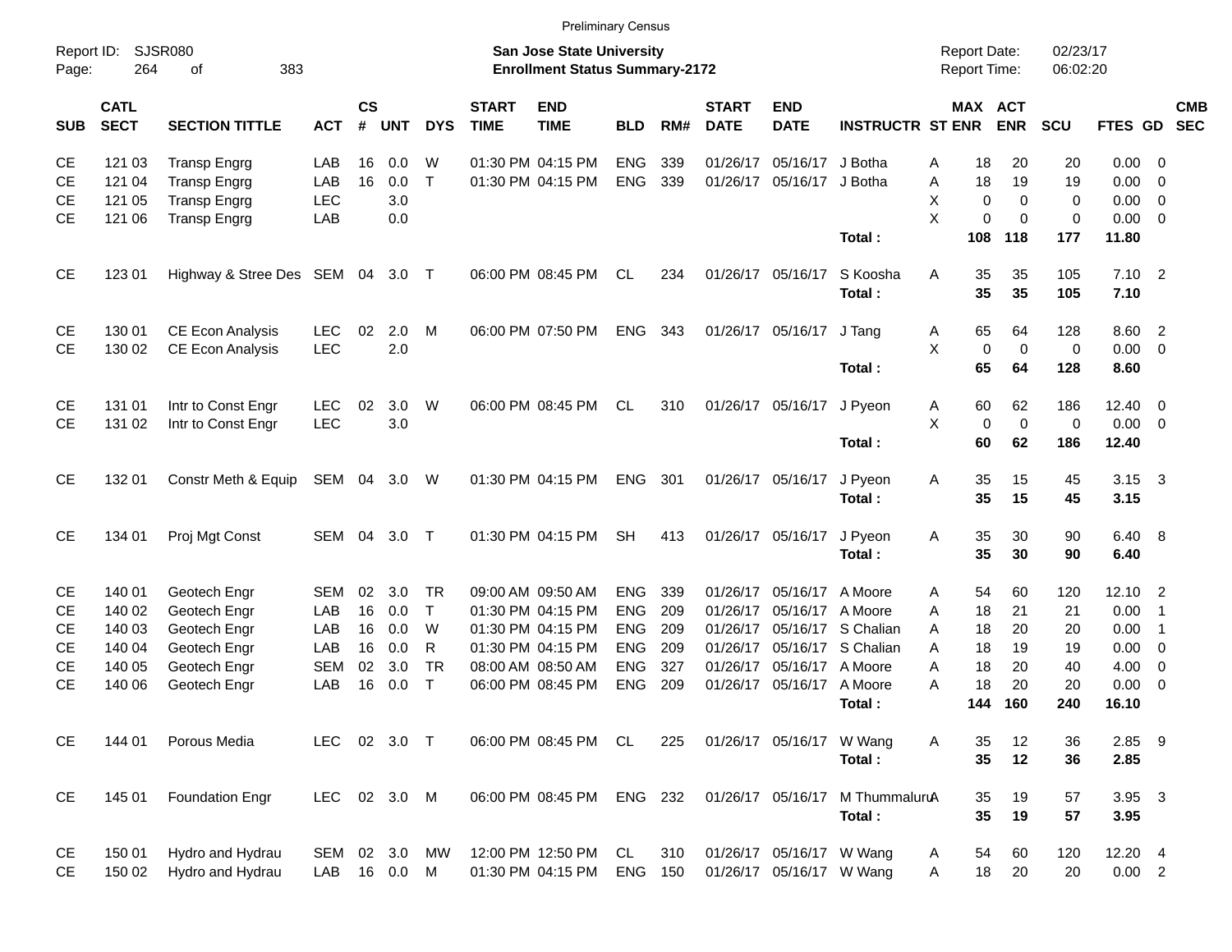Preliminary Census

Report ID: SJSR080

**San Jose State University**
**Enrollment Status Summary-2172**

Report Date: 02/23/17
Report Time: 06:02:20

| SUB | CATL SECT | SECTION TITTLE | ACT | CS # | UNT | DYS | START TIME | END TIME | BLD | RM# | START DATE | END DATE | INSTRUCTR | ST | MAX ENR | ACT ENR | SCU | FTES | GD | CMB SEC |
|---|---|---|---|---|---|---|---|---|---|---|---|---|---|---|---|---|---|---|---|---|
| CE | 121 03 | Transp Engrg | LAB | 16 | 0.0 | W | 01:30 PM | 04:15 PM | ENG | 339 | 01/26/17 | 05/16/17 | J Botha | A | 18 | 20 | 20 | 0.00 | 0 | |
| CE | 121 04 | Transp Engrg | LAB | 16 | 0.0 | T | 01:30 PM | 04:15 PM | ENG | 339 | 01/26/17 | 05/16/17 | J Botha | A | 18 | 19 | 19 | 0.00 | 0 | |
| CE | 121 05 | Transp Engrg | LEC | | 3.0 | | | | | | | | | X | 0 | 0 | 0 | 0.00 | 0 | |
| CE | 121 06 | Transp Engrg | LAB | | 0.0 | | | | | | | | | X | 0 | 0 | 0 | 0.00 | 0 | |
| | | | | | | | | | | | | | **Total :** | | **108** | **118** | **177** | **11.80** | | |
| CE | 123 01 | Highway & Stree Des | SEM | 04 | 3.0 | T | 06:00 PM | 08:45 PM | CL | 234 | 01/26/17 | 05/16/17 | S Koosha | A | 35 | 35 | 105 | 7.10 | 2 | |
| | | | | | | | | | | | | | **Total :** | | **35** | **35** | **105** | **7.10** | | |
| CE | 130 01 | CE Econ Analysis | LEC | 02 | 2.0 | M | 06:00 PM | 07:50 PM | ENG | 343 | 01/26/17 | 05/16/17 | J Tang | A | 65 | 64 | 128 | 8.60 | 2 | |
| CE | 130 02 | CE Econ Analysis | LEC | | 2.0 | | | | | | | | | X | 0 | 0 | 0 | 0.00 | 0 | |
| | | | | | | | | | | | | | **Total :** | | **65** | **64** | **128** | **8.60** | | |
| CE | 131 01 | Intr to Const Engr | LEC | 02 | 3.0 | W | 06:00 PM | 08:45 PM | CL | 310 | 01/26/17 | 05/16/17 | J Pyeon | A | 60 | 62 | 186 | 12.40 | 0 | |
| CE | 131 02 | Intr to Const Engr | LEC | | 3.0 | | | | | | | | | X | 0 | 0 | 0 | 0.00 | 0 | |
| | | | | | | | | | | | | | **Total :** | | **60** | **62** | **186** | **12.40** | | |
| CE | 132 01 | Constr Meth & Equip | SEM | 04 | 3.0 | W | 01:30 PM | 04:15 PM | ENG | 301 | 01/26/17 | 05/16/17 | J Pyeon | A | 35 | 15 | 45 | 3.15 | 3 | |
| | | | | | | | | | | | | | **Total :** | | **35** | **15** | **45** | **3.15** | | |
| CE | 134 01 | Proj Mgt Const | SEM | 04 | 3.0 | T | 01:30 PM | 04:15 PM | SH | 413 | 01/26/17 | 05/16/17 | J Pyeon | A | 35 | 30 | 90 | 6.40 | 8 | |
| | | | | | | | | | | | | | **Total :** | | **35** | **30** | **90** | **6.40** | | |
| CE | 140 01 | Geotech Engr | SEM | 02 | 3.0 | TR | 09:00 AM | 09:50 AM | ENG | 339 | 01/26/17 | 05/16/17 | A Moore | A | 54 | 60 | 120 | 12.10 | 2 | |
| CE | 140 02 | Geotech Engr | LAB | 16 | 0.0 | T | 01:30 PM | 04:15 PM | ENG | 209 | 01/26/17 | 05/16/17 | A Moore | A | 18 | 21 | 21 | 0.00 | 1 | |
| CE | 140 03 | Geotech Engr | LAB | 16 | 0.0 | W | 01:30 PM | 04:15 PM | ENG | 209 | 01/26/17 | 05/16/17 | S Chalian | A | 18 | 20 | 20 | 0.00 | 1 | |
| CE | 140 04 | Geotech Engr | LAB | 16 | 0.0 | R | 01:30 PM | 04:15 PM | ENG | 209 | 01/26/17 | 05/16/17 | S Chalian | A | 18 | 19 | 19 | 0.00 | 0 | |
| CE | 140 05 | Geotech Engr | SEM | 02 | 3.0 | TR | 08:00 AM | 08:50 AM | ENG | 327 | 01/26/17 | 05/16/17 | A Moore | A | 18 | 20 | 40 | 4.00 | 0 | |
| CE | 140 06 | Geotech Engr | LAB | 16 | 0.0 | T | 06:00 PM | 08:45 PM | ENG | 209 | 01/26/17 | 05/16/17 | A Moore | A | 18 | 20 | 20 | 0.00 | 0 | |
| | | | | | | | | | | | | | **Total :** | | **144** | **160** | **240** | **16.10** | | |
| CE | 144 01 | Porous Media | LEC | 02 | 3.0 | T | 06:00 PM | 08:45 PM | CL | 225 | 01/26/17 | 05/16/17 | W Wang | A | 35 | 12 | 36 | 2.85 | 9 | |
| | | | | | | | | | | | | | **Total :** | | **35** | **12** | **36** | **2.85** | | |
| CE | 145 01 | Foundation Engr | LEC | 02 | 3.0 | M | 06:00 PM | 08:45 PM | ENG | 232 | 01/26/17 | 05/16/17 | M Thummaluru | A | 35 | 19 | 57 | 3.95 | 3 | |
| | | | | | | | | | | | | | **Total :** | | **35** | **19** | **57** | **3.95** | | |
| CE | 150 01 | Hydro and Hydrau | SEM | 02 | 3.0 | MW | 12:00 PM | 12:50 PM | CL | 310 | 01/26/17 | 05/16/17 | W Wang | A | 54 | 60 | 120 | 12.20 | 4 | |
| CE | 150 02 | Hydro and Hydrau | LAB | 16 | 0.0 | M | 01:30 PM | 04:15 PM | ENG | 150 | 01/26/17 | 05/16/17 | W Wang | A | 18 | 20 | 20 | 0.00 | 2 | |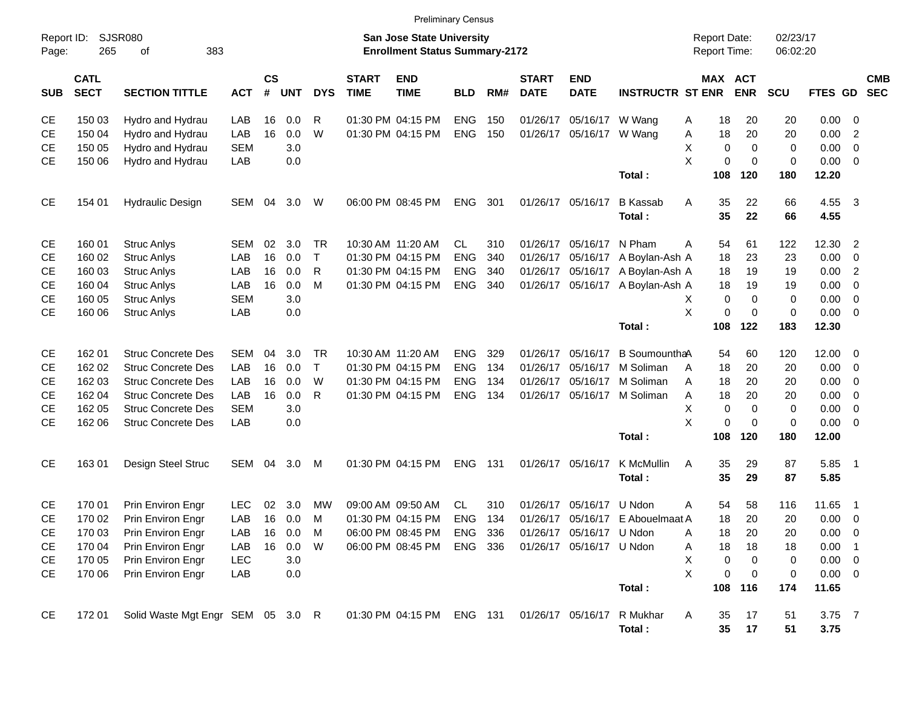Preliminary Census

Report ID: SJSR080

**San Jose State University**
**Enrollment Status Summary-2172**

Report Date: 02/23/17
Report Time: 06:02:20

| SUB | CATL SECT | SECTION TITTLE | ACT | CS # | UNT | DYS | START TIME | END TIME | BLD | RM# | START DATE | END DATE | INSTRUCTR | ST | MAX ENR | ACT ENR | SCU | FTES | GD | CMB SEC |
|---|---|---|---|---|---|---|---|---|---|---|---|---|---|---|---|---|---|---|---|---|
| CE | 150 03 | Hydro and Hydrau | LAB | 16 | 0.0 | R | 01:30 PM | 04:15 PM | ENG | 150 | 01/26/17 | 05/16/17 | W Wang | A | 18 | 20 | 20 | 0.00 | 0 | |
| CE | 150 04 | Hydro and Hydrau | LAB | 16 | 0.0 | W | 01:30 PM | 04:15 PM | ENG | 150 | 01/26/17 | 05/16/17 | W Wang | A | 18 | 20 | 20 | 0.00 | 2 | |
| CE | 150 05 | Hydro and Hydrau | SEM | | 3.0 | | | | | | | | | X | 0 | 0 | 0 | 0.00 | 0 | |
| CE | 150 06 | Hydro and Hydrau | LAB | | 0.0 | | | | | | | | | X | 0 | 0 | 0 | 0.00 | 0 | |
| | | | | | | | | | | | | | **Total :** | | **108** | **120** | **180** | **12.20** | | |
| CE | 154 01 | Hydraulic Design | SEM | 04 | 3.0 | W | 06:00 PM | 08:45 PM | ENG | 301 | 01/26/17 | 05/16/17 | B Kassab | A | 35 | 22 | 66 | 4.55 | 3 | |
| | | | | | | | | | | | | | **Total :** | | **35** | **22** | **66** | **4.55** | | |
| CE | 160 01 | Struc Anlys | SEM | 02 | 3.0 | TR | 10:30 AM | 11:20 AM | CL | 310 | 01/26/17 | 05/16/17 | N Pham | A | 54 | 61 | 122 | 12.30 | 2 | |
| CE | 160 02 | Struc Anlys | LAB | 16 | 0.0 | T | 01:30 PM | 04:15 PM | ENG | 340 | 01/26/17 | 05/16/17 | A Boylan-Ash | A | 18 | 23 | 23 | 0.00 | 0 | |
| CE | 160 03 | Struc Anlys | LAB | 16 | 0.0 | R | 01:30 PM | 04:15 PM | ENG | 340 | 01/26/17 | 05/16/17 | A Boylan-Ash | A | 18 | 19 | 19 | 0.00 | 2 | |
| CE | 160 04 | Struc Anlys | LAB | 16 | 0.0 | M | 01:30 PM | 04:15 PM | ENG | 340 | 01/26/17 | 05/16/17 | A Boylan-Ash | A | 18 | 19 | 19 | 0.00 | 0 | |
| CE | 160 05 | Struc Anlys | SEM | | 3.0 | | | | | | | | | X | 0 | 0 | 0 | 0.00 | 0 | |
| CE | 160 06 | Struc Anlys | LAB | | 0.0 | | | | | | | | | X | 0 | 0 | 0 | 0.00 | 0 | |
| | | | | | | | | | | | | | **Total :** | | **108** | **122** | **183** | **12.30** | | |
| CE | 162 01 | Struc Concrete Des | SEM | 04 | 3.0 | TR | 10:30 AM | 11:20 AM | ENG | 329 | 01/26/17 | 05/16/17 | B Soumountha | A | 54 | 60 | 120 | 12.00 | 0 | |
| CE | 162 02 | Struc Concrete Des | LAB | 16 | 0.0 | T | 01:30 PM | 04:15 PM | ENG | 134 | 01/26/17 | 05/16/17 | M Soliman | A | 18 | 20 | 20 | 0.00 | 0 | |
| CE | 162 03 | Struc Concrete Des | LAB | 16 | 0.0 | W | 01:30 PM | 04:15 PM | ENG | 134 | 01/26/17 | 05/16/17 | M Soliman | A | 18 | 20 | 20 | 0.00 | 0 | |
| CE | 162 04 | Struc Concrete Des | LAB | 16 | 0.0 | R | 01:30 PM | 04:15 PM | ENG | 134 | 01/26/17 | 05/16/17 | M Soliman | A | 18 | 20 | 20 | 0.00 | 0 | |
| CE | 162 05 | Struc Concrete Des | SEM | | 3.0 | | | | | | | | | X | 0 | 0 | 0 | 0.00 | 0 | |
| CE | 162 06 | Struc Concrete Des | LAB | | 0.0 | | | | | | | | | X | 0 | 0 | 0 | 0.00 | 0 | |
| | | | | | | | | | | | | | **Total :** | | **108** | **120** | **180** | **12.00** | | |
| CE | 163 01 | Design Steel Struc | SEM | 04 | 3.0 | M | 01:30 PM | 04:15 PM | ENG | 131 | 01/26/17 | 05/16/17 | K McMullin | A | 35 | 29 | 87 | 5.85 | 1 | |
| | | | | | | | | | | | | | **Total :** | | **35** | **29** | **87** | **5.85** | | |
| CE | 170 01 | Prin Environ Engr | LEC | 02 | 3.0 | MW | 09:00 AM | 09:50 AM | CL | 310 | 01/26/17 | 05/16/17 | U Ndon | A | 54 | 58 | 116 | 11.65 | 1 | |
| CE | 170 02 | Prin Environ Engr | LAB | 16 | 0.0 | M | 01:30 PM | 04:15 PM | ENG | 134 | 01/26/17 | 05/16/17 | E Abouelmaat | A | 18 | 20 | 20 | 0.00 | 0 | |
| CE | 170 03 | Prin Environ Engr | LAB | 16 | 0.0 | M | 06:00 PM | 08:45 PM | ENG | 336 | 01/26/17 | 05/16/17 | U Ndon | A | 18 | 20 | 20 | 0.00 | 0 | |
| CE | 170 04 | Prin Environ Engr | LAB | 16 | 0.0 | W | 06:00 PM | 08:45 PM | ENG | 336 | 01/26/17 | 05/16/17 | U Ndon | A | 18 | 18 | 18 | 0.00 | 1 | |
| CE | 170 05 | Prin Environ Engr | LEC | | 3.0 | | | | | | | | | X | 0 | 0 | 0 | 0.00 | 0 | |
| CE | 170 06 | Prin Environ Engr | LAB | | 0.0 | | | | | | | | | X | 0 | 0 | 0 | 0.00 | 0 | |
| | | | | | | | | | | | | | **Total :** | | **108** | **116** | **174** | **11.65** | | |
| CE | 172 01 | Solid Waste Mgt Engr | SEM | 05 | 3.0 | R | 01:30 PM | 04:15 PM | ENG | 131 | 01/26/17 | 05/16/17 | R Mukhar | A | 35 | 17 | 51 | 3.75 | 7 | |
| | | | | | | | | | | | | | **Total :** | | **35** | **17** | **51** | **3.75** | | |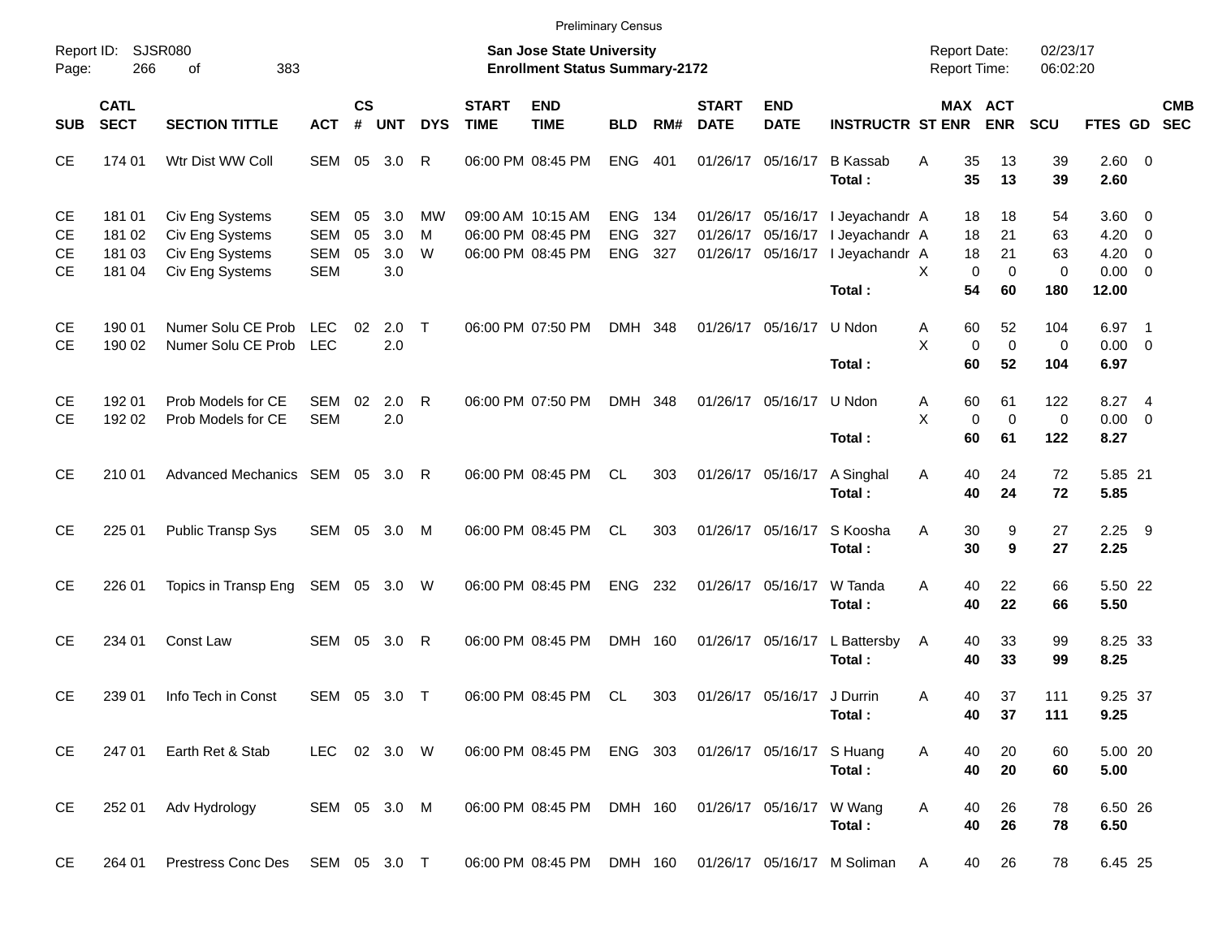Preliminary Census

Report ID: SJSR080

**San Jose State University**
**Enrollment Status Summary-2172**

Report Date: 02/23/17
Report Time: 06:02:20

| SUB | CATL SECT | SECTION TITTLE | ACT | CS # | UNT | DYS | START TIME | END TIME | BLD | RM# | START DATE | END DATE | INSTRUCTR | ST | MAX ENR | ACT ENR | SCU | FTES | GD | CMB SEC |
|---|---|---|---|---|---|---|---|---|---|---|---|---|---|---|---|---|---|---|---|---|
| CE | 174 01 | Wtr Dist WW Coll | SEM | 05 | 3.0 | R | 06:00 PM | 08:45 PM | ENG | 401 | 01/26/17 | 05/16/17 | B Kassab | A | 35 | 13 | 39 | 2.60 | 0 | |
| | | | | | | | | | | | | | **Total :** | | **35** | **13** | **39** | **2.60** | | |
| CE | 181 01 | Civ Eng Systems | SEM | 05 | 3.0 | MW | 09:00 AM | 10:15 AM | ENG | 134 | 01/26/17 | 05/16/17 | I Jeyachandr | A | 18 | 18 | 54 | 3.60 | 0 | |
| CE | 181 02 | Civ Eng Systems | SEM | 05 | 3.0 | M | 06:00 PM | 08:45 PM | ENG | 327 | 01/26/17 | 05/16/17 | I Jeyachandr | A | 18 | 21 | 63 | 4.20 | 0 | |
| CE | 181 03 | Civ Eng Systems | SEM | 05 | 3.0 | W | 06:00 PM | 08:45 PM | ENG | 327 | 01/26/17 | 05/16/17 | I Jeyachandr | A | 18 | 21 | 63 | 4.20 | 0 | |
| CE | 181 04 | Civ Eng Systems | SEM | | 3.0 | | | | | | | | | X | 0 | 0 | 0 | 0.00 | 0 | |
| | | | | | | | | | | | | | **Total :** | | **54** | **60** | **180** | **12.00** | | |
| CE | 190 01 | Numer Solu CE Prob | LEC | 02 | 2.0 | T | 06:00 PM | 07:50 PM | DMH | 348 | 01/26/17 | 05/16/17 | U Ndon | A | 60 | 52 | 104 | 6.97 | 1 | |
| CE | 190 02 | Numer Solu CE Prob | LEC | | 2.0 | | | | | | | | | X | 0 | 0 | 0 | 0.00 | 0 | |
| | | | | | | | | | | | | | **Total :** | | **60** | **52** | **104** | **6.97** | | |
| CE | 192 01 | Prob Models for CE | SEM | 02 | 2.0 | R | 06:00 PM | 07:50 PM | DMH | 348 | 01/26/17 | 05/16/17 | U Ndon | A | 60 | 61 | 122 | 8.27 | 4 | |
| CE | 192 02 | Prob Models for CE | SEM | | 2.0 | | | | | | | | | X | 0 | 0 | 0 | 0.00 | 0 | |
| | | | | | | | | | | | | | **Total :** | | **60** | **61** | **122** | **8.27** | | |
| CE | 210 01 | Advanced Mechanics | SEM | 05 | 3.0 | R | 06:00 PM | 08:45 PM | CL | 303 | 01/26/17 | 05/16/17 | A Singhal | A | 40 | 24 | 72 | 5.85 | 21 | |
| | | | | | | | | | | | | | **Total :** | | **40** | **24** | **72** | **5.85** | | |
| CE | 225 01 | Public Transp Sys | SEM | 05 | 3.0 | M | 06:00 PM | 08:45 PM | CL | 303 | 01/26/17 | 05/16/17 | S Koosha | A | 30 | 9 | 27 | 2.25 | 9 | |
| | | | | | | | | | | | | | **Total :** | | **30** | **9** | **27** | **2.25** | | |
| CE | 226 01 | Topics in Transp Eng | SEM | 05 | 3.0 | W | 06:00 PM | 08:45 PM | ENG | 232 | 01/26/17 | 05/16/17 | W Tanda | A | 40 | 22 | 66 | 5.50 | 22 | |
| | | | | | | | | | | | | | **Total :** | | **40** | **22** | **66** | **5.50** | | |
| CE | 234 01 | Const Law | SEM | 05 | 3.0 | R | 06:00 PM | 08:45 PM | DMH | 160 | 01/26/17 | 05/16/17 | L Battersby | A | 40 | 33 | 99 | 8.25 | 33 | |
| | | | | | | | | | | | | | **Total :** | | **40** | **33** | **99** | **8.25** | | |
| CE | 239 01 | Info Tech in Const | SEM | 05 | 3.0 | T | 06:00 PM | 08:45 PM | CL | 303 | 01/26/17 | 05/16/17 | J Durrin | A | 40 | 37 | 111 | 9.25 | 37 | |
| | | | | | | | | | | | | | **Total :** | | **40** | **37** | **111** | **9.25** | | |
| CE | 247 01 | Earth Ret & Stab | LEC | 02 | 3.0 | W | 06:00 PM | 08:45 PM | ENG | 303 | 01/26/17 | 05/16/17 | S Huang | A | 40 | 20 | 60 | 5.00 | 20 | |
| | | | | | | | | | | | | | **Total :** | | **40** | **20** | **60** | **5.00** | | |
| CE | 252 01 | Adv Hydrology | SEM | 05 | 3.0 | M | 06:00 PM | 08:45 PM | DMH | 160 | 01/26/17 | 05/16/17 | W Wang | A | 40 | 26 | 78 | 6.50 | 26 | |
| | | | | | | | | | | | | | **Total :** | | **40** | **26** | **78** | **6.50** | | |
| CE | 264 01 | Prestress Conc Des | SEM | 05 | 3.0 | T | 06:00 PM | 08:45 PM | DMH | 160 | 01/26/17 | 05/16/17 | M Soliman | A | 40 | 26 | 78 | 6.45 | 25 | |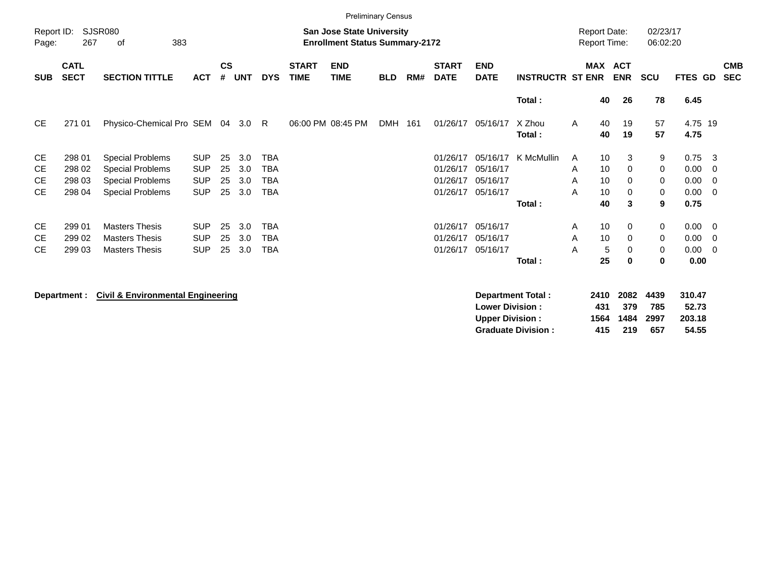Preliminary Census

Report ID: SJSR080

**San Jose State University**
**Enrollment Status Summary-2172**

Report Date: 02/23/17
Report Time: 06:02:20

| SUB | CATL SECT | SECTION TITTLE | ACT | CS # | UNT | DYS | START TIME | END TIME | BLD | RM# | START DATE | END DATE | INSTRUCTR | ST | MAX ENR | ACT ENR | SCU | FTES | GD | CMB SEC |
|---|---|---|---|---|---|---|---|---|---|---|---|---|---|---|---|---|---|---|---|---|
| | | | | | | | | | | | | | **Total :** | | **40** | **26** | **78** | **6.45** | | |
| CE | 271 01 | Physico-Chemical Pro | SEM | 04 | 3.0 | R | 06:00 PM | 08:45 PM | DMH | 161 | 01/26/17 | 05/16/17 | X Zhou | A | 40 | 19 | 57 | 4.75 | 19 | |
| | | | | | | | | | | | | | **Total :** | | **40** | **19** | **57** | **4.75** | | |
| CE | 298 01 | Special Problems | SUP | 25 | 3.0 | TBA | | | | | 01/26/17 | 05/16/17 | K McMullin | A | 10 | 3 | 9 | 0.75 | 3 | |
| CE | 298 02 | Special Problems | SUP | 25 | 3.0 | TBA | | | | | 01/26/17 | 05/16/17 | | A | 10 | 0 | 0 | 0.00 | 0 | |
| CE | 298 03 | Special Problems | SUP | 25 | 3.0 | TBA | | | | | 01/26/17 | 05/16/17 | | A | 10 | 0 | 0 | 0.00 | 0 | |
| CE | 298 04 | Special Problems | SUP | 25 | 3.0 | TBA | | | | | 01/26/17 | 05/16/17 | | A | 10 | 0 | 0 | 0.00 | 0 | |
| | | | | | | | | | | | | | **Total :** | | **40** | **3** | **9** | **0.75** | | |
| CE | 299 01 | Masters Thesis | SUP | 25 | 3.0 | TBA | | | | | 01/26/17 | 05/16/17 | | A | 10 | 0 | 0 | 0.00 | 0 | |
| CE | 299 02 | Masters Thesis | SUP | 25 | 3.0 | TBA | | | | | 01/26/17 | 05/16/17 | | A | 10 | 0 | 0 | 0.00 | 0 | |
| CE | 299 03 | Masters Thesis | SUP | 25 | 3.0 | TBA | | | | | 01/26/17 | 05/16/17 | | A | 5 | 0 | 0 | 0.00 | 0 | |
| | | | | | | | | | | | | | **Total :** | | **25** | **0** | **0** | **0.00** | | |

**Department : Civil & Environmental Engineering**

| | MAX ENR | ACT ENR | SCU | FTES |
|---|---|---|---|---|
| **Department Total :** | **2410** | **2082** | **4439** | **310.47** |
| **Lower Division :** | **431** | **379** | **785** | **52.73** |
| **Upper Division :** | **1564** | **1484** | **2997** | **203.18** |
| **Graduate Division :** | **415** | **219** | **657** | **54.55** |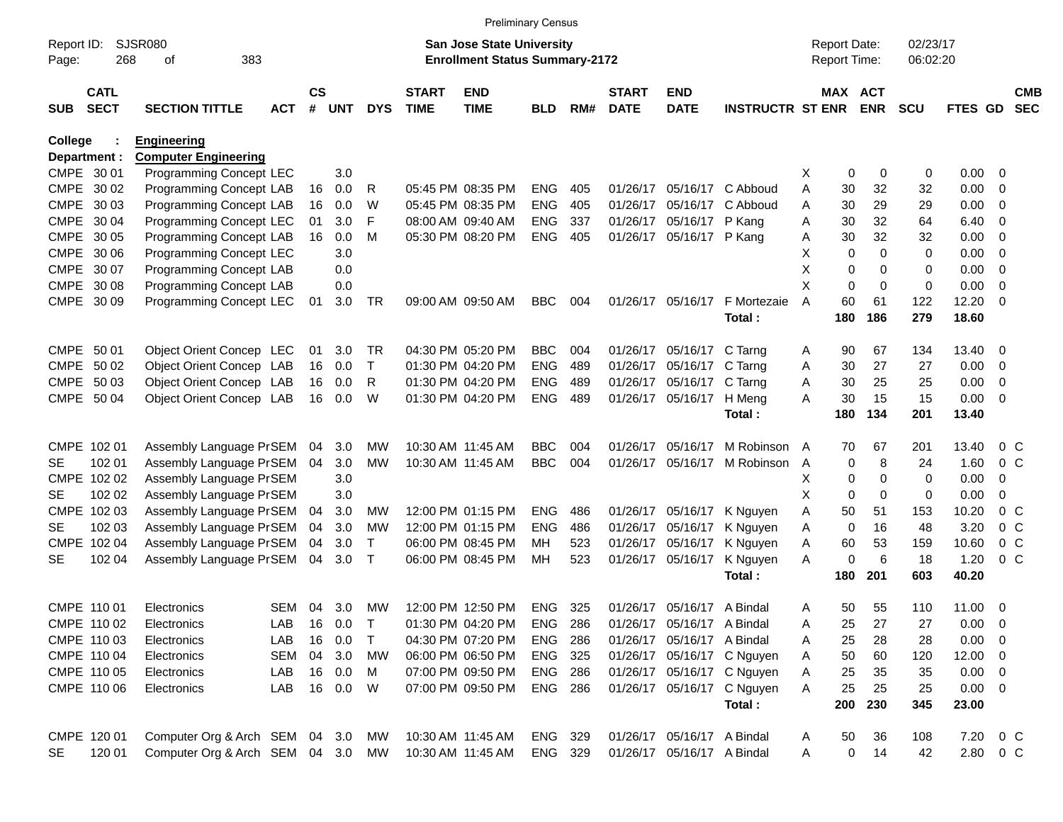Preliminary Census

Report ID: SJSR080
Page: 268 of 383

**San Jose State University**
**Enrollment Status Summary-2172**

Report Date: 02/23/17
Report Time: 06:02:20

College : **Engineering**
Department : **Computer Engineering**

| SUB | CATL SECT | SECTION TITTLE | ACT | CS # | UNT | DYS | START TIME | END TIME | BLD | RM# | START DATE | END DATE | INSTRUCTR | ST | MAX ENR | ACT ENR | SCU | FTES | GD | CMB SEC |
|---|---|---|---|---|---|---|---|---|---|---|---|---|---|---|---|---|---|---|---|---|
| CMPE | 30 01 | Programming Concept | LEC | | 3.0 | | | | | | | | | X | 0 | 0 | 0 | 0.00 | 0 | |
| CMPE | 30 02 | Programming Concept | LAB | 16 | 0.0 | R | 05:45 PM | 08:35 PM | ENG | 405 | 01/26/17 | 05/16/17 | C Abboud | A | 30 | 32 | 32 | 0.00 | 0 | |
| CMPE | 30 03 | Programming Concept | LAB | 16 | 0.0 | W | 05:45 PM | 08:35 PM | ENG | 405 | 01/26/17 | 05/16/17 | C Abboud | A | 30 | 29 | 29 | 0.00 | 0 | |
| CMPE | 30 04 | Programming Concept | LEC | 01 | 3.0 | F | 08:00 AM | 09:40 AM | ENG | 337 | 01/26/17 | 05/16/17 | P Kang | A | 30 | 32 | 64 | 6.40 | 0 | |
| CMPE | 30 05 | Programming Concept | LAB | 16 | 0.0 | M | 05:30 PM | 08:20 PM | ENG | 405 | 01/26/17 | 05/16/17 | P Kang | A | 30 | 32 | 32 | 0.00 | 0 | |
| CMPE | 30 06 | Programming Concept | LEC | | 3.0 | | | | | | | | | X | 0 | 0 | 0 | 0.00 | 0 | |
| CMPE | 30 07 | Programming Concept | LAB | | 0.0 | | | | | | | | | X | 0 | 0 | 0 | 0.00 | 0 | |
| CMPE | 30 08 | Programming Concept | LAB | | 0.0 | | | | | | | | | X | 0 | 0 | 0 | 0.00 | 0 | |
| CMPE | 30 09 | Programming Concept | LEC | 01 | 3.0 | TR | 09:00 AM | 09:50 AM | BBC | 004 | 01/26/17 | 05/16/17 | F Mortezaie | A | 60 | 61 | 122 | 12.20 | 0 | |
| | | | | | | | | | | | | | **Total :** | | **180** | **186** | **279** | **18.60** | | |
| CMPE | 50 01 | Object Orient Concep | LEC | 01 | 3.0 | TR | 04:30 PM | 05:20 PM | BBC | 004 | 01/26/17 | 05/16/17 | C Tarng | A | 90 | 67 | 134 | 13.40 | 0 | |
| CMPE | 50 02 | Object Orient Concep | LAB | 16 | 0.0 | T | 01:30 PM | 04:20 PM | ENG | 489 | 01/26/17 | 05/16/17 | C Tarng | A | 30 | 27 | 27 | 0.00 | 0 | |
| CMPE | 50 03 | Object Orient Concep | LAB | 16 | 0.0 | R | 01:30 PM | 04:20 PM | ENG | 489 | 01/26/17 | 05/16/17 | C Tarng | A | 30 | 25 | 25 | 0.00 | 0 | |
| CMPE | 50 04 | Object Orient Concep | LAB | 16 | 0.0 | W | 01:30 PM | 04:20 PM | ENG | 489 | 01/26/17 | 05/16/17 | H Meng | A | 30 | 15 | 15 | 0.00 | 0 | |
| | | | | | | | | | | | | | **Total :** | | **180** | **134** | **201** | **13.40** | | |
| CMPE | 102 01 | Assembly Language Pr | SEM | 04 | 3.0 | MW | 10:30 AM | 11:45 AM | BBC | 004 | 01/26/17 | 05/16/17 | M Robinson | A | 70 | 67 | 201 | 13.40 | 0 | C |
| SE | 102 01 | Assembly Language Pr | SEM | 04 | 3.0 | MW | 10:30 AM | 11:45 AM | BBC | 004 | 01/26/17 | 05/16/17 | M Robinson | A | 0 | 8 | 24 | 1.60 | 0 | C |
| CMPE | 102 02 | Assembly Language Pr | SEM | | 3.0 | | | | | | | | | X | 0 | 0 | 0 | 0.00 | 0 | |
| SE | 102 02 | Assembly Language Pr | SEM | | 3.0 | | | | | | | | | X | 0 | 0 | 0 | 0.00 | 0 | |
| CMPE | 102 03 | Assembly Language Pr | SEM | 04 | 3.0 | MW | 12:00 PM | 01:15 PM | ENG | 486 | 01/26/17 | 05/16/17 | K Nguyen | A | 50 | 51 | 153 | 10.20 | 0 | C |
| SE | 102 03 | Assembly Language Pr | SEM | 04 | 3.0 | MW | 12:00 PM | 01:15 PM | ENG | 486 | 01/26/17 | 05/16/17 | K Nguyen | A | 0 | 16 | 48 | 3.20 | 0 | C |
| CMPE | 102 04 | Assembly Language Pr | SEM | 04 | 3.0 | T | 06:00 PM | 08:45 PM | MH | 523 | 01/26/17 | 05/16/17 | K Nguyen | A | 60 | 53 | 159 | 10.60 | 0 | C |
| SE | 102 04 | Assembly Language Pr | SEM | 04 | 3.0 | T | 06:00 PM | 08:45 PM | MH | 523 | 01/26/17 | 05/16/17 | K Nguyen | A | 0 | 6 | 18 | 1.20 | 0 | C |
| | | | | | | | | | | | | | **Total :** | | **180** | **201** | **603** | **40.20** | | |
| CMPE | 110 01 | Electronics | SEM | 04 | 3.0 | MW | 12:00 PM | 12:50 PM | ENG | 325 | 01/26/17 | 05/16/17 | A Bindal | A | 50 | 55 | 110 | 11.00 | 0 | |
| CMPE | 110 02 | Electronics | LAB | 16 | 0.0 | T | 01:30 PM | 04:20 PM | ENG | 286 | 01/26/17 | 05/16/17 | A Bindal | A | 25 | 27 | 27 | 0.00 | 0 | |
| CMPE | 110 03 | Electronics | LAB | 16 | 0.0 | T | 04:30 PM | 07:20 PM | ENG | 286 | 01/26/17 | 05/16/17 | A Bindal | A | 25 | 28 | 28 | 0.00 | 0 | |
| CMPE | 110 04 | Electronics | SEM | 04 | 3.0 | MW | 06:00 PM | 06:50 PM | ENG | 325 | 01/26/17 | 05/16/17 | C Nguyen | A | 50 | 60 | 120 | 12.00 | 0 | |
| CMPE | 110 05 | Electronics | LAB | 16 | 0.0 | M | 07:00 PM | 09:50 PM | ENG | 286 | 01/26/17 | 05/16/17 | C Nguyen | A | 25 | 35 | 35 | 0.00 | 0 | |
| CMPE | 110 06 | Electronics | LAB | 16 | 0.0 | W | 07:00 PM | 09:50 PM | ENG | 286 | 01/26/17 | 05/16/17 | C Nguyen | A | 25 | 25 | 25 | 0.00 | 0 | |
| | | | | | | | | | | | | | **Total :** | | **200** | **230** | **345** | **23.00** | | |
| CMPE | 120 01 | Computer Org & Arch | SEM | 04 | 3.0 | MW | 10:30 AM | 11:45 AM | ENG | 329 | 01/26/17 | 05/16/17 | A Bindal | A | 50 | 36 | 108 | 7.20 | 0 | C |
| SE | 120 01 | Computer Org & Arch | SEM | 04 | 3.0 | MW | 10:30 AM | 11:45 AM | ENG | 329 | 01/26/17 | 05/16/17 | A Bindal | A | 0 | 14 | 42 | 2.80 | 0 | C |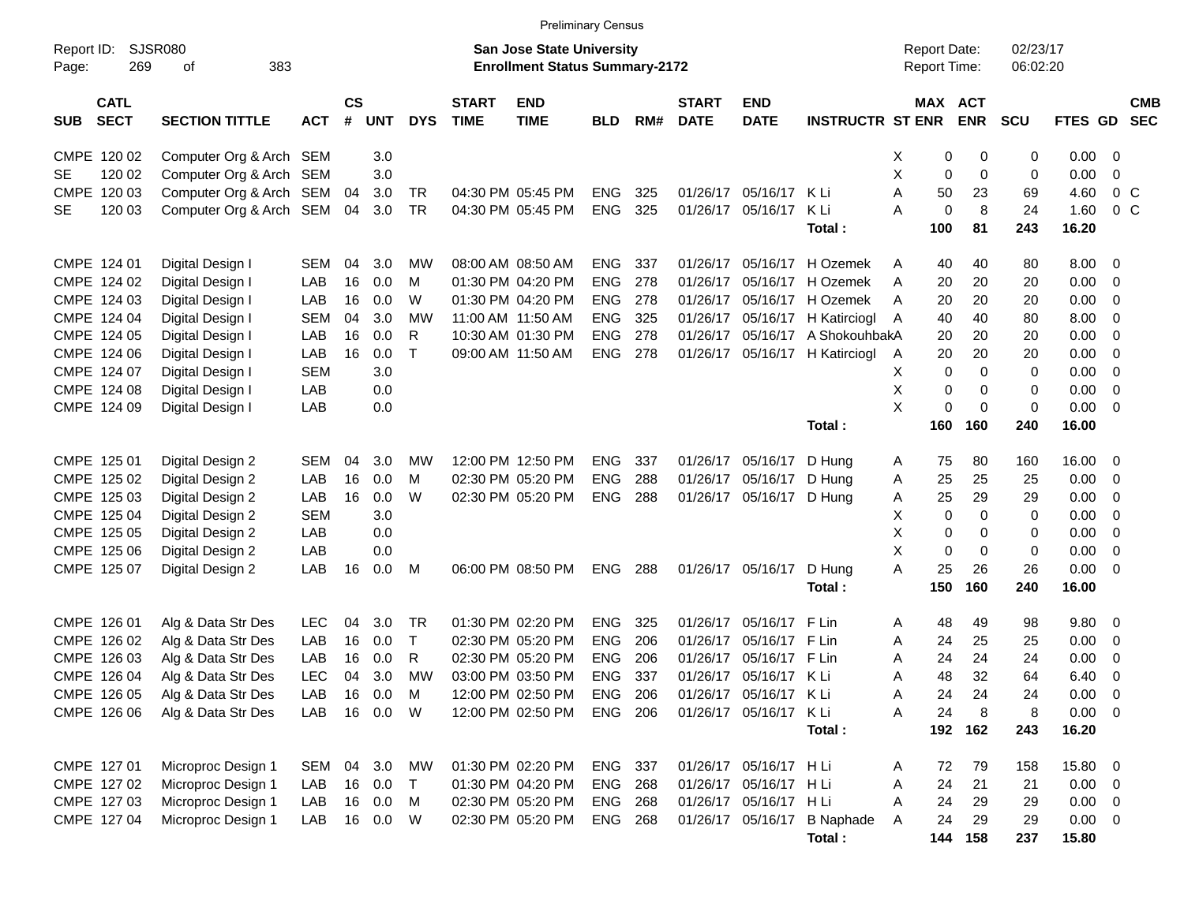Preliminary Census

Report ID: SJSR080
Page: 269 of 383

**San Jose State University**
**Enrollment Status Summary-2172**

Report Date: 02/23/17
Report Time: 06:02:20

| SUB | CATL SECT | SECTION TITTLE | ACT | CS # | UNT | DYS | START TIME | END TIME | BLD | RM# | START DATE | END DATE | INSTRUCTR | ST | MAX ENR | ACT ENR | SCU | FTES | GD | CMB SEC |
|---|---|---|---|---|---|---|---|---|---|---|---|---|---|---|---|---|---|---|---|---|
| CMPE | 120 02 | Computer Org & Arch | SEM | | 3.0 | | | | | | | | | X | 0 | 0 | 0 | 0.00 | 0 | |
| SE | 120 02 | Computer Org & Arch | SEM | | 3.0 | | | | | | | | | X | 0 | 0 | 0 | 0.00 | 0 | |
| CMPE | 120 03 | Computer Org & Arch | SEM | 04 | 3.0 | TR | 04:30 PM | 05:45 PM | ENG | 325 | 01/26/17 | 05/16/17 | K Li | A | 50 | 23 | 69 | 4.60 | 0 | C |
| SE | 120 03 | Computer Org & Arch | SEM | 04 | 3.0 | TR | 04:30 PM | 05:45 PM | ENG | 325 | 01/26/17 | 05/16/17 | K Li | A | 0 | 8 | 24 | 1.60 | 0 | C |
| | | | | | | | | | | | | | **Total :** | | **100** | **81** | **243** | **16.20** | | |
| CMPE | 124 01 | Digital Design I | SEM | 04 | 3.0 | MW | 08:00 AM | 08:50 AM | ENG | 337 | 01/26/17 | 05/16/17 | H Ozemek | A | 40 | 40 | 80 | 8.00 | 0 | |
| CMPE | 124 02 | Digital Design I | LAB | 16 | 0.0 | M | 01:30 PM | 04:20 PM | ENG | 278 | 01/26/17 | 05/16/17 | H Ozemek | A | 20 | 20 | 20 | 0.00 | 0 | |
| CMPE | 124 03 | Digital Design I | LAB | 16 | 0.0 | W | 01:30 PM | 04:20 PM | ENG | 278 | 01/26/17 | 05/16/17 | H Ozemek | A | 20 | 20 | 20 | 0.00 | 0 | |
| CMPE | 124 04 | Digital Design I | SEM | 04 | 3.0 | MW | 11:00 AM | 11:50 AM | ENG | 325 | 01/26/17 | 05/16/17 | H Katirciogl | A | 40 | 40 | 80 | 8.00 | 0 | |
| CMPE | 124 05 | Digital Design I | LAB | 16 | 0.0 | R | 10:30 AM | 01:30 PM | ENG | 278 | 01/26/17 | 05/16/17 | A Shokouhbak | A | 20 | 20 | 20 | 0.00 | 0 | |
| CMPE | 124 06 | Digital Design I | LAB | 16 | 0.0 | T | 09:00 AM | 11:50 AM | ENG | 278 | 01/26/17 | 05/16/17 | H Katirciogl | A | 20 | 20 | 20 | 0.00 | 0 | |
| CMPE | 124 07 | Digital Design I | SEM | | 3.0 | | | | | | | | | X | 0 | 0 | 0 | 0.00 | 0 | |
| CMPE | 124 08 | Digital Design I | LAB | | 0.0 | | | | | | | | | X | 0 | 0 | 0 | 0.00 | 0 | |
| CMPE | 124 09 | Digital Design I | LAB | | 0.0 | | | | | | | | | X | 0 | 0 | 0 | 0.00 | 0 | |
| | | | | | | | | | | | | | **Total :** | | **160** | **160** | **240** | **16.00** | | |
| CMPE | 125 01 | Digital Design 2 | SEM | 04 | 3.0 | MW | 12:00 PM | 12:50 PM | ENG | 337 | 01/26/17 | 05/16/17 | D Hung | A | 75 | 80 | 160 | 16.00 | 0 | |
| CMPE | 125 02 | Digital Design 2 | LAB | 16 | 0.0 | M | 02:30 PM | 05:20 PM | ENG | 288 | 01/26/17 | 05/16/17 | D Hung | A | 25 | 25 | 25 | 0.00 | 0 | |
| CMPE | 125 03 | Digital Design 2 | LAB | 16 | 0.0 | W | 02:30 PM | 05:20 PM | ENG | 288 | 01/26/17 | 05/16/17 | D Hung | A | 25 | 29 | 29 | 0.00 | 0 | |
| CMPE | 125 04 | Digital Design 2 | SEM | | 3.0 | | | | | | | | | X | 0 | 0 | 0 | 0.00 | 0 | |
| CMPE | 125 05 | Digital Design 2 | LAB | | 0.0 | | | | | | | | | X | 0 | 0 | 0 | 0.00 | 0 | |
| CMPE | 125 06 | Digital Design 2 | LAB | | 0.0 | | | | | | | | | X | 0 | 0 | 0 | 0.00 | 0 | |
| CMPE | 125 07 | Digital Design 2 | LAB | 16 | 0.0 | M | 06:00 PM | 08:50 PM | ENG | 288 | 01/26/17 | 05/16/17 | D Hung | A | 25 | 26 | 26 | 0.00 | 0 | |
| | | | | | | | | | | | | | **Total :** | | **150** | **160** | **240** | **16.00** | | |
| CMPE | 126 01 | Alg & Data Str Des | LEC | 04 | 3.0 | TR | 01:30 PM | 02:20 PM | ENG | 325 | 01/26/17 | 05/16/17 | F Lin | A | 48 | 49 | 98 | 9.80 | 0 | |
| CMPE | 126 02 | Alg & Data Str Des | LAB | 16 | 0.0 | T | 02:30 PM | 05:20 PM | ENG | 206 | 01/26/17 | 05/16/17 | F Lin | A | 24 | 25 | 25 | 0.00 | 0 | |
| CMPE | 126 03 | Alg & Data Str Des | LAB | 16 | 0.0 | R | 02:30 PM | 05:20 PM | ENG | 206 | 01/26/17 | 05/16/17 | F Lin | A | 24 | 24 | 24 | 0.00 | 0 | |
| CMPE | 126 04 | Alg & Data Str Des | LEC | 04 | 3.0 | MW | 03:00 PM | 03:50 PM | ENG | 337 | 01/26/17 | 05/16/17 | K Li | A | 48 | 32 | 64 | 6.40 | 0 | |
| CMPE | 126 05 | Alg & Data Str Des | LAB | 16 | 0.0 | M | 12:00 PM | 02:50 PM | ENG | 206 | 01/26/17 | 05/16/17 | K Li | A | 24 | 24 | 24 | 0.00 | 0 | |
| CMPE | 126 06 | Alg & Data Str Des | LAB | 16 | 0.0 | W | 12:00 PM | 02:50 PM | ENG | 206 | 01/26/17 | 05/16/17 | K Li | A | 24 | 8 | 8 | 0.00 | 0 | |
| | | | | | | | | | | | | | **Total :** | | **192** | **162** | **243** | **16.20** | | |
| CMPE | 127 01 | Microproc Design 1 | SEM | 04 | 3.0 | MW | 01:30 PM | 02:20 PM | ENG | 337 | 01/26/17 | 05/16/17 | H Li | A | 72 | 79 | 158 | 15.80 | 0 | |
| CMPE | 127 02 | Microproc Design 1 | LAB | 16 | 0.0 | T | 01:30 PM | 04:20 PM | ENG | 268 | 01/26/17 | 05/16/17 | H Li | A | 24 | 21 | 21 | 0.00 | 0 | |
| CMPE | 127 03 | Microproc Design 1 | LAB | 16 | 0.0 | M | 02:30 PM | 05:20 PM | ENG | 268 | 01/26/17 | 05/16/17 | H Li | A | 24 | 29 | 29 | 0.00 | 0 | |
| CMPE | 127 04 | Microproc Design 1 | LAB | 16 | 0.0 | W | 02:30 PM | 05:20 PM | ENG | 268 | 01/26/17 | 05/16/17 | B Naphade | A | 24 | 29 | 29 | 0.00 | 0 | |
| | | | | | | | | | | | | | **Total :** | | **144** | **158** | **237** | **15.80** | | |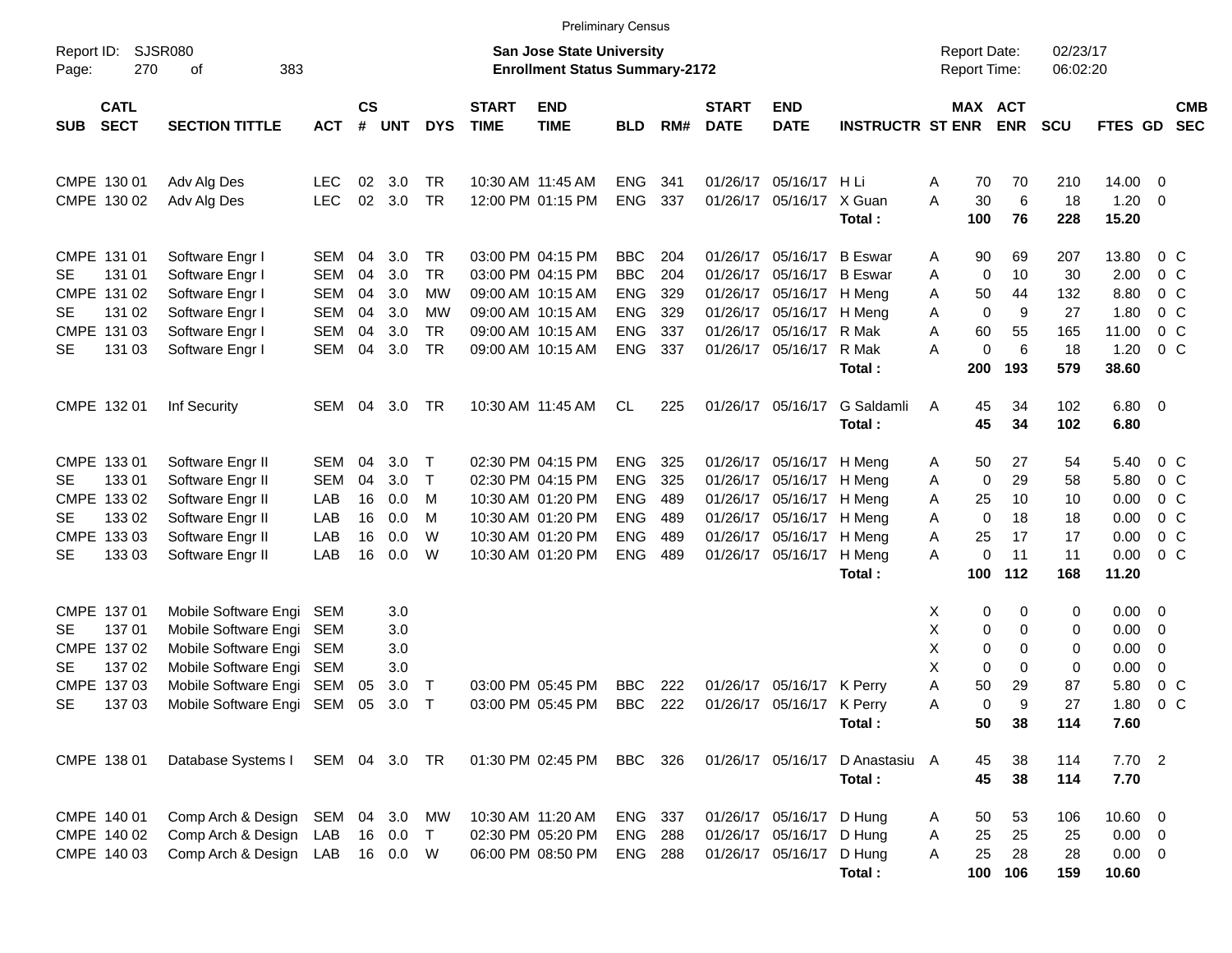Preliminary Census

Report ID: SJSR080
Page: 270 of 383

**San Jose State University**
**Enrollment Status Summary-2172**

Report Date: 02/23/17
Report Time: 06:02:20

| SUB | CATL SECT | SECTION TITTLE | ACT | CS # | UNT | DYS | START TIME | END TIME | BLD | RM# | START DATE | END DATE | INSTRUCTR | ST | MAX ENR | ACT ENR | SCU | FTES | GD | CMB SEC |
|---|---|---|---|---|---|---|---|---|---|---|---|---|---|---|---|---|---|---|---|---|
| CMPE | 130 01 | Adv Alg Des | LEC | 02 | 3.0 | TR | 10:30 AM | 11:45 AM | ENG | 341 | 01/26/17 | 05/16/17 | H Li | A | 70 | 70 | 210 | 14.00 | 0 | |
| CMPE | 130 02 | Adv Alg Des | LEC | 02 | 3.0 | TR | 12:00 PM | 01:15 PM | ENG | 337 | 01/26/17 | 05/16/17 | X Guan | A | 30 | 6 | 18 | 1.20 | 0 | |
| | | | | | | | | | | | | | **Total :** | | **100** | **76** | **228** | **15.20** | | |
| CMPE | 131 01 | Software Engr I | SEM | 04 | 3.0 | TR | 03:00 PM | 04:15 PM | BBC | 204 | 01/26/17 | 05/16/17 | B Eswar | A | 90 | 69 | 207 | 13.80 | 0 | C |
| SE | 131 01 | Software Engr I | SEM | 04 | 3.0 | TR | 03:00 PM | 04:15 PM | BBC | 204 | 01/26/17 | 05/16/17 | B Eswar | A | 0 | 10 | 30 | 2.00 | 0 | C |
| CMPE | 131 02 | Software Engr I | SEM | 04 | 3.0 | MW | 09:00 AM | 10:15 AM | ENG | 329 | 01/26/17 | 05/16/17 | H Meng | A | 50 | 44 | 132 | 8.80 | 0 | C |
| SE | 131 02 | Software Engr I | SEM | 04 | 3.0 | MW | 09:00 AM | 10:15 AM | ENG | 329 | 01/26/17 | 05/16/17 | H Meng | A | 0 | 9 | 27 | 1.80 | 0 | C |
| CMPE | 131 03 | Software Engr I | SEM | 04 | 3.0 | TR | 09:00 AM | 10:15 AM | ENG | 337 | 01/26/17 | 05/16/17 | R Mak | A | 60 | 55 | 165 | 11.00 | 0 | C |
| SE | 131 03 | Software Engr I | SEM | 04 | 3.0 | TR | 09:00 AM | 10:15 AM | ENG | 337 | 01/26/17 | 05/16/17 | R Mak | A | 0 | 6 | 18 | 1.20 | 0 | C |
| | | | | | | | | | | | | | **Total :** | | **200** | **193** | **579** | **38.60** | | |
| CMPE | 132 01 | Inf Security | SEM | 04 | 3.0 | TR | 10:30 AM | 11:45 AM | CL | 225 | 01/26/17 | 05/16/17 | G Saldamli | A | 45 | 34 | 102 | 6.80 | 0 | |
| | | | | | | | | | | | | | **Total :** | | **45** | **34** | **102** | **6.80** | | |
| CMPE | 133 01 | Software Engr II | SEM | 04 | 3.0 | T | 02:30 PM | 04:15 PM | ENG | 325 | 01/26/17 | 05/16/17 | H Meng | A | 50 | 27 | 54 | 5.40 | 0 | C |
| SE | 133 01 | Software Engr II | SEM | 04 | 3.0 | T | 02:30 PM | 04:15 PM | ENG | 325 | 01/26/17 | 05/16/17 | H Meng | A | 0 | 29 | 58 | 5.80 | 0 | C |
| CMPE | 133 02 | Software Engr II | LAB | 16 | 0.0 | M | 10:30 AM | 01:20 PM | ENG | 489 | 01/26/17 | 05/16/17 | H Meng | A | 25 | 10 | 10 | 0.00 | 0 | C |
| SE | 133 02 | Software Engr II | LAB | 16 | 0.0 | M | 10:30 AM | 01:20 PM | ENG | 489 | 01/26/17 | 05/16/17 | H Meng | A | 0 | 18 | 18 | 0.00 | 0 | C |
| CMPE | 133 03 | Software Engr II | LAB | 16 | 0.0 | W | 10:30 AM | 01:20 PM | ENG | 489 | 01/26/17 | 05/16/17 | H Meng | A | 25 | 17 | 17 | 0.00 | 0 | C |
| SE | 133 03 | Software Engr II | LAB | 16 | 0.0 | W | 10:30 AM | 01:20 PM | ENG | 489 | 01/26/17 | 05/16/17 | H Meng | A | 0 | 11 | 11 | 0.00 | 0 | C |
| | | | | | | | | | | | | | **Total :** | | **100** | **112** | **168** | **11.20** | | |
| CMPE | 137 01 | Mobile Software Engi | SEM | | 3.0 | | | | | | | | | X | 0 | 0 | 0 | 0.00 | 0 | |
| SE | 137 01 | Mobile Software Engi | SEM | | 3.0 | | | | | | | | | X | 0 | 0 | 0 | 0.00 | 0 | |
| CMPE | 137 02 | Mobile Software Engi | SEM | | 3.0 | | | | | | | | | X | 0 | 0 | 0 | 0.00 | 0 | |
| SE | 137 02 | Mobile Software Engi | SEM | | 3.0 | | | | | | | | | X | 0 | 0 | 0 | 0.00 | 0 | |
| CMPE | 137 03 | Mobile Software Engi | SEM | 05 | 3.0 | T | 03:00 PM | 05:45 PM | BBC | 222 | 01/26/17 | 05/16/17 | K Perry | A | 50 | 29 | 87 | 5.80 | 0 | C |
| SE | 137 03 | Mobile Software Engi | SEM | 05 | 3.0 | T | 03:00 PM | 05:45 PM | BBC | 222 | 01/26/17 | 05/16/17 | K Perry | A | 0 | 9 | 27 | 1.80 | 0 | C |
| | | | | | | | | | | | | | **Total :** | | **50** | **38** | **114** | **7.60** | | |
| CMPE | 138 01 | Database Systems I | SEM | 04 | 3.0 | TR | 01:30 PM | 02:45 PM | BBC | 326 | 01/26/17 | 05/16/17 | D Anastasiu | A | 45 | 38 | 114 | 7.70 | 2 | |
| | | | | | | | | | | | | | **Total :** | | **45** | **38** | **114** | **7.70** | | |
| CMPE | 140 01 | Comp Arch & Design | SEM | 04 | 3.0 | MW | 10:30 AM | 11:20 AM | ENG | 337 | 01/26/17 | 05/16/17 | D Hung | A | 50 | 53 | 106 | 10.60 | 0 | |
| CMPE | 140 02 | Comp Arch & Design | LAB | 16 | 0.0 | T | 02:30 PM | 05:20 PM | ENG | 288 | 01/26/17 | 05/16/17 | D Hung | A | 25 | 25 | 25 | 0.00 | 0 | |
| CMPE | 140 03 | Comp Arch & Design | LAB | 16 | 0.0 | W | 06:00 PM | 08:50 PM | ENG | 288 | 01/26/17 | 05/16/17 | D Hung | A | 25 | 28 | 28 | 0.00 | 0 | |
| | | | | | | | | | | | | | **Total :** | | **100** | **106** | **159** | **10.60** | | |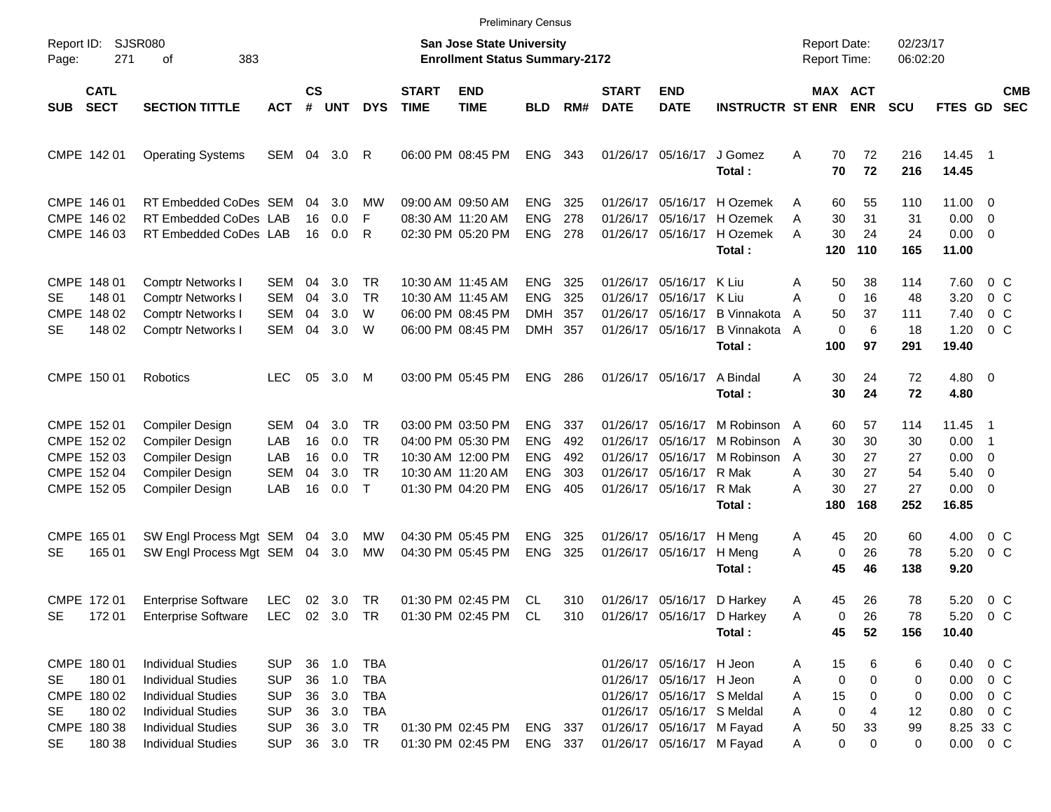Preliminary Census

Report ID: SJSR080
Page: 271 of 383

**San Jose State University**
**Enrollment Status Summary-2172**

Report Date: 02/23/17
Report Time: 06:02:20

| SUB | CATL SECT | SECTION TITTLE | ACT | CS # | UNT | DYS | START TIME | END TIME | BLD | RM# | START DATE | END DATE | INSTRUCTR | ST | MAX ENR | ACT ENR | SCU | FTES | GD | CMB SEC |
|---|---|---|---|---|---|---|---|---|---|---|---|---|---|---|---|---|---|---|---|---|
| CMPE | 142 01 | Operating Systems | SEM | 04 | 3.0 | R | 06:00 PM | 08:45 PM | ENG | 343 | 01/26/17 | 05/16/17 | J Gomez | A | 70 | 72 | 216 | 14.45 | 1 | |
| | | | | | | | | | | | | | **Total :** | | **70** | **72** | **216** | **14.45** | | |
| CMPE | 146 01 | RT Embedded CoDes | SEM | 04 | 3.0 | MW | 09:00 AM | 09:50 AM | ENG | 325 | 01/26/17 | 05/16/17 | H Ozemek | A | 60 | 55 | 110 | 11.00 | 0 | |
| CMPE | 146 02 | RT Embedded CoDes | LAB | 16 | 0.0 | F | 08:30 AM | 11:20 AM | ENG | 278 | 01/26/17 | 05/16/17 | H Ozemek | A | 30 | 31 | 31 | 0.00 | 0 | |
| CMPE | 146 03 | RT Embedded CoDes | LAB | 16 | 0.0 | R | 02:30 PM | 05:20 PM | ENG | 278 | 01/26/17 | 05/16/17 | H Ozemek | A | 30 | 24 | 24 | 0.00 | 0 | |
| | | | | | | | | | | | | | **Total :** | | **120** | **110** | **165** | **11.00** | | |
| CMPE | 148 01 | Comptr Networks I | SEM | 04 | 3.0 | TR | 10:30 AM | 11:45 AM | ENG | 325 | 01/26/17 | 05/16/17 | K Liu | A | 50 | 38 | 114 | 7.60 | 0 | C |
| SE | 148 01 | Comptr Networks I | SEM | 04 | 3.0 | TR | 10:30 AM | 11:45 AM | ENG | 325 | 01/26/17 | 05/16/17 | K Liu | A | 0 | 16 | 48 | 3.20 | 0 | C |
| CMPE | 148 02 | Comptr Networks I | SEM | 04 | 3.0 | W | 06:00 PM | 08:45 PM | DMH | 357 | 01/26/17 | 05/16/17 | B Vinnakota | A | 50 | 37 | 111 | 7.40 | 0 | C |
| SE | 148 02 | Comptr Networks I | SEM | 04 | 3.0 | W | 06:00 PM | 08:45 PM | DMH | 357 | 01/26/17 | 05/16/17 | B Vinnakota | A | 0 | 6 | 18 | 1.20 | 0 | C |
| | | | | | | | | | | | | | **Total :** | | **100** | **97** | **291** | **19.40** | | |
| CMPE | 150 01 | Robotics | LEC | 05 | 3.0 | M | 03:00 PM | 05:45 PM | ENG | 286 | 01/26/17 | 05/16/17 | A Bindal | A | 30 | 24 | 72 | 4.80 | 0 | |
| | | | | | | | | | | | | | **Total :** | | **30** | **24** | **72** | **4.80** | | |
| CMPE | 152 01 | Compiler Design | SEM | 04 | 3.0 | TR | 03:00 PM | 03:50 PM | ENG | 337 | 01/26/17 | 05/16/17 | M Robinson | A | 60 | 57 | 114 | 11.45 | 1 | |
| CMPE | 152 02 | Compiler Design | LAB | 16 | 0.0 | TR | 04:00 PM | 05:30 PM | ENG | 492 | 01/26/17 | 05/16/17 | M Robinson | A | 30 | 30 | 30 | 0.00 | 1 | |
| CMPE | 152 03 | Compiler Design | LAB | 16 | 0.0 | TR | 10:30 AM | 12:00 PM | ENG | 492 | 01/26/17 | 05/16/17 | M Robinson | A | 30 | 27 | 27 | 0.00 | 0 | |
| CMPE | 152 04 | Compiler Design | SEM | 04 | 3.0 | TR | 10:30 AM | 11:20 AM | ENG | 303 | 01/26/17 | 05/16/17 | R Mak | A | 30 | 27 | 54 | 5.40 | 0 | |
| CMPE | 152 05 | Compiler Design | LAB | 16 | 0.0 | T | 01:30 PM | 04:20 PM | ENG | 405 | 01/26/17 | 05/16/17 | R Mak | A | 30 | 27 | 27 | 0.00 | 0 | |
| | | | | | | | | | | | | | **Total :** | | **180** | **168** | **252** | **16.85** | | |
| CMPE | 165 01 | SW Engl Process Mgt | SEM | 04 | 3.0 | MW | 04:30 PM | 05:45 PM | ENG | 325 | 01/26/17 | 05/16/17 | H Meng | A | 45 | 20 | 60 | 4.00 | 0 | C |
| SE | 165 01 | SW Engl Process Mgt | SEM | 04 | 3.0 | MW | 04:30 PM | 05:45 PM | ENG | 325 | 01/26/17 | 05/16/17 | H Meng | A | 0 | 26 | 78 | 5.20 | 0 | C |
| | | | | | | | | | | | | | **Total :** | | **45** | **46** | **138** | **9.20** | | |
| CMPE | 172 01 | Enterprise Software | LEC | 02 | 3.0 | TR | 01:30 PM | 02:45 PM | CL | 310 | 01/26/17 | 05/16/17 | D Harkey | A | 45 | 26 | 78 | 5.20 | 0 | C |
| SE | 172 01 | Enterprise Software | LEC | 02 | 3.0 | TR | 01:30 PM | 02:45 PM | CL | 310 | 01/26/17 | 05/16/17 | D Harkey | A | 0 | 26 | 78 | 5.20 | 0 | C |
| | | | | | | | | | | | | | **Total :** | | **45** | **52** | **156** | **10.40** | | |
| CMPE | 180 01 | Individual Studies | SUP | 36 | 1.0 | TBA | | | | | 01/26/17 | 05/16/17 | H Jeon | A | 15 | 6 | 6 | 0.40 | 0 | C |
| SE | 180 01 | Individual Studies | SUP | 36 | 1.0 | TBA | | | | | 01/26/17 | 05/16/17 | H Jeon | A | 0 | 0 | 0 | 0.00 | 0 | C |
| CMPE | 180 02 | Individual Studies | SUP | 36 | 3.0 | TBA | | | | | 01/26/17 | 05/16/17 | S Meldal | A | 15 | 0 | 0 | 0.00 | 0 | C |
| SE | 180 02 | Individual Studies | SUP | 36 | 3.0 | TBA | | | | | 01/26/17 | 05/16/17 | S Meldal | A | 0 | 4 | 12 | 0.80 | 0 | C |
| CMPE | 180 38 | Individual Studies | SUP | 36 | 3.0 | TR | 01:30 PM | 02:45 PM | ENG | 337 | 01/26/17 | 05/16/17 | M Fayad | A | 50 | 33 | 99 | 8.25 | 33 | C |
| SE | 180 38 | Individual Studies | SUP | 36 | 3.0 | TR | 01:30 PM | 02:45 PM | ENG | 337 | 01/26/17 | 05/16/17 | M Fayad | A | 0 | 0 | 0 | 0.00 | 0 | C |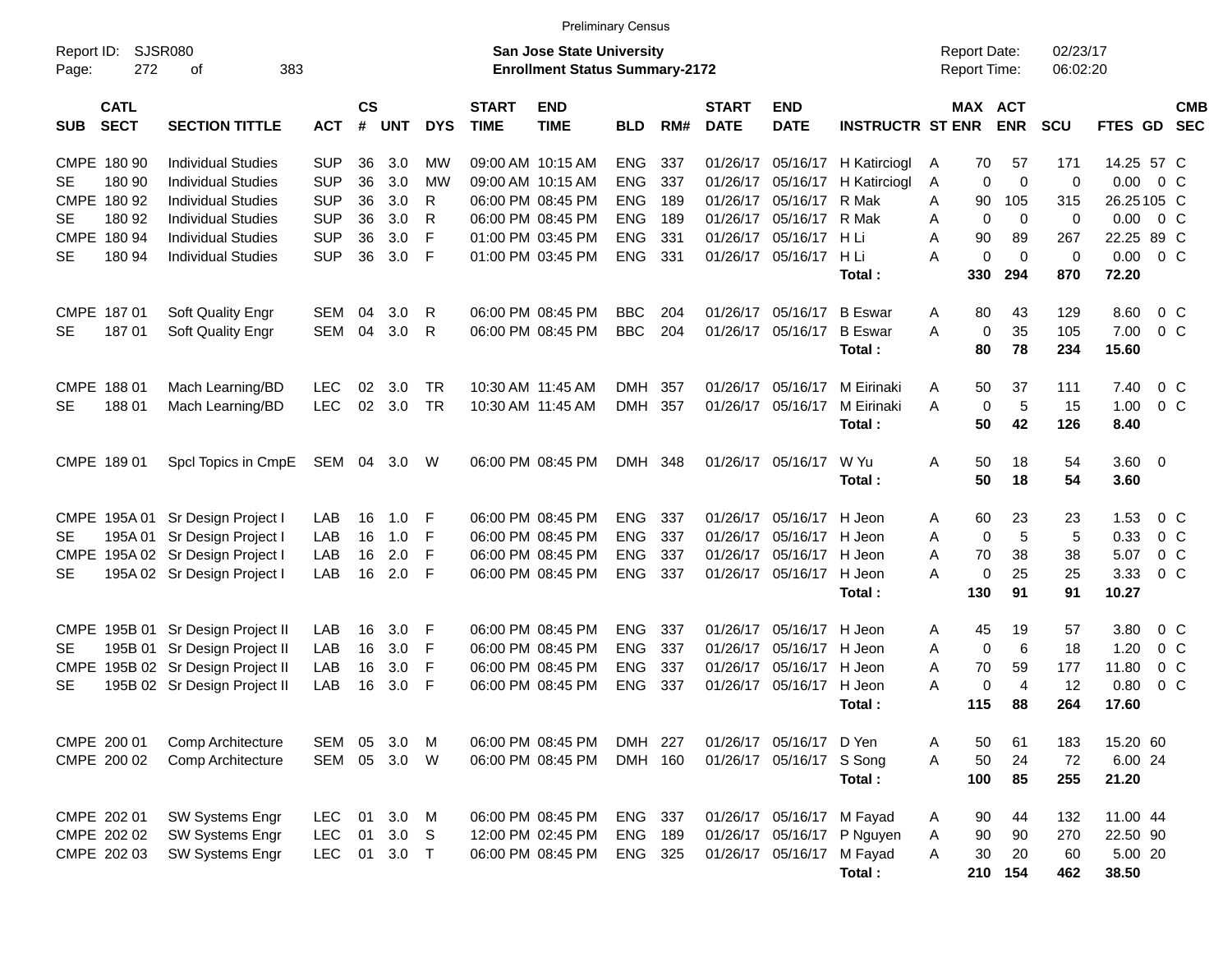Preliminary Census

Report ID: SJSR080

**San Jose State University**
**Enrollment Status Summary-2172**

Report Date: 02/23/17
Report Time: 06:02:20

| SUB | CATL SECT | SECTION TITTLE | ACT | CS # | UNT | DYS | START TIME | END TIME | BLD | RM# | START DATE | END DATE | INSTRUCTR | ST | MAX ENR | ACT ENR | SCU | FTES | GD | CMB SEC |
|---|---|---|---|---|---|---|---|---|---|---|---|---|---|---|---|---|---|---|---|---|
| CMPE | 180 90 | Individual Studies | SUP | 36 | 3.0 | MW | 09:00 AM | 10:15 AM | ENG | 337 | 01/26/17 | 05/16/17 | H Katirciogl | A | 70 | 57 | 171 | 14.25 | 57 | C |
| SE | 180 90 | Individual Studies | SUP | 36 | 3.0 | MW | 09:00 AM | 10:15 AM | ENG | 337 | 01/26/17 | 05/16/17 | H Katirciogl | A | 0 | 0 | 0 | 0.00 | 0 | C |
| CMPE | 180 92 | Individual Studies | SUP | 36 | 3.0 | R | 06:00 PM | 08:45 PM | ENG | 189 | 01/26/17 | 05/16/17 | R Mak | A | 90 | 105 | 315 | 26.25 | 105 | C |
| SE | 180 92 | Individual Studies | SUP | 36 | 3.0 | R | 06:00 PM | 08:45 PM | ENG | 189 | 01/26/17 | 05/16/17 | R Mak | A | 0 | 0 | 0 | 0.00 | 0 | C |
| CMPE | 180 94 | Individual Studies | SUP | 36 | 3.0 | F | 01:00 PM | 03:45 PM | ENG | 331 | 01/26/17 | 05/16/17 | H Li | A | 90 | 89 | 267 | 22.25 | 89 | C |
| SE | 180 94 | Individual Studies | SUP | 36 | 3.0 | F | 01:00 PM | 03:45 PM | ENG | 331 | 01/26/17 | 05/16/17 | H Li | A | 0 | 0 | 0 | 0.00 | 0 | C |
| | | | | | | | | | | | | | **Total :** | | **330** | **294** | **870** | **72.20** | | |
| CMPE | 187 01 | Soft Quality Engr | SEM | 04 | 3.0 | R | 06:00 PM | 08:45 PM | BBC | 204 | 01/26/17 | 05/16/17 | B Eswar | A | 80 | 43 | 129 | 8.60 | 0 | C |
| SE | 187 01 | Soft Quality Engr | SEM | 04 | 3.0 | R | 06:00 PM | 08:45 PM | BBC | 204 | 01/26/17 | 05/16/17 | B Eswar | A | 0 | 35 | 105 | 7.00 | 0 | C |
| | | | | | | | | | | | | | **Total :** | | **80** | **78** | **234** | **15.60** | | |
| CMPE | 188 01 | Mach Learning/BD | LEC | 02 | 3.0 | TR | 10:30 AM | 11:45 AM | DMH | 357 | 01/26/17 | 05/16/17 | M Eirinaki | A | 50 | 37 | 111 | 7.40 | 0 | C |
| SE | 188 01 | Mach Learning/BD | LEC | 02 | 3.0 | TR | 10:30 AM | 11:45 AM | DMH | 357 | 01/26/17 | 05/16/17 | M Eirinaki | A | 0 | 5 | 15 | 1.00 | 0 | C |
| | | | | | | | | | | | | | **Total :** | | **50** | **42** | **126** | **8.40** | | |
| CMPE | 189 01 | Spcl Topics in CmpE | SEM | 04 | 3.0 | W | 06:00 PM | 08:45 PM | DMH | 348 | 01/26/17 | 05/16/17 | W Yu | A | 50 | 18 | 54 | 3.60 | 0 | |
| | | | | | | | | | | | | | **Total :** | | **50** | **18** | **54** | **3.60** | | |
| CMPE | 195A 01 | Sr Design Project I | LAB | 16 | 1.0 | F | 06:00 PM | 08:45 PM | ENG | 337 | 01/26/17 | 05/16/17 | H Jeon | A | 60 | 23 | 23 | 1.53 | 0 | C |
| SE | 195A 01 | Sr Design Project I | LAB | 16 | 1.0 | F | 06:00 PM | 08:45 PM | ENG | 337 | 01/26/17 | 05/16/17 | H Jeon | A | 0 | 5 | 5 | 0.33 | 0 | C |
| CMPE | 195A 02 | Sr Design Project I | LAB | 16 | 2.0 | F | 06:00 PM | 08:45 PM | ENG | 337 | 01/26/17 | 05/16/17 | H Jeon | A | 70 | 38 | 38 | 5.07 | 0 | C |
| SE | 195A 02 | Sr Design Project I | LAB | 16 | 2.0 | F | 06:00 PM | 08:45 PM | ENG | 337 | 01/26/17 | 05/16/17 | H Jeon | A | 0 | 25 | 25 | 3.33 | 0 | C |
| | | | | | | | | | | | | | **Total :** | | **130** | **91** | **91** | **10.27** | | |
| CMPE | 195B 01 | Sr Design Project II | LAB | 16 | 3.0 | F | 06:00 PM | 08:45 PM | ENG | 337 | 01/26/17 | 05/16/17 | H Jeon | A | 45 | 19 | 57 | 3.80 | 0 | C |
| SE | 195B 01 | Sr Design Project II | LAB | 16 | 3.0 | F | 06:00 PM | 08:45 PM | ENG | 337 | 01/26/17 | 05/16/17 | H Jeon | A | 0 | 6 | 18 | 1.20 | 0 | C |
| CMPE | 195B 02 | Sr Design Project II | LAB | 16 | 3.0 | F | 06:00 PM | 08:45 PM | ENG | 337 | 01/26/17 | 05/16/17 | H Jeon | A | 70 | 59 | 177 | 11.80 | 0 | C |
| SE | 195B 02 | Sr Design Project II | LAB | 16 | 3.0 | F | 06:00 PM | 08:45 PM | ENG | 337 | 01/26/17 | 05/16/17 | H Jeon | A | 0 | 4 | 12 | 0.80 | 0 | C |
| | | | | | | | | | | | | | **Total :** | | **115** | **88** | **264** | **17.60** | | |
| CMPE | 200 01 | Comp Architecture | SEM | 05 | 3.0 | M | 06:00 PM | 08:45 PM | DMH | 227 | 01/26/17 | 05/16/17 | D Yen | A | 50 | 61 | 183 | 15.20 | 60 | |
| CMPE | 200 02 | Comp Architecture | SEM | 05 | 3.0 | W | 06:00 PM | 08:45 PM | DMH | 160 | 01/26/17 | 05/16/17 | S Song | A | 50 | 24 | 72 | 6.00 | 24 | |
| | | | | | | | | | | | | | **Total :** | | **100** | **85** | **255** | **21.20** | | |
| CMPE | 202 01 | SW Systems Engr | LEC | 01 | 3.0 | M | 06:00 PM | 08:45 PM | ENG | 337 | 01/26/17 | 05/16/17 | M Fayad | A | 90 | 44 | 132 | 11.00 | 44 | |
| CMPE | 202 02 | SW Systems Engr | LEC | 01 | 3.0 | S | 12:00 PM | 02:45 PM | ENG | 189 | 01/26/17 | 05/16/17 | P Nguyen | A | 90 | 90 | 270 | 22.50 | 90 | |
| CMPE | 202 03 | SW Systems Engr | LEC | 01 | 3.0 | T | 06:00 PM | 08:45 PM | ENG | 325 | 01/26/17 | 05/16/17 | M Fayad | A | 30 | 20 | 60 | 5.00 | 20 | |
| | | | | | | | | | | | | | **Total :** | | **210** | **154** | **462** | **38.50** | | |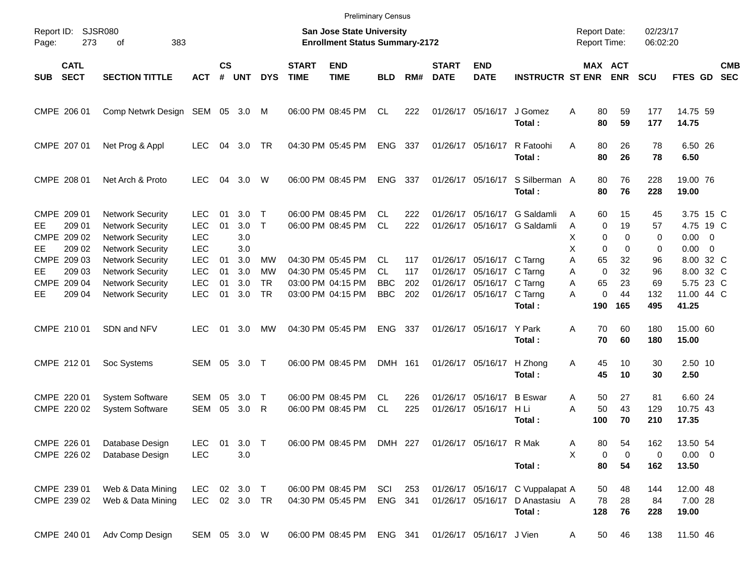Preliminary Census

Report ID: SJSR080

**San Jose State University**
**Enrollment Status Summary-2172**

Report Date: 02/23/17
Report Time: 06:02:20

| SUB | CATL SECT | SECTION TITTLE | ACT | CS # | UNT | DYS | START TIME | END TIME | BLD | RM# | START DATE | END DATE | INSTRUCTR | ST | MAX ENR | ACT ENR | SCU | FTES | GD | CMB SEC |
|---|---|---|---|---|---|---|---|---|---|---|---|---|---|---|---|---|---|---|---|---|
| CMPE | 206 01 | Comp Netwrk Design | SEM | 05 | 3.0 | M | 06:00 PM | 08:45 PM | CL | 222 | 01/26/17 | 05/16/17 | J Gomez | A | 80 | 59 | 177 | 14.75 | 59 | |
| | | | | | | | | | | | | | **Total :** | | **80** | **59** | **177** | **14.75** | | |
| CMPE | 207 01 | Net Prog & Appl | LEC | 04 | 3.0 | TR | 04:30 PM | 05:45 PM | ENG | 337 | 01/26/17 | 05/16/17 | R Fatoohi | A | 80 | 26 | 78 | 6.50 | 26 | |
| | | | | | | | | | | | | | **Total :** | | **80** | **26** | **78** | **6.50** | | |
| CMPE | 208 01 | Net Arch & Proto | LEC | 04 | 3.0 | W | 06:00 PM | 08:45 PM | ENG | 337 | 01/26/17 | 05/16/17 | S Silberman | A | 80 | 76 | 228 | 19.00 | 76 | |
| | | | | | | | | | | | | | **Total :** | | **80** | **76** | **228** | **19.00** | | |
| CMPE | 209 01 | Network Security | LEC | 01 | 3.0 | T | 06:00 PM | 08:45 PM | CL | 222 | 01/26/17 | 05/16/17 | G Saldamli | A | 60 | 15 | 45 | 3.75 | 15 | C |
| EE | 209 01 | Network Security | LEC | 01 | 3.0 | T | 06:00 PM | 08:45 PM | CL | 222 | 01/26/17 | 05/16/17 | G Saldamli | A | 0 | 19 | 57 | 4.75 | 19 | C |
| CMPE | 209 02 | Network Security | LEC | | 3.0 | | | | | | | | | X | 0 | 0 | 0 | 0.00 | 0 | |
| EE | 209 02 | Network Security | LEC | | 3.0 | | | | | | | | | X | 0 | 0 | 0 | 0.00 | 0 | |
| CMPE | 209 03 | Network Security | LEC | 01 | 3.0 | MW | 04:30 PM | 05:45 PM | CL | 117 | 01/26/17 | 05/16/17 | C Tarng | A | 65 | 32 | 96 | 8.00 | 32 | C |
| EE | 209 03 | Network Security | LEC | 01 | 3.0 | MW | 04:30 PM | 05:45 PM | CL | 117 | 01/26/17 | 05/16/17 | C Tarng | A | 0 | 32 | 96 | 8.00 | 32 | C |
| CMPE | 209 04 | Network Security | LEC | 01 | 3.0 | TR | 03:00 PM | 04:15 PM | BBC | 202 | 01/26/17 | 05/16/17 | C Tarng | A | 65 | 23 | 69 | 5.75 | 23 | C |
| EE | 209 04 | Network Security | LEC | 01 | 3.0 | TR | 03:00 PM | 04:15 PM | BBC | 202 | 01/26/17 | 05/16/17 | C Tarng | A | 0 | 44 | 132 | 11.00 | 44 | C |
| | | | | | | | | | | | | | **Total :** | | **190** | **165** | **495** | **41.25** | | |
| CMPE | 210 01 | SDN and NFV | LEC | 01 | 3.0 | MW | 04:30 PM | 05:45 PM | ENG | 337 | 01/26/17 | 05/16/17 | Y Park | A | 70 | 60 | 180 | 15.00 | 60 | |
| | | | | | | | | | | | | | **Total :** | | **70** | **60** | **180** | **15.00** | | |
| CMPE | 212 01 | Soc Systems | SEM | 05 | 3.0 | T | 06:00 PM | 08:45 PM | DMH | 161 | 01/26/17 | 05/16/17 | H Zhong | A | 45 | 10 | 30 | 2.50 | 10 | |
| | | | | | | | | | | | | | **Total :** | | **45** | **10** | **30** | **2.50** | | |
| CMPE | 220 01 | System Software | SEM | 05 | 3.0 | T | 06:00 PM | 08:45 PM | CL | 226 | 01/26/17 | 05/16/17 | B Eswar | A | 50 | 27 | 81 | 6.60 | 24 | |
| CMPE | 220 02 | System Software | SEM | 05 | 3.0 | R | 06:00 PM | 08:45 PM | CL | 225 | 01/26/17 | 05/16/17 | H Li | A | 50 | 43 | 129 | 10.75 | 43 | |
| | | | | | | | | | | | | | **Total :** | | **100** | **70** | **210** | **17.35** | | |
| CMPE | 226 01 | Database Design | LEC | 01 | 3.0 | T | 06:00 PM | 08:45 PM | DMH | 227 | 01/26/17 | 05/16/17 | R Mak | A | 80 | 54 | 162 | 13.50 | 54 | |
| CMPE | 226 02 | Database Design | LEC | | 3.0 | | | | | | | | | X | 0 | 0 | 0 | 0.00 | 0 | |
| | | | | | | | | | | | | | **Total :** | | **80** | **54** | **162** | **13.50** | | |
| CMPE | 239 01 | Web & Data Mining | LEC | 02 | 3.0 | T | 06:00 PM | 08:45 PM | SCI | 253 | 01/26/17 | 05/16/17 | C Vuppalapat | A | 50 | 48 | 144 | 12.00 | 48 | |
| CMPE | 239 02 | Web & Data Mining | LEC | 02 | 3.0 | TR | 04:30 PM | 05:45 PM | ENG | 341 | 01/26/17 | 05/16/17 | D Anastasiu | A | 78 | 28 | 84 | 7.00 | 28 | |
| | | | | | | | | | | | | | **Total :** | | **128** | **76** | **228** | **19.00** | | |
| CMPE | 240 01 | Adv Comp Design | SEM | 05 | 3.0 | W | 06:00 PM | 08:45 PM | ENG | 341 | 01/26/17 | 05/16/17 | J Vien | A | 50 | 46 | 138 | 11.50 | 46 | |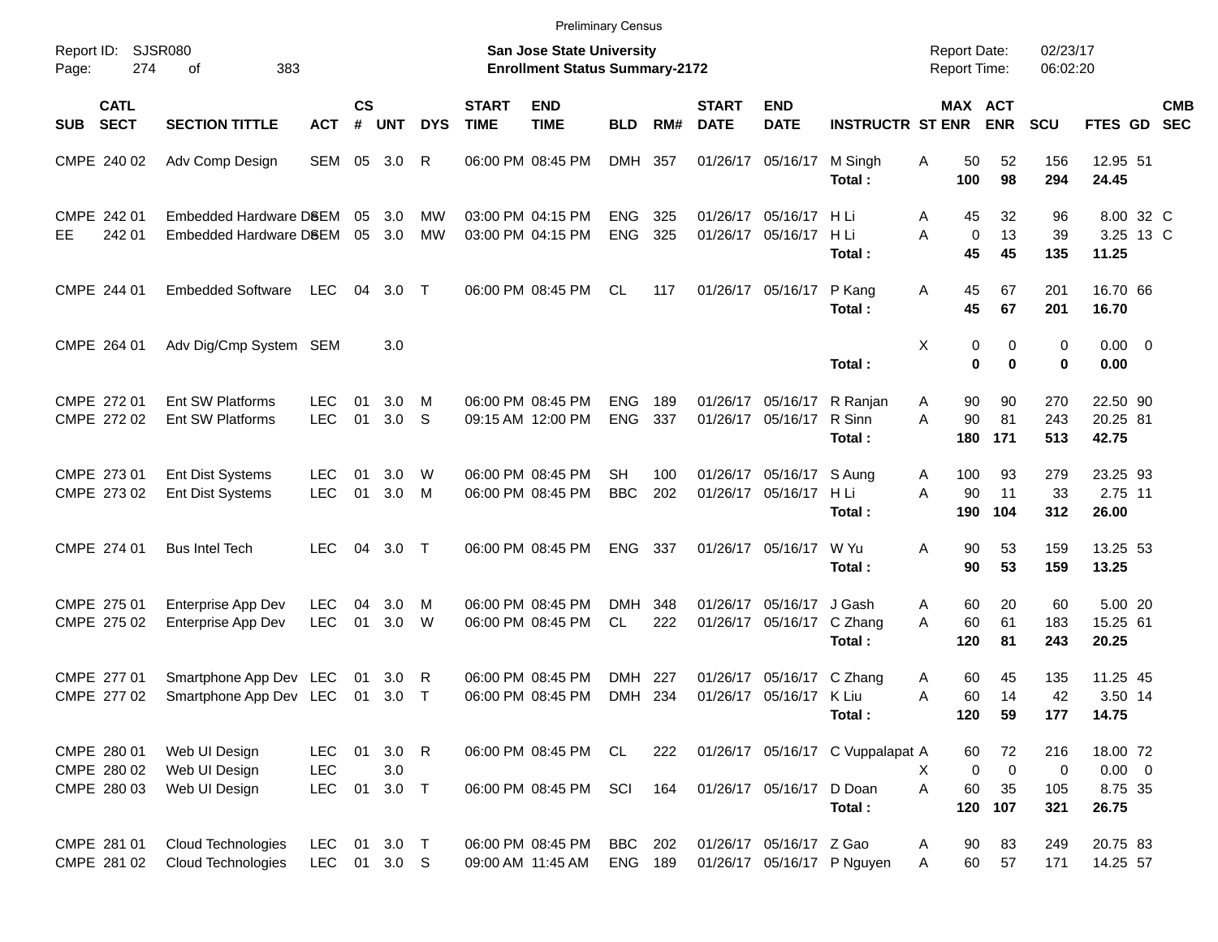Preliminary Census

Report ID: SJSR080

**San Jose State University**
**Enrollment Status Summary-2172**

Report Date: 02/23/17
Report Time: 06:02:20

| SUB | CATL SECT | SECTION TITTLE | ACT | CS # | UNT | DYS | START TIME | END TIME | BLD | RM# | START DATE | END DATE | INSTRUCTR | ST | MAX ENR | ACT ENR | SCU | FTES | GD | CMB SEC |
|---|---|---|---|---|---|---|---|---|---|---|---|---|---|---|---|---|---|---|---|---|
| CMPE | 240 02 | Adv Comp Design | SEM | 05 | 3.0 | R | 06:00 PM | 08:45 PM | DMH | 357 | 01/26/17 | 05/16/17 | M Singh | A | 50 | 52 | 156 | 12.95 | 51 | |
| | | | | | | | | | | | | | **Total :** | | **100** | **98** | **294** | **24.45** | | |
| CMPE | 242 01 | Embedded Hardware DSEM | | 05 | 3.0 | MW | 03:00 PM | 04:15 PM | ENG | 325 | 01/26/17 | 05/16/17 | H Li | A | 45 | 32 | 96 | 8.00 | 32 | C |
| EE | 242 01 | Embedded Hardware DSEM | | 05 | 3.0 | MW | 03:00 PM | 04:15 PM | ENG | 325 | 01/26/17 | 05/16/17 | H Li | A | 0 | 13 | 39 | 3.25 | 13 | C |
| | | | | | | | | | | | | | **Total :** | | **45** | **45** | **135** | **11.25** | | |
| CMPE | 244 01 | Embedded Software | LEC | 04 | 3.0 | T | 06:00 PM | 08:45 PM | CL | 117 | 01/26/17 | 05/16/17 | P Kang | A | 45 | 67 | 201 | 16.70 | 66 | |
| | | | | | | | | | | | | | **Total :** | | **45** | **67** | **201** | **16.70** | | |
| CMPE | 264 01 | Adv Dig/Cmp System | SEM | | 3.0 | | | | | | | | | X | 0 | 0 | 0 | 0.00 | 0 | |
| | | | | | | | | | | | | | **Total :** | | **0** | **0** | **0** | **0.00** | | |
| CMPE | 272 01 | Ent SW Platforms | LEC | 01 | 3.0 | M | 06:00 PM | 08:45 PM | ENG | 189 | 01/26/17 | 05/16/17 | R Ranjan | A | 90 | 90 | 270 | 22.50 | 90 | |
| CMPE | 272 02 | Ent SW Platforms | LEC | 01 | 3.0 | S | 09:15 AM | 12:00 PM | ENG | 337 | 01/26/17 | 05/16/17 | R Sinn | A | 90 | 81 | 243 | 20.25 | 81 | |
| | | | | | | | | | | | | | **Total :** | | **180** | **171** | **513** | **42.75** | | |
| CMPE | 273 01 | Ent Dist Systems | LEC | 01 | 3.0 | W | 06:00 PM | 08:45 PM | SH | 100 | 01/26/17 | 05/16/17 | S Aung | A | 100 | 93 | 279 | 23.25 | 93 | |
| CMPE | 273 02 | Ent Dist Systems | LEC | 01 | 3.0 | M | 06:00 PM | 08:45 PM | BBC | 202 | 01/26/17 | 05/16/17 | H Li | A | 90 | 11 | 33 | 2.75 | 11 | |
| | | | | | | | | | | | | | **Total :** | | **190** | **104** | **312** | **26.00** | | |
| CMPE | 274 01 | Bus Intel Tech | LEC | 04 | 3.0 | T | 06:00 PM | 08:45 PM | ENG | 337 | 01/26/17 | 05/16/17 | W Yu | A | 90 | 53 | 159 | 13.25 | 53 | |
| | | | | | | | | | | | | | **Total :** | | **90** | **53** | **159** | **13.25** | | |
| CMPE | 275 01 | Enterprise App Dev | LEC | 04 | 3.0 | M | 06:00 PM | 08:45 PM | DMH | 348 | 01/26/17 | 05/16/17 | J Gash | A | 60 | 20 | 60 | 5.00 | 20 | |
| CMPE | 275 02 | Enterprise App Dev | LEC | 01 | 3.0 | W | 06:00 PM | 08:45 PM | CL | 222 | 01/26/17 | 05/16/17 | C Zhang | A | 60 | 61 | 183 | 15.25 | 61 | |
| | | | | | | | | | | | | | **Total :** | | **120** | **81** | **243** | **20.25** | | |
| CMPE | 277 01 | Smartphone App Dev | LEC | 01 | 3.0 | R | 06:00 PM | 08:45 PM | DMH | 227 | 01/26/17 | 05/16/17 | C Zhang | A | 60 | 45 | 135 | 11.25 | 45 | |
| CMPE | 277 02 | Smartphone App Dev | LEC | 01 | 3.0 | T | 06:00 PM | 08:45 PM | DMH | 234 | 01/26/17 | 05/16/17 | K Liu | A | 60 | 14 | 42 | 3.50 | 14 | |
| | | | | | | | | | | | | | **Total :** | | **120** | **59** | **177** | **14.75** | | |
| CMPE | 280 01 | Web UI Design | LEC | 01 | 3.0 | R | 06:00 PM | 08:45 PM | CL | 222 | 01/26/17 | 05/16/17 | C Vuppalapat | A | 60 | 72 | 216 | 18.00 | 72 | |
| CMPE | 280 02 | Web UI Design | LEC | | 3.0 | | | | | | | | | X | 0 | 0 | 0 | 0.00 | 0 | |
| CMPE | 280 03 | Web UI Design | LEC | 01 | 3.0 | T | 06:00 PM | 08:45 PM | SCI | 164 | 01/26/17 | 05/16/17 | D Doan | A | 60 | 35 | 105 | 8.75 | 35 | |
| | | | | | | | | | | | | | **Total :** | | **120** | **107** | **321** | **26.75** | | |
| CMPE | 281 01 | Cloud Technologies | LEC | 01 | 3.0 | T | 06:00 PM | 08:45 PM | BBC | 202 | 01/26/17 | 05/16/17 | Z Gao | A | 90 | 83 | 249 | 20.75 | 83 | |
| CMPE | 281 02 | Cloud Technologies | LEC | 01 | 3.0 | S | 09:00 AM | 11:45 AM | ENG | 189 | 01/26/17 | 05/16/17 | P Nguyen | A | 60 | 57 | 171 | 14.25 | 57 | |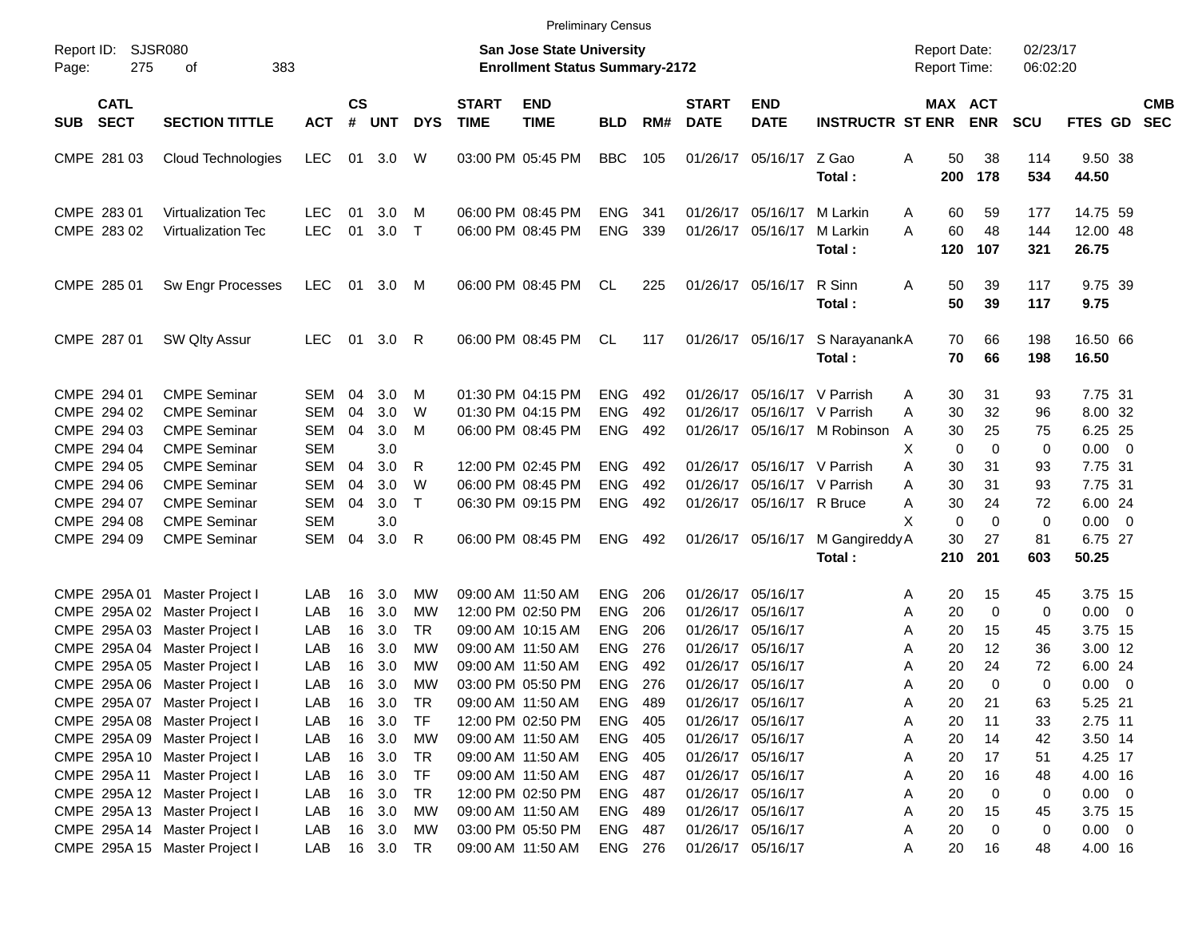Preliminary Census

Report ID: SJSR080
Page: 275 of 383

**San Jose State University**
**Enrollment Status Summary-2172**

Report Date: 02/23/17
Report Time: 06:02:20

| SUB | CATL SECT | SECTION TITTLE | ACT | CS # | UNT | DYS | START TIME | END TIME | BLD | RM# | START DATE | END DATE | INSTRUCTR | ST | MAX ENR | ACT ENR | SCU | FTES | GD | CMB SEC |
|---|---|---|---|---|---|---|---|---|---|---|---|---|---|---|---|---|---|---|---|---|
| CMPE | 281 03 | Cloud Technologies | LEC | 01 | 3.0 | W | 03:00 PM | 05:45 PM | BBC | 105 | 01/26/17 | 05/16/17 | Z Gao | A | 50 | 38 | 114 | 9.50 | 38 | |
| | | | | | | | | | | | | | **Total :** | | **200** | **178** | **534** | **44.50** | | |
| CMPE | 283 01 | Virtualization Tec | LEC | 01 | 3.0 | M | 06:00 PM | 08:45 PM | ENG | 341 | 01/26/17 | 05/16/17 | M Larkin | A | 60 | 59 | 177 | 14.75 | 59 | |
| CMPE | 283 02 | Virtualization Tec | LEC | 01 | 3.0 | T | 06:00 PM | 08:45 PM | ENG | 339 | 01/26/17 | 05/16/17 | M Larkin | A | 60 | 48 | 144 | 12.00 | 48 | |
| | | | | | | | | | | | | | **Total :** | | **120** | **107** | **321** | **26.75** | | |
| CMPE | 285 01 | Sw Engr Processes | LEC | 01 | 3.0 | M | 06:00 PM | 08:45 PM | CL | 225 | 01/26/17 | 05/16/17 | R Sinn | A | 50 | 39 | 117 | 9.75 | 39 | |
| | | | | | | | | | | | | | **Total :** | | **50** | **39** | **117** | **9.75** | | |
| CMPE | 287 01 | SW Qlty Assur | LEC | 01 | 3.0 | R | 06:00 PM | 08:45 PM | CL | 117 | 01/26/17 | 05/16/17 | S Narayanank | A | 70 | 66 | 198 | 16.50 | 66 | |
| | | | | | | | | | | | | | **Total :** | | **70** | **66** | **198** | **16.50** | | |
| CMPE | 294 01 | CMPE Seminar | SEM | 04 | 3.0 | M | 01:30 PM | 04:15 PM | ENG | 492 | 01/26/17 | 05/16/17 | V Parrish | A | 30 | 31 | 93 | 7.75 | 31 | |
| CMPE | 294 02 | CMPE Seminar | SEM | 04 | 3.0 | W | 01:30 PM | 04:15 PM | ENG | 492 | 01/26/17 | 05/16/17 | V Parrish | A | 30 | 32 | 96 | 8.00 | 32 | |
| CMPE | 294 03 | CMPE Seminar | SEM | 04 | 3.0 | M | 06:00 PM | 08:45 PM | ENG | 492 | 01/26/17 | 05/16/17 | M Robinson | A | 30 | 25 | 75 | 6.25 | 25 | |
| CMPE | 294 04 | CMPE Seminar | SEM | | 3.0 | | | | | | | | | X | 0 | 0 | 0 | 0.00 | 0 | |
| CMPE | 294 05 | CMPE Seminar | SEM | 04 | 3.0 | R | 12:00 PM | 02:45 PM | ENG | 492 | 01/26/17 | 05/16/17 | V Parrish | A | 30 | 31 | 93 | 7.75 | 31 | |
| CMPE | 294 06 | CMPE Seminar | SEM | 04 | 3.0 | W | 06:00 PM | 08:45 PM | ENG | 492 | 01/26/17 | 05/16/17 | V Parrish | A | 30 | 31 | 93 | 7.75 | 31 | |
| CMPE | 294 07 | CMPE Seminar | SEM | 04 | 3.0 | T | 06:30 PM | 09:15 PM | ENG | 492 | 01/26/17 | 05/16/17 | R Bruce | A | 30 | 24 | 72 | 6.00 | 24 | |
| CMPE | 294 08 | CMPE Seminar | SEM | | 3.0 | | | | | | | | | X | 0 | 0 | 0 | 0.00 | 0 | |
| CMPE | 294 09 | CMPE Seminar | SEM | 04 | 3.0 | R | 06:00 PM | 08:45 PM | ENG | 492 | 01/26/17 | 05/16/17 | M Gangireddy | A | 30 | 27 | 81 | 6.75 | 27 | |
| | | | | | | | | | | | | | **Total :** | | **210** | **201** | **603** | **50.25** | | |
| CMPE | 295A 01 | Master Project I | LAB | 16 | 3.0 | MW | 09:00 AM | 11:50 AM | ENG | 206 | 01/26/17 | 05/16/17 | | A | 20 | 15 | 45 | 3.75 | 15 | |
| CMPE | 295A 02 | Master Project I | LAB | 16 | 3.0 | MW | 12:00 PM | 02:50 PM | ENG | 206 | 01/26/17 | 05/16/17 | | A | 20 | 0 | 0 | 0.00 | 0 | |
| CMPE | 295A 03 | Master Project I | LAB | 16 | 3.0 | TR | 09:00 AM | 10:15 AM | ENG | 206 | 01/26/17 | 05/16/17 | | A | 20 | 15 | 45 | 3.75 | 15 | |
| CMPE | 295A 04 | Master Project I | LAB | 16 | 3.0 | MW | 09:00 AM | 11:50 AM | ENG | 276 | 01/26/17 | 05/16/17 | | A | 20 | 12 | 36 | 3.00 | 12 | |
| CMPE | 295A 05 | Master Project I | LAB | 16 | 3.0 | MW | 09:00 AM | 11:50 AM | ENG | 492 | 01/26/17 | 05/16/17 | | A | 20 | 24 | 72 | 6.00 | 24 | |
| CMPE | 295A 06 | Master Project I | LAB | 16 | 3.0 | MW | 03:00 PM | 05:50 PM | ENG | 276 | 01/26/17 | 05/16/17 | | A | 20 | 0 | 0 | 0.00 | 0 | |
| CMPE | 295A 07 | Master Project I | LAB | 16 | 3.0 | TR | 09:00 AM | 11:50 AM | ENG | 489 | 01/26/17 | 05/16/17 | | A | 20 | 21 | 63 | 5.25 | 21 | |
| CMPE | 295A 08 | Master Project I | LAB | 16 | 3.0 | TF | 12:00 PM | 02:50 PM | ENG | 405 | 01/26/17 | 05/16/17 | | A | 20 | 11 | 33 | 2.75 | 11 | |
| CMPE | 295A 09 | Master Project I | LAB | 16 | 3.0 | MW | 09:00 AM | 11:50 AM | ENG | 405 | 01/26/17 | 05/16/17 | | A | 20 | 14 | 42 | 3.50 | 14 | |
| CMPE | 295A 10 | Master Project I | LAB | 16 | 3.0 | TR | 09:00 AM | 11:50 AM | ENG | 405 | 01/26/17 | 05/16/17 | | A | 20 | 17 | 51 | 4.25 | 17 | |
| CMPE | 295A 11 | Master Project I | LAB | 16 | 3.0 | TF | 09:00 AM | 11:50 AM | ENG | 487 | 01/26/17 | 05/16/17 | | A | 20 | 16 | 48 | 4.00 | 16 | |
| CMPE | 295A 12 | Master Project I | LAB | 16 | 3.0 | TR | 12:00 PM | 02:50 PM | ENG | 487 | 01/26/17 | 05/16/17 | | A | 20 | 0 | 0 | 0.00 | 0 | |
| CMPE | 295A 13 | Master Project I | LAB | 16 | 3.0 | MW | 09:00 AM | 11:50 AM | ENG | 489 | 01/26/17 | 05/16/17 | | A | 20 | 15 | 45 | 3.75 | 15 | |
| CMPE | 295A 14 | Master Project I | LAB | 16 | 3.0 | MW | 03:00 PM | 05:50 PM | ENG | 487 | 01/26/17 | 05/16/17 | | A | 20 | 0 | 0 | 0.00 | 0 | |
| CMPE | 295A 15 | Master Project I | LAB | 16 | 3.0 | TR | 09:00 AM | 11:50 AM | ENG | 276 | 01/26/17 | 05/16/17 | | A | 20 | 16 | 48 | 4.00 | 16 | |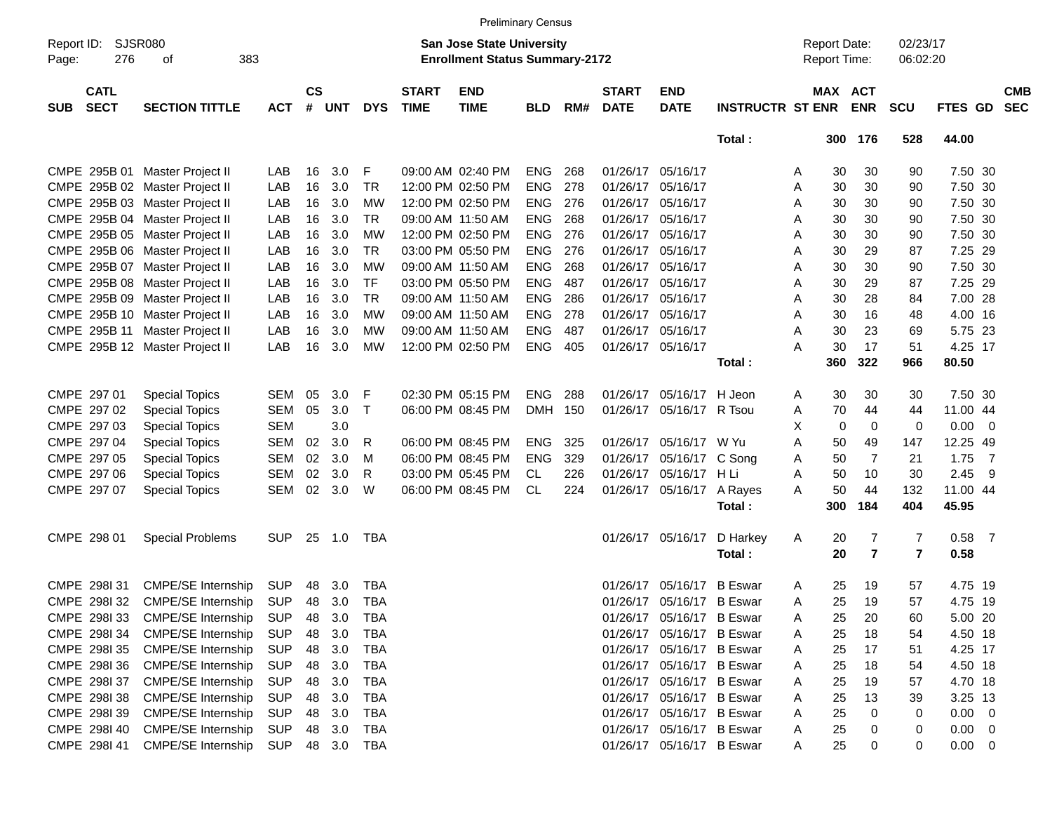Preliminary Census

Report ID: SJSR080

**San Jose State University**
**Enrollment Status Summary-2172**

Report Date: 02/23/17
Report Time: 06:02:20

| SUB | CATL SECT | SECTION TITTLE | ACT | CS # | UNT | DYS | START TIME | END TIME | BLD | RM# | START DATE | END DATE | INSTRUCTR | ST | MAX ENR | ACT ENR | SCU | FTES | GD | CMB SEC |
|---|---|---|---|---|---|---|---|---|---|---|---|---|---|---|---|---|---|---|---|---|
| | | | | | | | | | | | | | **Total :** | | **300** | **176** | **528** | **44.00** | | |
| CMPE | 295B 01 | Master Project II | LAB | 16 | 3.0 | F | 09:00 AM | 02:40 PM | ENG | 268 | 01/26/17 | 05/16/17 | | A | 30 | 30 | 90 | 7.50 | 30 | |
| CMPE | 295B 02 | Master Project II | LAB | 16 | 3.0 | TR | 12:00 PM | 02:50 PM | ENG | 278 | 01/26/17 | 05/16/17 | | A | 30 | 30 | 90 | 7.50 | 30 | |
| CMPE | 295B 03 | Master Project II | LAB | 16 | 3.0 | MW | 12:00 PM | 02:50 PM | ENG | 276 | 01/26/17 | 05/16/17 | | A | 30 | 30 | 90 | 7.50 | 30 | |
| CMPE | 295B 04 | Master Project II | LAB | 16 | 3.0 | TR | 09:00 AM | 11:50 AM | ENG | 268 | 01/26/17 | 05/16/17 | | A | 30 | 30 | 90 | 7.50 | 30 | |
| CMPE | 295B 05 | Master Project II | LAB | 16 | 3.0 | MW | 12:00 PM | 02:50 PM | ENG | 276 | 01/26/17 | 05/16/17 | | A | 30 | 30 | 90 | 7.50 | 30 | |
| CMPE | 295B 06 | Master Project II | LAB | 16 | 3.0 | TR | 03:00 PM | 05:50 PM | ENG | 276 | 01/26/17 | 05/16/17 | | A | 30 | 29 | 87 | 7.25 | 29 | |
| CMPE | 295B 07 | Master Project II | LAB | 16 | 3.0 | MW | 09:00 AM | 11:50 AM | ENG | 268 | 01/26/17 | 05/16/17 | | A | 30 | 30 | 90 | 7.50 | 30 | |
| CMPE | 295B 08 | Master Project II | LAB | 16 | 3.0 | TF | 03:00 PM | 05:50 PM | ENG | 487 | 01/26/17 | 05/16/17 | | A | 30 | 29 | 87 | 7.25 | 29 | |
| CMPE | 295B 09 | Master Project II | LAB | 16 | 3.0 | TR | 09:00 AM | 11:50 AM | ENG | 286 | 01/26/17 | 05/16/17 | | A | 30 | 28 | 84 | 7.00 | 28 | |
| CMPE | 295B 10 | Master Project II | LAB | 16 | 3.0 | MW | 09:00 AM | 11:50 AM | ENG | 278 | 01/26/17 | 05/16/17 | | A | 30 | 16 | 48 | 4.00 | 16 | |
| CMPE | 295B 11 | Master Project II | LAB | 16 | 3.0 | MW | 09:00 AM | 11:50 AM | ENG | 487 | 01/26/17 | 05/16/17 | | A | 30 | 23 | 69 | 5.75 | 23 | |
| CMPE | 295B 12 | Master Project II | LAB | 16 | 3.0 | MW | 12:00 PM | 02:50 PM | ENG | 405 | 01/26/17 | 05/16/17 | | A | 30 | 17 | 51 | 4.25 | 17 | |
| | | | | | | | | | | | | | **Total :** | | **360** | **322** | **966** | **80.50** | | |
| CMPE | 297 01 | Special Topics | SEM | 05 | 3.0 | F | 02:30 PM | 05:15 PM | ENG | 288 | 01/26/17 | 05/16/17 | H Jeon | A | 30 | 30 | 30 | 7.50 | 30 | |
| CMPE | 297 02 | Special Topics | SEM | 05 | 3.0 | T | 06:00 PM | 08:45 PM | DMH | 150 | 01/26/17 | 05/16/17 | R Tsou | A | 70 | 44 | 44 | 11.00 | 44 | |
| CMPE | 297 03 | Special Topics | SEM | | 3.0 | | | | | | | | | X | 0 | 0 | 0 | 0.00 | 0 | |
| CMPE | 297 04 | Special Topics | SEM | 02 | 3.0 | R | 06:00 PM | 08:45 PM | ENG | 325 | 01/26/17 | 05/16/17 | W Yu | A | 50 | 49 | 147 | 12.25 | 49 | |
| CMPE | 297 05 | Special Topics | SEM | 02 | 3.0 | M | 06:00 PM | 08:45 PM | ENG | 329 | 01/26/17 | 05/16/17 | C Song | A | 50 | 7 | 21 | 1.75 | 7 | |
| CMPE | 297 06 | Special Topics | SEM | 02 | 3.0 | R | 03:00 PM | 05:45 PM | CL | 226 | 01/26/17 | 05/16/17 | H Li | A | 50 | 10 | 30 | 2.45 | 9 | |
| CMPE | 297 07 | Special Topics | SEM | 02 | 3.0 | W | 06:00 PM | 08:45 PM | CL | 224 | 01/26/17 | 05/16/17 | A Rayes | A | 50 | 44 | 132 | 11.00 | 44 | |
| | | | | | | | | | | | | | **Total :** | | **300** | **184** | **404** | **45.95** | | |
| CMPE | 298 01 | Special Problems | SUP | 25 | 1.0 | TBA | | | | | 01/26/17 | 05/16/17 | D Harkey | A | 20 | 7 | 7 | 0.58 | 7 | |
| | | | | | | | | | | | | | **Total :** | | **20** | **7** | **7** | **0.58** | | |
| CMPE | 298I 31 | CMPE/SE Internship | SUP | 48 | 3.0 | TBA | | | | | 01/26/17 | 05/16/17 | B Eswar | A | 25 | 19 | 57 | 4.75 | 19 | |
| CMPE | 298I 32 | CMPE/SE Internship | SUP | 48 | 3.0 | TBA | | | | | 01/26/17 | 05/16/17 | B Eswar | A | 25 | 19 | 57 | 4.75 | 19 | |
| CMPE | 298I 33 | CMPE/SE Internship | SUP | 48 | 3.0 | TBA | | | | | 01/26/17 | 05/16/17 | B Eswar | A | 25 | 20 | 60 | 5.00 | 20 | |
| CMPE | 298I 34 | CMPE/SE Internship | SUP | 48 | 3.0 | TBA | | | | | 01/26/17 | 05/16/17 | B Eswar | A | 25 | 18 | 54 | 4.50 | 18 | |
| CMPE | 298I 35 | CMPE/SE Internship | SUP | 48 | 3.0 | TBA | | | | | 01/26/17 | 05/16/17 | B Eswar | A | 25 | 17 | 51 | 4.25 | 17 | |
| CMPE | 298I 36 | CMPE/SE Internship | SUP | 48 | 3.0 | TBA | | | | | 01/26/17 | 05/16/17 | B Eswar | A | 25 | 18 | 54 | 4.50 | 18 | |
| CMPE | 298I 37 | CMPE/SE Internship | SUP | 48 | 3.0 | TBA | | | | | 01/26/17 | 05/16/17 | B Eswar | A | 25 | 19 | 57 | 4.70 | 18 | |
| CMPE | 298I 38 | CMPE/SE Internship | SUP | 48 | 3.0 | TBA | | | | | 01/26/17 | 05/16/17 | B Eswar | A | 25 | 13 | 39 | 3.25 | 13 | |
| CMPE | 298I 39 | CMPE/SE Internship | SUP | 48 | 3.0 | TBA | | | | | 01/26/17 | 05/16/17 | B Eswar | A | 25 | 0 | 0 | 0.00 | 0 | |
| CMPE | 298I 40 | CMPE/SE Internship | SUP | 48 | 3.0 | TBA | | | | | 01/26/17 | 05/16/17 | B Eswar | A | 25 | 0 | 0 | 0.00 | 0 | |
| CMPE | 298I 41 | CMPE/SE Internship | SUP | 48 | 3.0 | TBA | | | | | 01/26/17 | 05/16/17 | B Eswar | A | 25 | 0 | 0 | 0.00 | 0 | |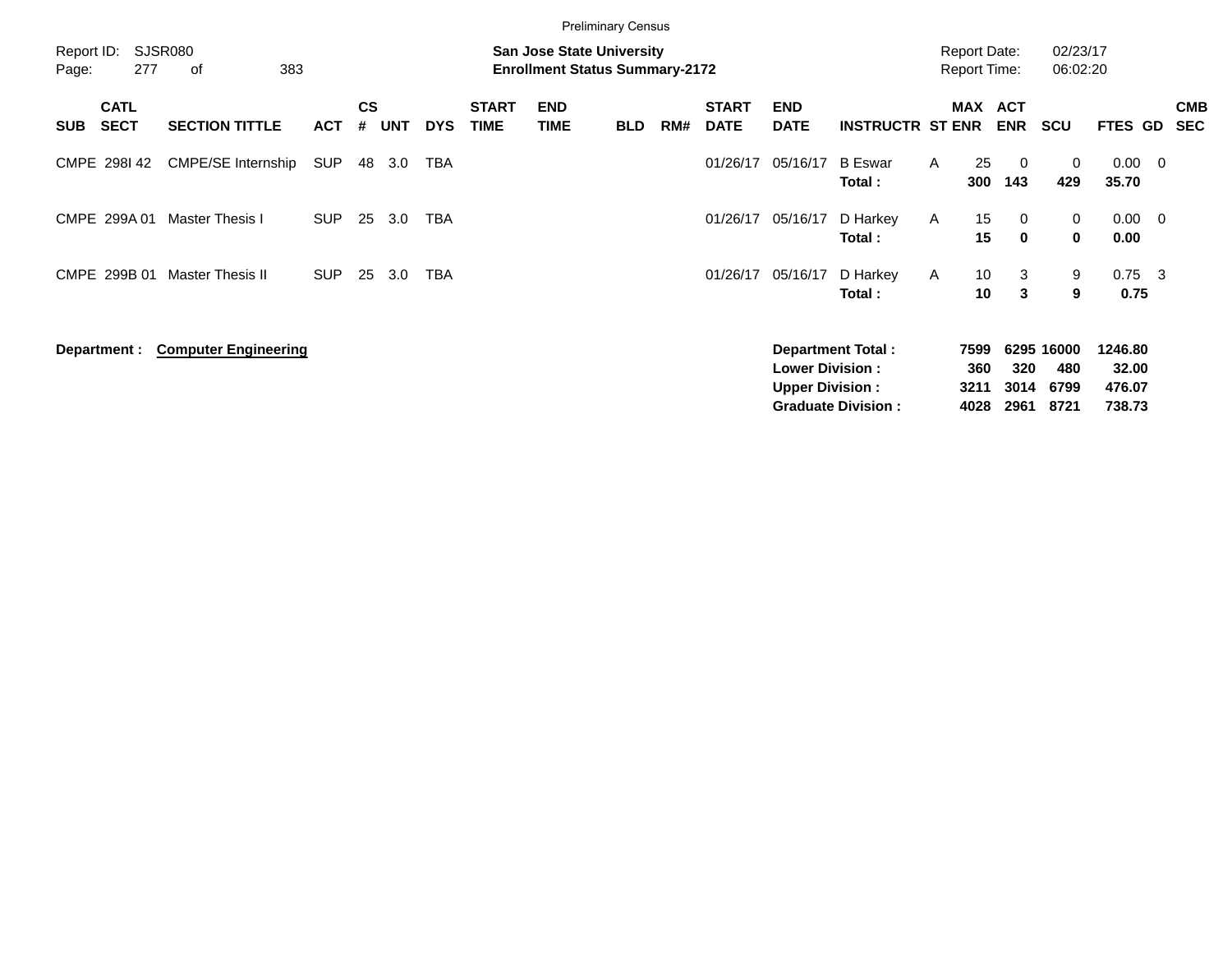Preliminary Census

Report ID: SJSR080

**San Jose State University**
**Enrollment Status Summary-2172**

Report Date: 02/23/17
Report Time: 06:02:20

| SUB | CATL SECT | SECTION TITTLE | ACT | CS # | UNT | DYS | START TIME | END TIME | BLD | RM# | START DATE | END DATE | INSTRUCTR | ST | MAX ENR | ACT ENR | SCU | FTES | GD | CMB SEC |
|---|---|---|---|---|---|---|---|---|---|---|---|---|---|---|---|---|---|---|---|---|
| CMPE | 298I 42 | CMPE/SE Internship | SUP | 48 | 3.0 | TBA | | | | | 01/26/17 | 05/16/17 | B Eswar | A | 25 | 0 | 0 | 0.00 | 0 | |
| | | | | | | | | | | | | | **Total :** | | **300** | **143** | **429** | **35.70** | | |
| CMPE | 299A 01 | Master Thesis I | SUP | 25 | 3.0 | TBA | | | | | 01/26/17 | 05/16/17 | D Harkey | A | 15 | 0 | 0 | 0.00 | 0 | |
| | | | | | | | | | | | | | **Total :** | | **15** | **0** | **0** | **0.00** | | |
| CMPE | 299B 01 | Master Thesis II | SUP | 25 | 3.0 | TBA | | | | | 01/26/17 | 05/16/17 | D Harkey | A | 10 | 3 | 9 | 0.75 | 3 | |
| | | | | | | | | | | | | | **Total :** | | **10** | **3** | **9** | **0.75** | | |

**Department :** **Computer Engineering**

| | MAX ENR | ACT ENR | SCU | FTES |
|---|---|---|---|---|
| **Department Total :** | **7599** | **6295** | **16000** | **1246.80** |
| **Lower Division :** | **360** | **320** | **480** | **32.00** |
| **Upper Division :** | **3211** | **3014** | **6799** | **476.07** |
| **Graduate Division :** | **4028** | **2961** | **8721** | **738.73** |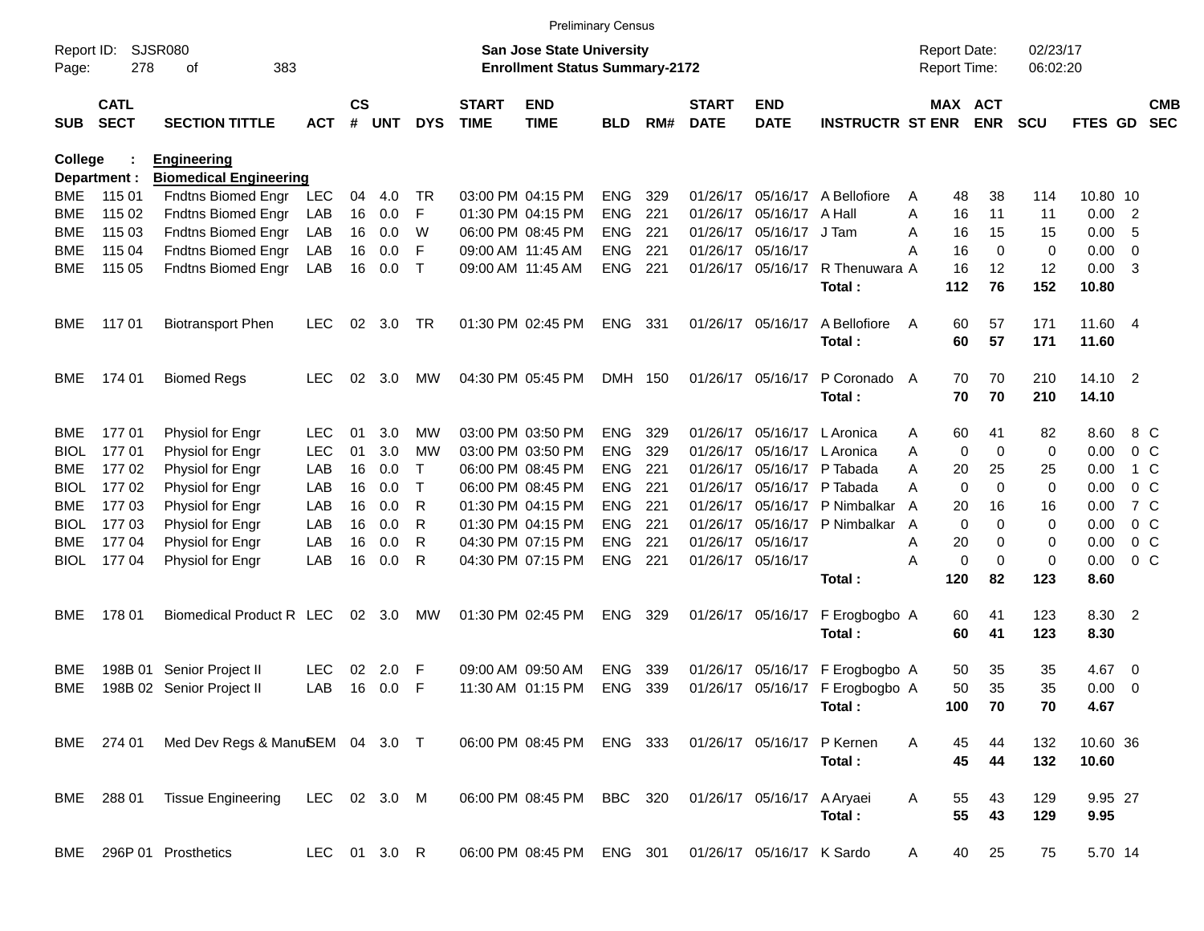Preliminary Census

Report ID: SJSR080

**San Jose State University**
**Enrollment Status Summary-2172**

Report Date: 02/23/17
Report Time: 06:02:20

**College : Engineering**
**Department : Biomedical Engineering**

| SUB | CATL SECT | SECTION TITTLE | ACT | CS # | UNT | DYS | START TIME | END TIME | BLD | RM# | START DATE | END DATE | INSTRUCTR | ST | MAX ENR | ACT ENR | SCU | FTES | GD | CMB SEC |
|---|---|---|---|---|---|---|---|---|---|---|---|---|---|---|---|---|---|---|---|---|
| BME | 115 01 | Fndtns Biomed Engr | LEC | 04 | 4.0 | TR | 03:00 PM | 04:15 PM | ENG | 329 | 01/26/17 | 05/16/17 | A Bellofiore | A | 48 | 38 | 114 | 10.80 | 10 | |
| BME | 115 02 | Fndtns Biomed Engr | LAB | 16 | 0.0 | F | 01:30 PM | 04:15 PM | ENG | 221 | 01/26/17 | 05/16/17 | A Hall | A | 16 | 11 | 11 | 0.00 | 2 | |
| BME | 115 03 | Fndtns Biomed Engr | LAB | 16 | 0.0 | W | 06:00 PM | 08:45 PM | ENG | 221 | 01/26/17 | 05/16/17 | J Tam | A | 16 | 15 | 15 | 0.00 | 5 | |
| BME | 115 04 | Fndtns Biomed Engr | LAB | 16 | 0.0 | F | 09:00 AM | 11:45 AM | ENG | 221 | 01/26/17 | 05/16/17 | | A | 16 | 0 | 0 | 0.00 | 0 | |
| BME | 115 05 | Fndtns Biomed Engr | LAB | 16 | 0.0 | T | 09:00 AM | 11:45 AM | ENG | 221 | 01/26/17 | 05/16/17 | R Thenuwara | A | 16 | 12 | 12 | 0.00 | 3 | |
| | | | | | | | | | | | | | **Total :** | | **112** | **76** | **152** | **10.80** | | |
| BME | 117 01 | Biotransport Phen | LEC | 02 | 3.0 | TR | 01:30 PM | 02:45 PM | ENG | 331 | 01/26/17 | 05/16/17 | A Bellofiore | A | 60 | 57 | 171 | 11.60 | 4 | |
| | | | | | | | | | | | | | **Total :** | | **60** | **57** | **171** | **11.60** | | |
| BME | 174 01 | Biomed Regs | LEC | 02 | 3.0 | MW | 04:30 PM | 05:45 PM | DMH | 150 | 01/26/17 | 05/16/17 | P Coronado | A | 70 | 70 | 210 | 14.10 | 2 | |
| | | | | | | | | | | | | | **Total :** | | **70** | **70** | **210** | **14.10** | | |
| BME | 177 01 | Physiol for Engr | LEC | 01 | 3.0 | MW | 03:00 PM | 03:50 PM | ENG | 329 | 01/26/17 | 05/16/17 | L Aronica | A | 60 | 41 | 82 | 8.60 | 8 | C |
| BIOL | 177 01 | Physiol for Engr | LEC | 01 | 3.0 | MW | 03:00 PM | 03:50 PM | ENG | 329 | 01/26/17 | 05/16/17 | L Aronica | A | 0 | 0 | 0 | 0.00 | 0 | C |
| BME | 177 02 | Physiol for Engr | LAB | 16 | 0.0 | T | 06:00 PM | 08:45 PM | ENG | 221 | 01/26/17 | 05/16/17 | P Tabada | A | 20 | 25 | 25 | 0.00 | 1 | C |
| BIOL | 177 02 | Physiol for Engr | LAB | 16 | 0.0 | T | 06:00 PM | 08:45 PM | ENG | 221 | 01/26/17 | 05/16/17 | P Tabada | A | 0 | 0 | 0 | 0.00 | 0 | C |
| BME | 177 03 | Physiol for Engr | LAB | 16 | 0.0 | R | 01:30 PM | 04:15 PM | ENG | 221 | 01/26/17 | 05/16/17 | P Nimbalkar | A | 20 | 16 | 16 | 0.00 | 7 | C |
| BIOL | 177 03 | Physiol for Engr | LAB | 16 | 0.0 | R | 01:30 PM | 04:15 PM | ENG | 221 | 01/26/17 | 05/16/17 | P Nimbalkar | A | 0 | 0 | 0 | 0.00 | 0 | C |
| BME | 177 04 | Physiol for Engr | LAB | 16 | 0.0 | R | 04:30 PM | 07:15 PM | ENG | 221 | 01/26/17 | 05/16/17 | | A | 20 | 0 | 0 | 0.00 | 0 | C |
| BIOL | 177 04 | Physiol for Engr | LAB | 16 | 0.0 | R | 04:30 PM | 07:15 PM | ENG | 221 | 01/26/17 | 05/16/17 | | A | 0 | 0 | 0 | 0.00 | 0 | C |
| | | | | | | | | | | | | | **Total :** | | **120** | **82** | **123** | **8.60** | | |
| BME | 178 01 | Biomedical Product R | LEC | 02 | 3.0 | MW | 01:30 PM | 02:45 PM | ENG | 329 | 01/26/17 | 05/16/17 | F Erogbogbo | A | 60 | 41 | 123 | 8.30 | 2 | |
| | | | | | | | | | | | | | **Total :** | | **60** | **41** | **123** | **8.30** | | |
| BME | 198B 01 | Senior Project II | LEC | 02 | 2.0 | F | 09:00 AM | 09:50 AM | ENG | 339 | 01/26/17 | 05/16/17 | F Erogbogbo | A | 50 | 35 | 35 | 4.67 | 0 | |
| BME | 198B 02 | Senior Project II | LAB | 16 | 0.0 | F | 11:30 AM | 01:15 PM | ENG | 339 | 01/26/17 | 05/16/17 | F Erogbogbo | A | 50 | 35 | 35 | 0.00 | 0 | |
| | | | | | | | | | | | | | **Total :** | | **100** | **70** | **70** | **4.67** | | |
| BME | 274 01 | Med Dev Regs & Manuf | SEM | 04 | 3.0 | T | 06:00 PM | 08:45 PM | ENG | 333 | 01/26/17 | 05/16/17 | P Kernen | A | 45 | 44 | 132 | 10.60 | 36 | |
| | | | | | | | | | | | | | **Total :** | | **45** | **44** | **132** | **10.60** | | |
| BME | 288 01 | Tissue Engineering | LEC | 02 | 3.0 | M | 06:00 PM | 08:45 PM | BBC | 320 | 01/26/17 | 05/16/17 | A Aryaei | A | 55 | 43 | 129 | 9.95 | 27 | |
| | | | | | | | | | | | | | **Total :** | | **55** | **43** | **129** | **9.95** | | |
| BME | 296P 01 | Prosthetics | LEC | 01 | 3.0 | R | 06:00 PM | 08:45 PM | ENG | 301 | 01/26/17 | 05/16/17 | K Sardo | A | 40 | 25 | 75 | 5.70 | 14 | |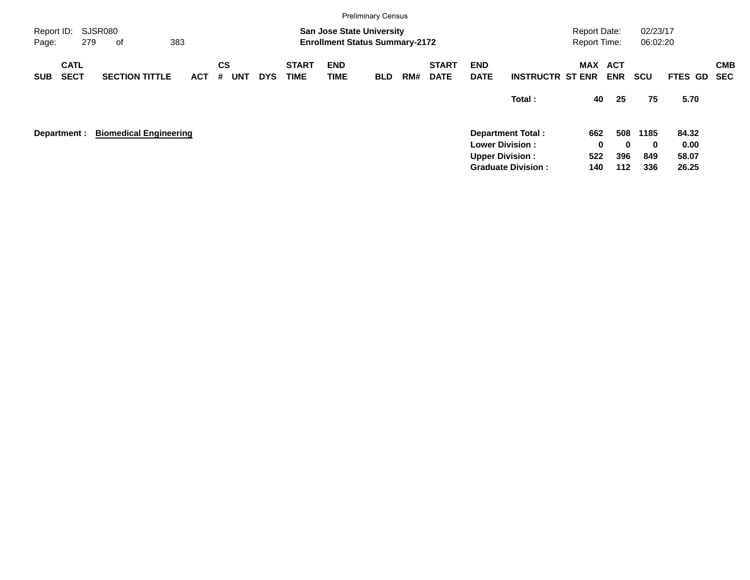Preliminary Census

Report ID: SJSR080

**San Jose State University**
**Enrollment Status Summary-2172**

Report Date: 02/23/17
Report Time: 06:02:20

| SUB | CATL SECT | SECTION TITTLE | ACT | CS # | UNT | DYS | START TIME | END TIME | BLD | RM# | START DATE | END DATE | INSTRUCTR | MAX ST ENR | ACT ENR | SCU | FTES | GD | CMB SEC |
|---|---|---|---|---|---|---|---|---|---|---|---|---|---|---|---|---|---|---|---|
| | | | | | | | | | | | | | **Total :** | **40** | **25** | **75** | **5.70** | | |

**Department : Biomedical Engineering**

| | MAX ST ENR | ACT ENR | SCU | FTES |
|---|---|---|---|---|
| **Department Total :** | **662** | **508** | **1185** | **84.32** |
| **Lower Division :** | **0** | **0** | **0** | **0.00** |
| **Upper Division :** | **522** | **396** | **849** | **58.07** |
| **Graduate Division :** | **140** | **112** | **336** | **26.25** |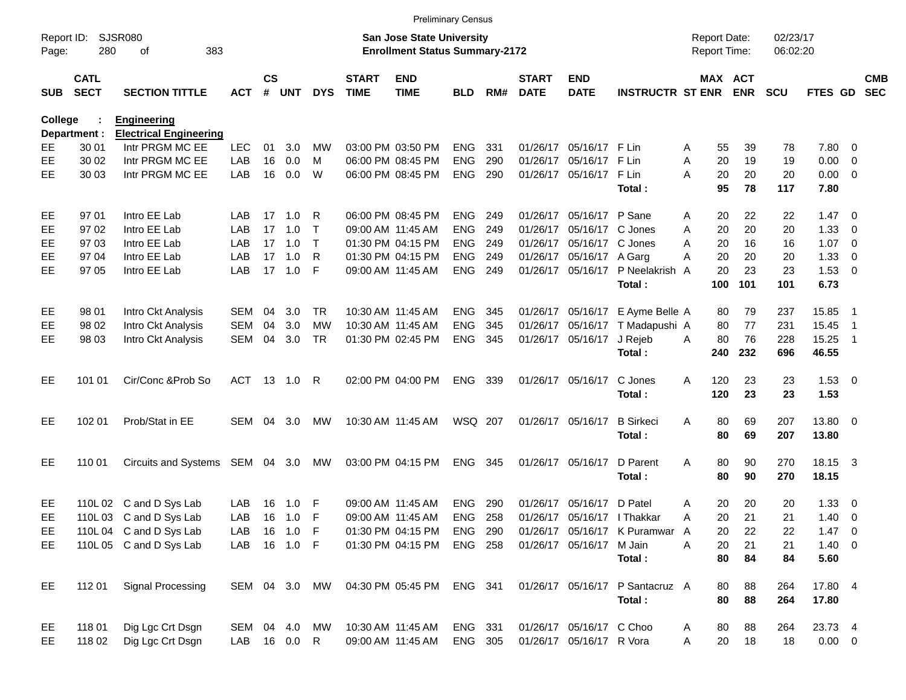Preliminary Census

Report ID: SJSR080

**San Jose State University**
**Enrollment Status Summary-2172**

Report Date: 02/23/17
Report Time: 06:02:20

| SUB | CATL SECT | SECTION TITTLE | ACT | CS # | UNT | DYS | START TIME | END TIME | BLD | RM# | START DATE | END DATE | INSTRUCTR | ST | MAX ENR | ACT ENR | SCU | FTES | GD | CMB SEC |
|---|---|---|---|---|---|---|---|---|---|---|---|---|---|---|---|---|---|---|---|---|
| **College :** | | **Engineering** | | | | | | | | | | | | | | | | | | |
| **Department :** | | **Electrical Engineering** | | | | | | | | | | | | | | | | | | |
| EE | 30 01 | Intr PRGM MC EE | LEC | 01 | 3.0 | MW | 03:00 PM | 03:50 PM | ENG | 331 | 01/26/17 | 05/16/17 | F Lin | A | 55 | 39 | 78 | 7.80 | 0 | |
| EE | 30 02 | Intr PRGM MC EE | LAB | 16 | 0.0 | M | 06:00 PM | 08:45 PM | ENG | 290 | 01/26/17 | 05/16/17 | F Lin | A | 20 | 19 | 19 | 0.00 | 0 | |
| EE | 30 03 | Intr PRGM MC EE | LAB | 16 | 0.0 | W | 06:00 PM | 08:45 PM | ENG | 290 | 01/26/17 | 05/16/17 | F Lin | A | 20 | 20 | 20 | 0.00 | 0 | |
| | | | | | | | | | | | | | **Total :** | | **95** | **78** | **117** | **7.80** | | |
| EE | 97 01 | Intro EE Lab | LAB | 17 | 1.0 | R | 06:00 PM | 08:45 PM | ENG | 249 | 01/26/17 | 05/16/17 | P Sane | A | 20 | 22 | 22 | 1.47 | 0 | |
| EE | 97 02 | Intro EE Lab | LAB | 17 | 1.0 | T | 09:00 AM | 11:45 AM | ENG | 249 | 01/26/17 | 05/16/17 | C Jones | A | 20 | 20 | 20 | 1.33 | 0 | |
| EE | 97 03 | Intro EE Lab | LAB | 17 | 1.0 | T | 01:30 PM | 04:15 PM | ENG | 249 | 01/26/17 | 05/16/17 | C Jones | A | 20 | 16 | 16 | 1.07 | 0 | |
| EE | 97 04 | Intro EE Lab | LAB | 17 | 1.0 | R | 01:30 PM | 04:15 PM | ENG | 249 | 01/26/17 | 05/16/17 | A Garg | A | 20 | 20 | 20 | 1.33 | 0 | |
| EE | 97 05 | Intro EE Lab | LAB | 17 | 1.0 | F | 09:00 AM | 11:45 AM | ENG | 249 | 01/26/17 | 05/16/17 | P Neelakrish | A | 20 | 23 | 23 | 1.53 | 0 | |
| | | | | | | | | | | | | | **Total :** | | **100** | **101** | **101** | **6.73** | | |
| EE | 98 01 | Intro Ckt Analysis | SEM | 04 | 3.0 | TR | 10:30 AM | 11:45 AM | ENG | 345 | 01/26/17 | 05/16/17 | E Ayme Belle | A | 80 | 79 | 237 | 15.85 | 1 | |
| EE | 98 02 | Intro Ckt Analysis | SEM | 04 | 3.0 | MW | 10:30 AM | 11:45 AM | ENG | 345 | 01/26/17 | 05/16/17 | T Madapushi | A | 80 | 77 | 231 | 15.45 | 1 | |
| EE | 98 03 | Intro Ckt Analysis | SEM | 04 | 3.0 | TR | 01:30 PM | 02:45 PM | ENG | 345 | 01/26/17 | 05/16/17 | J Rejeb | A | 80 | 76 | 228 | 15.25 | 1 | |
| | | | | | | | | | | | | | **Total :** | | **240** | **232** | **696** | **46.55** | | |
| EE | 101 01 | Cir/Conc &Prob So | ACT | 13 | 1.0 | R | 02:00 PM | 04:00 PM | ENG | 339 | 01/26/17 | 05/16/17 | C Jones | A | 120 | 23 | 23 | 1.53 | 0 | |
| | | | | | | | | | | | | | **Total :** | | **120** | **23** | **23** | **1.53** | | |
| EE | 102 01 | Prob/Stat in EE | SEM | 04 | 3.0 | MW | 10:30 AM | 11:45 AM | WSQ | 207 | 01/26/17 | 05/16/17 | B Sirkeci | A | 80 | 69 | 207 | 13.80 | 0 | |
| | | | | | | | | | | | | | **Total :** | | **80** | **69** | **207** | **13.80** | | |
| EE | 110 01 | Circuits and Systems | SEM | 04 | 3.0 | MW | 03:00 PM | 04:15 PM | ENG | 345 | 01/26/17 | 05/16/17 | D Parent | A | 80 | 90 | 270 | 18.15 | 3 | |
| | | | | | | | | | | | | | **Total :** | | **80** | **90** | **270** | **18.15** | | |
| EE | 110L 02 | C and D Sys Lab | LAB | 16 | 1.0 | F | 09:00 AM | 11:45 AM | ENG | 290 | 01/26/17 | 05/16/17 | D Patel | A | 20 | 20 | 20 | 1.33 | 0 | |
| EE | 110L 03 | C and D Sys Lab | LAB | 16 | 1.0 | F | 09:00 AM | 11:45 AM | ENG | 258 | 01/26/17 | 05/16/17 | I Thakkar | A | 20 | 21 | 21 | 1.40 | 0 | |
| EE | 110L 04 | C and D Sys Lab | LAB | 16 | 1.0 | F | 01:30 PM | 04:15 PM | ENG | 290 | 01/26/17 | 05/16/17 | K Puramwar | A | 20 | 22 | 22 | 1.47 | 0 | |
| EE | 110L 05 | C and D Sys Lab | LAB | 16 | 1.0 | F | 01:30 PM | 04:15 PM | ENG | 258 | 01/26/17 | 05/16/17 | M Jain | A | 20 | 21 | 21 | 1.40 | 0 | |
| | | | | | | | | | | | | | **Total :** | | **80** | **84** | **84** | **5.60** | | |
| EE | 112 01 | Signal Processing | SEM | 04 | 3.0 | MW | 04:30 PM | 05:45 PM | ENG | 341 | 01/26/17 | 05/16/17 | P Santacruz | A | 80 | 88 | 264 | 17.80 | 4 | |
| | | | | | | | | | | | | | **Total :** | | **80** | **88** | **264** | **17.80** | | |
| EE | 118 01 | Dig Lgc Crt Dsgn | SEM | 04 | 4.0 | MW | 10:30 AM | 11:45 AM | ENG | 331 | 01/26/17 | 05/16/17 | C Choo | A | 80 | 88 | 264 | 23.73 | 4 | |
| EE | 118 02 | Dig Lgc Crt Dsgn | LAB | 16 | 0.0 | R | 09:00 AM | 11:45 AM | ENG | 305 | 01/26/17 | 05/16/17 | R Vora | A | 20 | 18 | 18 | 0.00 | 0 | |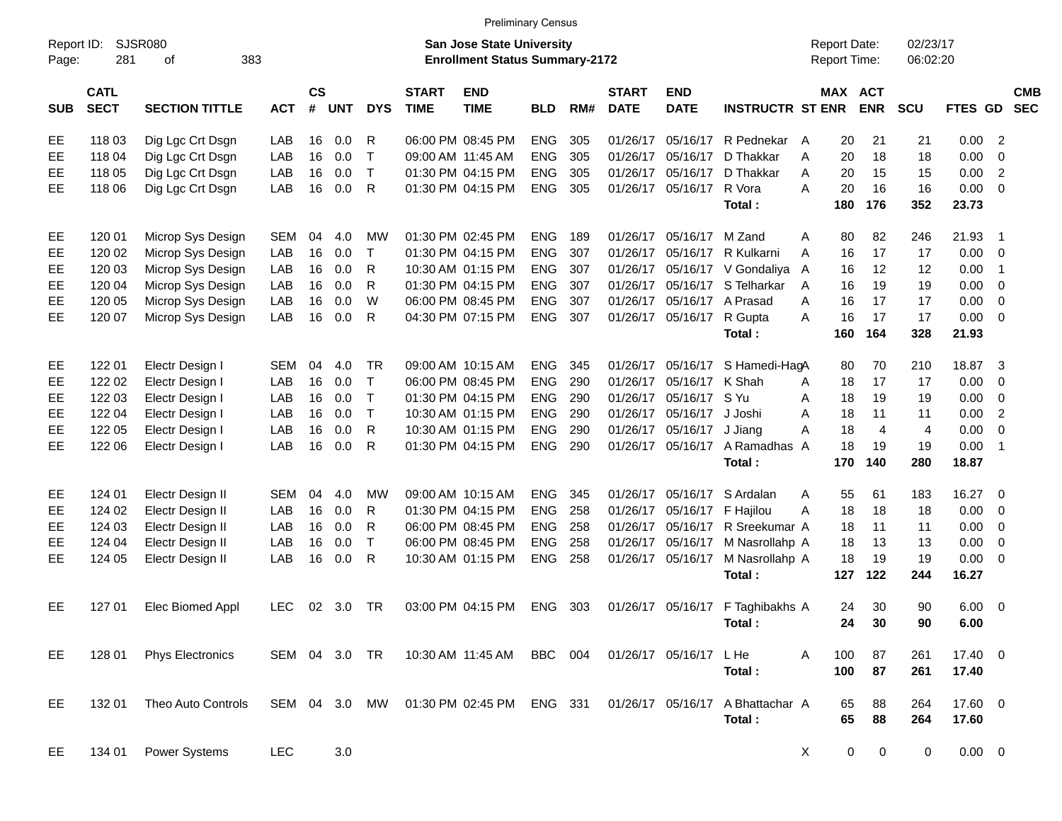Preliminary Census

Report ID: SJSR080

**San Jose State University**
**Enrollment Status Summary-2172**

Report Date: 02/23/17
Report Time: 06:02:20

| SUB | CATL SECT | SECTION TITTLE | ACT | CS # | UNT | DYS | START TIME | END TIME | BLD | RM# | START DATE | END DATE | INSTRUCTR | ST | MAX ENR | ACT ENR | SCU | FTES | GD | CMB SEC |
|---|---|---|---|---|---|---|---|---|---|---|---|---|---|---|---|---|---|---|---|---|
| EE | 118 03 | Dig Lgc Crt Dsgn | LAB | 16 | 0.0 | R | 06:00 PM | 08:45 PM | ENG | 305 | 01/26/17 | 05/16/17 | R Pednekar | A | 20 | 21 | 21 | 0.00 | 2 | |
| EE | 118 04 | Dig Lgc Crt Dsgn | LAB | 16 | 0.0 | T | 09:00 AM | 11:45 AM | ENG | 305 | 01/26/17 | 05/16/17 | D Thakkar | A | 20 | 18 | 18 | 0.00 | 0 | |
| EE | 118 05 | Dig Lgc Crt Dsgn | LAB | 16 | 0.0 | T | 01:30 PM | 04:15 PM | ENG | 305 | 01/26/17 | 05/16/17 | D Thakkar | A | 20 | 15 | 15 | 0.00 | 2 | |
| EE | 118 06 | Dig Lgc Crt Dsgn | LAB | 16 | 0.0 | R | 01:30 PM | 04:15 PM | ENG | 305 | 01/26/17 | 05/16/17 | R Vora | A | 20 | 16 | 16 | 0.00 | 0 | |
| | | | | | | | | | | | | | **Total :** | | **180** | **176** | **352** | **23.73** | | |
| EE | 120 01 | Microp Sys Design | SEM | 04 | 4.0 | MW | 01:30 PM | 02:45 PM | ENG | 189 | 01/26/17 | 05/16/17 | M Zand | A | 80 | 82 | 246 | 21.93 | 1 | |
| EE | 120 02 | Microp Sys Design | LAB | 16 | 0.0 | T | 01:30 PM | 04:15 PM | ENG | 307 | 01/26/17 | 05/16/17 | R Kulkarni | A | 16 | 17 | 17 | 0.00 | 0 | |
| EE | 120 03 | Microp Sys Design | LAB | 16 | 0.0 | R | 10:30 AM | 01:15 PM | ENG | 307 | 01/26/17 | 05/16/17 | V Gondaliya | A | 16 | 12 | 12 | 0.00 | 1 | |
| EE | 120 04 | Microp Sys Design | LAB | 16 | 0.0 | R | 01:30 PM | 04:15 PM | ENG | 307 | 01/26/17 | 05/16/17 | S Telharkar | A | 16 | 19 | 19 | 0.00 | 0 | |
| EE | 120 05 | Microp Sys Design | LAB | 16 | 0.0 | W | 06:00 PM | 08:45 PM | ENG | 307 | 01/26/17 | 05/16/17 | A Prasad | A | 16 | 17 | 17 | 0.00 | 0 | |
| EE | 120 07 | Microp Sys Design | LAB | 16 | 0.0 | R | 04:30 PM | 07:15 PM | ENG | 307 | 01/26/17 | 05/16/17 | R Gupta | A | 16 | 17 | 17 | 0.00 | 0 | |
| | | | | | | | | | | | | | **Total :** | | **160** | **164** | **328** | **21.93** | | |
| EE | 122 01 | Electr Design I | SEM | 04 | 4.0 | TR | 09:00 AM | 10:15 AM | ENG | 345 | 01/26/17 | 05/16/17 | S Hamedi-Hag | A | 80 | 70 | 210 | 18.87 | 3 | |
| EE | 122 02 | Electr Design I | LAB | 16 | 0.0 | T | 06:00 PM | 08:45 PM | ENG | 290 | 01/26/17 | 05/16/17 | K Shah | A | 18 | 17 | 17 | 0.00 | 0 | |
| EE | 122 03 | Electr Design I | LAB | 16 | 0.0 | T | 01:30 PM | 04:15 PM | ENG | 290 | 01/26/17 | 05/16/17 | S Yu | A | 18 | 19 | 19 | 0.00 | 0 | |
| EE | 122 04 | Electr Design I | LAB | 16 | 0.0 | T | 10:30 AM | 01:15 PM | ENG | 290 | 01/26/17 | 05/16/17 | J Joshi | A | 18 | 11 | 11 | 0.00 | 2 | |
| EE | 122 05 | Electr Design I | LAB | 16 | 0.0 | R | 10:30 AM | 01:15 PM | ENG | 290 | 01/26/17 | 05/16/17 | J Jiang | A | 18 | 4 | 4 | 0.00 | 0 | |
| EE | 122 06 | Electr Design I | LAB | 16 | 0.0 | R | 01:30 PM | 04:15 PM | ENG | 290 | 01/26/17 | 05/16/17 | A Ramadhas | A | 18 | 19 | 19 | 0.00 | 1 | |
| | | | | | | | | | | | | | **Total :** | | **170** | **140** | **280** | **18.87** | | |
| EE | 124 01 | Electr Design II | SEM | 04 | 4.0 | MW | 09:00 AM | 10:15 AM | ENG | 345 | 01/26/17 | 05/16/17 | S Ardalan | A | 55 | 61 | 183 | 16.27 | 0 | |
| EE | 124 02 | Electr Design II | LAB | 16 | 0.0 | R | 01:30 PM | 04:15 PM | ENG | 258 | 01/26/17 | 05/16/17 | F Hajilou | A | 18 | 18 | 18 | 0.00 | 0 | |
| EE | 124 03 | Electr Design II | LAB | 16 | 0.0 | R | 06:00 PM | 08:45 PM | ENG | 258 | 01/26/17 | 05/16/17 | R Sreekumar | A | 18 | 11 | 11 | 0.00 | 0 | |
| EE | 124 04 | Electr Design II | LAB | 16 | 0.0 | T | 06:00 PM | 08:45 PM | ENG | 258 | 01/26/17 | 05/16/17 | M Nasrollahp | A | 18 | 13 | 13 | 0.00 | 0 | |
| EE | 124 05 | Electr Design II | LAB | 16 | 0.0 | R | 10:30 AM | 01:15 PM | ENG | 258 | 01/26/17 | 05/16/17 | M Nasrollahp | A | 18 | 19 | 19 | 0.00 | 0 | |
| | | | | | | | | | | | | | **Total :** | | **127** | **122** | **244** | **16.27** | | |
| EE | 127 01 | Elec Biomed Appl | LEC | 02 | 3.0 | TR | 03:00 PM | 04:15 PM | ENG | 303 | 01/26/17 | 05/16/17 | F Taghibakhs | A | 24 | 30 | 90 | 6.00 | 0 | |
| | | | | | | | | | | | | | **Total :** | | **24** | **30** | **90** | **6.00** | | |
| EE | 128 01 | Phys Electronics | SEM | 04 | 3.0 | TR | 10:30 AM | 11:45 AM | BBC | 004 | 01/26/17 | 05/16/17 | L He | A | 100 | 87 | 261 | 17.40 | 0 | |
| | | | | | | | | | | | | | **Total :** | | **100** | **87** | **261** | **17.40** | | |
| EE | 132 01 | Theo Auto Controls | SEM | 04 | 3.0 | MW | 01:30 PM | 02:45 PM | ENG | 331 | 01/26/17 | 05/16/17 | A Bhattachar | A | 65 | 88 | 264 | 17.60 | 0 | |
| | | | | | | | | | | | | | **Total :** | | **65** | **88** | **264** | **17.60** | | |
| EE | 134 01 | Power Systems | LEC | | 3.0 | | | | | | | | | X | 0 | 0 | 0 | 0.00 | 0 | |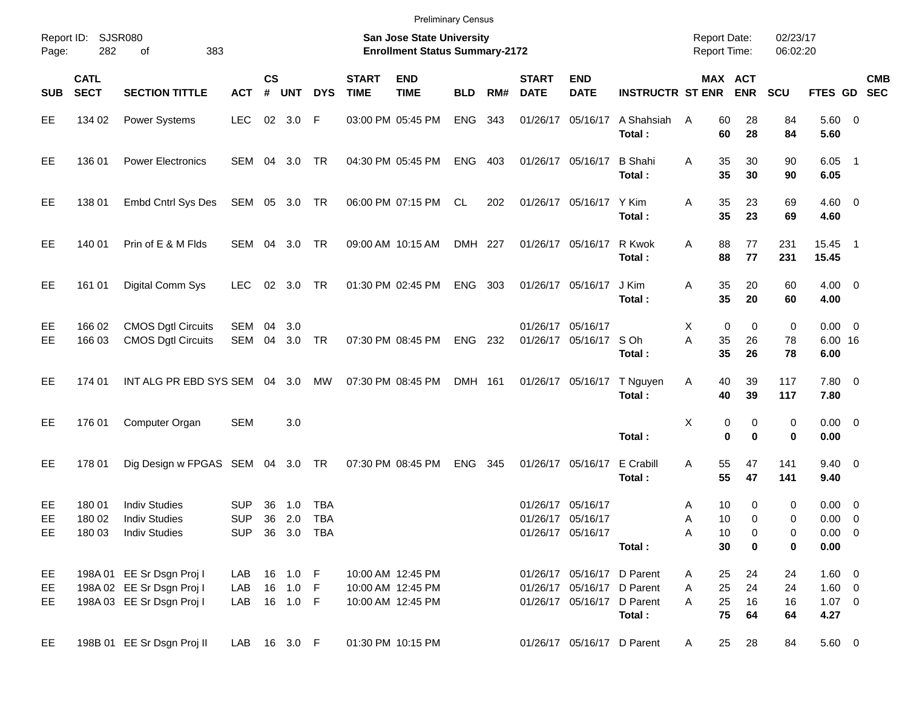Preliminary Census

Report ID: SJSR080
Page: 282 of 383

**San Jose State University**
**Enrollment Status Summary-2172**

Report Date: 02/23/17
Report Time: 06:02:20

| SUB | CATL SECT | SECTION TITTLE | ACT | CS # | UNT | DYS | START TIME | END TIME | BLD | RM# | START DATE | END DATE | INSTRUCTR | ST | MAX ENR | ACT ENR | SCU | FTES | GD | CMB SEC |
|---|---|---|---|---|---|---|---|---|---|---|---|---|---|---|---|---|---|---|---|---|
| EE | 134 02 | Power Systems | LEC | 02 | 3.0 | F | 03:00 PM | 05:45 PM | ENG | 343 | 01/26/17 | 05/16/17 | A Shahsiah | A | 60 | 28 | 84 | 5.60 | 0 | |
| | | | | | | | | | | | | | **Total :** | | **60** | **28** | **84** | **5.60** | | |
| EE | 136 01 | Power Electronics | SEM | 04 | 3.0 | TR | 04:30 PM | 05:45 PM | ENG | 403 | 01/26/17 | 05/16/17 | B Shahi | A | 35 | 30 | 90 | 6.05 | 1 | |
| | | | | | | | | | | | | | **Total :** | | **35** | **30** | **90** | **6.05** | | |
| EE | 138 01 | Embd Cntrl Sys Des | SEM | 05 | 3.0 | TR | 06:00 PM | 07:15 PM | CL | 202 | 01/26/17 | 05/16/17 | Y Kim | A | 35 | 23 | 69 | 4.60 | 0 | |
| | | | | | | | | | | | | | **Total :** | | **35** | **23** | **69** | **4.60** | | |
| EE | 140 01 | Prin of E & M Flds | SEM | 04 | 3.0 | TR | 09:00 AM | 10:15 AM | DMH | 227 | 01/26/17 | 05/16/17 | R Kwok | A | 88 | 77 | 231 | 15.45 | 1 | |
| | | | | | | | | | | | | | **Total :** | | **88** | **77** | **231** | **15.45** | | |
| EE | 161 01 | Digital Comm Sys | LEC | 02 | 3.0 | TR | 01:30 PM | 02:45 PM | ENG | 303 | 01/26/17 | 05/16/17 | J Kim | A | 35 | 20 | 60 | 4.00 | 0 | |
| | | | | | | | | | | | | | **Total :** | | **35** | **20** | **60** | **4.00** | | |
| EE | 166 02 | CMOS Dgtl Circuits | SEM | 04 | 3.0 | | | | | | 01/26/17 | 05/16/17 | | X | 0 | 0 | 0 | 0.00 | 0 | |
| EE | 166 03 | CMOS Dgtl Circuits | SEM | 04 | 3.0 | TR | 07:30 PM | 08:45 PM | ENG | 232 | 01/26/17 | 05/16/17 | S Oh | A | 35 | 26 | 78 | 6.00 | 16 | |
| | | | | | | | | | | | | | **Total :** | | **35** | **26** | **78** | **6.00** | | |
| EE | 174 01 | INT ALG PR EBD SYS | SEM | 04 | 3.0 | MW | 07:30 PM | 08:45 PM | DMH | 161 | 01/26/17 | 05/16/17 | T Nguyen | A | 40 | 39 | 117 | 7.80 | 0 | |
| | | | | | | | | | | | | | **Total :** | | **40** | **39** | **117** | **7.80** | | |
| EE | 176 01 | Computer Organ | SEM | | 3.0 | | | | | | | | | X | 0 | 0 | 0 | 0.00 | 0 | |
| | | | | | | | | | | | | | **Total :** | | **0** | **0** | **0** | **0.00** | | |
| EE | 178 01 | Dig Design w FPGAS | SEM | 04 | 3.0 | TR | 07:30 PM | 08:45 PM | ENG | 345 | 01/26/17 | 05/16/17 | E Crabill | A | 55 | 47 | 141 | 9.40 | 0 | |
| | | | | | | | | | | | | | **Total :** | | **55** | **47** | **141** | **9.40** | | |
| EE | 180 01 | Indiv Studies | SUP | 36 | 1.0 | TBA | | | | | 01/26/17 | 05/16/17 | | A | 10 | 0 | 0 | 0.00 | 0 | |
| EE | 180 02 | Indiv Studies | SUP | 36 | 2.0 | TBA | | | | | 01/26/17 | 05/16/17 | | A | 10 | 0 | 0 | 0.00 | 0 | |
| EE | 180 03 | Indiv Studies | SUP | 36 | 3.0 | TBA | | | | | 01/26/17 | 05/16/17 | | A | 10 | 0 | 0 | 0.00 | 0 | |
| | | | | | | | | | | | | | **Total :** | | **30** | **0** | **0** | **0.00** | | |
| EE | 198A 01 | EE Sr Dsgn Proj I | LAB | 16 | 1.0 | F | 10:00 AM | 12:45 PM | | | 01/26/17 | 05/16/17 | D Parent | A | 25 | 24 | 24 | 1.60 | 0 | |
| EE | 198A 02 | EE Sr Dsgn Proj I | LAB | 16 | 1.0 | F | 10:00 AM | 12:45 PM | | | 01/26/17 | 05/16/17 | D Parent | A | 25 | 24 | 24 | 1.60 | 0 | |
| EE | 198A 03 | EE Sr Dsgn Proj I | LAB | 16 | 1.0 | F | 10:00 AM | 12:45 PM | | | 01/26/17 | 05/16/17 | D Parent | A | 25 | 16 | 16 | 1.07 | 0 | |
| | | | | | | | | | | | | | **Total :** | | **75** | **64** | **64** | **4.27** | | |
| EE | 198B 01 | EE Sr Dsgn Proj II | LAB | 16 | 3.0 | F | 01:30 PM | 10:15 PM | | | 01/26/17 | 05/16/17 | D Parent | A | 25 | 28 | 84 | 5.60 | 0 | |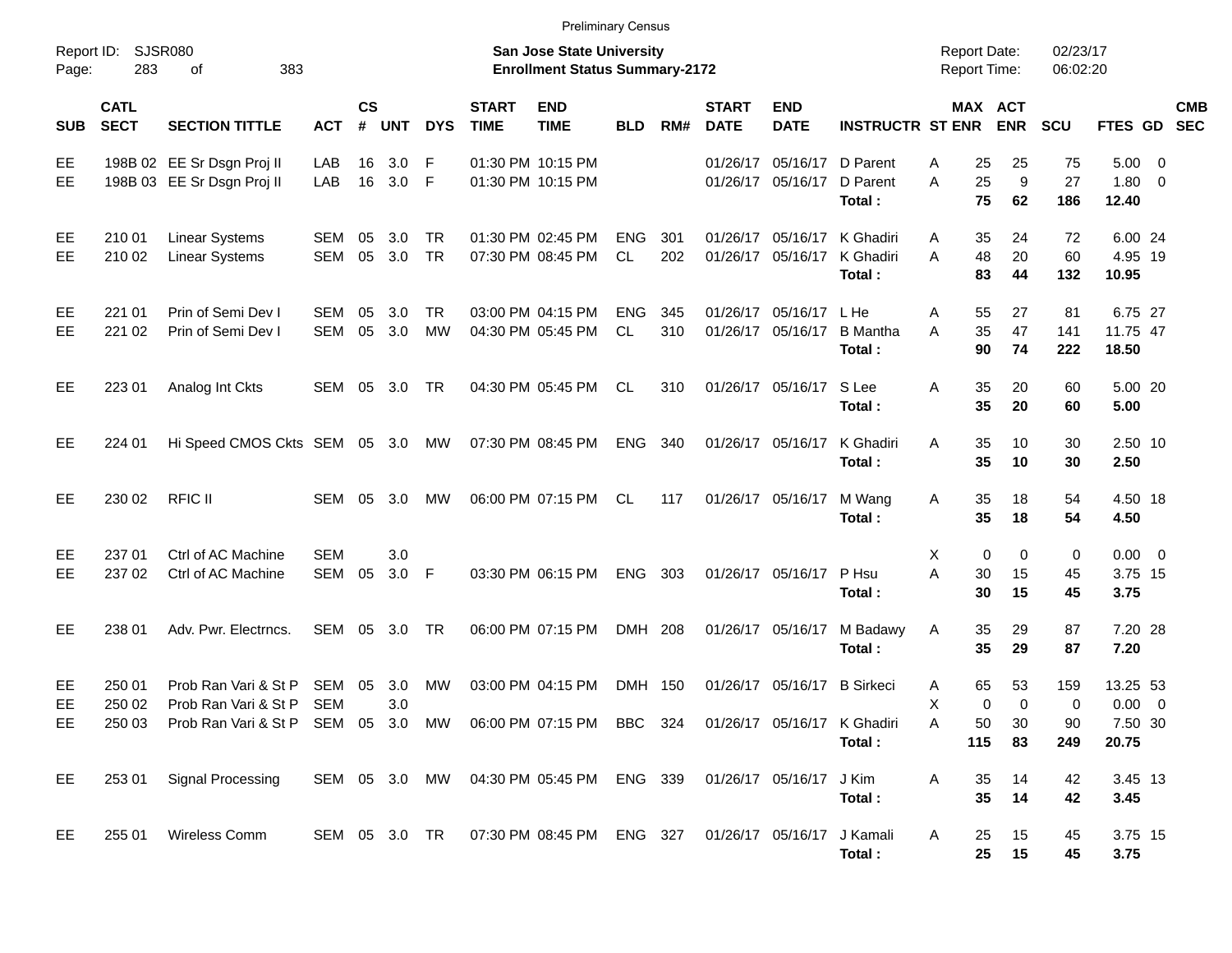Preliminary Census

Report ID: SJSR080
Page: 283 of 383

**San Jose State University**
**Enrollment Status Summary-2172**

Report Date: 02/23/17
Report Time: 06:02:20

| SUB | CATL SECT | SECTION TITTLE | ACT | CS # | UNT | DYS | START TIME | END TIME | BLD | RM# | START DATE | END DATE | INSTRUCTR | ST | MAX ENR | ACT ENR | SCU | FTES | GD | CMB SEC |
|---|---|---|---|---|---|---|---|---|---|---|---|---|---|---|---|---|---|---|---|---|
| EE | 198B 02 | EE Sr Dsgn Proj II | LAB | 16 | 3.0 | F | 01:30 PM | 10:15 PM | | | 01/26/17 | 05/16/17 | D Parent | A | 25 | 25 | 75 | 5.00 | 0 | |
| EE | 198B 03 | EE Sr Dsgn Proj II | LAB | 16 | 3.0 | F | 01:30 PM | 10:15 PM | | | 01/26/17 | 05/16/17 | D Parent | A | 25 | 9 | 27 | 1.80 | 0 | |
| | | | | | | | | | | | | | **Total :** | | **75** | **62** | **186** | **12.40** | | |
| EE | 210 01 | Linear Systems | SEM | 05 | 3.0 | TR | 01:30 PM | 02:45 PM | ENG | 301 | 01/26/17 | 05/16/17 | K Ghadiri | A | 35 | 24 | 72 | 6.00 | 24 | |
| EE | 210 02 | Linear Systems | SEM | 05 | 3.0 | TR | 07:30 PM | 08:45 PM | CL | 202 | 01/26/17 | 05/16/17 | K Ghadiri | A | 48 | 20 | 60 | 4.95 | 19 | |
| | | | | | | | | | | | | | **Total :** | | **83** | **44** | **132** | **10.95** | | |
| EE | 221 01 | Prin of Semi Dev I | SEM | 05 | 3.0 | TR | 03:00 PM | 04:15 PM | ENG | 345 | 01/26/17 | 05/16/17 | L He | A | 55 | 27 | 81 | 6.75 | 27 | |
| EE | 221 02 | Prin of Semi Dev I | SEM | 05 | 3.0 | MW | 04:30 PM | 05:45 PM | CL | 310 | 01/26/17 | 05/16/17 | B Mantha | A | 35 | 47 | 141 | 11.75 | 47 | |
| | | | | | | | | | | | | | **Total :** | | **90** | **74** | **222** | **18.50** | | |
| EE | 223 01 | Analog Int Ckts | SEM | 05 | 3.0 | TR | 04:30 PM | 05:45 PM | CL | 310 | 01/26/17 | 05/16/17 | S Lee | A | 35 | 20 | 60 | 5.00 | 20 | |
| | | | | | | | | | | | | | **Total :** | | **35** | **20** | **60** | **5.00** | | |
| EE | 224 01 | Hi Speed CMOS Ckts | SEM | 05 | 3.0 | MW | 07:30 PM | 08:45 PM | ENG | 340 | 01/26/17 | 05/16/17 | K Ghadiri | A | 35 | 10 | 30 | 2.50 | 10 | |
| | | | | | | | | | | | | | **Total :** | | **35** | **10** | **30** | **2.50** | | |
| EE | 230 02 | RFIC II | SEM | 05 | 3.0 | MW | 06:00 PM | 07:15 PM | CL | 117 | 01/26/17 | 05/16/17 | M Wang | A | 35 | 18 | 54 | 4.50 | 18 | |
| | | | | | | | | | | | | | **Total :** | | **35** | **18** | **54** | **4.50** | | |
| EE | 237 01 | Ctrl of AC Machine | SEM | | 3.0 | | | | | | | | | X | 0 | 0 | 0 | 0.00 | 0 | |
| EE | 237 02 | Ctrl of AC Machine | SEM | 05 | 3.0 | F | 03:30 PM | 06:15 PM | ENG | 303 | 01/26/17 | 05/16/17 | P Hsu | A | 30 | 15 | 45 | 3.75 | 15 | |
| | | | | | | | | | | | | | **Total :** | | **30** | **15** | **45** | **3.75** | | |
| EE | 238 01 | Adv. Pwr. Electrncs. | SEM | 05 | 3.0 | TR | 06:00 PM | 07:15 PM | DMH | 208 | 01/26/17 | 05/16/17 | M Badawy | A | 35 | 29 | 87 | 7.20 | 28 | |
| | | | | | | | | | | | | | **Total :** | | **35** | **29** | **87** | **7.20** | | |
| EE | 250 01 | Prob Ran Vari & St P | SEM | 05 | 3.0 | MW | 03:00 PM | 04:15 PM | DMH | 150 | 01/26/17 | 05/16/17 | B Sirkeci | A | 65 | 53 | 159 | 13.25 | 53 | |
| EE | 250 02 | Prob Ran Vari & St P | SEM | | 3.0 | | | | | | | | | X | 0 | 0 | 0 | 0.00 | 0 | |
| EE | 250 03 | Prob Ran Vari & St P | SEM | 05 | 3.0 | MW | 06:00 PM | 07:15 PM | BBC | 324 | 01/26/17 | 05/16/17 | K Ghadiri | A | 50 | 30 | 90 | 7.50 | 30 | |
| | | | | | | | | | | | | | **Total :** | | **115** | **83** | **249** | **20.75** | | |
| EE | 253 01 | Signal Processing | SEM | 05 | 3.0 | MW | 04:30 PM | 05:45 PM | ENG | 339 | 01/26/17 | 05/16/17 | J Kim | A | 35 | 14 | 42 | 3.45 | 13 | |
| | | | | | | | | | | | | | **Total :** | | **35** | **14** | **42** | **3.45** | | |
| EE | 255 01 | Wireless Comm | SEM | 05 | 3.0 | TR | 07:30 PM | 08:45 PM | ENG | 327 | 01/26/17 | 05/16/17 | J Kamali | A | 25 | 15 | 45 | 3.75 | 15 | |
| | | | | | | | | | | | | | **Total :** | | **25** | **15** | **45** | **3.75** | | |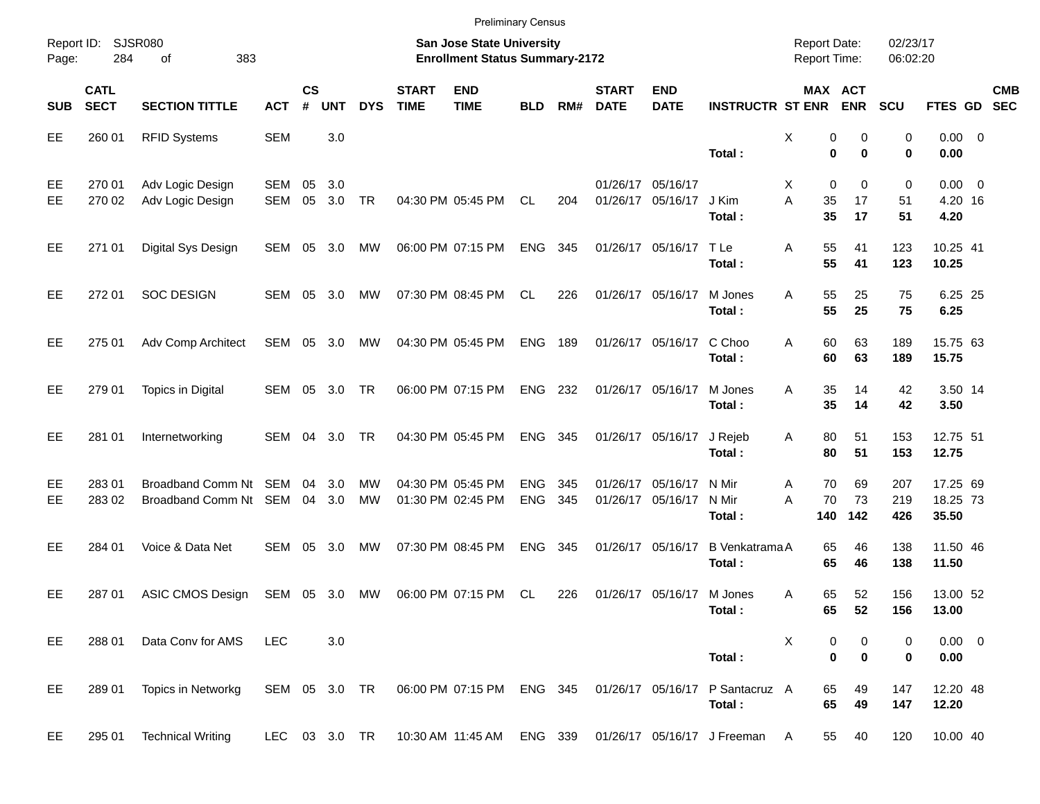Preliminary Census

Report ID: SJSR080

**San Jose State University**
**Enrollment Status Summary-2172**

Report Date: 02/23/17
Report Time: 06:02:20

| SUB | CATL SECT | SECTION TITTLE | ACT | CS # | UNT | DYS | START TIME | END TIME | BLD | RM# | START DATE | END DATE | INSTRUCTR | ST | MAX ENR | ACT ENR | SCU | FTES | GD | CMB SEC |
|---|---|---|---|---|---|---|---|---|---|---|---|---|---|---|---|---|---|---|---|---|
| EE | 260 01 | RFID Systems | SEM | | 3.0 | | | | | | | | | X | 0 | 0 | 0 | 0.00 | 0 | |
| | | | | | | | | | | | | | **Total :** | | **0** | **0** | **0** | **0.00** | | |
| EE | 270 01 | Adv Logic Design | SEM | 05 | 3.0 | | | | | | 01/26/17 | 05/16/17 | | X | 0 | 0 | 0 | 0.00 | 0 | |
| EE | 270 02 | Adv Logic Design | SEM | 05 | 3.0 | TR | 04:30 PM | 05:45 PM | CL | 204 | 01/26/17 | 05/16/17 | J Kim | A | 35 | 17 | 51 | 4.20 | 16 | |
| | | | | | | | | | | | | | **Total :** | | **35** | **17** | **51** | **4.20** | | |
| EE | 271 01 | Digital Sys Design | SEM | 05 | 3.0 | MW | 06:00 PM | 07:15 PM | ENG | 345 | 01/26/17 | 05/16/17 | T Le | A | 55 | 41 | 123 | 10.25 | 41 | |
| | | | | | | | | | | | | | **Total :** | | **55** | **41** | **123** | **10.25** | | |
| EE | 272 01 | SOC DESIGN | SEM | 05 | 3.0 | MW | 07:30 PM | 08:45 PM | CL | 226 | 01/26/17 | 05/16/17 | M Jones | A | 55 | 25 | 75 | 6.25 | 25 | |
| | | | | | | | | | | | | | **Total :** | | **55** | **25** | **75** | **6.25** | | |
| EE | 275 01 | Adv Comp Architect | SEM | 05 | 3.0 | MW | 04:30 PM | 05:45 PM | ENG | 189 | 01/26/17 | 05/16/17 | C Choo | A | 60 | 63 | 189 | 15.75 | 63 | |
| | | | | | | | | | | | | | **Total :** | | **60** | **63** | **189** | **15.75** | | |
| EE | 279 01 | Topics in Digital | SEM | 05 | 3.0 | TR | 06:00 PM | 07:15 PM | ENG | 232 | 01/26/17 | 05/16/17 | M Jones | A | 35 | 14 | 42 | 3.50 | 14 | |
| | | | | | | | | | | | | | **Total :** | | **35** | **14** | **42** | **3.50** | | |
| EE | 281 01 | Internetworking | SEM | 04 | 3.0 | TR | 04:30 PM | 05:45 PM | ENG | 345 | 01/26/17 | 05/16/17 | J Rejeb | A | 80 | 51 | 153 | 12.75 | 51 | |
| | | | | | | | | | | | | | **Total :** | | **80** | **51** | **153** | **12.75** | | |
| EE | 283 01 | Broadband Comm Nt | SEM | 04 | 3.0 | MW | 04:30 PM | 05:45 PM | ENG | 345 | 01/26/17 | 05/16/17 | N Mir | A | 70 | 69 | 207 | 17.25 | 69 | |
| EE | 283 02 | Broadband Comm Nt | SEM | 04 | 3.0 | MW | 01:30 PM | 02:45 PM | ENG | 345 | 01/26/17 | 05/16/17 | N Mir | A | 70 | 73 | 219 | 18.25 | 73 | |
| | | | | | | | | | | | | | **Total :** | | **140** | **142** | **426** | **35.50** | | |
| EE | 284 01 | Voice & Data Net | SEM | 05 | 3.0 | MW | 07:30 PM | 08:45 PM | ENG | 345 | 01/26/17 | 05/16/17 | B Venkatrama | A | 65 | 46 | 138 | 11.50 | 46 | |
| | | | | | | | | | | | | | **Total :** | | **65** | **46** | **138** | **11.50** | | |
| EE | 287 01 | ASIC CMOS Design | SEM | 05 | 3.0 | MW | 06:00 PM | 07:15 PM | CL | 226 | 01/26/17 | 05/16/17 | M Jones | A | 65 | 52 | 156 | 13.00 | 52 | |
| | | | | | | | | | | | | | **Total :** | | **65** | **52** | **156** | **13.00** | | |
| EE | 288 01 | Data Conv for AMS | LEC | | 3.0 | | | | | | | | | X | 0 | 0 | 0 | 0.00 | 0 | |
| | | | | | | | | | | | | | **Total :** | | **0** | **0** | **0** | **0.00** | | |
| EE | 289 01 | Topics in Networkg | SEM | 05 | 3.0 | TR | 06:00 PM | 07:15 PM | ENG | 345 | 01/26/17 | 05/16/17 | P Santacruz | A | 65 | 49 | 147 | 12.20 | 48 | |
| | | | | | | | | | | | | | **Total :** | | **65** | **49** | **147** | **12.20** | | |
| EE | 295 01 | Technical Writing | LEC | 03 | 3.0 | TR | 10:30 AM | 11:45 AM | ENG | 339 | 01/26/17 | 05/16/17 | J Freeman | A | 55 | 40 | 120 | 10.00 | 40 | |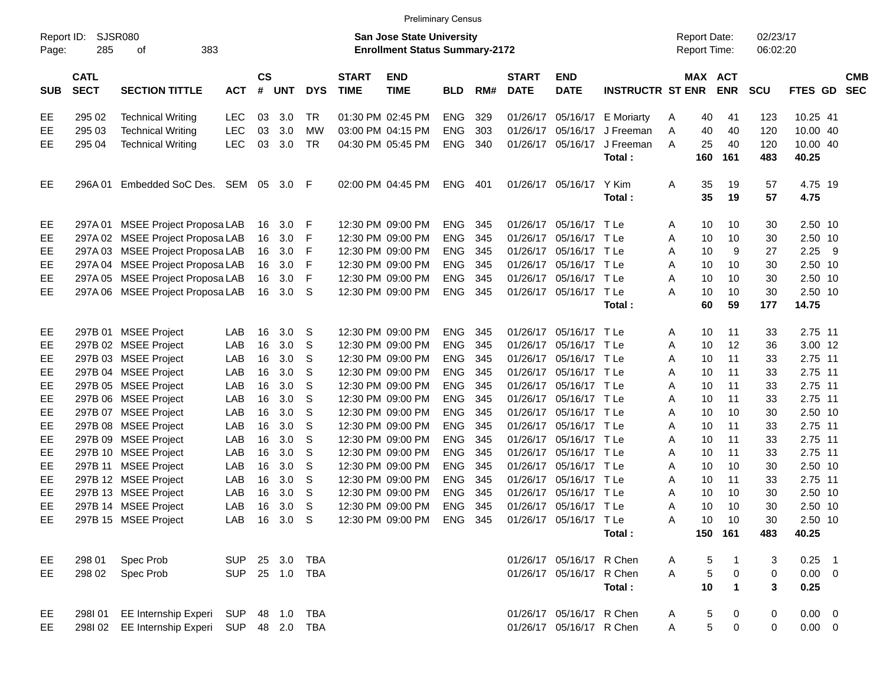Preliminary Census

Report ID: SJSR080
Page: 285 of 383

**San Jose State University**
**Enrollment Status Summary-2172**

Report Date: 02/23/17
Report Time: 06:02:20

| SUB | CATL SECT | SECTION TITTLE | ACT | CS # | UNT | DYS | START TIME | END TIME | BLD | RM# | START DATE | END DATE | INSTRUCTR | ST | MAX ENR | ACT ENR | SCU | FTES | GD | CMB SEC |
|---|---|---|---|---|---|---|---|---|---|---|---|---|---|---|---|---|---|---|---|---|
| EE | 295 02 | Technical Writing | LEC | 03 | 3.0 | TR | 01:30 PM | 02:45 PM | ENG | 329 | 01/26/17 | 05/16/17 | E Moriarty | A | 40 | 41 | 123 | 10.25 | 41 | |
| EE | 295 03 | Technical Writing | LEC | 03 | 3.0 | MW | 03:00 PM | 04:15 PM | ENG | 303 | 01/26/17 | 05/16/17 | J Freeman | A | 40 | 40 | 120 | 10.00 | 40 | |
| EE | 295 04 | Technical Writing | LEC | 03 | 3.0 | TR | 04:30 PM | 05:45 PM | ENG | 340 | 01/26/17 | 05/16/17 | J Freeman | A | 25 | 40 | 120 | 10.00 | 40 | |
| | | | | | | | | | | | | | **Total :** | | **160** | **161** | **483** | **40.25** | | |
| EE | 296A 01 | Embedded SoC Des. | SEM | 05 | 3.0 | F | 02:00 PM | 04:45 PM | ENG | 401 | 01/26/17 | 05/16/17 | Y Kim | A | 35 | 19 | 57 | 4.75 | 19 | |
| | | | | | | | | | | | | | **Total :** | | **35** | **19** | **57** | **4.75** | | |
| EE | 297A 01 | MSEE Project Proposa | LAB | 16 | 3.0 | F | 12:30 PM | 09:00 PM | ENG | 345 | 01/26/17 | 05/16/17 | T Le | A | 10 | 10 | 30 | 2.50 | 10 | |
| EE | 297A 02 | MSEE Project Proposa | LAB | 16 | 3.0 | F | 12:30 PM | 09:00 PM | ENG | 345 | 01/26/17 | 05/16/17 | T Le | A | 10 | 10 | 30 | 2.50 | 10 | |
| EE | 297A 03 | MSEE Project Proposa | LAB | 16 | 3.0 | F | 12:30 PM | 09:00 PM | ENG | 345 | 01/26/17 | 05/16/17 | T Le | A | 10 | 9 | 27 | 2.25 | 9 | |
| EE | 297A 04 | MSEE Project Proposa | LAB | 16 | 3.0 | F | 12:30 PM | 09:00 PM | ENG | 345 | 01/26/17 | 05/16/17 | T Le | A | 10 | 10 | 30 | 2.50 | 10 | |
| EE | 297A 05 | MSEE Project Proposa | LAB | 16 | 3.0 | F | 12:30 PM | 09:00 PM | ENG | 345 | 01/26/17 | 05/16/17 | T Le | A | 10 | 10 | 30 | 2.50 | 10 | |
| EE | 297A 06 | MSEE Project Proposa | LAB | 16 | 3.0 | S | 12:30 PM | 09:00 PM | ENG | 345 | 01/26/17 | 05/16/17 | T Le | A | 10 | 10 | 30 | 2.50 | 10 | |
| | | | | | | | | | | | | | **Total :** | | **60** | **59** | **177** | **14.75** | | |
| EE | 297B 01 | MSEE Project | LAB | 16 | 3.0 | S | 12:30 PM | 09:00 PM | ENG | 345 | 01/26/17 | 05/16/17 | T Le | A | 10 | 11 | 33 | 2.75 | 11 | |
| EE | 297B 02 | MSEE Project | LAB | 16 | 3.0 | S | 12:30 PM | 09:00 PM | ENG | 345 | 01/26/17 | 05/16/17 | T Le | A | 10 | 12 | 36 | 3.00 | 12 | |
| EE | 297B 03 | MSEE Project | LAB | 16 | 3.0 | S | 12:30 PM | 09:00 PM | ENG | 345 | 01/26/17 | 05/16/17 | T Le | A | 10 | 11 | 33 | 2.75 | 11 | |
| EE | 297B 04 | MSEE Project | LAB | 16 | 3.0 | S | 12:30 PM | 09:00 PM | ENG | 345 | 01/26/17 | 05/16/17 | T Le | A | 10 | 11 | 33 | 2.75 | 11 | |
| EE | 297B 05 | MSEE Project | LAB | 16 | 3.0 | S | 12:30 PM | 09:00 PM | ENG | 345 | 01/26/17 | 05/16/17 | T Le | A | 10 | 11 | 33 | 2.75 | 11 | |
| EE | 297B 06 | MSEE Project | LAB | 16 | 3.0 | S | 12:30 PM | 09:00 PM | ENG | 345 | 01/26/17 | 05/16/17 | T Le | A | 10 | 11 | 33 | 2.75 | 11 | |
| EE | 297B 07 | MSEE Project | LAB | 16 | 3.0 | S | 12:30 PM | 09:00 PM | ENG | 345 | 01/26/17 | 05/16/17 | T Le | A | 10 | 10 | 30 | 2.50 | 10 | |
| EE | 297B 08 | MSEE Project | LAB | 16 | 3.0 | S | 12:30 PM | 09:00 PM | ENG | 345 | 01/26/17 | 05/16/17 | T Le | A | 10 | 11 | 33 | 2.75 | 11 | |
| EE | 297B 09 | MSEE Project | LAB | 16 | 3.0 | S | 12:30 PM | 09:00 PM | ENG | 345 | 01/26/17 | 05/16/17 | T Le | A | 10 | 11 | 33 | 2.75 | 11 | |
| EE | 297B 10 | MSEE Project | LAB | 16 | 3.0 | S | 12:30 PM | 09:00 PM | ENG | 345 | 01/26/17 | 05/16/17 | T Le | A | 10 | 11 | 33 | 2.75 | 11 | |
| EE | 297B 11 | MSEE Project | LAB | 16 | 3.0 | S | 12:30 PM | 09:00 PM | ENG | 345 | 01/26/17 | 05/16/17 | T Le | A | 10 | 10 | 30 | 2.50 | 10 | |
| EE | 297B 12 | MSEE Project | LAB | 16 | 3.0 | S | 12:30 PM | 09:00 PM | ENG | 345 | 01/26/17 | 05/16/17 | T Le | A | 10 | 11 | 33 | 2.75 | 11 | |
| EE | 297B 13 | MSEE Project | LAB | 16 | 3.0 | S | 12:30 PM | 09:00 PM | ENG | 345 | 01/26/17 | 05/16/17 | T Le | A | 10 | 10 | 30 | 2.50 | 10 | |
| EE | 297B 14 | MSEE Project | LAB | 16 | 3.0 | S | 12:30 PM | 09:00 PM | ENG | 345 | 01/26/17 | 05/16/17 | T Le | A | 10 | 10 | 30 | 2.50 | 10 | |
| EE | 297B 15 | MSEE Project | LAB | 16 | 3.0 | S | 12:30 PM | 09:00 PM | ENG | 345 | 01/26/17 | 05/16/17 | T Le | A | 10 | 10 | 30 | 2.50 | 10 | |
| | | | | | | | | | | | | | **Total :** | | **150** | **161** | **483** | **40.25** | | |
| EE | 298 01 | Spec Prob | SUP | 25 | 3.0 | TBA | | | | | 01/26/17 | 05/16/17 | R Chen | A | 5 | 1 | 3 | 0.25 | 1 | |
| EE | 298 02 | Spec Prob | SUP | 25 | 1.0 | TBA | | | | | 01/26/17 | 05/16/17 | R Chen | A | 5 | 0 | 0 | 0.00 | 0 | |
| | | | | | | | | | | | | | **Total :** | | **10** | **1** | **3** | **0.25** | | |
| EE | 298I 01 | EE Internship Experi | SUP | 48 | 1.0 | TBA | | | | | 01/26/17 | 05/16/17 | R Chen | A | 5 | 0 | 0 | 0.00 | 0 | |
| EE | 298I 02 | EE Internship Experi | SUP | 48 | 2.0 | TBA | | | | | 01/26/17 | 05/16/17 | R Chen | A | 5 | 0 | 0 | 0.00 | 0 | |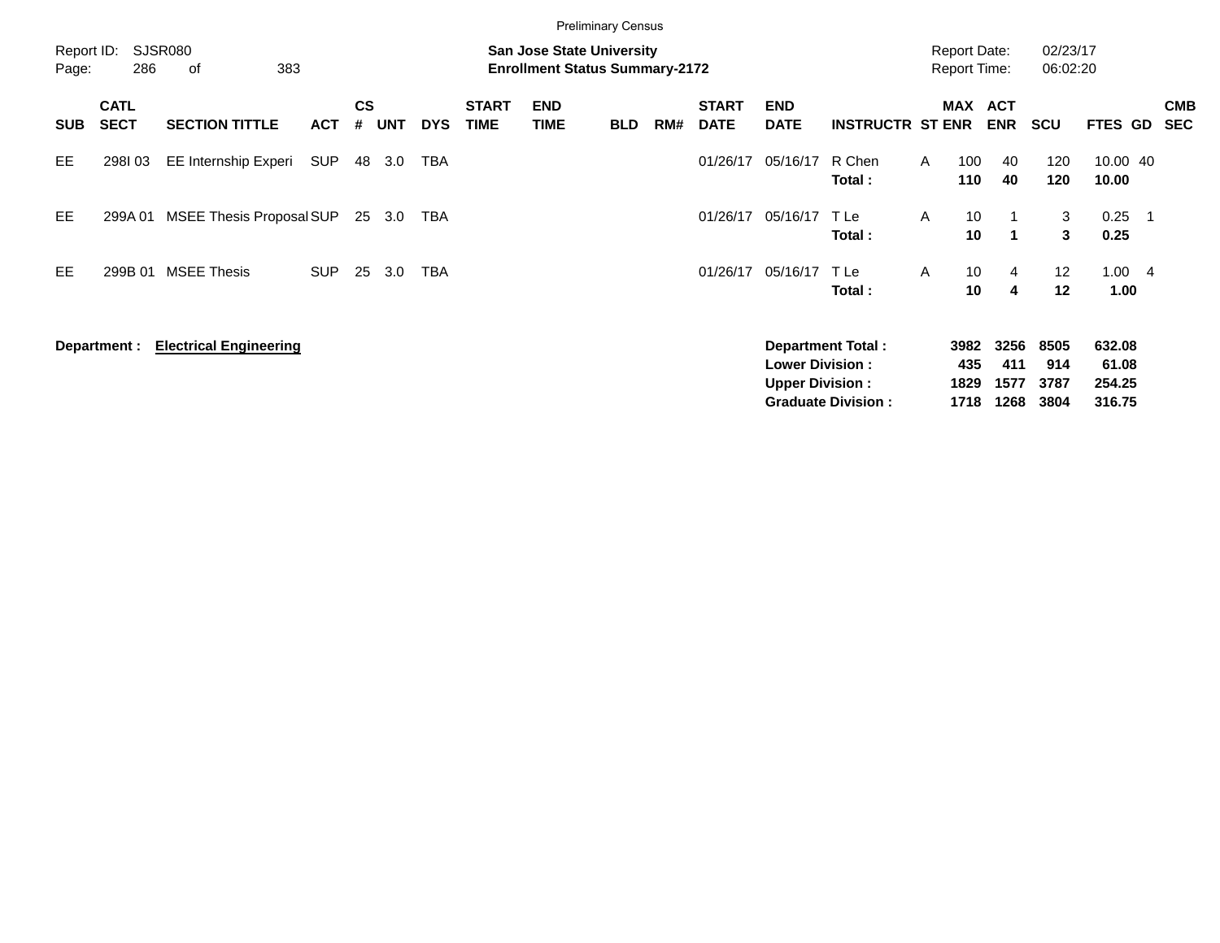Preliminary Census

Report ID: SJSR080
Page: 286 of 383

**San Jose State University**
**Enrollment Status Summary-2172**

Report Date: 02/23/17
Report Time: 06:02:20

| SUB | CATL SECT | SECTION TITTLE | ACT | CS # | UNT | DYS | START TIME | END TIME | BLD | RM# | START DATE | END DATE | INSTRUCTR | ST | MAX ENR | ACT ENR | SCU | FTES | GD | CMB SEC |
|---|---|---|---|---|---|---|---|---|---|---|---|---|---|---|---|---|---|---|---|---|
| EE | 298I 03 | EE Internship Experi | SUP | 48 | 3.0 | TBA | | | | | 01/26/17 | 05/16/17 | R Chen | A | 100 | 40 | 120 | 10.00 | 40 | |
| | | | | | | | | | | | | | **Total :** | | **110** | **40** | **120** | **10.00** | | |
| EE | 299A 01 | MSEE Thesis Proposal | SUP | 25 | 3.0 | TBA | | | | | 01/26/17 | 05/16/17 | T Le | A | 10 | 1 | 3 | 0.25 | 1 | |
| | | | | | | | | | | | | | **Total :** | | **10** | **1** | **3** | **0.25** | | |
| EE | 299B 01 | MSEE Thesis | SUP | 25 | 3.0 | TBA | | | | | 01/26/17 | 05/16/17 | T Le | A | 10 | 4 | 12 | 1.00 | 4 | |
| | | | | | | | | | | | | | **Total :** | | **10** | **4** | **12** | **1.00** | | |

**Department : Electrical Engineering**

| | MAX ENR | ACT ENR | SCU | FTES |
|---|---|---|---|---|
| **Department Total :** | **3982** | **3256** | **8505** | **632.08** |
| **Lower Division :** | **435** | **411** | **914** | **61.08** |
| **Upper Division :** | **1829** | **1577** | **3787** | **254.25** |
| **Graduate Division :** | **1718** | **1268** | **3804** | **316.75** |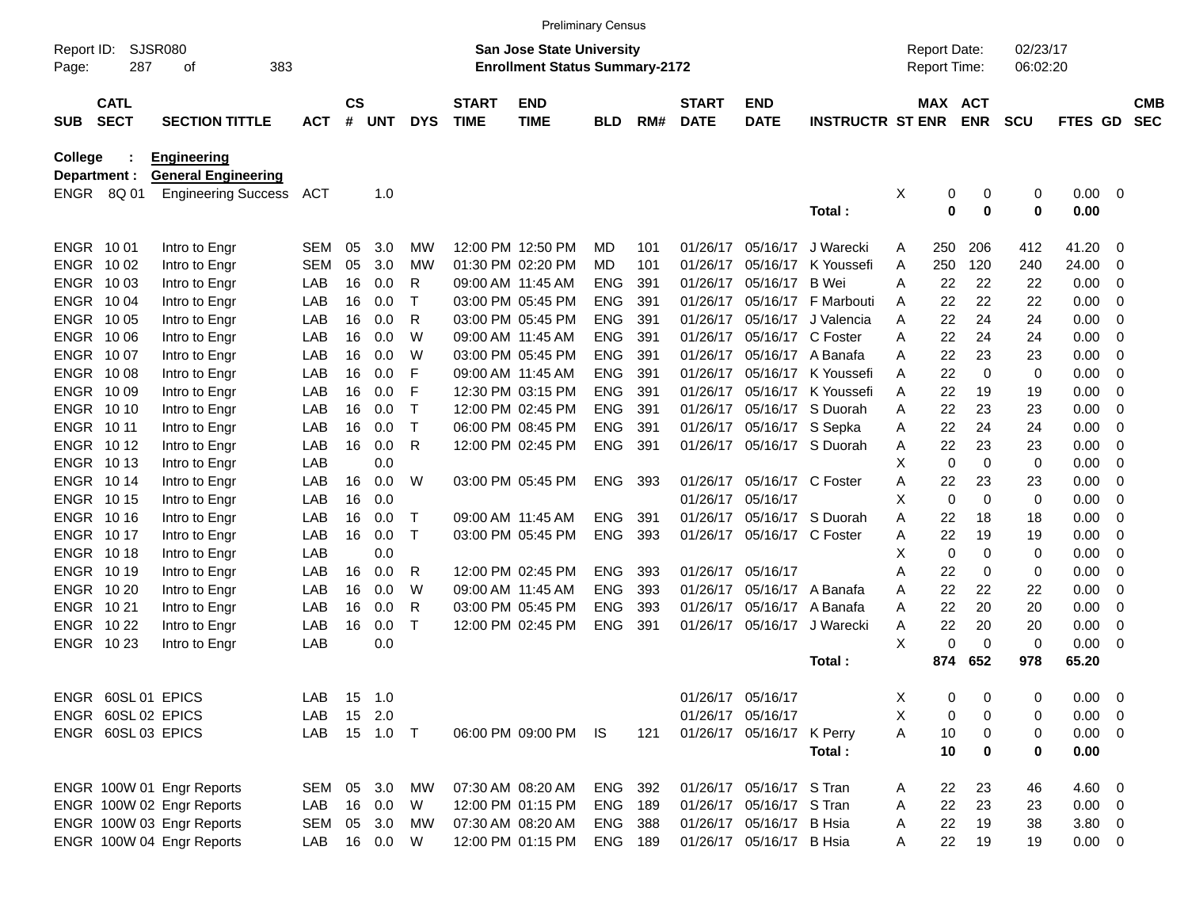Preliminary Census

Report ID: SJSR080
Page: 287 of 383

**San Jose State University**
**Enrollment Status Summary-2172**

Report Date: 02/23/17
Report Time: 06:02:20

**College : Engineering**
**Department : General Engineering**

| SUB | CATL SECT | SECTION TITTLE | ACT | CS # | UNT | DYS | START TIME | END TIME | BLD | RM# | START DATE | END DATE | INSTRUCTR | ST | MAX ENR | ACT ENR | SCU | FTES | GD | CMB SEC |
|---|---|---|---|---|---|---|---|---|---|---|---|---|---|---|---|---|---|---|---|---|
| ENGR | 8Q 01 | Engineering Success | ACT | | 1.0 | | | | | | | | | X | 0 | 0 | 0 | 0.00 | 0 | |
| | | | | | | | | | | | | | **Total :** | | **0** | **0** | **0** | **0.00** | | |
| ENGR | 10 01 | Intro to Engr | SEM | 05 | 3.0 | MW | 12:00 PM | 12:50 PM | MD | 101 | 01/26/17 | 05/16/17 | J Warecki | A | 250 | 206 | 412 | 41.20 | 0 | |
| ENGR | 10 02 | Intro to Engr | SEM | 05 | 3.0 | MW | 01:30 PM | 02:20 PM | MD | 101 | 01/26/17 | 05/16/17 | K Youssefi | A | 250 | 120 | 240 | 24.00 | 0 | |
| ENGR | 10 03 | Intro to Engr | LAB | 16 | 0.0 | R | 09:00 AM | 11:45 AM | ENG | 391 | 01/26/17 | 05/16/17 | B Wei | A | 22 | 22 | 22 | 0.00 | 0 | |
| ENGR | 10 04 | Intro to Engr | LAB | 16 | 0.0 | T | 03:00 PM | 05:45 PM | ENG | 391 | 01/26/17 | 05/16/17 | F Marbouti | A | 22 | 22 | 22 | 0.00 | 0 | |
| ENGR | 10 05 | Intro to Engr | LAB | 16 | 0.0 | R | 03:00 PM | 05:45 PM | ENG | 391 | 01/26/17 | 05/16/17 | J Valencia | A | 22 | 24 | 24 | 0.00 | 0 | |
| ENGR | 10 06 | Intro to Engr | LAB | 16 | 0.0 | W | 09:00 AM | 11:45 AM | ENG | 391 | 01/26/17 | 05/16/17 | C Foster | A | 22 | 24 | 24 | 0.00 | 0 | |
| ENGR | 10 07 | Intro to Engr | LAB | 16 | 0.0 | W | 03:00 PM | 05:45 PM | ENG | 391 | 01/26/17 | 05/16/17 | A Banafa | A | 22 | 23 | 23 | 0.00 | 0 | |
| ENGR | 10 08 | Intro to Engr | LAB | 16 | 0.0 | F | 09:00 AM | 11:45 AM | ENG | 391 | 01/26/17 | 05/16/17 | K Youssefi | A | 22 | 0 | 0 | 0.00 | 0 | |
| ENGR | 10 09 | Intro to Engr | LAB | 16 | 0.0 | F | 12:30 PM | 03:15 PM | ENG | 391 | 01/26/17 | 05/16/17 | K Youssefi | A | 22 | 19 | 19 | 0.00 | 0 | |
| ENGR | 10 10 | Intro to Engr | LAB | 16 | 0.0 | T | 12:00 PM | 02:45 PM | ENG | 391 | 01/26/17 | 05/16/17 | S Duorah | A | 22 | 23 | 23 | 0.00 | 0 | |
| ENGR | 10 11 | Intro to Engr | LAB | 16 | 0.0 | T | 06:00 PM | 08:45 PM | ENG | 391 | 01/26/17 | 05/16/17 | S Sepka | A | 22 | 24 | 24 | 0.00 | 0 | |
| ENGR | 10 12 | Intro to Engr | LAB | 16 | 0.0 | R | 12:00 PM | 02:45 PM | ENG | 391 | 01/26/17 | 05/16/17 | S Duorah | A | 22 | 23 | 23 | 0.00 | 0 | |
| ENGR | 10 13 | Intro to Engr | LAB | | 0.0 | | | | | | | | | X | 0 | 0 | 0 | 0.00 | 0 | |
| ENGR | 10 14 | Intro to Engr | LAB | 16 | 0.0 | W | 03:00 PM | 05:45 PM | ENG | 393 | 01/26/17 | 05/16/17 | C Foster | A | 22 | 23 | 23 | 0.00 | 0 | |
| ENGR | 10 15 | Intro to Engr | LAB | 16 | 0.0 | | | | | | 01/26/17 | 05/16/17 | | X | 0 | 0 | 0 | 0.00 | 0 | |
| ENGR | 10 16 | Intro to Engr | LAB | 16 | 0.0 | T | 09:00 AM | 11:45 AM | ENG | 391 | 01/26/17 | 05/16/17 | S Duorah | A | 22 | 18 | 18 | 0.00 | 0 | |
| ENGR | 10 17 | Intro to Engr | LAB | 16 | 0.0 | T | 03:00 PM | 05:45 PM | ENG | 393 | 01/26/17 | 05/16/17 | C Foster | A | 22 | 19 | 19 | 0.00 | 0 | |
| ENGR | 10 18 | Intro to Engr | LAB | | 0.0 | | | | | | | | | X | 0 | 0 | 0 | 0.00 | 0 | |
| ENGR | 10 19 | Intro to Engr | LAB | 16 | 0.0 | R | 12:00 PM | 02:45 PM | ENG | 393 | 01/26/17 | 05/16/17 | | A | 22 | 0 | 0 | 0.00 | 0 | |
| ENGR | 10 20 | Intro to Engr | LAB | 16 | 0.0 | W | 09:00 AM | 11:45 AM | ENG | 393 | 01/26/17 | 05/16/17 | A Banafa | A | 22 | 22 | 22 | 0.00 | 0 | |
| ENGR | 10 21 | Intro to Engr | LAB | 16 | 0.0 | R | 03:00 PM | 05:45 PM | ENG | 393 | 01/26/17 | 05/16/17 | A Banafa | A | 22 | 20 | 20 | 0.00 | 0 | |
| ENGR | 10 22 | Intro to Engr | LAB | 16 | 0.0 | T | 12:00 PM | 02:45 PM | ENG | 391 | 01/26/17 | 05/16/17 | J Warecki | A | 22 | 20 | 20 | 0.00 | 0 | |
| ENGR | 10 23 | Intro to Engr | LAB | | 0.0 | | | | | | | | | X | 0 | 0 | 0 | 0.00 | 0 | |
| | | | | | | | | | | | | | **Total :** | | **874** | **652** | **978** | **65.20** | | |
| ENGR | 60SL 01 | EPICS | LAB | 15 | 1.0 | | | | | | 01/26/17 | 05/16/17 | | X | 0 | 0 | 0 | 0.00 | 0 | |
| ENGR | 60SL 02 | EPICS | LAB | 15 | 2.0 | | | | | | 01/26/17 | 05/16/17 | | X | 0 | 0 | 0 | 0.00 | 0 | |
| ENGR | 60SL 03 | EPICS | LAB | 15 | 1.0 | T | 06:00 PM | 09:00 PM | IS | 121 | 01/26/17 | 05/16/17 | K Perry | A | 10 | 0 | 0 | 0.00 | 0 | |
| | | | | | | | | | | | | | **Total :** | | **10** | **0** | **0** | **0.00** | | |
| ENGR | 100W 01 | Engr Reports | SEM | 05 | 3.0 | MW | 07:30 AM | 08:20 AM | ENG | 392 | 01/26/17 | 05/16/17 | S Tran | A | 22 | 23 | 46 | 4.60 | 0 | |
| ENGR | 100W 02 | Engr Reports | LAB | 16 | 0.0 | W | 12:00 PM | 01:15 PM | ENG | 189 | 01/26/17 | 05/16/17 | S Tran | A | 22 | 23 | 23 | 0.00 | 0 | |
| ENGR | 100W 03 | Engr Reports | SEM | 05 | 3.0 | MW | 07:30 AM | 08:20 AM | ENG | 388 | 01/26/17 | 05/16/17 | B Hsia | A | 22 | 19 | 38 | 3.80 | 0 | |
| ENGR | 100W 04 | Engr Reports | LAB | 16 | 0.0 | W | 12:00 PM | 01:15 PM | ENG | 189 | 01/26/17 | 05/16/17 | B Hsia | A | 22 | 19 | 19 | 0.00 | 0 | |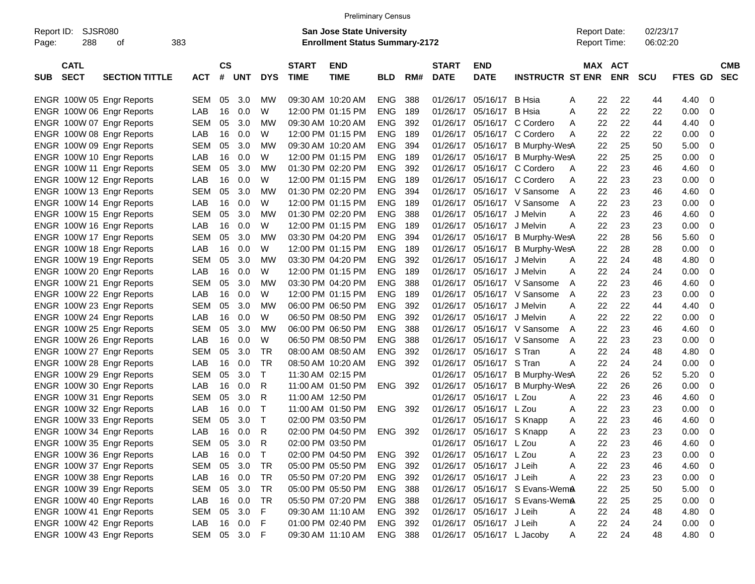Preliminary Census

Report ID: SJSR080

**San Jose State University**
**Enrollment Status Summary-2172**

Report Date: 02/23/17
Report Time: 06:02:20

| SUB | CATL SECT | SECTION TITTLE | ACT | CS # | UNT | DYS | START TIME | END TIME | BLD | RM# | START DATE | END DATE | INSTRUCTR | ST | MAX ENR | ACT ENR | SCU | FTES | GD | CMB SEC |
|---|---|---|---|---|---|---|---|---|---|---|---|---|---|---|---|---|---|---|---|---|
| ENGR | 100W 05 | Engr Reports | SEM | 05 | 3.0 | MW | 09:30 AM | 10:20 AM | ENG | 388 | 01/26/17 | 05/16/17 | B Hsia | A | 22 | 22 | 44 | 4.40 | 0 | |
| ENGR | 100W 06 | Engr Reports | LAB | 16 | 0.0 | W | 12:00 PM | 01:15 PM | ENG | 189 | 01/26/17 | 05/16/17 | B Hsia | A | 22 | 22 | 22 | 0.00 | 0 | |
| ENGR | 100W 07 | Engr Reports | SEM | 05 | 3.0 | MW | 09:30 AM | 10:20 AM | ENG | 392 | 01/26/17 | 05/16/17 | C Cordero | A | 22 | 22 | 44 | 4.40 | 0 | |
| ENGR | 100W 08 | Engr Reports | LAB | 16 | 0.0 | W | 12:00 PM | 01:15 PM | ENG | 189 | 01/26/17 | 05/16/17 | C Cordero | A | 22 | 22 | 22 | 0.00 | 0 | |
| ENGR | 100W 09 | Engr Reports | SEM | 05 | 3.0 | MW | 09:30 AM | 10:20 AM | ENG | 394 | 01/26/17 | 05/16/17 | B Murphy-Wes | A | 22 | 25 | 50 | 5.00 | 0 | |
| ENGR | 100W 10 | Engr Reports | LAB | 16 | 0.0 | W | 12:00 PM | 01:15 PM | ENG | 189 | 01/26/17 | 05/16/17 | B Murphy-Wes | A | 22 | 25 | 25 | 0.00 | 0 | |
| ENGR | 100W 11 | Engr Reports | SEM | 05 | 3.0 | MW | 01:30 PM | 02:20 PM | ENG | 392 | 01/26/17 | 05/16/17 | C Cordero | A | 22 | 23 | 46 | 4.60 | 0 | |
| ENGR | 100W 12 | Engr Reports | LAB | 16 | 0.0 | W | 12:00 PM | 01:15 PM | ENG | 189 | 01/26/17 | 05/16/17 | C Cordero | A | 22 | 23 | 23 | 0.00 | 0 | |
| ENGR | 100W 13 | Engr Reports | SEM | 05 | 3.0 | MW | 01:30 PM | 02:20 PM | ENG | 394 | 01/26/17 | 05/16/17 | V Sansome | A | 22 | 23 | 46 | 4.60 | 0 | |
| ENGR | 100W 14 | Engr Reports | LAB | 16 | 0.0 | W | 12:00 PM | 01:15 PM | ENG | 189 | 01/26/17 | 05/16/17 | V Sansome | A | 22 | 23 | 23 | 0.00 | 0 | |
| ENGR | 100W 15 | Engr Reports | SEM | 05 | 3.0 | MW | 01:30 PM | 02:20 PM | ENG | 388 | 01/26/17 | 05/16/17 | J Melvin | A | 22 | 23 | 46 | 4.60 | 0 | |
| ENGR | 100W 16 | Engr Reports | LAB | 16 | 0.0 | W | 12:00 PM | 01:15 PM | ENG | 189 | 01/26/17 | 05/16/17 | J Melvin | A | 22 | 23 | 23 | 0.00 | 0 | |
| ENGR | 100W 17 | Engr Reports | SEM | 05 | 3.0 | MW | 03:30 PM | 04:20 PM | ENG | 394 | 01/26/17 | 05/16/17 | B Murphy-Wes | A | 22 | 28 | 56 | 5.60 | 0 | |
| ENGR | 100W 18 | Engr Reports | LAB | 16 | 0.0 | W | 12:00 PM | 01:15 PM | ENG | 189 | 01/26/17 | 05/16/17 | B Murphy-Wes | A | 22 | 28 | 28 | 0.00 | 0 | |
| ENGR | 100W 19 | Engr Reports | SEM | 05 | 3.0 | MW | 03:30 PM | 04:20 PM | ENG | 392 | 01/26/17 | 05/16/17 | J Melvin | A | 22 | 24 | 48 | 4.80 | 0 | |
| ENGR | 100W 20 | Engr Reports | LAB | 16 | 0.0 | W | 12:00 PM | 01:15 PM | ENG | 189 | 01/26/17 | 05/16/17 | J Melvin | A | 22 | 24 | 24 | 0.00 | 0 | |
| ENGR | 100W 21 | Engr Reports | SEM | 05 | 3.0 | MW | 03:30 PM | 04:20 PM | ENG | 388 | 01/26/17 | 05/16/17 | V Sansome | A | 22 | 23 | 46 | 4.60 | 0 | |
| ENGR | 100W 22 | Engr Reports | LAB | 16 | 0.0 | W | 12:00 PM | 01:15 PM | ENG | 189 | 01/26/17 | 05/16/17 | V Sansome | A | 22 | 23 | 23 | 0.00 | 0 | |
| ENGR | 100W 23 | Engr Reports | SEM | 05 | 3.0 | MW | 06:00 PM | 06:50 PM | ENG | 392 | 01/26/17 | 05/16/17 | J Melvin | A | 22 | 22 | 44 | 4.40 | 0 | |
| ENGR | 100W 24 | Engr Reports | LAB | 16 | 0.0 | W | 06:50 PM | 08:50 PM | ENG | 392 | 01/26/17 | 05/16/17 | J Melvin | A | 22 | 22 | 22 | 0.00 | 0 | |
| ENGR | 100W 25 | Engr Reports | SEM | 05 | 3.0 | MW | 06:00 PM | 06:50 PM | ENG | 388 | 01/26/17 | 05/16/17 | V Sansome | A | 22 | 23 | 46 | 4.60 | 0 | |
| ENGR | 100W 26 | Engr Reports | LAB | 16 | 0.0 | W | 06:50 PM | 08:50 PM | ENG | 388 | 01/26/17 | 05/16/17 | V Sansome | A | 22 | 23 | 23 | 0.00 | 0 | |
| ENGR | 100W 27 | Engr Reports | SEM | 05 | 3.0 | TR | 08:00 AM | 08:50 AM | ENG | 392 | 01/26/17 | 05/16/17 | S Tran | A | 22 | 24 | 48 | 4.80 | 0 | |
| ENGR | 100W 28 | Engr Reports | LAB | 16 | 0.0 | TR | 08:50 AM | 10:20 AM | ENG | 392 | 01/26/17 | 05/16/17 | S Tran | A | 22 | 24 | 24 | 0.00 | 0 | |
| ENGR | 100W 29 | Engr Reports | SEM | 05 | 3.0 | T | 11:30 AM | 02:15 PM | | | 01/26/17 | 05/16/17 | B Murphy-Wes | A | 22 | 26 | 52 | 5.20 | 0 | |
| ENGR | 100W 30 | Engr Reports | LAB | 16 | 0.0 | R | 11:00 AM | 01:50 PM | ENG | 392 | 01/26/17 | 05/16/17 | B Murphy-Wes | A | 22 | 26 | 26 | 0.00 | 0 | |
| ENGR | 100W 31 | Engr Reports | SEM | 05 | 3.0 | R | 11:00 AM | 12:50 PM | | | 01/26/17 | 05/16/17 | L Zou | A | 22 | 23 | 46 | 4.60 | 0 | |
| ENGR | 100W 32 | Engr Reports | LAB | 16 | 0.0 | T | 11:00 AM | 01:50 PM | ENG | 392 | 01/26/17 | 05/16/17 | L Zou | A | 22 | 23 | 23 | 0.00 | 0 | |
| ENGR | 100W 33 | Engr Reports | SEM | 05 | 3.0 | T | 02:00 PM | 03:50 PM | | | 01/26/17 | 05/16/17 | S Knapp | A | 22 | 23 | 46 | 4.60 | 0 | |
| ENGR | 100W 34 | Engr Reports | LAB | 16 | 0.0 | R | 02:00 PM | 04:50 PM | ENG | 392 | 01/26/17 | 05/16/17 | S Knapp | A | 22 | 23 | 23 | 0.00 | 0 | |
| ENGR | 100W 35 | Engr Reports | SEM | 05 | 3.0 | R | 02:00 PM | 03:50 PM | | | 01/26/17 | 05/16/17 | L Zou | A | 22 | 23 | 46 | 4.60 | 0 | |
| ENGR | 100W 36 | Engr Reports | LAB | 16 | 0.0 | T | 02:00 PM | 04:50 PM | ENG | 392 | 01/26/17 | 05/16/17 | L Zou | A | 22 | 23 | 23 | 0.00 | 0 | |
| ENGR | 100W 37 | Engr Reports | SEM | 05 | 3.0 | TR | 05:00 PM | 05:50 PM | ENG | 392 | 01/26/17 | 05/16/17 | J Leih | A | 22 | 23 | 46 | 4.60 | 0 | |
| ENGR | 100W 38 | Engr Reports | LAB | 16 | 0.0 | TR | 05:50 PM | 07:20 PM | ENG | 392 | 01/26/17 | 05/16/17 | J Leih | A | 22 | 23 | 23 | 0.00 | 0 | |
| ENGR | 100W 39 | Engr Reports | SEM | 05 | 3.0 | TR | 05:00 PM | 05:50 PM | ENG | 388 | 01/26/17 | 05/16/17 | S Evans-Wem | A | 22 | 25 | 50 | 5.00 | 0 | |
| ENGR | 100W 40 | Engr Reports | LAB | 16 | 0.0 | TR | 05:50 PM | 07:20 PM | ENG | 388 | 01/26/17 | 05/16/17 | S Evans-Wem | A | 22 | 25 | 25 | 0.00 | 0 | |
| ENGR | 100W 41 | Engr Reports | SEM | 05 | 3.0 | F | 09:30 AM | 11:10 AM | ENG | 392 | 01/26/17 | 05/16/17 | J Leih | A | 22 | 24 | 48 | 4.80 | 0 | |
| ENGR | 100W 42 | Engr Reports | LAB | 16 | 0.0 | F | 01:00 PM | 02:40 PM | ENG | 392 | 01/26/17 | 05/16/17 | J Leih | A | 22 | 24 | 24 | 0.00 | 0 | |
| ENGR | 100W 43 | Engr Reports | SEM | 05 | 3.0 | F | 09:30 AM | 11:10 AM | ENG | 388 | 01/26/17 | 05/16/17 | L Jacoby | A | 22 | 24 | 48 | 4.80 | 0 | |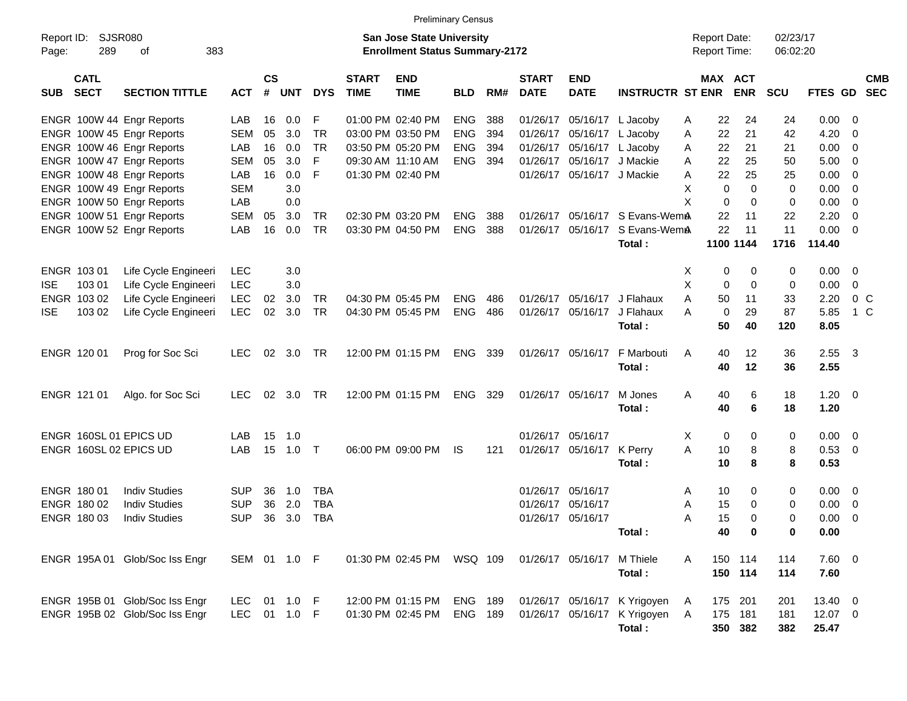Preliminary Census

Report ID: SJSR080
Page: 289 of 383

**San Jose State University**
**Enrollment Status Summary-2172**

Report Date: 02/23/17
Report Time: 06:02:20

| SUB | CATL SECT | SECTION TITTLE | ACT | CS # | UNT | DYS | START TIME | END TIME | BLD | RM# | START DATE | END DATE | INSTRUCTR | ST | MAX ENR | ACT ENR | SCU | FTES | GD | CMB SEC |
|---|---|---|---|---|---|---|---|---|---|---|---|---|---|---|---|---|---|---|---|---|
| ENGR | 100W 44 | Engr Reports | LAB | 16 | 0.0 | F | 01:00 PM | 02:40 PM | ENG | 388 | 01/26/17 | 05/16/17 | L Jacoby | A | 22 | 24 | 24 | 0.00 | 0 | |
| ENGR | 100W 45 | Engr Reports | SEM | 05 | 3.0 | TR | 03:00 PM | 03:50 PM | ENG | 394 | 01/26/17 | 05/16/17 | L Jacoby | A | 22 | 21 | 42 | 4.20 | 0 | |
| ENGR | 100W 46 | Engr Reports | LAB | 16 | 0.0 | TR | 03:50 PM | 05:20 PM | ENG | 394 | 01/26/17 | 05/16/17 | L Jacoby | A | 22 | 21 | 21 | 0.00 | 0 | |
| ENGR | 100W 47 | Engr Reports | SEM | 05 | 3.0 | F | 09:30 AM | 11:10 AM | ENG | 394 | 01/26/17 | 05/16/17 | J Mackie | A | 22 | 25 | 50 | 5.00 | 0 | |
| ENGR | 100W 48 | Engr Reports | LAB | 16 | 0.0 | F | 01:30 PM | 02:40 PM | | | 01/26/17 | 05/16/17 | J Mackie | A | 22 | 25 | 25 | 0.00 | 0 | |
| ENGR | 100W 49 | Engr Reports | SEM | | 3.0 | | | | | | | | | X | 0 | 0 | 0 | 0.00 | 0 | |
| ENGR | 100W 50 | Engr Reports | LAB | | 0.0 | | | | | | | | | X | 0 | 0 | 0 | 0.00 | 0 | |
| ENGR | 100W 51 | Engr Reports | SEM | 05 | 3.0 | TR | 02:30 PM | 03:20 PM | ENG | 388 | 01/26/17 | 05/16/17 | S Evans-Wemn | A | 22 | 11 | 22 | 2.20 | 0 | |
| ENGR | 100W 52 | Engr Reports | LAB | 16 | 0.0 | TR | 03:30 PM | 04:50 PM | ENG | 388 | 01/26/17 | 05/16/17 | S Evans-Wemn | A | 22 | 11 | 11 | 0.00 | 0 | |
| | | | | | | | | | | | | | **Total :** | | **1100** | **1144** | **1716** | **114.40** | | |
| ENGR | 103 01 | Life Cycle Engineeri | LEC | | 3.0 | | | | | | | | | X | 0 | 0 | 0 | 0.00 | 0 | |
| ISE | 103 01 | Life Cycle Engineeri | LEC | | 3.0 | | | | | | | | | X | 0 | 0 | 0 | 0.00 | 0 | |
| ENGR | 103 02 | Life Cycle Engineeri | LEC | 02 | 3.0 | TR | 04:30 PM | 05:45 PM | ENG | 486 | 01/26/17 | 05/16/17 | J Flahaux | A | 50 | 11 | 33 | 2.20 | 0 | C |
| ISE | 103 02 | Life Cycle Engineeri | LEC | 02 | 3.0 | TR | 04:30 PM | 05:45 PM | ENG | 486 | 01/26/17 | 05/16/17 | J Flahaux | A | 0 | 29 | 87 | 5.85 | 1 | C |
| | | | | | | | | | | | | | **Total :** | | **50** | **40** | **120** | **8.05** | | |
| ENGR | 120 01 | Prog for Soc Sci | LEC | 02 | 3.0 | TR | 12:00 PM | 01:15 PM | ENG | 339 | 01/26/17 | 05/16/17 | F Marbouti | A | 40 | 12 | 36 | 2.55 | 3 | |
| | | | | | | | | | | | | | **Total :** | | **40** | **12** | **36** | **2.55** | | |
| ENGR | 121 01 | Algo. for Soc Sci | LEC | 02 | 3.0 | TR | 12:00 PM | 01:15 PM | ENG | 329 | 01/26/17 | 05/16/17 | M Jones | A | 40 | 6 | 18 | 1.20 | 0 | |
| | | | | | | | | | | | | | **Total :** | | **40** | **6** | **18** | **1.20** | | |
| ENGR | 160SL 01 | EPICS UD | LAB | 15 | 1.0 | | | | | | 01/26/17 | 05/16/17 | | X | 0 | 0 | 0 | 0.00 | 0 | |
| ENGR | 160SL 02 | EPICS UD | LAB | 15 | 1.0 | T | 06:00 PM | 09:00 PM | IS | 121 | 01/26/17 | 05/16/17 | K Perry | A | 10 | 8 | 8 | 0.53 | 0 | |
| | | | | | | | | | | | | | **Total :** | | **10** | **8** | **8** | **0.53** | | |
| ENGR | 180 01 | Indiv Studies | SUP | 36 | 1.0 | TBA | | | | | 01/26/17 | 05/16/17 | | A | 10 | 0 | 0 | 0.00 | 0 | |
| ENGR | 180 02 | Indiv Studies | SUP | 36 | 2.0 | TBA | | | | | 01/26/17 | 05/16/17 | | A | 15 | 0 | 0 | 0.00 | 0 | |
| ENGR | 180 03 | Indiv Studies | SUP | 36 | 3.0 | TBA | | | | | 01/26/17 | 05/16/17 | | A | 15 | 0 | 0 | 0.00 | 0 | |
| | | | | | | | | | | | | | **Total :** | | **40** | **0** | **0** | **0.00** | | |
| ENGR | 195A 01 | Glob/Soc Iss Engr | SEM | 01 | 1.0 | F | 01:30 PM | 02:45 PM | WSQ | 109 | 01/26/17 | 05/16/17 | M Thiele | A | 150 | 114 | 114 | 7.60 | 0 | |
| | | | | | | | | | | | | | **Total :** | | **150** | **114** | **114** | **7.60** | | |
| ENGR | 195B 01 | Glob/Soc Iss Engr | LEC | 01 | 1.0 | F | 12:00 PM | 01:15 PM | ENG | 189 | 01/26/17 | 05/16/17 | K Yrigoyen | A | 175 | 201 | 201 | 13.40 | 0 | |
| ENGR | 195B 02 | Glob/Soc Iss Engr | LEC | 01 | 1.0 | F | 01:30 PM | 02:45 PM | ENG | 189 | 01/26/17 | 05/16/17 | K Yrigoyen | A | 175 | 181 | 181 | 12.07 | 0 | |
| | | | | | | | | | | | | | **Total :** | | **350** | **382** | **382** | **25.47** | | |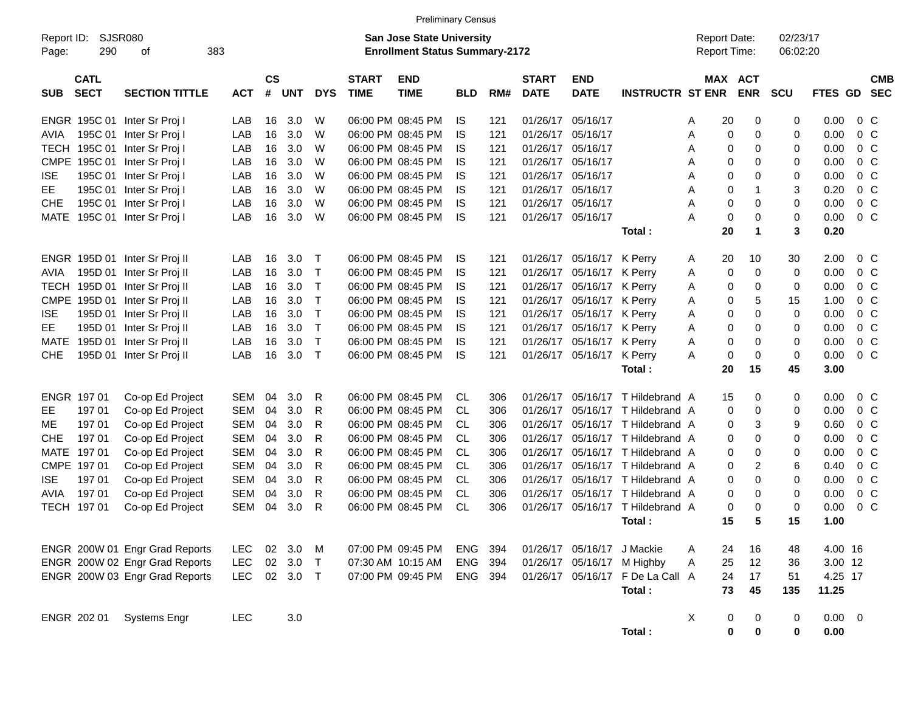Preliminary Census

Report ID: SJSR080
Page: 290 of 383

**San Jose State University**
**Enrollment Status Summary-2172**

Report Date: 02/23/17
Report Time: 06:02:20

| SUB | CATL SECT | SECTION TITTLE | ACT | CS # | UNT | DYS | START TIME | END TIME | BLD | RM# | START DATE | END DATE | INSTRUCTR | ST | MAX ENR | ACT ENR | SCU | FTES | GD | CMB SEC |
|---|---|---|---|---|---|---|---|---|---|---|---|---|---|---|---|---|---|---|---|---|
| ENGR | 195C 01 | Inter Sr Proj I | LAB | 16 | 3.0 | W | 06:00 PM | 08:45 PM | IS | 121 | 01/26/17 | 05/16/17 | | A | 20 | 0 | 0 | 0.00 | 0 | C |
| AVIA | 195C 01 | Inter Sr Proj I | LAB | 16 | 3.0 | W | 06:00 PM | 08:45 PM | IS | 121 | 01/26/17 | 05/16/17 | | A | 0 | 0 | 0 | 0.00 | 0 | C |
| TECH | 195C 01 | Inter Sr Proj I | LAB | 16 | 3.0 | W | 06:00 PM | 08:45 PM | IS | 121 | 01/26/17 | 05/16/17 | | A | 0 | 0 | 0 | 0.00 | 0 | C |
| CMPE | 195C 01 | Inter Sr Proj I | LAB | 16 | 3.0 | W | 06:00 PM | 08:45 PM | IS | 121 | 01/26/17 | 05/16/17 | | A | 0 | 0 | 0 | 0.00 | 0 | C |
| ISE | 195C 01 | Inter Sr Proj I | LAB | 16 | 3.0 | W | 06:00 PM | 08:45 PM | IS | 121 | 01/26/17 | 05/16/17 | | A | 0 | 0 | 0 | 0.00 | 0 | C |
| EE | 195C 01 | Inter Sr Proj I | LAB | 16 | 3.0 | W | 06:00 PM | 08:45 PM | IS | 121 | 01/26/17 | 05/16/17 | | A | 0 | 1 | 3 | 0.20 | 0 | C |
| CHE | 195C 01 | Inter Sr Proj I | LAB | 16 | 3.0 | W | 06:00 PM | 08:45 PM | IS | 121 | 01/26/17 | 05/16/17 | | A | 0 | 0 | 0 | 0.00 | 0 | C |
| MATE | 195C 01 | Inter Sr Proj I | LAB | 16 | 3.0 | W | 06:00 PM | 08:45 PM | IS | 121 | 01/26/17 | 05/16/17 | | A | 0 | 0 | 0 | 0.00 | 0 | C |
| | | | | | | | | | | | | | **Total :** | | **20** | **1** | **3** | **0.20** | | |
| ENGR | 195D 01 | Inter Sr Proj II | LAB | 16 | 3.0 | T | 06:00 PM | 08:45 PM | IS | 121 | 01/26/17 | 05/16/17 | K Perry | A | 20 | 10 | 30 | 2.00 | 0 | C |
| AVIA | 195D 01 | Inter Sr Proj II | LAB | 16 | 3.0 | T | 06:00 PM | 08:45 PM | IS | 121 | 01/26/17 | 05/16/17 | K Perry | A | 0 | 0 | 0 | 0.00 | 0 | C |
| TECH | 195D 01 | Inter Sr Proj II | LAB | 16 | 3.0 | T | 06:00 PM | 08:45 PM | IS | 121 | 01/26/17 | 05/16/17 | K Perry | A | 0 | 0 | 0 | 0.00 | 0 | C |
| CMPE | 195D 01 | Inter Sr Proj II | LAB | 16 | 3.0 | T | 06:00 PM | 08:45 PM | IS | 121 | 01/26/17 | 05/16/17 | K Perry | A | 0 | 5 | 15 | 1.00 | 0 | C |
| ISE | 195D 01 | Inter Sr Proj II | LAB | 16 | 3.0 | T | 06:00 PM | 08:45 PM | IS | 121 | 01/26/17 | 05/16/17 | K Perry | A | 0 | 0 | 0 | 0.00 | 0 | C |
| EE | 195D 01 | Inter Sr Proj II | LAB | 16 | 3.0 | T | 06:00 PM | 08:45 PM | IS | 121 | 01/26/17 | 05/16/17 | K Perry | A | 0 | 0 | 0 | 0.00 | 0 | C |
| MATE | 195D 01 | Inter Sr Proj II | LAB | 16 | 3.0 | T | 06:00 PM | 08:45 PM | IS | 121 | 01/26/17 | 05/16/17 | K Perry | A | 0 | 0 | 0 | 0.00 | 0 | C |
| CHE | 195D 01 | Inter Sr Proj II | LAB | 16 | 3.0 | T | 06:00 PM | 08:45 PM | IS | 121 | 01/26/17 | 05/16/17 | K Perry | A | 0 | 0 | 0 | 0.00 | 0 | C |
| | | | | | | | | | | | | | **Total :** | | **20** | **15** | **45** | **3.00** | | |
| ENGR | 197 01 | Co-op Ed Project | SEM | 04 | 3.0 | R | 06:00 PM | 08:45 PM | CL | 306 | 01/26/17 | 05/16/17 | T Hildebrand | A | 15 | 0 | 0 | 0.00 | 0 | C |
| EE | 197 01 | Co-op Ed Project | SEM | 04 | 3.0 | R | 06:00 PM | 08:45 PM | CL | 306 | 01/26/17 | 05/16/17 | T Hildebrand | A | 0 | 0 | 0 | 0.00 | 0 | C |
| ME | 197 01 | Co-op Ed Project | SEM | 04 | 3.0 | R | 06:00 PM | 08:45 PM | CL | 306 | 01/26/17 | 05/16/17 | T Hildebrand | A | 0 | 3 | 9 | 0.60 | 0 | C |
| CHE | 197 01 | Co-op Ed Project | SEM | 04 | 3.0 | R | 06:00 PM | 08:45 PM | CL | 306 | 01/26/17 | 05/16/17 | T Hildebrand | A | 0 | 0 | 0 | 0.00 | 0 | C |
| MATE | 197 01 | Co-op Ed Project | SEM | 04 | 3.0 | R | 06:00 PM | 08:45 PM | CL | 306 | 01/26/17 | 05/16/17 | T Hildebrand | A | 0 | 0 | 0 | 0.00 | 0 | C |
| CMPE | 197 01 | Co-op Ed Project | SEM | 04 | 3.0 | R | 06:00 PM | 08:45 PM | CL | 306 | 01/26/17 | 05/16/17 | T Hildebrand | A | 0 | 2 | 6 | 0.40 | 0 | C |
| ISE | 197 01 | Co-op Ed Project | SEM | 04 | 3.0 | R | 06:00 PM | 08:45 PM | CL | 306 | 01/26/17 | 05/16/17 | T Hildebrand | A | 0 | 0 | 0 | 0.00 | 0 | C |
| AVIA | 197 01 | Co-op Ed Project | SEM | 04 | 3.0 | R | 06:00 PM | 08:45 PM | CL | 306 | 01/26/17 | 05/16/17 | T Hildebrand | A | 0 | 0 | 0 | 0.00 | 0 | C |
| TECH | 197 01 | Co-op Ed Project | SEM | 04 | 3.0 | R | 06:00 PM | 08:45 PM | CL | 306 | 01/26/17 | 05/16/17 | T Hildebrand | A | 0 | 0 | 0 | 0.00 | 0 | C |
| | | | | | | | | | | | | | **Total :** | | **15** | **5** | **15** | **1.00** | | |
| ENGR | 200W 01 | Engr Grad Reports | LEC | 02 | 3.0 | M | 07:00 PM | 09:45 PM | ENG | 394 | 01/26/17 | 05/16/17 | J Mackie | A | 24 | 16 | 48 | 4.00 | 16 | |
| ENGR | 200W 02 | Engr Grad Reports | LEC | 02 | 3.0 | T | 07:30 AM | 10:15 AM | ENG | 394 | 01/26/17 | 05/16/17 | M Highby | A | 25 | 12 | 36 | 3.00 | 12 | |
| ENGR | 200W 03 | Engr Grad Reports | LEC | 02 | 3.0 | T | 07:00 PM | 09:45 PM | ENG | 394 | 01/26/17 | 05/16/17 | F De La Call | A | 24 | 17 | 51 | 4.25 | 17 | |
| | | | | | | | | | | | | | **Total :** | | **73** | **45** | **135** | **11.25** | | |
| ENGR | 202 01 | Systems Engr | LEC | | 3.0 | | | | | | | | | X | 0 | 0 | 0 | 0.00 | 0 | |
| | | | | | | | | | | | | | **Total :** | | **0** | **0** | **0** | **0.00** | | |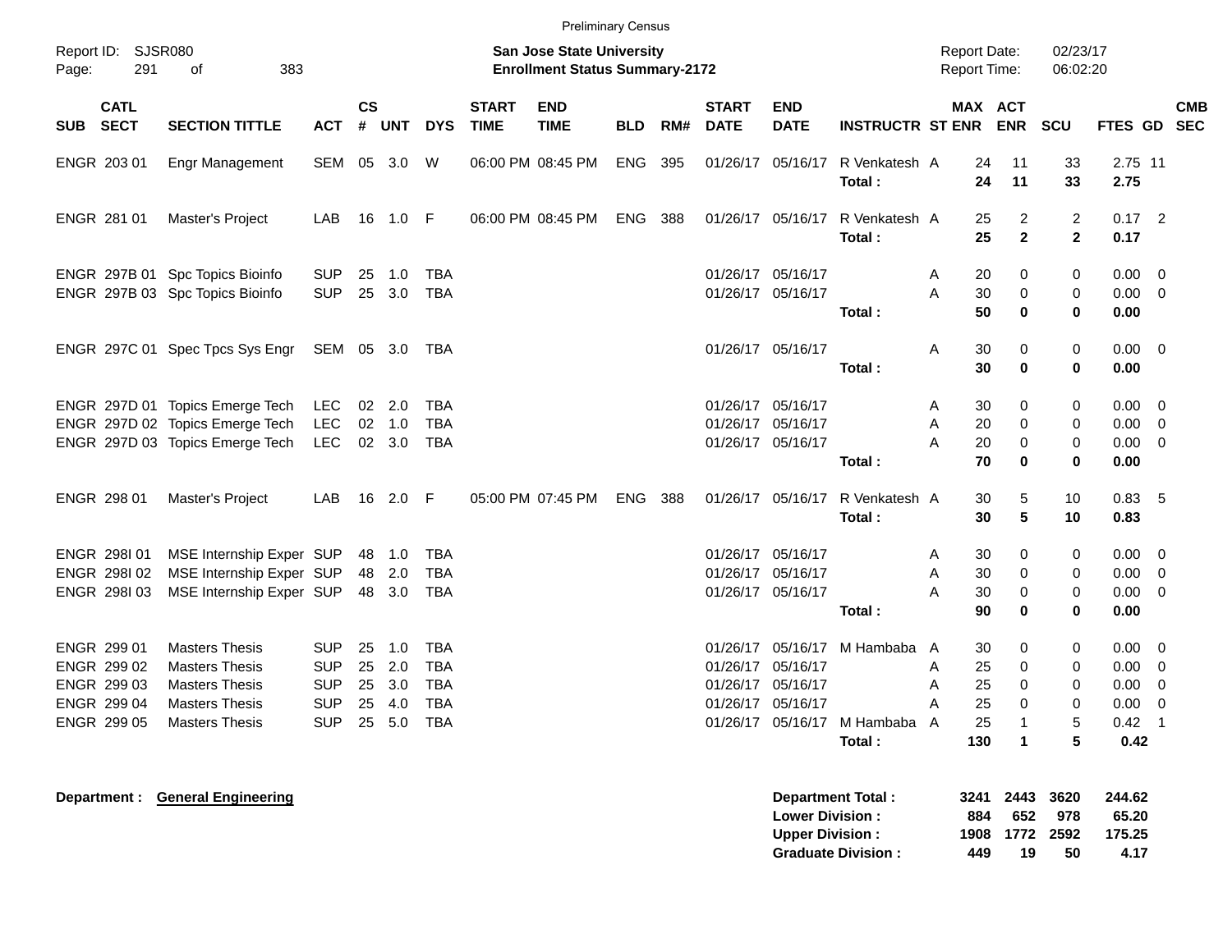Preliminary Census

Report ID: SJSR080

**San Jose State University**
**Enrollment Status Summary-2172**

Report Date: 02/23/17
Report Time: 06:02:20

| SUB | CATL SECT | SECTION TITTLE | ACT | CS # | UNT | DYS | START TIME | END TIME | BLD | RM# | START DATE | END DATE | INSTRUCTR | ST | MAX ENR | ACT ENR | SCU | FTES | GD | CMB SEC |
|---|---|---|---|---|---|---|---|---|---|---|---|---|---|---|---|---|---|---|---|---|
| ENGR | 203 01 | Engr Management | SEM | 05 | 3.0 | W | 06:00 PM | 08:45 PM | ENG | 395 | 01/26/17 | 05/16/17 | R Venkatesh | A | 24 | 11 | 33 | 2.75 | 11 | |
| | | | | | | | | | | | | | **Total :** | | **24** | **11** | **33** | **2.75** | | |
| ENGR | 281 01 | Master's Project | LAB | 16 | 1.0 | F | 06:00 PM | 08:45 PM | ENG | 388 | 01/26/17 | 05/16/17 | R Venkatesh | A | 25 | 2 | 2 | 0.17 | 2 | |
| | | | | | | | | | | | | | **Total :** | | **25** | **2** | **2** | **0.17** | | |
| ENGR | 297B 01 | Spc Topics Bioinfo | SUP | 25 | 1.0 | TBA | | | | | 01/26/17 | 05/16/17 | | A | 20 | 0 | 0 | 0.00 | 0 | |
| ENGR | 297B 03 | Spc Topics Bioinfo | SUP | 25 | 3.0 | TBA | | | | | 01/26/17 | 05/16/17 | | A | 30 | 0 | 0 | 0.00 | 0 | |
| | | | | | | | | | | | | | **Total :** | | **50** | **0** | **0** | **0.00** | | |
| ENGR | 297C 01 | Spec Tpcs Sys Engr | SEM | 05 | 3.0 | TBA | | | | | 01/26/17 | 05/16/17 | | A | 30 | 0 | 0 | 0.00 | 0 | |
| | | | | | | | | | | | | | **Total :** | | **30** | **0** | **0** | **0.00** | | |
| ENGR | 297D 01 | Topics Emerge Tech | LEC | 02 | 2.0 | TBA | | | | | 01/26/17 | 05/16/17 | | A | 30 | 0 | 0 | 0.00 | 0 | |
| ENGR | 297D 02 | Topics Emerge Tech | LEC | 02 | 1.0 | TBA | | | | | 01/26/17 | 05/16/17 | | A | 20 | 0 | 0 | 0.00 | 0 | |
| ENGR | 297D 03 | Topics Emerge Tech | LEC | 02 | 3.0 | TBA | | | | | 01/26/17 | 05/16/17 | | A | 20 | 0 | 0 | 0.00 | 0 | |
| | | | | | | | | | | | | | **Total :** | | **70** | **0** | **0** | **0.00** | | |
| ENGR | 298 01 | Master's Project | LAB | 16 | 2.0 | F | 05:00 PM | 07:45 PM | ENG | 388 | 01/26/17 | 05/16/17 | R Venkatesh | A | 30 | 5 | 10 | 0.83 | 5 | |
| | | | | | | | | | | | | | **Total :** | | **30** | **5** | **10** | **0.83** | | |
| ENGR | 298I 01 | MSE Internship Exper | SUP | 48 | 1.0 | TBA | | | | | 01/26/17 | 05/16/17 | | A | 30 | 0 | 0 | 0.00 | 0 | |
| ENGR | 298I 02 | MSE Internship Exper | SUP | 48 | 2.0 | TBA | | | | | 01/26/17 | 05/16/17 | | A | 30 | 0 | 0 | 0.00 | 0 | |
| ENGR | 298I 03 | MSE Internship Exper | SUP | 48 | 3.0 | TBA | | | | | 01/26/17 | 05/16/17 | | A | 30 | 0 | 0 | 0.00 | 0 | |
| | | | | | | | | | | | | | **Total :** | | **90** | **0** | **0** | **0.00** | | |
| ENGR | 299 01 | Masters Thesis | SUP | 25 | 1.0 | TBA | | | | | 01/26/17 | 05/16/17 | M Hambaba | A | 30 | 0 | 0 | 0.00 | 0 | |
| ENGR | 299 02 | Masters Thesis | SUP | 25 | 2.0 | TBA | | | | | 01/26/17 | 05/16/17 | | A | 25 | 0 | 0 | 0.00 | 0 | |
| ENGR | 299 03 | Masters Thesis | SUP | 25 | 3.0 | TBA | | | | | 01/26/17 | 05/16/17 | | A | 25 | 0 | 0 | 0.00 | 0 | |
| ENGR | 299 04 | Masters Thesis | SUP | 25 | 4.0 | TBA | | | | | 01/26/17 | 05/16/17 | | A | 25 | 0 | 0 | 0.00 | 0 | |
| ENGR | 299 05 | Masters Thesis | SUP | 25 | 5.0 | TBA | | | | | 01/26/17 | 05/16/17 | M Hambaba | A | 25 | 1 | 5 | 0.42 | 1 | |
| | | | | | | | | | | | | | **Total :** | | **130** | **1** | **5** | **0.42** | | |

**Department : General Engineering**

| | MAX ENR | ACT ENR | SCU | FTES |
|---|---|---|---|---|
| **Department Total :** | **3241** | **2443** | **3620** | **244.62** |
| **Lower Division :** | **884** | **652** | **978** | **65.20** |
| **Upper Division :** | **1908** | **1772** | **2592** | **175.25** |
| **Graduate Division :** | **449** | **19** | **50** | **4.17** |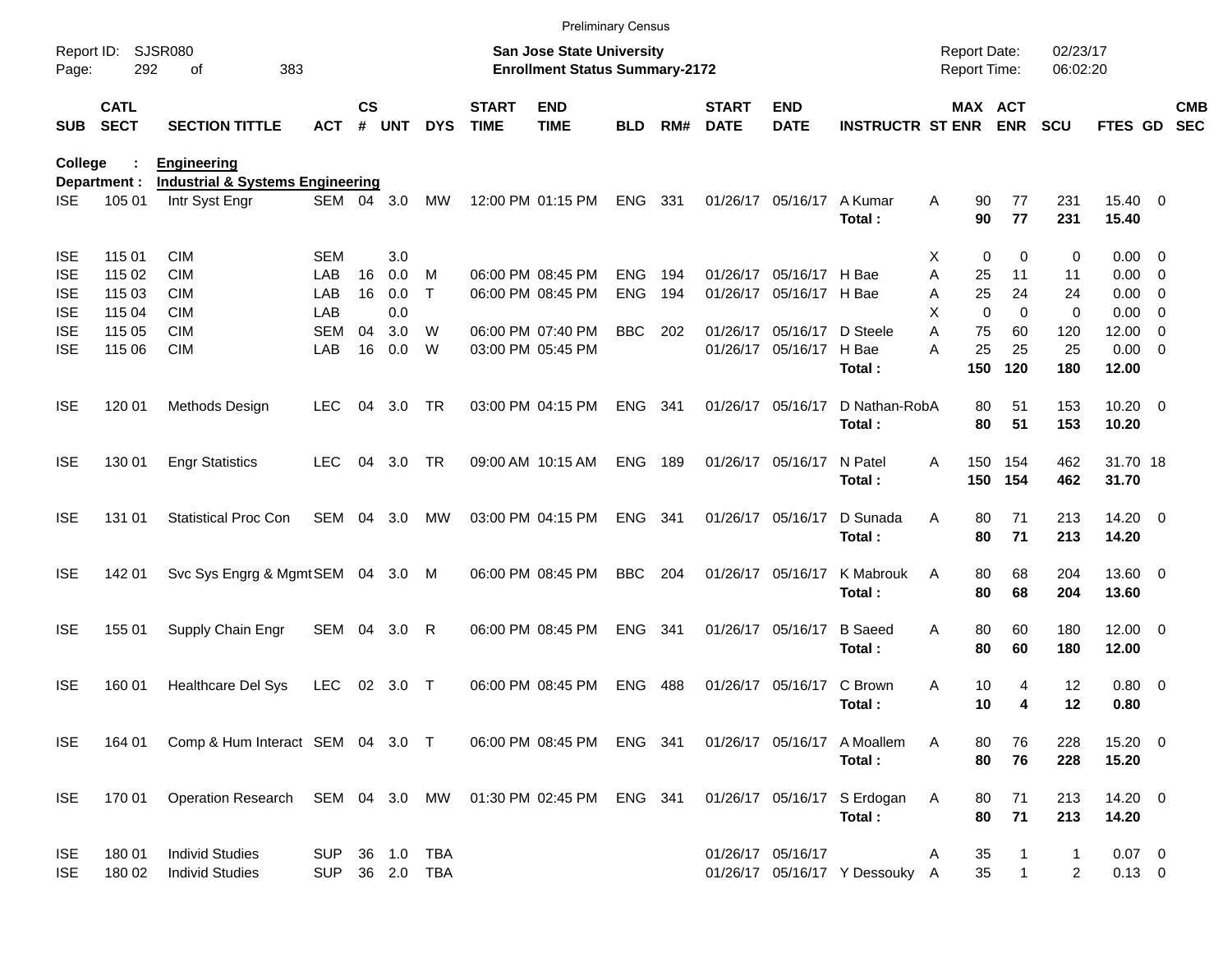Preliminary Census

Report ID: SJSR080
Page: 292 of 383

**San Jose State University**
**Enrollment Status Summary-2172**

Report Date: 02/23/17
Report Time: 06:02:20

**College : Engineering**
**Department : Industrial & Systems Engineering**

| SUB | CATL SECT | SECTION TITTLE | ACT | CS # | UNT | DYS | START TIME | END TIME | BLD | RM# | START DATE | END DATE | INSTRUCTR | ST | MAX ENR | ACT ENR | SCU | FTES | GD | CMB SEC |
|---|---|---|---|---|---|---|---|---|---|---|---|---|---|---|---|---|---|---|---|---|
| ISE | 105 01 | Intr Syst Engr | SEM | 04 | 3.0 | MW | 12:00 PM | 01:15 PM | ENG | 331 | 01/26/17 | 05/16/17 | A Kumar | A | 90 | 77 | 231 | 15.40 | 0 | |
| | | | | | | | | | | | | | **Total :** | | **90** | **77** | **231** | **15.40** | | |
| ISE | 115 01 | CIM | SEM | | 3.0 | | | | | | | | | X | 0 | 0 | 0 | 0.00 | 0 | |
| ISE | 115 02 | CIM | LAB | 16 | 0.0 | M | 06:00 PM | 08:45 PM | ENG | 194 | 01/26/17 | 05/16/17 | H Bae | A | 25 | 11 | 11 | 0.00 | 0 | |
| ISE | 115 03 | CIM | LAB | 16 | 0.0 | T | 06:00 PM | 08:45 PM | ENG | 194 | 01/26/17 | 05/16/17 | H Bae | A | 25 | 24 | 24 | 0.00 | 0 | |
| ISE | 115 04 | CIM | LAB | | 0.0 | | | | | | | | | X | 0 | 0 | 0 | 0.00 | 0 | |
| ISE | 115 05 | CIM | SEM | 04 | 3.0 | W | 06:00 PM | 07:40 PM | BBC | 202 | 01/26/17 | 05/16/17 | D Steele | A | 75 | 60 | 120 | 12.00 | 0 | |
| ISE | 115 06 | CIM | LAB | 16 | 0.0 | W | 03:00 PM | 05:45 PM | | | 01/26/17 | 05/16/17 | H Bae | A | 25 | 25 | 25 | 0.00 | 0 | |
| | | | | | | | | | | | | | **Total :** | | **150** | **120** | **180** | **12.00** | | |
| ISE | 120 01 | Methods Design | LEC | 04 | 3.0 | TR | 03:00 PM | 04:15 PM | ENG | 341 | 01/26/17 | 05/16/17 | D Nathan-Rob | A | 80 | 51 | 153 | 10.20 | 0 | |
| | | | | | | | | | | | | | **Total :** | | **80** | **51** | **153** | **10.20** | | |
| ISE | 130 01 | Engr Statistics | LEC | 04 | 3.0 | TR | 09:00 AM | 10:15 AM | ENG | 189 | 01/26/17 | 05/16/17 | N Patel | A | 150 | 154 | 462 | 31.70 | 18 | |
| | | | | | | | | | | | | | **Total :** | | **150** | **154** | **462** | **31.70** | | |
| ISE | 131 01 | Statistical Proc Con | SEM | 04 | 3.0 | MW | 03:00 PM | 04:15 PM | ENG | 341 | 01/26/17 | 05/16/17 | D Sunada | A | 80 | 71 | 213 | 14.20 | 0 | |
| | | | | | | | | | | | | | **Total :** | | **80** | **71** | **213** | **14.20** | | |
| ISE | 142 01 | Svc Sys Engrg & Mgmt | SEM | 04 | 3.0 | M | 06:00 PM | 08:45 PM | BBC | 204 | 01/26/17 | 05/16/17 | K Mabrouk | A | 80 | 68 | 204 | 13.60 | 0 | |
| | | | | | | | | | | | | | **Total :** | | **80** | **68** | **204** | **13.60** | | |
| ISE | 155 01 | Supply Chain Engr | SEM | 04 | 3.0 | R | 06:00 PM | 08:45 PM | ENG | 341 | 01/26/17 | 05/16/17 | B Saeed | A | 80 | 60 | 180 | 12.00 | 0 | |
| | | | | | | | | | | | | | **Total :** | | **80** | **60** | **180** | **12.00** | | |
| ISE | 160 01 | Healthcare Del Sys | LEC | 02 | 3.0 | T | 06:00 PM | 08:45 PM | ENG | 488 | 01/26/17 | 05/16/17 | C Brown | A | 10 | 4 | 12 | 0.80 | 0 | |
| | | | | | | | | | | | | | **Total :** | | **10** | **4** | **12** | **0.80** | | |
| ISE | 164 01 | Comp & Hum Interact | SEM | 04 | 3.0 | T | 06:00 PM | 08:45 PM | ENG | 341 | 01/26/17 | 05/16/17 | A Moallem | A | 80 | 76 | 228 | 15.20 | 0 | |
| | | | | | | | | | | | | | **Total :** | | **80** | **76** | **228** | **15.20** | | |
| ISE | 170 01 | Operation Research | SEM | 04 | 3.0 | MW | 01:30 PM | 02:45 PM | ENG | 341 | 01/26/17 | 05/16/17 | S Erdogan | A | 80 | 71 | 213 | 14.20 | 0 | |
| | | | | | | | | | | | | | **Total :** | | **80** | **71** | **213** | **14.20** | | |
| ISE | 180 01 | Individ Studies | SUP | 36 | 1.0 | TBA | | | | | 01/26/17 | 05/16/17 | | A | 35 | 1 | 1 | 0.07 | 0 | |
| ISE | 180 02 | Individ Studies | SUP | 36 | 2.0 | TBA | | | | | 01/26/17 | 05/16/17 | Y Dessouky | A | 35 | 1 | 2 | 0.13 | 0 | |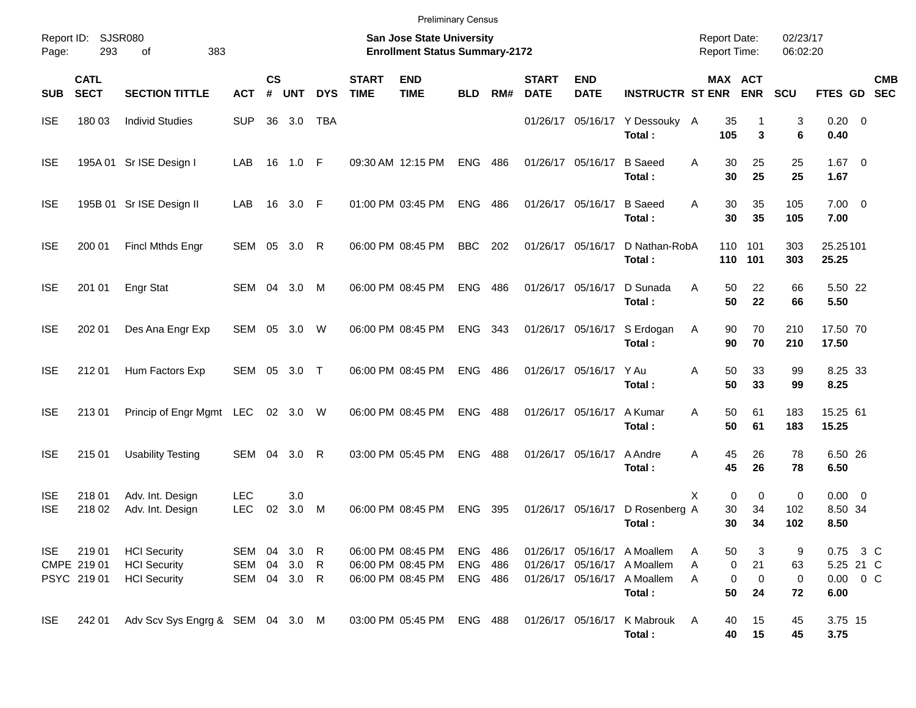Preliminary Census

Report ID: SJSR080

**San Jose State University**
**Enrollment Status Summary-2172**

Report Date: 02/23/17
Report Time: 06:02:20

| SUB | CATL SECT | SECTION TITTLE | ACT | CS # | UNT | DYS | START TIME | END TIME | BLD | RM# | START DATE | END DATE | INSTRUCTR | ST | MAX ENR | ACT ENR | SCU | FTES | GD | CMB SEC |
|---|---|---|---|---|---|---|---|---|---|---|---|---|---|---|---|---|---|---|---|---|
| ISE | 180 03 | Individ Studies | SUP | 36 | 3.0 | TBA | | | | | 01/26/17 | 05/16/17 | Y Dessouky | A | 35 | 1 | 3 | 0.20 | 0 | |
| | | | | | | | | | | | | | **Total :** | | **105** | **3** | **6** | **0.40** | | |
| ISE | 195A 01 | Sr ISE Design I | LAB | 16 | 1.0 | F | 09:30 AM | 12:15 PM | ENG | 486 | 01/26/17 | 05/16/17 | B Saeed | A | 30 | 25 | 25 | 1.67 | 0 | |
| | | | | | | | | | | | | | **Total :** | | **30** | **25** | **25** | **1.67** | | |
| ISE | 195B 01 | Sr ISE Design II | LAB | 16 | 3.0 | F | 01:00 PM | 03:45 PM | ENG | 486 | 01/26/17 | 05/16/17 | B Saeed | A | 30 | 35 | 105 | 7.00 | 0 | |
| | | | | | | | | | | | | | **Total :** | | **30** | **35** | **105** | **7.00** | | |
| ISE | 200 01 | Fincl Mthds Engr | SEM | 05 | 3.0 | R | 06:00 PM | 08:45 PM | BBC | 202 | 01/26/17 | 05/16/17 | D Nathan-Rob | A | 110 | 101 | 303 | 25.25 | 101 | |
| | | | | | | | | | | | | | **Total :** | | **110** | **101** | **303** | **25.25** | | |
| ISE | 201 01 | Engr Stat | SEM | 04 | 3.0 | M | 06:00 PM | 08:45 PM | ENG | 486 | 01/26/17 | 05/16/17 | D Sunada | A | 50 | 22 | 66 | 5.50 | 22 | |
| | | | | | | | | | | | | | **Total :** | | **50** | **22** | **66** | **5.50** | | |
| ISE | 202 01 | Des Ana Engr Exp | SEM | 05 | 3.0 | W | 06:00 PM | 08:45 PM | ENG | 343 | 01/26/17 | 05/16/17 | S Erdogan | A | 90 | 70 | 210 | 17.50 | 70 | |
| | | | | | | | | | | | | | **Total :** | | **90** | **70** | **210** | **17.50** | | |
| ISE | 212 01 | Hum Factors Exp | SEM | 05 | 3.0 | T | 06:00 PM | 08:45 PM | ENG | 486 | 01/26/17 | 05/16/17 | Y Au | A | 50 | 33 | 99 | 8.25 | 33 | |
| | | | | | | | | | | | | | **Total :** | | **50** | **33** | **99** | **8.25** | | |
| ISE | 213 01 | Princip of Engr Mgmt | LEC | 02 | 3.0 | W | 06:00 PM | 08:45 PM | ENG | 488 | 01/26/17 | 05/16/17 | A Kumar | A | 50 | 61 | 183 | 15.25 | 61 | |
| | | | | | | | | | | | | | **Total :** | | **50** | **61** | **183** | **15.25** | | |
| ISE | 215 01 | Usability Testing | SEM | 04 | 3.0 | R | 03:00 PM | 05:45 PM | ENG | 488 | 01/26/17 | 05/16/17 | A Andre | A | 45 | 26 | 78 | 6.50 | 26 | |
| | | | | | | | | | | | | | **Total :** | | **45** | **26** | **78** | **6.50** | | |
| ISE | 218 01 | Adv. Int. Design | LEC | | 3.0 | | | | | | | | | X | 0 | 0 | 0 | 0.00 | 0 | |
| ISE | 218 02 | Adv. Int. Design | LEC | 02 | 3.0 | M | 06:00 PM | 08:45 PM | ENG | 395 | 01/26/17 | 05/16/17 | D Rosenberg | A | 30 | 34 | 102 | 8.50 | 34 | |
| | | | | | | | | | | | | | **Total :** | | **30** | **34** | **102** | **8.50** | | |
| ISE | 219 01 | HCI Security | SEM | 04 | 3.0 | R | 06:00 PM | 08:45 PM | ENG | 486 | 01/26/17 | 05/16/17 | A Moallem | A | 50 | 3 | 9 | 0.75 | 3 | C |
| CMPE | 219 01 | HCI Security | SEM | 04 | 3.0 | R | 06:00 PM | 08:45 PM | ENG | 486 | 01/26/17 | 05/16/17 | A Moallem | A | 0 | 21 | 63 | 5.25 | 21 | C |
| PSYC | 219 01 | HCI Security | SEM | 04 | 3.0 | R | 06:00 PM | 08:45 PM | ENG | 486 | 01/26/17 | 05/16/17 | A Moallem | A | 0 | 0 | 0 | 0.00 | 0 | C |
| | | | | | | | | | | | | | **Total :** | | **50** | **24** | **72** | **6.00** | | |
| ISE | 242 01 | Adv Scv Sys Engrg & | SEM | 04 | 3.0 | M | 03:00 PM | 05:45 PM | ENG | 488 | 01/26/17 | 05/16/17 | K Mabrouk | A | 40 | 15 | 45 | 3.75 | 15 | |
| | | | | | | | | | | | | | **Total :** | | **40** | **15** | **45** | **3.75** | | |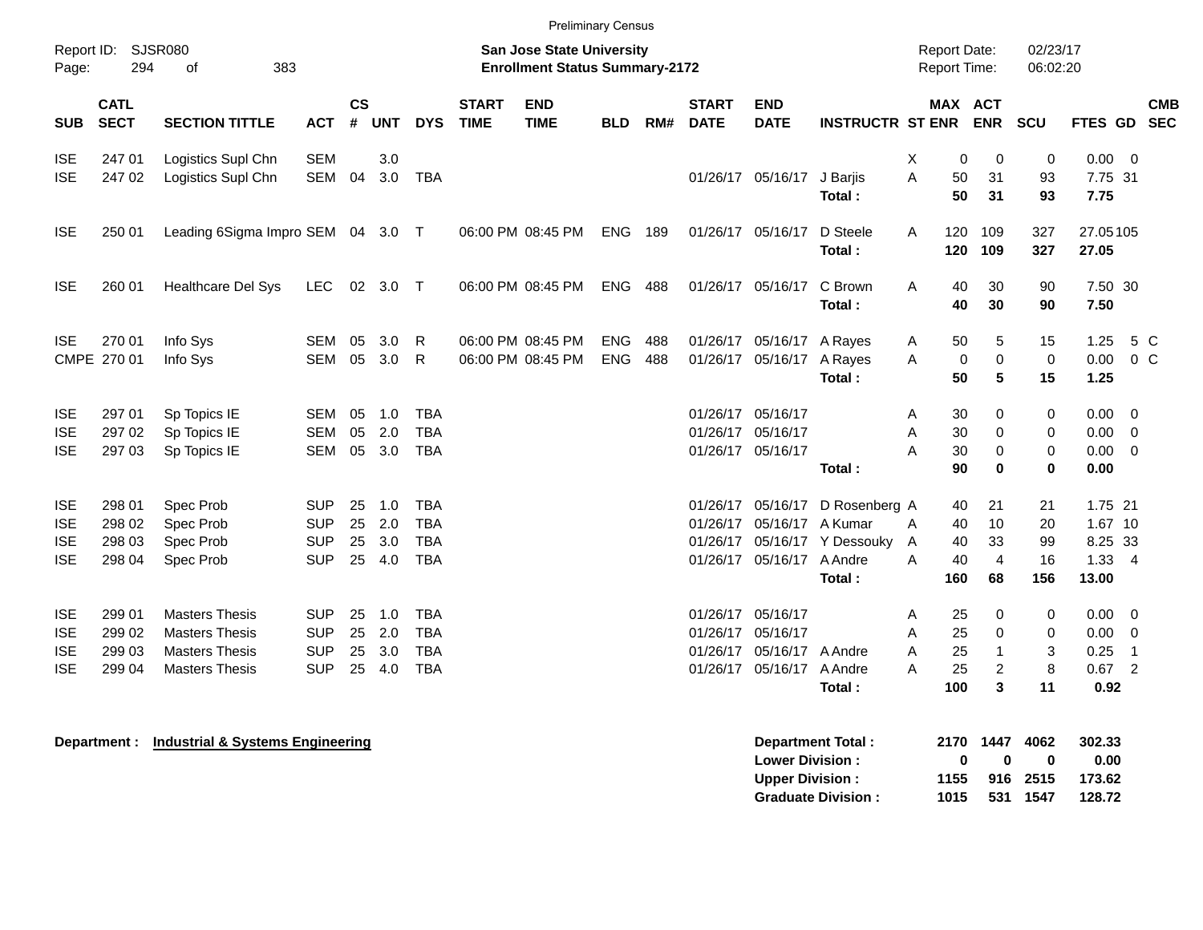Preliminary Census

Report ID: SJSR080

**San Jose State University**
**Enrollment Status Summary-2172**

Report Date: 02/23/17
Report Time: 06:02:20

| SUB | CATL SECT | SECTION TITTLE | ACT | CS # | UNT | DYS | START TIME | END TIME | BLD | RM# | START DATE | END DATE | INSTRUCTR | ST | MAX ENR | ACT ENR | SCU | FTES | GD | CMB SEC |
|---|---|---|---|---|---|---|---|---|---|---|---|---|---|---|---|---|---|---|---|---|
| ISE | 247 01 | Logistics Supl Chn | SEM | | 3.0 | | | | | | | | | X | 0 | 0 | 0 | 0.00 | 0 | |
| ISE | 247 02 | Logistics Supl Chn | SEM | 04 | 3.0 | TBA | | | | | 01/26/17 | 05/16/17 | J Barjis | A | 50 | 31 | 93 | 7.75 | 31 | |
| | | | | | | | | | | | | | **Total :** | | **50** | **31** | **93** | **7.75** | | |
| ISE | 250 01 | Leading 6Sigma Impro | SEM | 04 | 3.0 | T | 06:00 PM | 08:45 PM | ENG | 189 | 01/26/17 | 05/16/17 | D Steele | A | 120 | 109 | 327 | 27.05 | 105 | |
| | | | | | | | | | | | | | **Total :** | | **120** | **109** | **327** | **27.05** | | |
| ISE | 260 01 | Healthcare Del Sys | LEC | 02 | 3.0 | T | 06:00 PM | 08:45 PM | ENG | 488 | 01/26/17 | 05/16/17 | C Brown | A | 40 | 30 | 90 | 7.50 | 30 | |
| | | | | | | | | | | | | | **Total :** | | **40** | **30** | **90** | **7.50** | | |
| ISE | 270 01 | Info Sys | SEM | 05 | 3.0 | R | 06:00 PM | 08:45 PM | ENG | 488 | 01/26/17 | 05/16/17 | A Rayes | A | 50 | 5 | 15 | 1.25 | 5 | C |
| CMPE | 270 01 | Info Sys | SEM | 05 | 3.0 | R | 06:00 PM | 08:45 PM | ENG | 488 | 01/26/17 | 05/16/17 | A Rayes | A | 0 | 0 | 0 | 0.00 | 0 | C |
| | | | | | | | | | | | | | **Total :** | | **50** | **5** | **15** | **1.25** | | |
| ISE | 297 01 | Sp Topics IE | SEM | 05 | 1.0 | TBA | | | | | 01/26/17 | 05/16/17 | | A | 30 | 0 | 0 | 0.00 | 0 | |
| ISE | 297 02 | Sp Topics IE | SEM | 05 | 2.0 | TBA | | | | | 01/26/17 | 05/16/17 | | A | 30 | 0 | 0 | 0.00 | 0 | |
| ISE | 297 03 | Sp Topics IE | SEM | 05 | 3.0 | TBA | | | | | 01/26/17 | 05/16/17 | | A | 30 | 0 | 0 | 0.00 | 0 | |
| | | | | | | | | | | | | | **Total :** | | **90** | **0** | **0** | **0.00** | | |
| ISE | 298 01 | Spec Prob | SUP | 25 | 1.0 | TBA | | | | | 01/26/17 | 05/16/17 | D Rosenberg | A | 40 | 21 | 21 | 1.75 | 21 | |
| ISE | 298 02 | Spec Prob | SUP | 25 | 2.0 | TBA | | | | | 01/26/17 | 05/16/17 | A Kumar | A | 40 | 10 | 20 | 1.67 | 10 | |
| ISE | 298 03 | Spec Prob | SUP | 25 | 3.0 | TBA | | | | | 01/26/17 | 05/16/17 | Y Dessouky | A | 40 | 33 | 99 | 8.25 | 33 | |
| ISE | 298 04 | Spec Prob | SUP | 25 | 4.0 | TBA | | | | | 01/26/17 | 05/16/17 | A Andre | A | 40 | 4 | 16 | 1.33 | 4 | |
| | | | | | | | | | | | | | **Total :** | | **160** | **68** | **156** | **13.00** | | |
| ISE | 299 01 | Masters Thesis | SUP | 25 | 1.0 | TBA | | | | | 01/26/17 | 05/16/17 | | A | 25 | 0 | 0 | 0.00 | 0 | |
| ISE | 299 02 | Masters Thesis | SUP | 25 | 2.0 | TBA | | | | | 01/26/17 | 05/16/17 | | A | 25 | 0 | 0 | 0.00 | 0 | |
| ISE | 299 03 | Masters Thesis | SUP | 25 | 3.0 | TBA | | | | | 01/26/17 | 05/16/17 | A Andre | A | 25 | 1 | 3 | 0.25 | 1 | |
| ISE | 299 04 | Masters Thesis | SUP | 25 | 4.0 | TBA | | | | | 01/26/17 | 05/16/17 | A Andre | A | 25 | 2 | 8 | 0.67 | 2 | |
| | | | | | | | | | | | | | **Total :** | | **100** | **3** | **11** | **0.92** | | |

**Department : Industrial & Systems Engineering**

| | MAX ENR | ACT ENR | SCU | FTES |
|---|---|---|---|---|
| **Department Total :** | **2170** | **1447** | **4062** | **302.33** |
| **Lower Division :** | **0** | **0** | **0** | **0.00** |
| **Upper Division :** | **1155** | **916** | **2515** | **173.62** |
| **Graduate Division :** | **1015** | **531** | **1547** | **128.72** |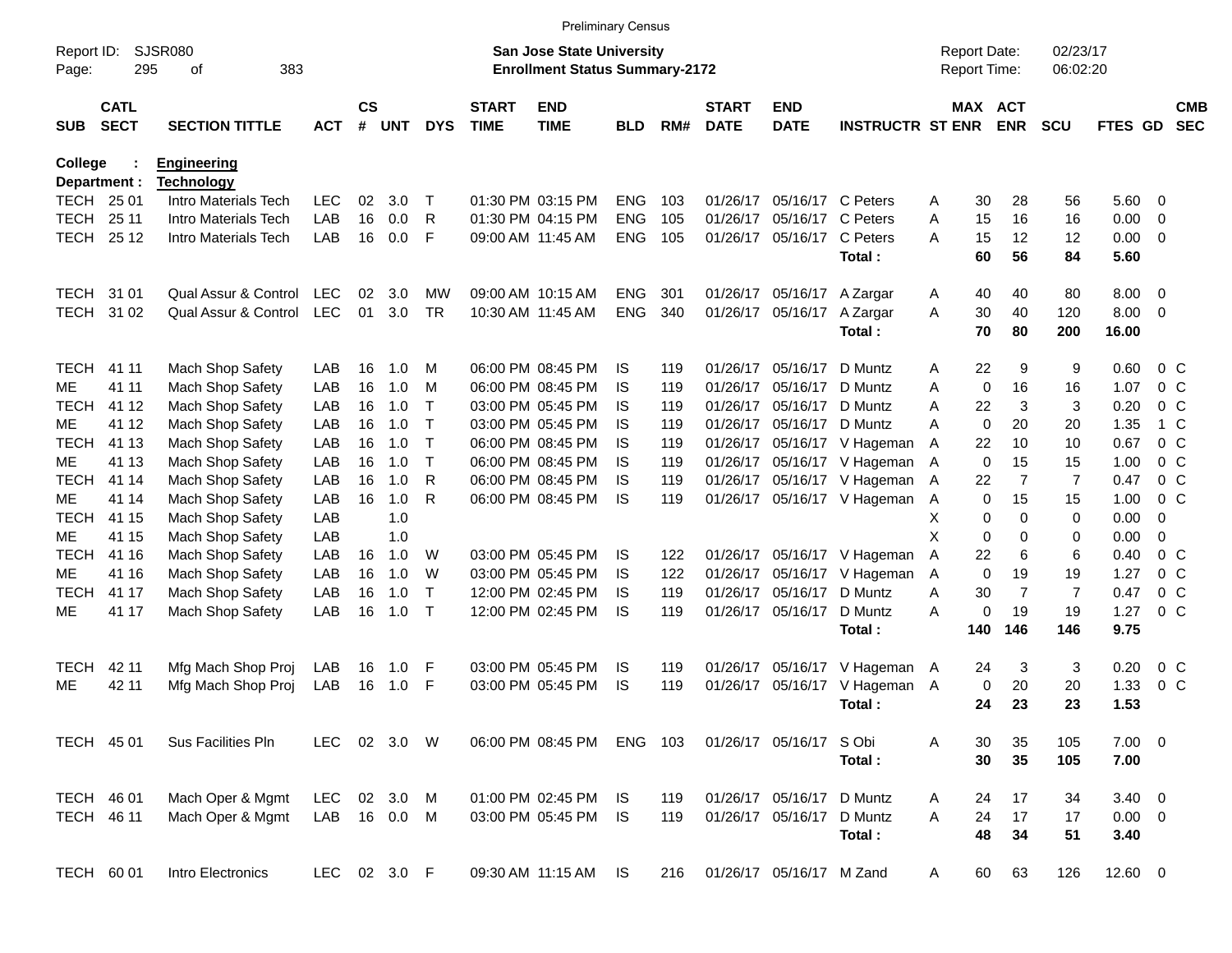Preliminary Census

Report ID: SJSR080
Page: 295 of 383

**San Jose State University**
**Enrollment Status Summary-2172**

Report Date: 02/23/17
Report Time: 06:02:20

**College : Engineering**
**Department : Technology**

| SUB | CATL SECT | SECTION TITTLE | ACT | CS # | UNT | DYS | START TIME | END TIME | BLD | RM# | START DATE | END DATE | INSTRUCTR | ST | MAX ENR | ACT ENR | SCU | FTES | GD | CMB SEC |
|---|---|---|---|---|---|---|---|---|---|---|---|---|---|---|---|---|---|---|---|---|
| TECH | 25 01 | Intro Materials Tech | LEC | 02 | 3.0 | T | 01:30 PM | 03:15 PM | ENG | 103 | 01/26/17 | 05/16/17 | C Peters | A | 30 | 28 | 56 | 5.60 | 0 | |
| TECH | 25 11 | Intro Materials Tech | LAB | 16 | 0.0 | R | 01:30 PM | 04:15 PM | ENG | 105 | 01/26/17 | 05/16/17 | C Peters | A | 15 | 16 | 16 | 0.00 | 0 | |
| TECH | 25 12 | Intro Materials Tech | LAB | 16 | 0.0 | F | 09:00 AM | 11:45 AM | ENG | 105 | 01/26/17 | 05/16/17 | C Peters | A | 15 | 12 | 12 | 0.00 | 0 | |
| | | | | | | | | | | | | | **Total :** | | **60** | **56** | **84** | **5.60** | | |
| TECH | 31 01 | Qual Assur & Control | LEC | 02 | 3.0 | MW | 09:00 AM | 10:15 AM | ENG | 301 | 01/26/17 | 05/16/17 | A Zargar | A | 40 | 40 | 80 | 8.00 | 0 | |
| TECH | 31 02 | Qual Assur & Control | LEC | 01 | 3.0 | TR | 10:30 AM | 11:45 AM | ENG | 340 | 01/26/17 | 05/16/17 | A Zargar | A | 30 | 40 | 120 | 8.00 | 0 | |
| | | | | | | | | | | | | | **Total :** | | **70** | **80** | **200** | **16.00** | | |
| TECH | 41 11 | Mach Shop Safety | LAB | 16 | 1.0 | M | 06:00 PM | 08:45 PM | IS | 119 | 01/26/17 | 05/16/17 | D Muntz | A | 22 | 9 | 9 | 0.60 | 0 | C |
| ME | 41 11 | Mach Shop Safety | LAB | 16 | 1.0 | M | 06:00 PM | 08:45 PM | IS | 119 | 01/26/17 | 05/16/17 | D Muntz | A | 0 | 16 | 16 | 1.07 | 0 | C |
| TECH | 41 12 | Mach Shop Safety | LAB | 16 | 1.0 | T | 03:00 PM | 05:45 PM | IS | 119 | 01/26/17 | 05/16/17 | D Muntz | A | 22 | 3 | 3 | 0.20 | 0 | C |
| ME | 41 12 | Mach Shop Safety | LAB | 16 | 1.0 | T | 03:00 PM | 05:45 PM | IS | 119 | 01/26/17 | 05/16/17 | D Muntz | A | 0 | 20 | 20 | 1.35 | 1 | C |
| TECH | 41 13 | Mach Shop Safety | LAB | 16 | 1.0 | T | 06:00 PM | 08:45 PM | IS | 119 | 01/26/17 | 05/16/17 | V Hageman | A | 22 | 10 | 10 | 0.67 | 0 | C |
| ME | 41 13 | Mach Shop Safety | LAB | 16 | 1.0 | T | 06:00 PM | 08:45 PM | IS | 119 | 01/26/17 | 05/16/17 | V Hageman | A | 0 | 15 | 15 | 1.00 | 0 | C |
| TECH | 41 14 | Mach Shop Safety | LAB | 16 | 1.0 | R | 06:00 PM | 08:45 PM | IS | 119 | 01/26/17 | 05/16/17 | V Hageman | A | 22 | 7 | 7 | 0.47 | 0 | C |
| ME | 41 14 | Mach Shop Safety | LAB | 16 | 1.0 | R | 06:00 PM | 08:45 PM | IS | 119 | 01/26/17 | 05/16/17 | V Hageman | A | 0 | 15 | 15 | 1.00 | 0 | C |
| TECH | 41 15 | Mach Shop Safety | LAB | | 1.0 | | | | | | | | | X | 0 | 0 | 0 | 0.00 | 0 | |
| ME | 41 15 | Mach Shop Safety | LAB | | 1.0 | | | | | | | | | X | 0 | 0 | 0 | 0.00 | 0 | |
| TECH | 41 16 | Mach Shop Safety | LAB | 16 | 1.0 | W | 03:00 PM | 05:45 PM | IS | 122 | 01/26/17 | 05/16/17 | V Hageman | A | 22 | 6 | 6 | 0.40 | 0 | C |
| ME | 41 16 | Mach Shop Safety | LAB | 16 | 1.0 | W | 03:00 PM | 05:45 PM | IS | 122 | 01/26/17 | 05/16/17 | V Hageman | A | 0 | 19 | 19 | 1.27 | 0 | C |
| TECH | 41 17 | Mach Shop Safety | LAB | 16 | 1.0 | T | 12:00 PM | 02:45 PM | IS | 119 | 01/26/17 | 05/16/17 | D Muntz | A | 30 | 7 | 7 | 0.47 | 0 | C |
| ME | 41 17 | Mach Shop Safety | LAB | 16 | 1.0 | T | 12:00 PM | 02:45 PM | IS | 119 | 01/26/17 | 05/16/17 | D Muntz | A | 0 | 19 | 19 | 1.27 | 0 | C |
| | | | | | | | | | | | | | **Total :** | | **140** | **146** | **146** | **9.75** | | |
| TECH | 42 11 | Mfg Mach Shop Proj | LAB | 16 | 1.0 | F | 03:00 PM | 05:45 PM | IS | 119 | 01/26/17 | 05/16/17 | V Hageman | A | 24 | 3 | 3 | 0.20 | 0 | C |
| ME | 42 11 | Mfg Mach Shop Proj | LAB | 16 | 1.0 | F | 03:00 PM | 05:45 PM | IS | 119 | 01/26/17 | 05/16/17 | V Hageman | A | 0 | 20 | 20 | 1.33 | 0 | C |
| | | | | | | | | | | | | | **Total :** | | **24** | **23** | **23** | **1.53** | | |
| TECH | 45 01 | Sus Facilities Pln | LEC | 02 | 3.0 | W | 06:00 PM | 08:45 PM | ENG | 103 | 01/26/17 | 05/16/17 | S Obi | A | 30 | 35 | 105 | 7.00 | 0 | |
| | | | | | | | | | | | | | **Total :** | | **30** | **35** | **105** | **7.00** | | |
| TECH | 46 01 | Mach Oper & Mgmt | LEC | 02 | 3.0 | M | 01:00 PM | 02:45 PM | IS | 119 | 01/26/17 | 05/16/17 | D Muntz | A | 24 | 17 | 34 | 3.40 | 0 | |
| TECH | 46 11 | Mach Oper & Mgmt | LAB | 16 | 0.0 | M | 03:00 PM | 05:45 PM | IS | 119 | 01/26/17 | 05/16/17 | D Muntz | A | 24 | 17 | 17 | 0.00 | 0 | |
| | | | | | | | | | | | | | **Total :** | | **48** | **34** | **51** | **3.40** | | |
| TECH | 60 01 | Intro Electronics | LEC | 02 | 3.0 | F | 09:30 AM | 11:15 AM | IS | 216 | 01/26/17 | 05/16/17 | M Zand | A | 60 | 63 | 126 | 12.60 | 0 | |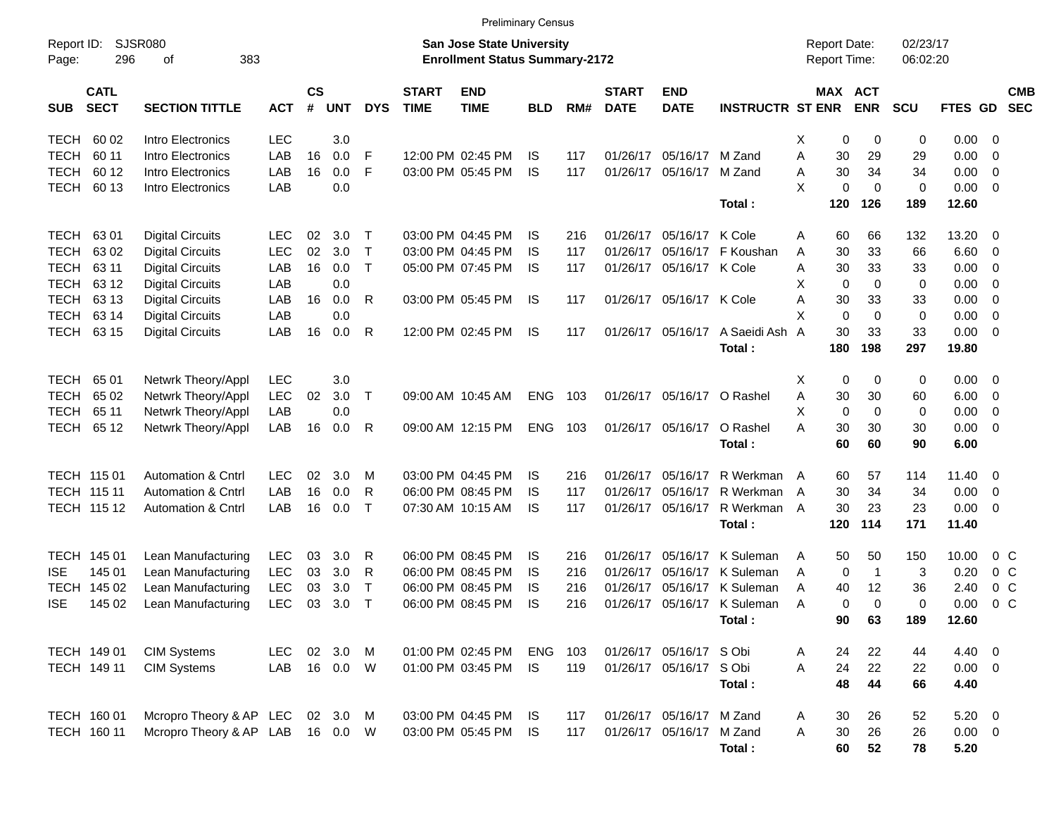Preliminary Census

Report ID: SJSR080

**San Jose State University**
**Enrollment Status Summary-2172**

Report Date: 02/23/17
Report Time: 06:02:20

| SUB | CATL SECT | SECTION TITTLE | ACT | CS # | UNT | DYS | START TIME | END TIME | BLD | RM# | START DATE | END DATE | INSTRUCTR | ST | MAX ENR | ACT ENR | SCU | FTES | GD | CMB SEC |
|---|---|---|---|---|---|---|---|---|---|---|---|---|---|---|---|---|---|---|---|---|
| TECH | 60 02 | Intro Electronics | LEC | | 3.0 | | | | | | | | | X | 0 | 0 | 0 | 0.00 | 0 | |
| TECH | 60 11 | Intro Electronics | LAB | 16 | 0.0 | F | 12:00 PM | 02:45 PM | IS | 117 | 01/26/17 | 05/16/17 | M Zand | A | 30 | 29 | 29 | 0.00 | 0 | |
| TECH | 60 12 | Intro Electronics | LAB | 16 | 0.0 | F | 03:00 PM | 05:45 PM | IS | 117 | 01/26/17 | 05/16/17 | M Zand | A | 30 | 34 | 34 | 0.00 | 0 | |
| TECH | 60 13 | Intro Electronics | LAB | | 0.0 | | | | | | | | | X | 0 | 0 | 0 | 0.00 | 0 | |
| | | | | | | | | | | | | | **Total :** | | **120** | **126** | **189** | **12.60** | | |
| TECH | 63 01 | Digital Circuits | LEC | 02 | 3.0 | T | 03:00 PM | 04:45 PM | IS | 216 | 01/26/17 | 05/16/17 | K Cole | A | 60 | 66 | 132 | 13.20 | 0 | |
| TECH | 63 02 | Digital Circuits | LEC | 02 | 3.0 | T | 03:00 PM | 04:45 PM | IS | 117 | 01/26/17 | 05/16/17 | F Koushan | A | 30 | 33 | 66 | 6.60 | 0 | |
| TECH | 63 11 | Digital Circuits | LAB | 16 | 0.0 | T | 05:00 PM | 07:45 PM | IS | 117 | 01/26/17 | 05/16/17 | K Cole | A | 30 | 33 | 33 | 0.00 | 0 | |
| TECH | 63 12 | Digital Circuits | LAB | | 0.0 | | | | | | | | | X | 0 | 0 | 0 | 0.00 | 0 | |
| TECH | 63 13 | Digital Circuits | LAB | 16 | 0.0 | R | 03:00 PM | 05:45 PM | IS | 117 | 01/26/17 | 05/16/17 | K Cole | A | 30 | 33 | 33 | 0.00 | 0 | |
| TECH | 63 14 | Digital Circuits | LAB | | 0.0 | | | | | | | | | X | 0 | 0 | 0 | 0.00 | 0 | |
| TECH | 63 15 | Digital Circuits | LAB | 16 | 0.0 | R | 12:00 PM | 02:45 PM | IS | 117 | 01/26/17 | 05/16/17 | A Saeidi Ash | A | 30 | 33 | 33 | 0.00 | 0 | |
| | | | | | | | | | | | | | **Total :** | | **180** | **198** | **297** | **19.80** | | |
| TECH | 65 01 | Netwrk Theory/Appl | LEC | | 3.0 | | | | | | | | | X | 0 | 0 | 0 | 0.00 | 0 | |
| TECH | 65 02 | Netwrk Theory/Appl | LEC | 02 | 3.0 | T | 09:00 AM | 10:45 AM | ENG | 103 | 01/26/17 | 05/16/17 | O Rashel | A | 30 | 30 | 60 | 6.00 | 0 | |
| TECH | 65 11 | Netwrk Theory/Appl | LAB | | 0.0 | | | | | | | | | X | 0 | 0 | 0 | 0.00 | 0 | |
| TECH | 65 12 | Netwrk Theory/Appl | LAB | 16 | 0.0 | R | 09:00 AM | 12:15 PM | ENG | 103 | 01/26/17 | 05/16/17 | O Rashel | A | 30 | 30 | 30 | 0.00 | 0 | |
| | | | | | | | | | | | | | **Total :** | | **60** | **60** | **90** | **6.00** | | |
| TECH | 115 01 | Automation & Cntrl | LEC | 02 | 3.0 | M | 03:00 PM | 04:45 PM | IS | 216 | 01/26/17 | 05/16/17 | R Werkman | A | 60 | 57 | 114 | 11.40 | 0 | |
| TECH | 115 11 | Automation & Cntrl | LAB | 16 | 0.0 | R | 06:00 PM | 08:45 PM | IS | 117 | 01/26/17 | 05/16/17 | R Werkman | A | 30 | 34 | 34 | 0.00 | 0 | |
| TECH | 115 12 | Automation & Cntrl | LAB | 16 | 0.0 | T | 07:30 AM | 10:15 AM | IS | 117 | 01/26/17 | 05/16/17 | R Werkman | A | 30 | 23 | 23 | 0.00 | 0 | |
| | | | | | | | | | | | | | **Total :** | | **120** | **114** | **171** | **11.40** | | |
| TECH | 145 01 | Lean Manufacturing | LEC | 03 | 3.0 | R | 06:00 PM | 08:45 PM | IS | 216 | 01/26/17 | 05/16/17 | K Suleman | A | 50 | 50 | 150 | 10.00 | 0 | C |
| ISE | 145 01 | Lean Manufacturing | LEC | 03 | 3.0 | R | 06:00 PM | 08:45 PM | IS | 216 | 01/26/17 | 05/16/17 | K Suleman | A | 0 | 1 | 3 | 0.20 | 0 | C |
| TECH | 145 02 | Lean Manufacturing | LEC | 03 | 3.0 | T | 06:00 PM | 08:45 PM | IS | 216 | 01/26/17 | 05/16/17 | K Suleman | A | 40 | 12 | 36 | 2.40 | 0 | C |
| ISE | 145 02 | Lean Manufacturing | LEC | 03 | 3.0 | T | 06:00 PM | 08:45 PM | IS | 216 | 01/26/17 | 05/16/17 | K Suleman | A | 0 | 0 | 0 | 0.00 | 0 | C |
| | | | | | | | | | | | | | **Total :** | | **90** | **63** | **189** | **12.60** | | |
| TECH | 149 01 | CIM Systems | LEC | 02 | 3.0 | M | 01:00 PM | 02:45 PM | ENG | 103 | 01/26/17 | 05/16/17 | S Obi | A | 24 | 22 | 44 | 4.40 | 0 | |
| TECH | 149 11 | CIM Systems | LAB | 16 | 0.0 | W | 01:00 PM | 03:45 PM | IS | 119 | 01/26/17 | 05/16/17 | S Obi | A | 24 | 22 | 22 | 0.00 | 0 | |
| | | | | | | | | | | | | | **Total :** | | **48** | **44** | **66** | **4.40** | | |
| TECH | 160 01 | Mcropro Theory & AP | LEC | 02 | 3.0 | M | 03:00 PM | 04:45 PM | IS | 117 | 01/26/17 | 05/16/17 | M Zand | A | 30 | 26 | 52 | 5.20 | 0 | |
| TECH | 160 11 | Mcropro Theory & AP | LAB | 16 | 0.0 | W | 03:00 PM | 05:45 PM | IS | 117 | 01/26/17 | 05/16/17 | M Zand | A | 30 | 26 | 26 | 0.00 | 0 | |
| | | | | | | | | | | | | | **Total :** | | **60** | **52** | **78** | **5.20** | | |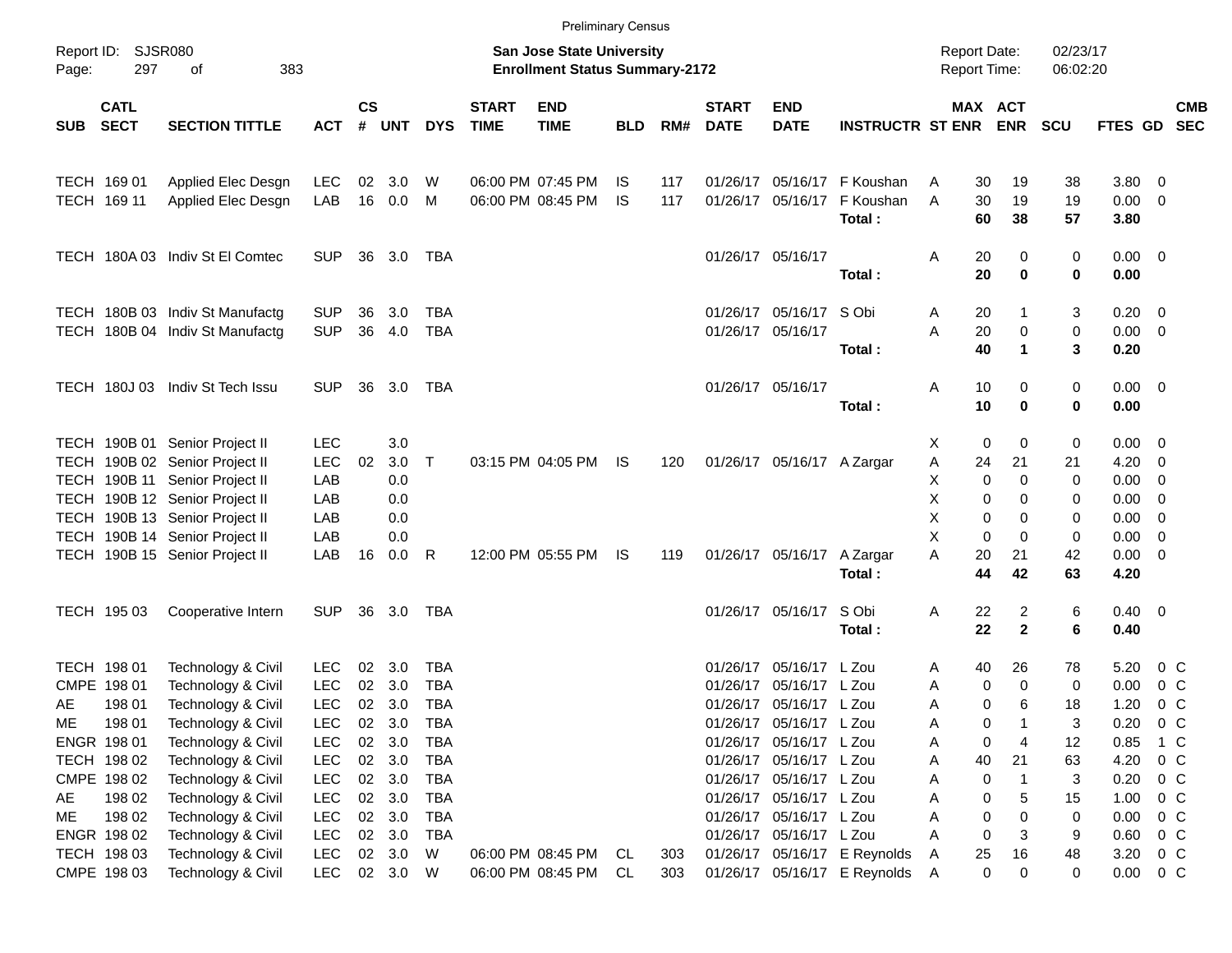Preliminary Census

Report ID: SJSR080
Page: 297 of 383

**San Jose State University**
**Enrollment Status Summary-2172**

Report Date: 02/23/17
Report Time: 06:02:20

| SUB | CATL SECT | SECTION TITTLE | ACT | CS # | UNT | DYS | START TIME | END TIME | BLD | RM# | START DATE | END DATE | INSTRUCTR | ST | MAX ENR | ACT ENR | SCU | FTES | GD | CMB SEC |
|---|---|---|---|---|---|---|---|---|---|---|---|---|---|---|---|---|---|---|---|---|
| TECH | 169 01 | Applied Elec Desgn | LEC | 02 | 3.0 | W | 06:00 PM | 07:45 PM | IS | 117 | 01/26/17 | 05/16/17 | F Koushan | A | 30 | 19 | 38 | 3.80 | 0 | |
| TECH | 169 11 | Applied Elec Desgn | LAB | 16 | 0.0 | M | 06:00 PM | 08:45 PM | IS | 117 | 01/26/17 | 05/16/17 | F Koushan | A | 30 | 19 | 19 | 0.00 | 0 | |
| | | | | | | | | | | | | | **Total :** | | **60** | **38** | **57** | **3.80** | | |
| TECH | 180A 03 | Indiv St El Comtec | SUP | 36 | 3.0 | TBA | | | | | 01/26/17 | 05/16/17 | | A | 20 | 0 | 0 | 0.00 | 0 | |
| | | | | | | | | | | | | | **Total :** | | **20** | **0** | **0** | **0.00** | | |
| TECH | 180B 03 | Indiv St Manufactg | SUP | 36 | 3.0 | TBA | | | | | 01/26/17 | 05/16/17 | S Obi | A | 20 | 1 | 3 | 0.20 | 0 | |
| TECH | 180B 04 | Indiv St Manufactg | SUP | 36 | 4.0 | TBA | | | | | 01/26/17 | 05/16/17 | | A | 20 | 0 | 0 | 0.00 | 0 | |
| | | | | | | | | | | | | | **Total :** | | **40** | **1** | **3** | **0.20** | | |
| TECH | 180J 03 | Indiv St Tech Issu | SUP | 36 | 3.0 | TBA | | | | | 01/26/17 | 05/16/17 | | A | 10 | 0 | 0 | 0.00 | 0 | |
| | | | | | | | | | | | | | **Total :** | | **10** | **0** | **0** | **0.00** | | |
| TECH | 190B 01 | Senior Project II | LEC | | 3.0 | | | | | | | | | X | 0 | 0 | 0 | 0.00 | 0 | |
| TECH | 190B 02 | Senior Project II | LEC | 02 | 3.0 | T | 03:15 PM | 04:05 PM | IS | 120 | 01/26/17 | 05/16/17 | A Zargar | A | 24 | 21 | 21 | 4.20 | 0 | |
| TECH | 190B 11 | Senior Project II | LAB | | 0.0 | | | | | | | | | X | 0 | 0 | 0 | 0.00 | 0 | |
| TECH | 190B 12 | Senior Project II | LAB | | 0.0 | | | | | | | | | X | 0 | 0 | 0 | 0.00 | 0 | |
| TECH | 190B 13 | Senior Project II | LAB | | 0.0 | | | | | | | | | X | 0 | 0 | 0 | 0.00 | 0 | |
| TECH | 190B 14 | Senior Project II | LAB | | 0.0 | | | | | | | | | X | 0 | 0 | 0 | 0.00 | 0 | |
| TECH | 190B 15 | Senior Project II | LAB | 16 | 0.0 | R | 12:00 PM | 05:55 PM | IS | 119 | 01/26/17 | 05/16/17 | A Zargar | A | 20 | 21 | 42 | 0.00 | 0 | |
| | | | | | | | | | | | | | **Total :** | | **44** | **42** | **63** | **4.20** | | |
| TECH | 195 03 | Cooperative Intern | SUP | 36 | 3.0 | TBA | | | | | 01/26/17 | 05/16/17 | S Obi | A | 22 | 2 | 6 | 0.40 | 0 | |
| | | | | | | | | | | | | | **Total :** | | **22** | **2** | **6** | **0.40** | | |
| TECH | 198 01 | Technology & Civil | LEC | 02 | 3.0 | TBA | | | | | 01/26/17 | 05/16/17 | L Zou | A | 40 | 26 | 78 | 5.20 | 0 | C |
| CMPE | 198 01 | Technology & Civil | LEC | 02 | 3.0 | TBA | | | | | 01/26/17 | 05/16/17 | L Zou | A | 0 | 0 | 0 | 0.00 | 0 | C |
| AE | 198 01 | Technology & Civil | LEC | 02 | 3.0 | TBA | | | | | 01/26/17 | 05/16/17 | L Zou | A | 0 | 6 | 18 | 1.20 | 0 | C |
| ME | 198 01 | Technology & Civil | LEC | 02 | 3.0 | TBA | | | | | 01/26/17 | 05/16/17 | L Zou | A | 0 | 1 | 3 | 0.20 | 0 | C |
| ENGR | 198 01 | Technology & Civil | LEC | 02 | 3.0 | TBA | | | | | 01/26/17 | 05/16/17 | L Zou | A | 0 | 4 | 12 | 0.85 | 1 | C |
| TECH | 198 02 | Technology & Civil | LEC | 02 | 3.0 | TBA | | | | | 01/26/17 | 05/16/17 | L Zou | A | 40 | 21 | 63 | 4.20 | 0 | C |
| CMPE | 198 02 | Technology & Civil | LEC | 02 | 3.0 | TBA | | | | | 01/26/17 | 05/16/17 | L Zou | A | 0 | 1 | 3 | 0.20 | 0 | C |
| AE | 198 02 | Technology & Civil | LEC | 02 | 3.0 | TBA | | | | | 01/26/17 | 05/16/17 | L Zou | A | 0 | 5 | 15 | 1.00 | 0 | C |
| ME | 198 02 | Technology & Civil | LEC | 02 | 3.0 | TBA | | | | | 01/26/17 | 05/16/17 | L Zou | A | 0 | 0 | 0 | 0.00 | 0 | C |
| ENGR | 198 02 | Technology & Civil | LEC | 02 | 3.0 | TBA | | | | | 01/26/17 | 05/16/17 | L Zou | A | 0 | 3 | 9 | 0.60 | 0 | C |
| TECH | 198 03 | Technology & Civil | LEC | 02 | 3.0 | W | 06:00 PM | 08:45 PM | CL | 303 | 01/26/17 | 05/16/17 | E Reynolds | A | 25 | 16 | 48 | 3.20 | 0 | C |
| CMPE | 198 03 | Technology & Civil | LEC | 02 | 3.0 | W | 06:00 PM | 08:45 PM | CL | 303 | 01/26/17 | 05/16/17 | E Reynolds | A | 0 | 0 | 0 | 0.00 | 0 | C |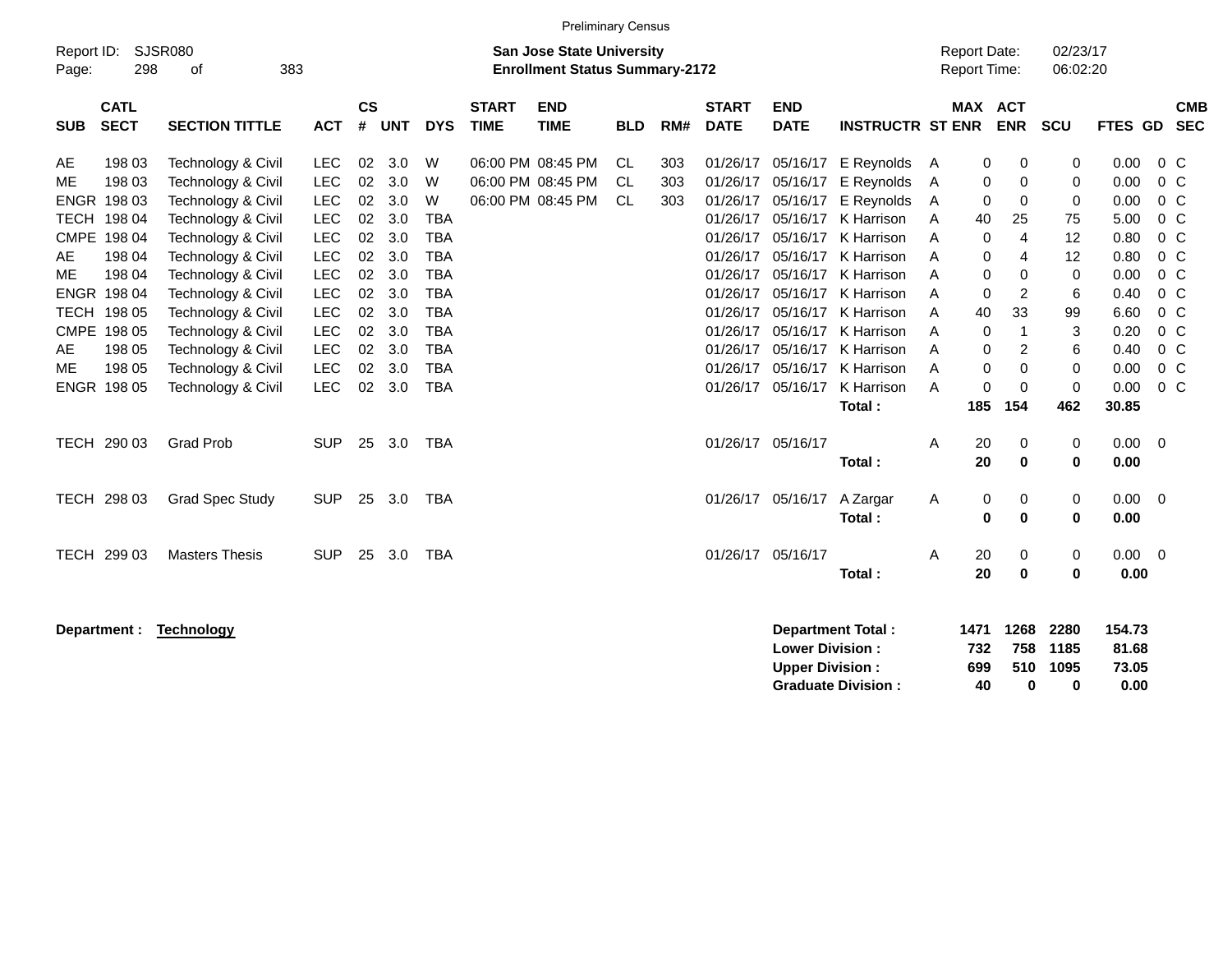Preliminary Census

Report ID: SJSR080

**San Jose State University**
**Enrollment Status Summary-2172**

Report Date: 02/23/17
Report Time: 06:02:20

| SUB | CATL SECT | SECTION TITTLE | ACT | CS # | UNT | DYS | START TIME | END TIME | BLD | RM# | START DATE | END DATE | INSTRUCTR | ST | MAX ENR | ACT ENR | SCU | FTES | GD | CMB SEC |
|---|---|---|---|---|---|---|---|---|---|---|---|---|---|---|---|---|---|---|---|---|
| AE | 198 03 | Technology & Civil | LEC | 02 | 3.0 | W | 06:00 PM | 08:45 PM | CL | 303 | 01/26/17 | 05/16/17 | E Reynolds | A | 0 | 0 | 0 | 0.00 | 0 | C |
| ME | 198 03 | Technology & Civil | LEC | 02 | 3.0 | W | 06:00 PM | 08:45 PM | CL | 303 | 01/26/17 | 05/16/17 | E Reynolds | A | 0 | 0 | 0 | 0.00 | 0 | C |
| ENGR | 198 03 | Technology & Civil | LEC | 02 | 3.0 | W | 06:00 PM | 08:45 PM | CL | 303 | 01/26/17 | 05/16/17 | E Reynolds | A | 0 | 0 | 0 | 0.00 | 0 | C |
| TECH | 198 04 | Technology & Civil | LEC | 02 | 3.0 | TBA | | | | | 01/26/17 | 05/16/17 | K Harrison | A | 40 | 25 | 75 | 5.00 | 0 | C |
| CMPE | 198 04 | Technology & Civil | LEC | 02 | 3.0 | TBA | | | | | 01/26/17 | 05/16/17 | K Harrison | A | 0 | 4 | 12 | 0.80 | 0 | C |
| AE | 198 04 | Technology & Civil | LEC | 02 | 3.0 | TBA | | | | | 01/26/17 | 05/16/17 | K Harrison | A | 0 | 4 | 12 | 0.80 | 0 | C |
| ME | 198 04 | Technology & Civil | LEC | 02 | 3.0 | TBA | | | | | 01/26/17 | 05/16/17 | K Harrison | A | 0 | 0 | 0 | 0.00 | 0 | C |
| ENGR | 198 04 | Technology & Civil | LEC | 02 | 3.0 | TBA | | | | | 01/26/17 | 05/16/17 | K Harrison | A | 0 | 2 | 6 | 0.40 | 0 | C |
| TECH | 198 05 | Technology & Civil | LEC | 02 | 3.0 | TBA | | | | | 01/26/17 | 05/16/17 | K Harrison | A | 40 | 33 | 99 | 6.60 | 0 | C |
| CMPE | 198 05 | Technology & Civil | LEC | 02 | 3.0 | TBA | | | | | 01/26/17 | 05/16/17 | K Harrison | A | 0 | 1 | 3 | 0.20 | 0 | C |
| AE | 198 05 | Technology & Civil | LEC | 02 | 3.0 | TBA | | | | | 01/26/17 | 05/16/17 | K Harrison | A | 0 | 2 | 6 | 0.40 | 0 | C |
| ME | 198 05 | Technology & Civil | LEC | 02 | 3.0 | TBA | | | | | 01/26/17 | 05/16/17 | K Harrison | A | 0 | 0 | 0 | 0.00 | 0 | C |
| ENGR | 198 05 | Technology & Civil | LEC | 02 | 3.0 | TBA | | | | | 01/26/17 | 05/16/17 | K Harrison | A | 0 | 0 | 0 | 0.00 | 0 | C |
| | | | | | | | | | | | | | **Total :** | | **185** | **154** | **462** | **30.85** | | |
| TECH | 290 03 | Grad Prob | SUP | 25 | 3.0 | TBA | | | | | 01/26/17 | 05/16/17 | | A | 20 | 0 | 0 | 0.00 | 0 | |
| | | | | | | | | | | | | | **Total :** | | **20** | **0** | **0** | **0.00** | | |
| TECH | 298 03 | Grad Spec Study | SUP | 25 | 3.0 | TBA | | | | | 01/26/17 | 05/16/17 | A Zargar | A | 0 | 0 | 0 | 0.00 | 0 | |
| | | | | | | | | | | | | | **Total :** | | **0** | **0** | **0** | **0.00** | | |
| TECH | 299 03 | Masters Thesis | SUP | 25 | 3.0 | TBA | | | | | 01/26/17 | 05/16/17 | | A | 20 | 0 | 0 | 0.00 | 0 | |
| | | | | | | | | | | | | | **Total :** | | **20** | **0** | **0** | **0.00** | | |

**Department :** **Technology**

| | MAX ENR | ACT ENR | SCU | FTES |
|---|---|---|---|---|
| **Department Total :** | **1471** | **1268** | **2280** | **154.73** |
| **Lower Division :** | **732** | **758** | **1185** | **81.68** |
| **Upper Division :** | **699** | **510** | **1095** | **73.05** |
| **Graduate Division :** | **40** | **0** | **0** | **0.00** |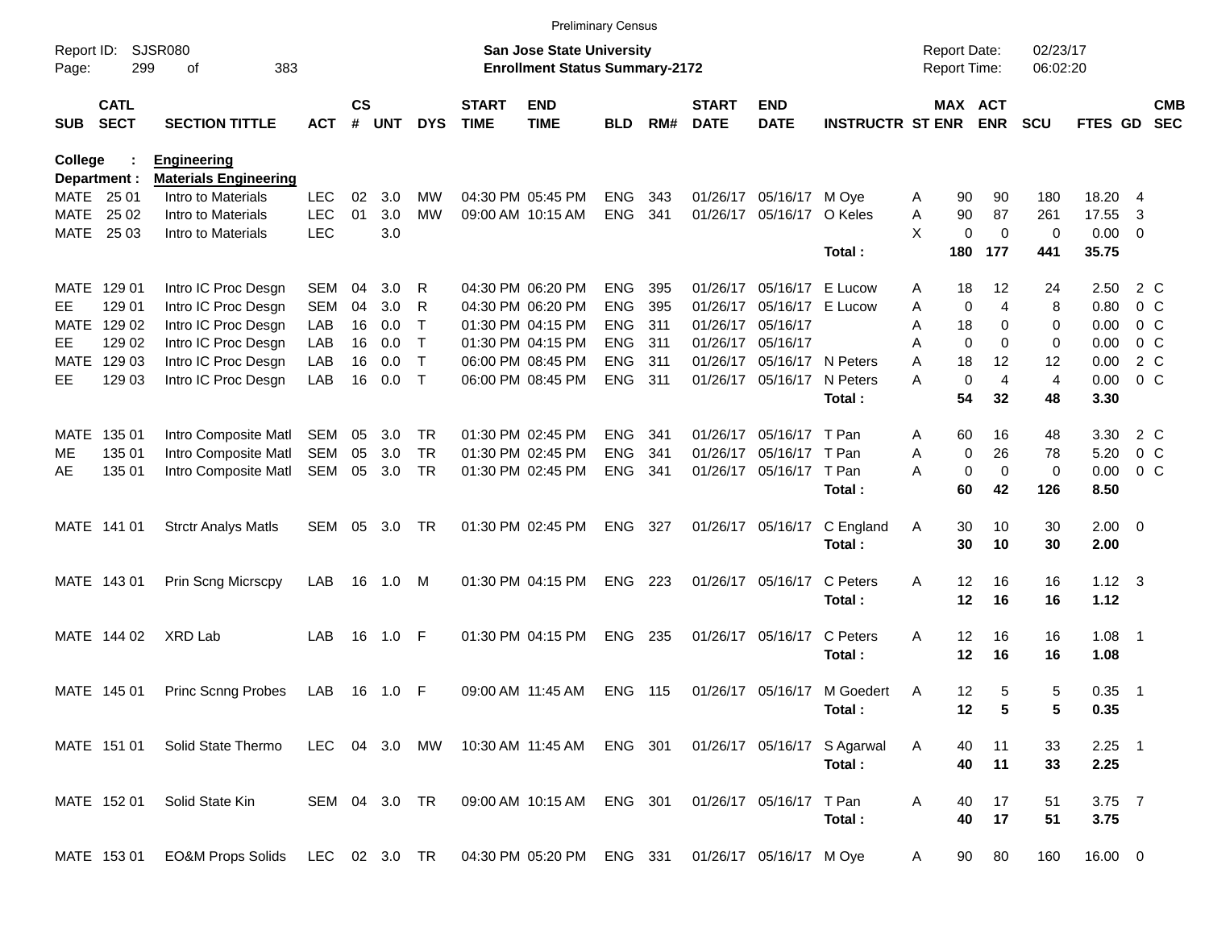Preliminary Census

Report ID: SJSR080

**San Jose State University**
**Enrollment Status Summary-2172**

Report Date: 02/23/17
Report Time: 06:02:20

**College : Engineering**
**Department : Materials Engineering**

| SUB | CATL SECT | SECTION TITTLE | ACT | CS # | UNT | DYS | START TIME | END TIME | BLD | RM# | START DATE | END DATE | INSTRUCTR | ST | MAX ENR | ACT ENR | SCU | FTES | GD | CMB SEC |
|---|---|---|---|---|---|---|---|---|---|---|---|---|---|---|---|---|---|---|---|---|
| MATE | 25 01 | Intro to Materials | LEC | 02 | 3.0 | MW | 04:30 PM | 05:45 PM | ENG | 343 | 01/26/17 | 05/16/17 | M Oye | A | 90 | 90 | 180 | 18.20 | 4 | |
| MATE | 25 02 | Intro to Materials | LEC | 01 | 3.0 | MW | 09:00 AM | 10:15 AM | ENG | 341 | 01/26/17 | 05/16/17 | O Keles | A | 90 | 87 | 261 | 17.55 | 3 | |
| MATE | 25 03 | Intro to Materials | LEC | | 3.0 | | | | | | | | | X | 0 | 0 | 0 | 0.00 | 0 | |
| | | | | | | | | | | | | | **Total :** | | **180** | **177** | **441** | **35.75** | | |
| MATE | 129 01 | Intro IC Proc Desgn | SEM | 04 | 3.0 | R | 04:30 PM | 06:20 PM | ENG | 395 | 01/26/17 | 05/16/17 | E Lucow | A | 18 | 12 | 24 | 2.50 | 2 | C |
| EE | 129 01 | Intro IC Proc Desgn | SEM | 04 | 3.0 | R | 04:30 PM | 06:20 PM | ENG | 395 | 01/26/17 | 05/16/17 | E Lucow | A | 0 | 4 | 8 | 0.80 | 0 | C |
| MATE | 129 02 | Intro IC Proc Desgn | LAB | 16 | 0.0 | T | 01:30 PM | 04:15 PM | ENG | 311 | 01/26/17 | 05/16/17 | | A | 18 | 0 | 0 | 0.00 | 0 | C |
| EE | 129 02 | Intro IC Proc Desgn | LAB | 16 | 0.0 | T | 01:30 PM | 04:15 PM | ENG | 311 | 01/26/17 | 05/16/17 | | A | 0 | 0 | 0 | 0.00 | 0 | C |
| MATE | 129 03 | Intro IC Proc Desgn | LAB | 16 | 0.0 | T | 06:00 PM | 08:45 PM | ENG | 311 | 01/26/17 | 05/16/17 | N Peters | A | 18 | 12 | 12 | 0.00 | 2 | C |
| EE | 129 03 | Intro IC Proc Desgn | LAB | 16 | 0.0 | T | 06:00 PM | 08:45 PM | ENG | 311 | 01/26/17 | 05/16/17 | N Peters | A | 0 | 4 | 4 | 0.00 | 0 | C |
| | | | | | | | | | | | | | **Total :** | | **54** | **32** | **48** | **3.30** | | |
| MATE | 135 01 | Intro Composite Matl | SEM | 05 | 3.0 | TR | 01:30 PM | 02:45 PM | ENG | 341 | 01/26/17 | 05/16/17 | T Pan | A | 60 | 16 | 48 | 3.30 | 2 | C |
| ME | 135 01 | Intro Composite Matl | SEM | 05 | 3.0 | TR | 01:30 PM | 02:45 PM | ENG | 341 | 01/26/17 | 05/16/17 | T Pan | A | 0 | 26 | 78 | 5.20 | 0 | C |
| AE | 135 01 | Intro Composite Matl | SEM | 05 | 3.0 | TR | 01:30 PM | 02:45 PM | ENG | 341 | 01/26/17 | 05/16/17 | T Pan | A | 0 | 0 | 0 | 0.00 | 0 | C |
| | | | | | | | | | | | | | **Total :** | | **60** | **42** | **126** | **8.50** | | |
| MATE | 141 01 | Strctr Analys Matls | SEM | 05 | 3.0 | TR | 01:30 PM | 02:45 PM | ENG | 327 | 01/26/17 | 05/16/17 | C England | A | 30 | 10 | 30 | 2.00 | 0 | |
| | | | | | | | | | | | | | **Total :** | | **30** | **10** | **30** | **2.00** | | |
| MATE | 143 01 | Prin Scng Micrscpy | LAB | 16 | 1.0 | M | 01:30 PM | 04:15 PM | ENG | 223 | 01/26/17 | 05/16/17 | C Peters | A | 12 | 16 | 16 | 1.12 | 3 | |
| | | | | | | | | | | | | | **Total :** | | **12** | **16** | **16** | **1.12** | | |
| MATE | 144 02 | XRD Lab | LAB | 16 | 1.0 | F | 01:30 PM | 04:15 PM | ENG | 235 | 01/26/17 | 05/16/17 | C Peters | A | 12 | 16 | 16 | 1.08 | 1 | |
| | | | | | | | | | | | | | **Total :** | | **12** | **16** | **16** | **1.08** | | |
| MATE | 145 01 | Princ Scnng Probes | LAB | 16 | 1.0 | F | 09:00 AM | 11:45 AM | ENG | 115 | 01/26/17 | 05/16/17 | M Goedert | A | 12 | 5 | 5 | 0.35 | 1 | |
| | | | | | | | | | | | | | **Total :** | | **12** | **5** | **5** | **0.35** | | |
| MATE | 151 01 | Solid State Thermo | LEC | 04 | 3.0 | MW | 10:30 AM | 11:45 AM | ENG | 301 | 01/26/17 | 05/16/17 | S Agarwal | A | 40 | 11 | 33 | 2.25 | 1 | |
| | | | | | | | | | | | | | **Total :** | | **40** | **11** | **33** | **2.25** | | |
| MATE | 152 01 | Solid State Kin | SEM | 04 | 3.0 | TR | 09:00 AM | 10:15 AM | ENG | 301 | 01/26/17 | 05/16/17 | T Pan | A | 40 | 17 | 51 | 3.75 | 7 | |
| | | | | | | | | | | | | | **Total :** | | **40** | **17** | **51** | **3.75** | | |
| MATE | 153 01 | EO&M Props Solids | LEC | 02 | 3.0 | TR | 04:30 PM | 05:20 PM | ENG | 331 | 01/26/17 | 05/16/17 | M Oye | A | 90 | 80 | 160 | 16.00 | 0 | |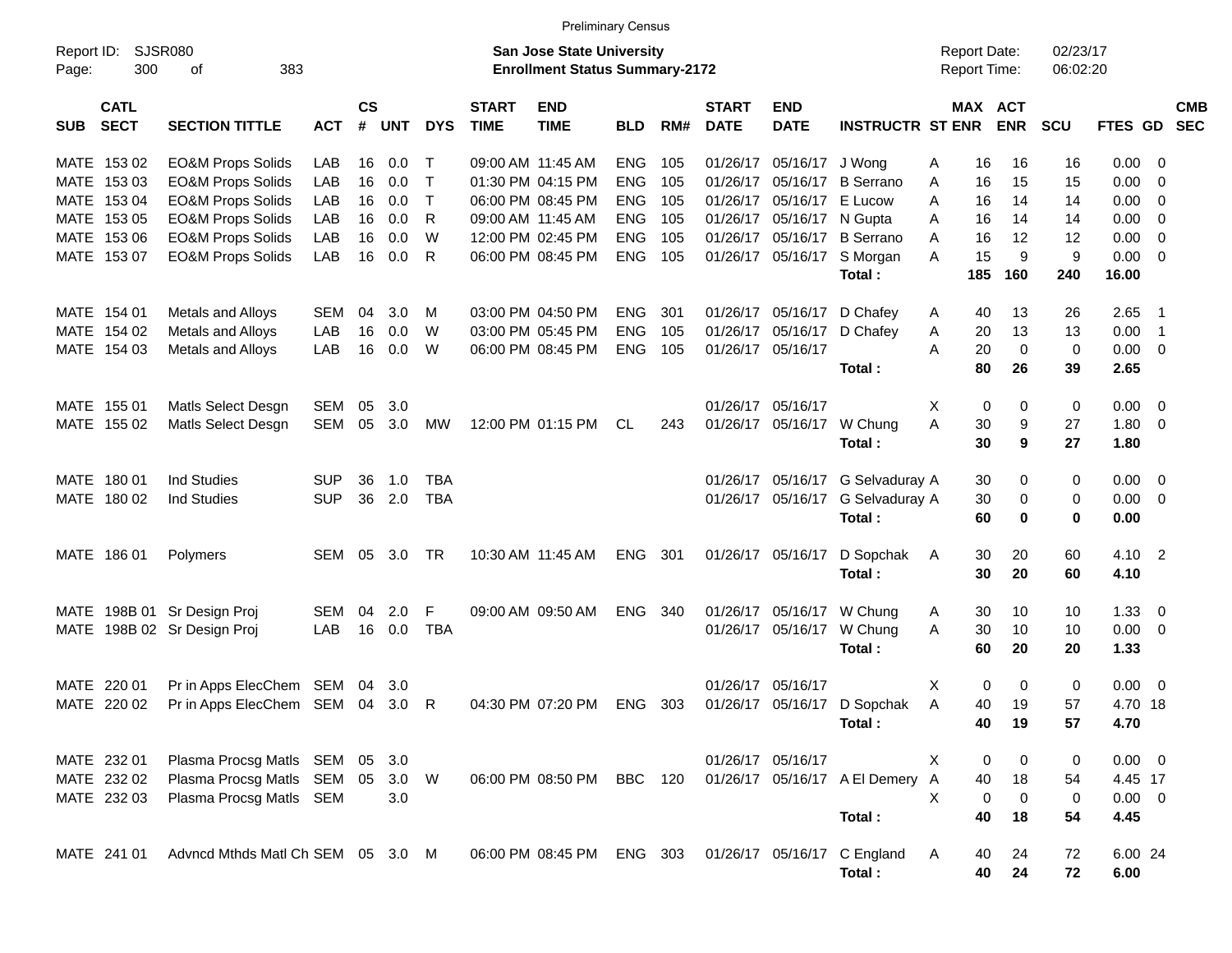Preliminary Census

Report ID: SJSR080
Page: 300 of 383

**San Jose State University**
**Enrollment Status Summary-2172**

Report Date: 02/23/17
Report Time: 06:02:20

| SUB | CATL SECT | SECTION TITTLE | ACT | CS # | UNT | DYS | START TIME | END TIME | BLD | RM# | START DATE | END DATE | INSTRUCTR | ST | MAX ENR | ACT ENR | SCU | FTES | GD | CMB SEC |
|---|---|---|---|---|---|---|---|---|---|---|---|---|---|---|---|---|---|---|---|---|
| MATE | 153 02 | EO&M Props Solids | LAB | 16 | 0.0 | T | 09:00 AM | 11:45 AM | ENG | 105 | 01/26/17 | 05/16/17 | J Wong | A | 16 | 16 | 16 | 0.00 | 0 | |
| MATE | 153 03 | EO&M Props Solids | LAB | 16 | 0.0 | T | 01:30 PM | 04:15 PM | ENG | 105 | 01/26/17 | 05/16/17 | B Serrano | A | 16 | 15 | 15 | 0.00 | 0 | |
| MATE | 153 04 | EO&M Props Solids | LAB | 16 | 0.0 | T | 06:00 PM | 08:45 PM | ENG | 105 | 01/26/17 | 05/16/17 | E Lucow | A | 16 | 14 | 14 | 0.00 | 0 | |
| MATE | 153 05 | EO&M Props Solids | LAB | 16 | 0.0 | R | 09:00 AM | 11:45 AM | ENG | 105 | 01/26/17 | 05/16/17 | N Gupta | A | 16 | 14 | 14 | 0.00 | 0 | |
| MATE | 153 06 | EO&M Props Solids | LAB | 16 | 0.0 | W | 12:00 PM | 02:45 PM | ENG | 105 | 01/26/17 | 05/16/17 | B Serrano | A | 16 | 12 | 12 | 0.00 | 0 | |
| MATE | 153 07 | EO&M Props Solids | LAB | 16 | 0.0 | R | 06:00 PM | 08:45 PM | ENG | 105 | 01/26/17 | 05/16/17 | S Morgan | A | 15 | 9 | 9 | 0.00 | 0 | |
| | | | | | | | | | | | | | **Total :** | | **185** | **160** | **240** | **16.00** | | |
| MATE | 154 01 | Metals and Alloys | SEM | 04 | 3.0 | M | 03:00 PM | 04:50 PM | ENG | 301 | 01/26/17 | 05/16/17 | D Chafey | A | 40 | 13 | 26 | 2.65 | 1 | |
| MATE | 154 02 | Metals and Alloys | LAB | 16 | 0.0 | W | 03:00 PM | 05:45 PM | ENG | 105 | 01/26/17 | 05/16/17 | D Chafey | A | 20 | 13 | 13 | 0.00 | 1 | |
| MATE | 154 03 | Metals and Alloys | LAB | 16 | 0.0 | W | 06:00 PM | 08:45 PM | ENG | 105 | 01/26/17 | 05/16/17 | | A | 20 | 0 | 0 | 0.00 | 0 | |
| | | | | | | | | | | | | | **Total :** | | **80** | **26** | **39** | **2.65** | | |
| MATE | 155 01 | Matls Select Desgn | SEM | 05 | 3.0 | | | | | | 01/26/17 | 05/16/17 | | X | 0 | 0 | 0 | 0.00 | 0 | |
| MATE | 155 02 | Matls Select Desgn | SEM | 05 | 3.0 | MW | 12:00 PM | 01:15 PM | CL | 243 | 01/26/17 | 05/16/17 | W Chung | A | 30 | 9 | 27 | 1.80 | 0 | |
| | | | | | | | | | | | | | **Total :** | | **30** | **9** | **27** | **1.80** | | |
| MATE | 180 01 | Ind Studies | SUP | 36 | 1.0 | TBA | | | | | 01/26/17 | 05/16/17 | G Selvaduray | A | 30 | 0 | 0 | 0.00 | 0 | |
| MATE | 180 02 | Ind Studies | SUP | 36 | 2.0 | TBA | | | | | 01/26/17 | 05/16/17 | G Selvaduray | A | 30 | 0 | 0 | 0.00 | 0 | |
| | | | | | | | | | | | | | **Total :** | | **60** | **0** | **0** | **0.00** | | |
| MATE | 186 01 | Polymers | SEM | 05 | 3.0 | TR | 10:30 AM | 11:45 AM | ENG | 301 | 01/26/17 | 05/16/17 | D Sopchak | A | 30 | 20 | 60 | 4.10 | 2 | |
| | | | | | | | | | | | | | **Total :** | | **30** | **20** | **60** | **4.10** | | |
| MATE | 198B 01 | Sr Design Proj | SEM | 04 | 2.0 | F | 09:00 AM | 09:50 AM | ENG | 340 | 01/26/17 | 05/16/17 | W Chung | A | 30 | 10 | 10 | 1.33 | 0 | |
| MATE | 198B 02 | Sr Design Proj | LAB | 16 | 0.0 | TBA | | | | | 01/26/17 | 05/16/17 | W Chung | A | 30 | 10 | 10 | 0.00 | 0 | |
| | | | | | | | | | | | | | **Total :** | | **60** | **20** | **20** | **1.33** | | |
| MATE | 220 01 | Pr in Apps ElecChem | SEM | 04 | 3.0 | | | | | | 01/26/17 | 05/16/17 | | X | 0 | 0 | 0 | 0.00 | 0 | |
| MATE | 220 02 | Pr in Apps ElecChem | SEM | 04 | 3.0 | R | 04:30 PM | 07:20 PM | ENG | 303 | 01/26/17 | 05/16/17 | D Sopchak | A | 40 | 19 | 57 | 4.70 | 18 | |
| | | | | | | | | | | | | | **Total :** | | **40** | **19** | **57** | **4.70** | | |
| MATE | 232 01 | Plasma Procsg Matls | SEM | 05 | 3.0 | | | | | | 01/26/17 | 05/16/17 | | X | 0 | 0 | 0 | 0.00 | 0 | |
| MATE | 232 02 | Plasma Procsg Matls | SEM | 05 | 3.0 | W | 06:00 PM | 08:50 PM | BBC | 120 | 01/26/17 | 05/16/17 | A El Demery | A | 40 | 18 | 54 | 4.45 | 17 | |
| MATE | 232 03 | Plasma Procsg Matls | SEM | | 3.0 | | | | | | | | | X | 0 | 0 | 0 | 0.00 | 0 | |
| | | | | | | | | | | | | | **Total :** | | **40** | **18** | **54** | **4.45** | | |
| MATE | 241 01 | Advncd Mthds Matl Ch | SEM | 05 | 3.0 | M | 06:00 PM | 08:45 PM | ENG | 303 | 01/26/17 | 05/16/17 | C England | A | 40 | 24 | 72 | 6.00 | 24 | |
| | | | | | | | | | | | | | **Total :** | | **40** | **24** | **72** | **6.00** | | |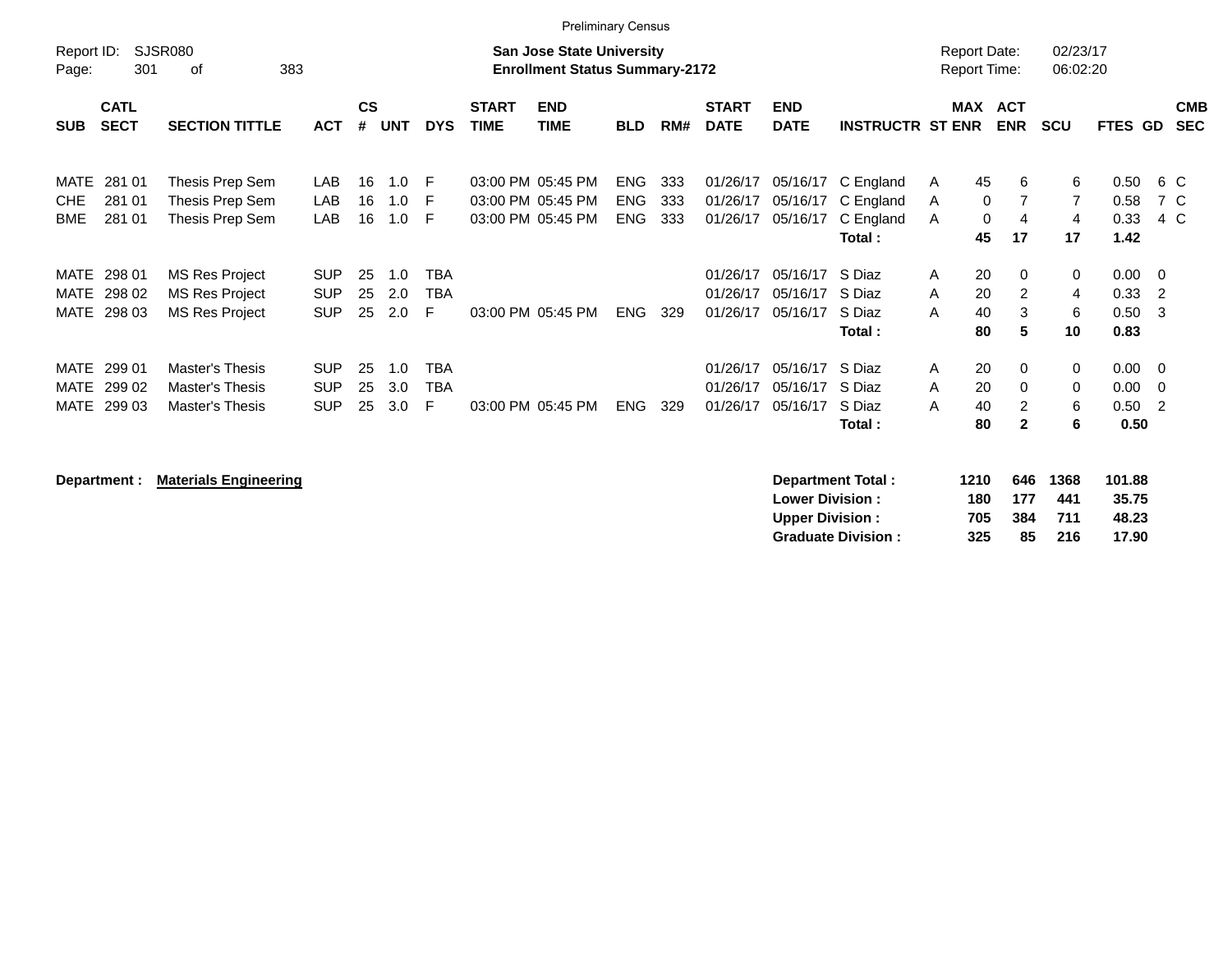Preliminary Census

Report ID: SJSR080

**San Jose State University**
**Enrollment Status Summary-2172**

Report Date: 02/23/17
Report Time: 06:02:20

| SUB | CATL SECT | SECTION TITTLE | ACT | CS # | UNT | DYS | START TIME | END TIME | BLD | RM# | START DATE | END DATE | INSTRUCTR | ST | MAX ENR | ACT ENR | SCU | FTES | GD | CMB SEC |
|---|---|---|---|---|---|---|---|---|---|---|---|---|---|---|---|---|---|---|---|---|
| MATE | 281 01 | Thesis Prep Sem | LAB | 16 | 1.0 | F | 03:00 PM | 05:45 PM | ENG | 333 | 01/26/17 | 05/16/17 | C England | A | 45 | 6 | 6 | 0.50 | 6 | C |
| CHE | 281 01 | Thesis Prep Sem | LAB | 16 | 1.0 | F | 03:00 PM | 05:45 PM | ENG | 333 | 01/26/17 | 05/16/17 | C England | A | 0 | 7 | 7 | 0.58 | 7 | C |
| BME | 281 01 | Thesis Prep Sem | LAB | 16 | 1.0 | F | 03:00 PM | 05:45 PM | ENG | 333 | 01/26/17 | 05/16/17 | C England | A | 0 | 4 | 4 | 0.33 | 4 | C |
| | | | | | | | | | | | | | **Total :** | | **45** | **17** | **17** | **1.42** | | |
| MATE | 298 01 | MS Res Project | SUP | 25 | 1.0 | TBA | | | | | 01/26/17 | 05/16/17 | S Diaz | A | 20 | 0 | 0 | 0.00 | 0 | |
| MATE | 298 02 | MS Res Project | SUP | 25 | 2.0 | TBA | | | | | 01/26/17 | 05/16/17 | S Diaz | A | 20 | 2 | 4 | 0.33 | 2 | |
| MATE | 298 03 | MS Res Project | SUP | 25 | 2.0 | F | 03:00 PM | 05:45 PM | ENG | 329 | 01/26/17 | 05/16/17 | S Diaz | A | 40 | 3 | 6 | 0.50 | 3 | |
| | | | | | | | | | | | | | **Total :** | | **80** | **5** | **10** | **0.83** | | |
| MATE | 299 01 | Master's Thesis | SUP | 25 | 1.0 | TBA | | | | | 01/26/17 | 05/16/17 | S Diaz | A | 20 | 0 | 0 | 0.00 | 0 | |
| MATE | 299 02 | Master's Thesis | SUP | 25 | 3.0 | TBA | | | | | 01/26/17 | 05/16/17 | S Diaz | A | 20 | 0 | 0 | 0.00 | 0 | |
| MATE | 299 03 | Master's Thesis | SUP | 25 | 3.0 | F | 03:00 PM | 05:45 PM | ENG | 329 | 01/26/17 | 05/16/17 | S Diaz | A | 40 | 2 | 6 | 0.50 | 2 | |
| | | | | | | | | | | | | | **Total :** | | **80** | **2** | **6** | **0.50** | | |

**Department : Materials Engineering**

| | MAX ENR | ACT ENR | SCU | FTES |
|---|---|---|---|---|
| **Department Total :** | **1210** | **646** | **1368** | **101.88** |
| **Lower Division :** | **180** | **177** | **441** | **35.75** |
| **Upper Division :** | **705** | **384** | **711** | **48.23** |
| **Graduate Division :** | **325** | **85** | **216** | **17.90** |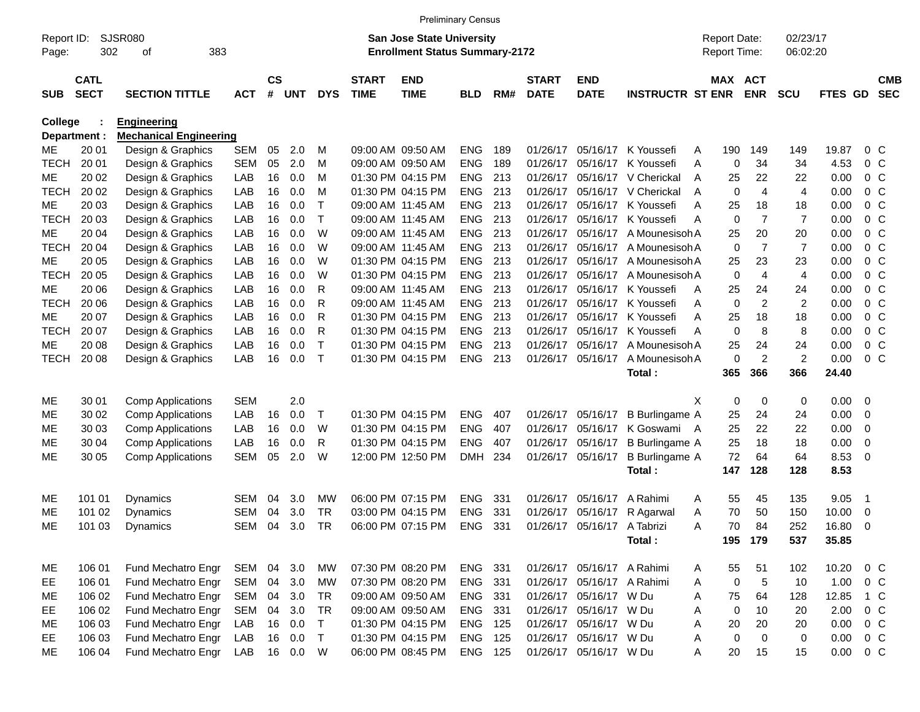Preliminary Census

Report ID: SJSR080
Page: 302 of 383

**San Jose State University**
**Enrollment Status Summary-2172**

Report Date: 02/23/17
Report Time: 06:02:20

College : **Engineering**
Department : **Mechanical Engineering**

| SUB | CATL SECT | SECTION TITTLE | ACT | CS # | UNT | DYS | START TIME | END TIME | BLD | RM# | START DATE | END DATE | INSTRUCTR | ST | MAX ENR | ACT ENR | SCU | FTES | GD | CMB SEC |
|---|---|---|---|---|---|---|---|---|---|---|---|---|---|---|---|---|---|---|---|---|
| ME | 20 01 | Design & Graphics | SEM | 05 | 2.0 | M | 09:00 AM | 09:50 AM | ENG | 189 | 01/26/17 | 05/16/17 | K Youssefi | A | 190 | 149 | 149 | 19.87 | 0 | C |
| TECH | 20 01 | Design & Graphics | SEM | 05 | 2.0 | M | 09:00 AM | 09:50 AM | ENG | 189 | 01/26/17 | 05/16/17 | K Youssefi | A | 0 | 34 | 34 | 4.53 | 0 | C |
| ME | 20 02 | Design & Graphics | LAB | 16 | 0.0 | M | 01:30 PM | 04:15 PM | ENG | 213 | 01/26/17 | 05/16/17 | V Cherickal | A | 25 | 22 | 22 | 0.00 | 0 | C |
| TECH | 20 02 | Design & Graphics | LAB | 16 | 0.0 | M | 01:30 PM | 04:15 PM | ENG | 213 | 01/26/17 | 05/16/17 | V Cherickal | A | 0 | 4 | 4 | 0.00 | 0 | C |
| ME | 20 03 | Design & Graphics | LAB | 16 | 0.0 | T | 09:00 AM | 11:45 AM | ENG | 213 | 01/26/17 | 05/16/17 | K Youssefi | A | 25 | 18 | 18 | 0.00 | 0 | C |
| TECH | 20 03 | Design & Graphics | LAB | 16 | 0.0 | T | 09:00 AM | 11:45 AM | ENG | 213 | 01/26/17 | 05/16/17 | K Youssefi | A | 0 | 7 | 7 | 0.00 | 0 | C |
| ME | 20 04 | Design & Graphics | LAB | 16 | 0.0 | W | 09:00 AM | 11:45 AM | ENG | 213 | 01/26/17 | 05/16/17 | A Mounesisoh | A | 25 | 20 | 20 | 0.00 | 0 | C |
| TECH | 20 04 | Design & Graphics | LAB | 16 | 0.0 | W | 09:00 AM | 11:45 AM | ENG | 213 | 01/26/17 | 05/16/17 | A Mounesisoh | A | 0 | 7 | 7 | 0.00 | 0 | C |
| ME | 20 05 | Design & Graphics | LAB | 16 | 0.0 | W | 01:30 PM | 04:15 PM | ENG | 213 | 01/26/17 | 05/16/17 | A Mounesisoh | A | 25 | 23 | 23 | 0.00 | 0 | C |
| TECH | 20 05 | Design & Graphics | LAB | 16 | 0.0 | W | 01:30 PM | 04:15 PM | ENG | 213 | 01/26/17 | 05/16/17 | A Mounesisoh | A | 0 | 4 | 4 | 0.00 | 0 | C |
| ME | 20 06 | Design & Graphics | LAB | 16 | 0.0 | R | 09:00 AM | 11:45 AM | ENG | 213 | 01/26/17 | 05/16/17 | K Youssefi | A | 25 | 24 | 24 | 0.00 | 0 | C |
| TECH | 20 06 | Design & Graphics | LAB | 16 | 0.0 | R | 09:00 AM | 11:45 AM | ENG | 213 | 01/26/17 | 05/16/17 | K Youssefi | A | 0 | 2 | 2 | 0.00 | 0 | C |
| ME | 20 07 | Design & Graphics | LAB | 16 | 0.0 | R | 01:30 PM | 04:15 PM | ENG | 213 | 01/26/17 | 05/16/17 | K Youssefi | A | 25 | 18 | 18 | 0.00 | 0 | C |
| TECH | 20 07 | Design & Graphics | LAB | 16 | 0.0 | R | 01:30 PM | 04:15 PM | ENG | 213 | 01/26/17 | 05/16/17 | K Youssefi | A | 0 | 8 | 8 | 0.00 | 0 | C |
| ME | 20 08 | Design & Graphics | LAB | 16 | 0.0 | T | 01:30 PM | 04:15 PM | ENG | 213 | 01/26/17 | 05/16/17 | A Mounesisoh | A | 25 | 24 | 24 | 0.00 | 0 | C |
| TECH | 20 08 | Design & Graphics | LAB | 16 | 0.0 | T | 01:30 PM | 04:15 PM | ENG | 213 | 01/26/17 | 05/16/17 | A Mounesisoh | A | 0 | 2 | 2 | 0.00 | 0 | C |
| | | | | | | | | | | | | | **Total :** | | **365** | **366** | **366** | **24.40** | | |
| ME | 30 01 | Comp Applications | SEM | | 2.0 | | | | | | | | | X | 0 | 0 | 0 | 0.00 | 0 | |
| ME | 30 02 | Comp Applications | LAB | 16 | 0.0 | T | 01:30 PM | 04:15 PM | ENG | 407 | 01/26/17 | 05/16/17 | B Burlingame | A | 25 | 24 | 24 | 0.00 | 0 | |
| ME | 30 03 | Comp Applications | LAB | 16 | 0.0 | W | 01:30 PM | 04:15 PM | ENG | 407 | 01/26/17 | 05/16/17 | K Goswami | A | 25 | 22 | 22 | 0.00 | 0 | |
| ME | 30 04 | Comp Applications | LAB | 16 | 0.0 | R | 01:30 PM | 04:15 PM | ENG | 407 | 01/26/17 | 05/16/17 | B Burlingame | A | 25 | 18 | 18 | 0.00 | 0 | |
| ME | 30 05 | Comp Applications | SEM | 05 | 2.0 | W | 12:00 PM | 12:50 PM | DMH | 234 | 01/26/17 | 05/16/17 | B Burlingame | A | 72 | 64 | 64 | 8.53 | 0 | |
| | | | | | | | | | | | | | **Total :** | | **147** | **128** | **128** | **8.53** | | |
| ME | 101 01 | Dynamics | SEM | 04 | 3.0 | MW | 06:00 PM | 07:15 PM | ENG | 331 | 01/26/17 | 05/16/17 | A Rahimi | A | 55 | 45 | 135 | 9.05 | 1 | |
| ME | 101 02 | Dynamics | SEM | 04 | 3.0 | TR | 03:00 PM | 04:15 PM | ENG | 331 | 01/26/17 | 05/16/17 | R Agarwal | A | 70 | 50 | 150 | 10.00 | 0 | |
| ME | 101 03 | Dynamics | SEM | 04 | 3.0 | TR | 06:00 PM | 07:15 PM | ENG | 331 | 01/26/17 | 05/16/17 | A Tabrizi | A | 70 | 84 | 252 | 16.80 | 0 | |
| | | | | | | | | | | | | | **Total :** | | **195** | **179** | **537** | **35.85** | | |
| ME | 106 01 | Fund Mechatro Engr | SEM | 04 | 3.0 | MW | 07:30 PM | 08:20 PM | ENG | 331 | 01/26/17 | 05/16/17 | A Rahimi | A | 55 | 51 | 102 | 10.20 | 0 | C |
| EE | 106 01 | Fund Mechatro Engr | SEM | 04 | 3.0 | MW | 07:30 PM | 08:20 PM | ENG | 331 | 01/26/17 | 05/16/17 | A Rahimi | A | 0 | 5 | 10 | 1.00 | 0 | C |
| ME | 106 02 | Fund Mechatro Engr | SEM | 04 | 3.0 | TR | 09:00 AM | 09:50 AM | ENG | 331 | 01/26/17 | 05/16/17 | W Du | A | 75 | 64 | 128 | 12.85 | 1 | C |
| EE | 106 02 | Fund Mechatro Engr | SEM | 04 | 3.0 | TR | 09:00 AM | 09:50 AM | ENG | 331 | 01/26/17 | 05/16/17 | W Du | A | 0 | 10 | 20 | 2.00 | 0 | C |
| ME | 106 03 | Fund Mechatro Engr | LAB | 16 | 0.0 | T | 01:30 PM | 04:15 PM | ENG | 125 | 01/26/17 | 05/16/17 | W Du | A | 20 | 20 | 20 | 0.00 | 0 | C |
| EE | 106 03 | Fund Mechatro Engr | LAB | 16 | 0.0 | T | 01:30 PM | 04:15 PM | ENG | 125 | 01/26/17 | 05/16/17 | W Du | A | 0 | 0 | 0 | 0.00 | 0 | C |
| ME | 106 04 | Fund Mechatro Engr | LAB | 16 | 0.0 | W | 06:00 PM | 08:45 PM | ENG | 125 | 01/26/17 | 05/16/17 | W Du | A | 20 | 15 | 15 | 0.00 | 0 | C |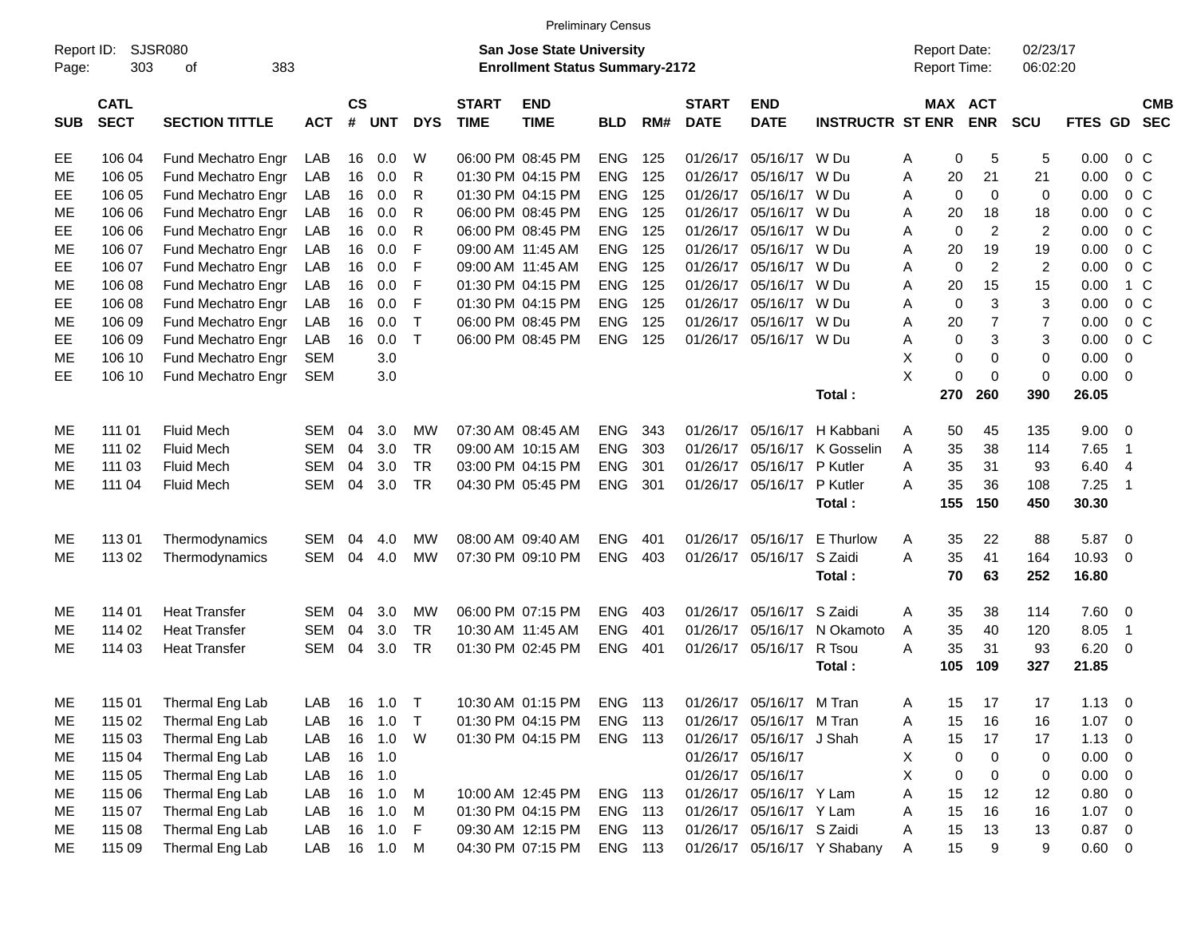Preliminary Census

Report ID: SJSR080
Page: 303 of 383

**San Jose State University**
**Enrollment Status Summary-2172**

Report Date: 02/23/17
Report Time: 06:02:20

| SUB | CATL SECT | SECTION TITTLE | ACT | CS # | UNT | DYS | START TIME | END TIME | BLD | RM# | START DATE | END DATE | INSTRUCTR | ST | MAX ENR | ACT ENR | SCU | FTES | GD | CMB SEC |
|---|---|---|---|---|---|---|---|---|---|---|---|---|---|---|---|---|---|---|---|---|
| EE | 106 04 | Fund Mechatro Engr | LAB | 16 | 0.0 | W | 06:00 PM | 08:45 PM | ENG | 125 | 01/26/17 | 05/16/17 | W Du | A | 0 | 5 | 5 | 0.00 | 0 | C |
| ME | 106 05 | Fund Mechatro Engr | LAB | 16 | 0.0 | R | 01:30 PM | 04:15 PM | ENG | 125 | 01/26/17 | 05/16/17 | W Du | A | 20 | 21 | 21 | 0.00 | 0 | C |
| EE | 106 05 | Fund Mechatro Engr | LAB | 16 | 0.0 | R | 01:30 PM | 04:15 PM | ENG | 125 | 01/26/17 | 05/16/17 | W Du | A | 0 | 0 | 0 | 0.00 | 0 | C |
| ME | 106 06 | Fund Mechatro Engr | LAB | 16 | 0.0 | R | 06:00 PM | 08:45 PM | ENG | 125 | 01/26/17 | 05/16/17 | W Du | A | 20 | 18 | 18 | 0.00 | 0 | C |
| EE | 106 06 | Fund Mechatro Engr | LAB | 16 | 0.0 | R | 06:00 PM | 08:45 PM | ENG | 125 | 01/26/17 | 05/16/17 | W Du | A | 0 | 2 | 2 | 0.00 | 0 | C |
| ME | 106 07 | Fund Mechatro Engr | LAB | 16 | 0.0 | F | 09:00 AM | 11:45 AM | ENG | 125 | 01/26/17 | 05/16/17 | W Du | A | 20 | 19 | 19 | 0.00 | 0 | C |
| EE | 106 07 | Fund Mechatro Engr | LAB | 16 | 0.0 | F | 09:00 AM | 11:45 AM | ENG | 125 | 01/26/17 | 05/16/17 | W Du | A | 0 | 2 | 2 | 0.00 | 0 | C |
| ME | 106 08 | Fund Mechatro Engr | LAB | 16 | 0.0 | F | 01:30 PM | 04:15 PM | ENG | 125 | 01/26/17 | 05/16/17 | W Du | A | 20 | 15 | 15 | 0.00 | 1 | C |
| EE | 106 08 | Fund Mechatro Engr | LAB | 16 | 0.0 | F | 01:30 PM | 04:15 PM | ENG | 125 | 01/26/17 | 05/16/17 | W Du | A | 0 | 3 | 3 | 0.00 | 0 | C |
| ME | 106 09 | Fund Mechatro Engr | LAB | 16 | 0.0 | T | 06:00 PM | 08:45 PM | ENG | 125 | 01/26/17 | 05/16/17 | W Du | A | 20 | 7 | 7 | 0.00 | 0 | C |
| EE | 106 09 | Fund Mechatro Engr | LAB | 16 | 0.0 | T | 06:00 PM | 08:45 PM | ENG | 125 | 01/26/17 | 05/16/17 | W Du | A | 0 | 3 | 3 | 0.00 | 0 | C |
| ME | 106 10 | Fund Mechatro Engr | SEM | | 3.0 | | | | | | | | | X | 0 | 0 | 0 | 0.00 | 0 | |
| EE | 106 10 | Fund Mechatro Engr | SEM | | 3.0 | | | | | | | | | X | 0 | 0 | 0 | 0.00 | 0 | |
| | | | | | | | | | | | | | **Total :** | | **270** | **260** | **390** | **26.05** | | |
| ME | 111 01 | Fluid Mech | SEM | 04 | 3.0 | MW | 07:30 AM | 08:45 AM | ENG | 343 | 01/26/17 | 05/16/17 | H Kabbani | A | 50 | 45 | 135 | 9.00 | 0 | |
| ME | 111 02 | Fluid Mech | SEM | 04 | 3.0 | TR | 09:00 AM | 10:15 AM | ENG | 303 | 01/26/17 | 05/16/17 | K Gosselin | A | 35 | 38 | 114 | 7.65 | 1 | |
| ME | 111 03 | Fluid Mech | SEM | 04 | 3.0 | TR | 03:00 PM | 04:15 PM | ENG | 301 | 01/26/17 | 05/16/17 | P Kutler | A | 35 | 31 | 93 | 6.40 | 4 | |
| ME | 111 04 | Fluid Mech | SEM | 04 | 3.0 | TR | 04:30 PM | 05:45 PM | ENG | 301 | 01/26/17 | 05/16/17 | P Kutler | A | 35 | 36 | 108 | 7.25 | 1 | |
| | | | | | | | | | | | | | **Total :** | | **155** | **150** | **450** | **30.30** | | |
| ME | 113 01 | Thermodynamics | SEM | 04 | 4.0 | MW | 08:00 AM | 09:40 AM | ENG | 401 | 01/26/17 | 05/16/17 | E Thurlow | A | 35 | 22 | 88 | 5.87 | 0 | |
| ME | 113 02 | Thermodynamics | SEM | 04 | 4.0 | MW | 07:30 PM | 09:10 PM | ENG | 403 | 01/26/17 | 05/16/17 | S Zaidi | A | 35 | 41 | 164 | 10.93 | 0 | |
| | | | | | | | | | | | | | **Total :** | | **70** | **63** | **252** | **16.80** | | |
| ME | 114 01 | Heat Transfer | SEM | 04 | 3.0 | MW | 06:00 PM | 07:15 PM | ENG | 403 | 01/26/17 | 05/16/17 | S Zaidi | A | 35 | 38 | 114 | 7.60 | 0 | |
| ME | 114 02 | Heat Transfer | SEM | 04 | 3.0 | TR | 10:30 AM | 11:45 AM | ENG | 401 | 01/26/17 | 05/16/17 | N Okamoto | A | 35 | 40 | 120 | 8.05 | 1 | |
| ME | 114 03 | Heat Transfer | SEM | 04 | 3.0 | TR | 01:30 PM | 02:45 PM | ENG | 401 | 01/26/17 | 05/16/17 | R Tsou | A | 35 | 31 | 93 | 6.20 | 0 | |
| | | | | | | | | | | | | | **Total :** | | **105** | **109** | **327** | **21.85** | | |
| ME | 115 01 | Thermal Eng Lab | LAB | 16 | 1.0 | T | 10:30 AM | 01:15 PM | ENG | 113 | 01/26/17 | 05/16/17 | M Tran | A | 15 | 17 | 17 | 1.13 | 0 | |
| ME | 115 02 | Thermal Eng Lab | LAB | 16 | 1.0 | T | 01:30 PM | 04:15 PM | ENG | 113 | 01/26/17 | 05/16/17 | M Tran | A | 15 | 16 | 16 | 1.07 | 0 | |
| ME | 115 03 | Thermal Eng Lab | LAB | 16 | 1.0 | W | 01:30 PM | 04:15 PM | ENG | 113 | 01/26/17 | 05/16/17 | J Shah | A | 15 | 17 | 17 | 1.13 | 0 | |
| ME | 115 04 | Thermal Eng Lab | LAB | 16 | 1.0 | | | | | | 01/26/17 | 05/16/17 | | X | 0 | 0 | 0 | 0.00 | 0 | |
| ME | 115 05 | Thermal Eng Lab | LAB | 16 | 1.0 | | | | | | 01/26/17 | 05/16/17 | | X | 0 | 0 | 0 | 0.00 | 0 | |
| ME | 115 06 | Thermal Eng Lab | LAB | 16 | 1.0 | M | 10:00 AM | 12:45 PM | ENG | 113 | 01/26/17 | 05/16/17 | Y Lam | A | 15 | 12 | 12 | 0.80 | 0 | |
| ME | 115 07 | Thermal Eng Lab | LAB | 16 | 1.0 | M | 01:30 PM | 04:15 PM | ENG | 113 | 01/26/17 | 05/16/17 | Y Lam | A | 15 | 16 | 16 | 1.07 | 0 | |
| ME | 115 08 | Thermal Eng Lab | LAB | 16 | 1.0 | F | 09:30 AM | 12:15 PM | ENG | 113 | 01/26/17 | 05/16/17 | S Zaidi | A | 15 | 13 | 13 | 0.87 | 0 | |
| ME | 115 09 | Thermal Eng Lab | LAB | 16 | 1.0 | M | 04:30 PM | 07:15 PM | ENG | 113 | 01/26/17 | 05/16/17 | Y Shabany | A | 15 | 9 | 9 | 0.60 | 0 | |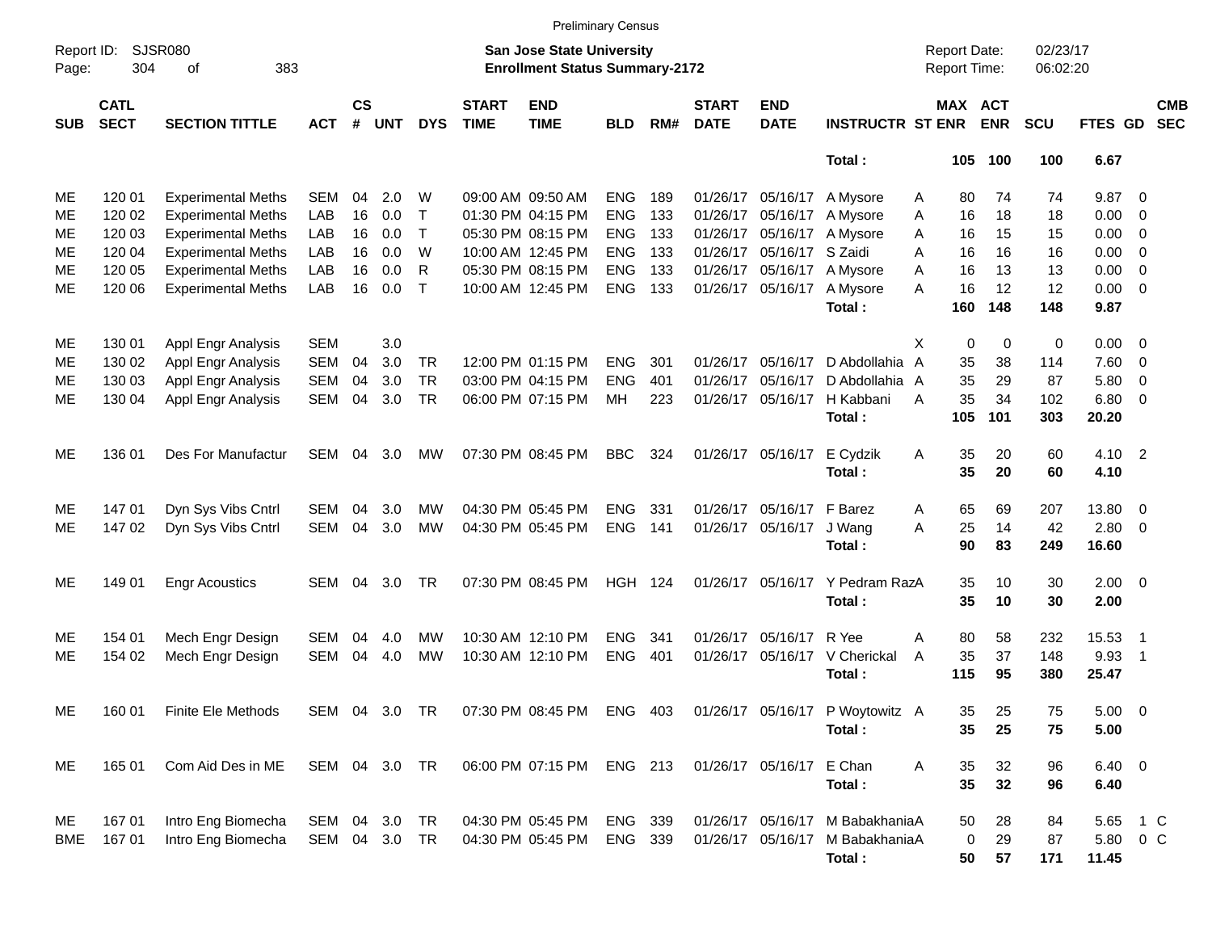Preliminary Census

Report ID: SJSR080
Page: 304 of 383

**San Jose State University**
**Enrollment Status Summary-2172**

Report Date: 02/23/17
Report Time: 06:02:20

| SUB | CATL SECT | SECTION TITTLE | ACT | CS # | UNT | DYS | START TIME | END TIME | BLD | RM# | START DATE | END DATE | INSTRUCTR | ST | MAX ENR | ACT ENR | SCU | FTES | GD | CMB SEC |
|---|---|---|---|---|---|---|---|---|---|---|---|---|---|---|---|---|---|---|---|---|
| | | | | | | | | | | | | | **Total :** | | **105** | **100** | **100** | **6.67** | | |
| ME | 120 01 | Experimental Meths | SEM | 04 | 2.0 | W | 09:00 AM | 09:50 AM | ENG | 189 | 01/26/17 | 05/16/17 | A Mysore | A | 80 | 74 | 74 | 9.87 | 0 | |
| ME | 120 02 | Experimental Meths | LAB | 16 | 0.0 | T | 01:30 PM | 04:15 PM | ENG | 133 | 01/26/17 | 05/16/17 | A Mysore | A | 16 | 18 | 18 | 0.00 | 0 | |
| ME | 120 03 | Experimental Meths | LAB | 16 | 0.0 | T | 05:30 PM | 08:15 PM | ENG | 133 | 01/26/17 | 05/16/17 | A Mysore | A | 16 | 15 | 15 | 0.00 | 0 | |
| ME | 120 04 | Experimental Meths | LAB | 16 | 0.0 | W | 10:00 AM | 12:45 PM | ENG | 133 | 01/26/17 | 05/16/17 | S Zaidi | A | 16 | 16 | 16 | 0.00 | 0 | |
| ME | 120 05 | Experimental Meths | LAB | 16 | 0.0 | R | 05:30 PM | 08:15 PM | ENG | 133 | 01/26/17 | 05/16/17 | A Mysore | A | 16 | 13 | 13 | 0.00 | 0 | |
| ME | 120 06 | Experimental Meths | LAB | 16 | 0.0 | T | 10:00 AM | 12:45 PM | ENG | 133 | 01/26/17 | 05/16/17 | A Mysore | A | 16 | 12 | 12 | 0.00 | 0 | |
| | | | | | | | | | | | | | **Total :** | | **160** | **148** | **148** | **9.87** | | |
| ME | 130 01 | Appl Engr Analysis | SEM | | 3.0 | | | | | | | | | X | 0 | 0 | 0 | 0.00 | 0 | |
| ME | 130 02 | Appl Engr Analysis | SEM | 04 | 3.0 | TR | 12:00 PM | 01:15 PM | ENG | 301 | 01/26/17 | 05/16/17 | D Abdollahia | A | 35 | 38 | 114 | 7.60 | 0 | |
| ME | 130 03 | Appl Engr Analysis | SEM | 04 | 3.0 | TR | 03:00 PM | 04:15 PM | ENG | 401 | 01/26/17 | 05/16/17 | D Abdollahia | A | 35 | 29 | 87 | 5.80 | 0 | |
| ME | 130 04 | Appl Engr Analysis | SEM | 04 | 3.0 | TR | 06:00 PM | 07:15 PM | MH | 223 | 01/26/17 | 05/16/17 | H Kabbani | A | 35 | 34 | 102 | 6.80 | 0 | |
| | | | | | | | | | | | | | **Total :** | | **105** | **101** | **303** | **20.20** | | |
| ME | 136 01 | Des For Manufactur | SEM | 04 | 3.0 | MW | 07:30 PM | 08:45 PM | BBC | 324 | 01/26/17 | 05/16/17 | E Cydzik | A | 35 | 20 | 60 | 4.10 | 2 | |
| | | | | | | | | | | | | | **Total :** | | **35** | **20** | **60** | **4.10** | | |
| ME | 147 01 | Dyn Sys Vibs Cntrl | SEM | 04 | 3.0 | MW | 04:30 PM | 05:45 PM | ENG | 331 | 01/26/17 | 05/16/17 | F Barez | A | 65 | 69 | 207 | 13.80 | 0 | |
| ME | 147 02 | Dyn Sys Vibs Cntrl | SEM | 04 | 3.0 | MW | 04:30 PM | 05:45 PM | ENG | 141 | 01/26/17 | 05/16/17 | J Wang | A | 25 | 14 | 42 | 2.80 | 0 | |
| | | | | | | | | | | | | | **Total :** | | **90** | **83** | **249** | **16.60** | | |
| ME | 149 01 | Engr Acoustics | SEM | 04 | 3.0 | TR | 07:30 PM | 08:45 PM | HGH | 124 | 01/26/17 | 05/16/17 | Y Pedram Raz | A | 35 | 10 | 30 | 2.00 | 0 | |
| | | | | | | | | | | | | | **Total :** | | **35** | **10** | **30** | **2.00** | | |
| ME | 154 01 | Mech Engr Design | SEM | 04 | 4.0 | MW | 10:30 AM | 12:10 PM | ENG | 341 | 01/26/17 | 05/16/17 | R Yee | A | 80 | 58 | 232 | 15.53 | 1 | |
| ME | 154 02 | Mech Engr Design | SEM | 04 | 4.0 | MW | 10:30 AM | 12:10 PM | ENG | 401 | 01/26/17 | 05/16/17 | V Cherickal | A | 35 | 37 | 148 | 9.93 | 1 | |
| | | | | | | | | | | | | | **Total :** | | **115** | **95** | **380** | **25.47** | | |
| ME | 160 01 | Finite Ele Methods | SEM | 04 | 3.0 | TR | 07:30 PM | 08:45 PM | ENG | 403 | 01/26/17 | 05/16/17 | P Woytowitz | A | 35 | 25 | 75 | 5.00 | 0 | |
| | | | | | | | | | | | | | **Total :** | | **35** | **25** | **75** | **5.00** | | |
| ME | 165 01 | Com Aid Des in ME | SEM | 04 | 3.0 | TR | 06:00 PM | 07:15 PM | ENG | 213 | 01/26/17 | 05/16/17 | E Chan | A | 35 | 32 | 96 | 6.40 | 0 | |
| | | | | | | | | | | | | | **Total :** | | **35** | **32** | **96** | **6.40** | | |
| ME | 167 01 | Intro Eng Biomecha | SEM | 04 | 3.0 | TR | 04:30 PM | 05:45 PM | ENG | 339 | 01/26/17 | 05/16/17 | M Babakhania | A | 50 | 28 | 84 | 5.65 | 1 | C |
| BME | 167 01 | Intro Eng Biomecha | SEM | 04 | 3.0 | TR | 04:30 PM | 05:45 PM | ENG | 339 | 01/26/17 | 05/16/17 | M Babakhania | A | 0 | 29 | 87 | 5.80 | 0 | C |
| | | | | | | | | | | | | | **Total :** | | **50** | **57** | **171** | **11.45** | | |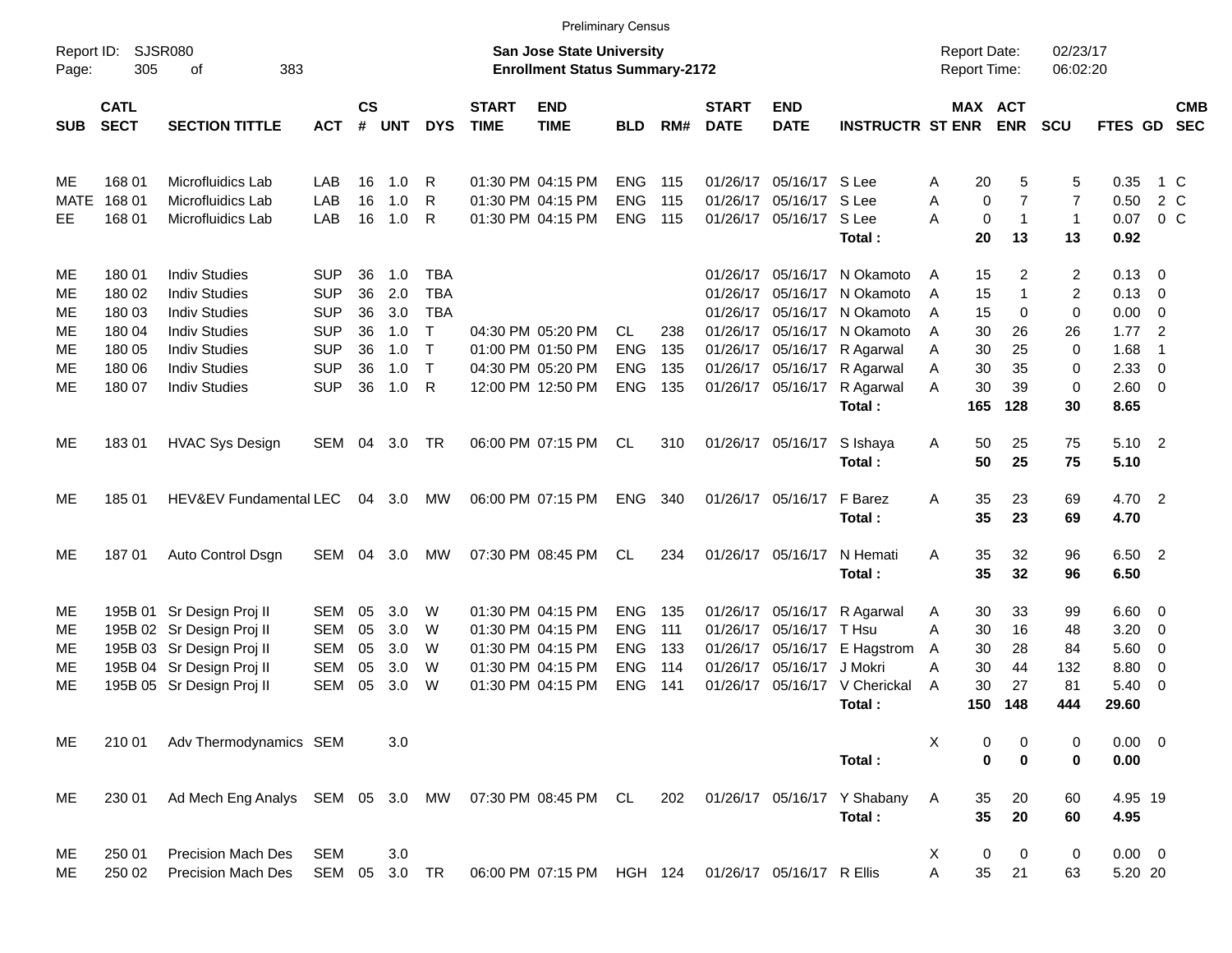Preliminary Census

Report ID: SJSR080

**San Jose State University**
**Enrollment Status Summary-2172**

Report Date: 02/23/17
Report Time: 06:02:20

| SUB | CATL SECT | SECTION TITTLE | ACT | CS # | UNT | DYS | START TIME | END TIME | BLD | RM# | START DATE | END DATE | INSTRUCTR | ST | MAX ENR | ACT ENR | SCU | FTES | GD | CMB SEC |
|---|---|---|---|---|---|---|---|---|---|---|---|---|---|---|---|---|---|---|---|---|
| ME | 168 01 | Microfluidics Lab | LAB | 16 | 1.0 | R | 01:30 PM | 04:15 PM | ENG | 115 | 01/26/17 | 05/16/17 | S Lee | A | 20 | 5 | 5 | 0.35 | 1 | C |
| MATE | 168 01 | Microfluidics Lab | LAB | 16 | 1.0 | R | 01:30 PM | 04:15 PM | ENG | 115 | 01/26/17 | 05/16/17 | S Lee | A | 0 | 7 | 7 | 0.50 | 2 | C |
| EE | 168 01 | Microfluidics Lab | LAB | 16 | 1.0 | R | 01:30 PM | 04:15 PM | ENG | 115 | 01/26/17 | 05/16/17 | S Lee | A | 0 | 1 | 1 | 0.07 | 0 | C |
| | | | | | | | | | | | | | **Total :** | | **20** | **13** | **13** | **0.92** | | |
| ME | 180 01 | Indiv Studies | SUP | 36 | 1.0 | TBA | | | | | 01/26/17 | 05/16/17 | N Okamoto | A | 15 | 2 | 2 | 0.13 | 0 | |
| ME | 180 02 | Indiv Studies | SUP | 36 | 2.0 | TBA | | | | | 01/26/17 | 05/16/17 | N Okamoto | A | 15 | 1 | 2 | 0.13 | 0 | |
| ME | 180 03 | Indiv Studies | SUP | 36 | 3.0 | TBA | | | | | 01/26/17 | 05/16/17 | N Okamoto | A | 15 | 0 | 0 | 0.00 | 0 | |
| ME | 180 04 | Indiv Studies | SUP | 36 | 1.0 | T | 04:30 PM | 05:20 PM | CL | 238 | 01/26/17 | 05/16/17 | N Okamoto | A | 30 | 26 | 26 | 1.77 | 2 | |
| ME | 180 05 | Indiv Studies | SUP | 36 | 1.0 | T | 01:00 PM | 01:50 PM | ENG | 135 | 01/26/17 | 05/16/17 | R Agarwal | A | 30 | 25 | 0 | 1.68 | 1 | |
| ME | 180 06 | Indiv Studies | SUP | 36 | 1.0 | T | 04:30 PM | 05:20 PM | ENG | 135 | 01/26/17 | 05/16/17 | R Agarwal | A | 30 | 35 | 0 | 2.33 | 0 | |
| ME | 180 07 | Indiv Studies | SUP | 36 | 1.0 | R | 12:00 PM | 12:50 PM | ENG | 135 | 01/26/17 | 05/16/17 | R Agarwal | A | 30 | 39 | 0 | 2.60 | 0 | |
| | | | | | | | | | | | | | **Total :** | | **165** | **128** | **30** | **8.65** | | |
| ME | 183 01 | HVAC Sys Design | SEM | 04 | 3.0 | TR | 06:00 PM | 07:15 PM | CL | 310 | 01/26/17 | 05/16/17 | S Ishaya | A | 50 | 25 | 75 | 5.10 | 2 | |
| | | | | | | | | | | | | | **Total :** | | **50** | **25** | **75** | **5.10** | | |
| ME | 185 01 | HEV&EV Fundamental | LEC | 04 | 3.0 | MW | 06:00 PM | 07:15 PM | ENG | 340 | 01/26/17 | 05/16/17 | F Barez | A | 35 | 23 | 69 | 4.70 | 2 | |
| | | | | | | | | | | | | | **Total :** | | **35** | **23** | **69** | **4.70** | | |
| ME | 187 01 | Auto Control Dsgn | SEM | 04 | 3.0 | MW | 07:30 PM | 08:45 PM | CL | 234 | 01/26/17 | 05/16/17 | N Hemati | A | 35 | 32 | 96 | 6.50 | 2 | |
| | | | | | | | | | | | | | **Total :** | | **35** | **32** | **96** | **6.50** | | |
| ME | 195B 01 | Sr Design Proj II | SEM | 05 | 3.0 | W | 01:30 PM | 04:15 PM | ENG | 135 | 01/26/17 | 05/16/17 | R Agarwal | A | 30 | 33 | 99 | 6.60 | 0 | |
| ME | 195B 02 | Sr Design Proj II | SEM | 05 | 3.0 | W | 01:30 PM | 04:15 PM | ENG | 111 | 01/26/17 | 05/16/17 | T Hsu | A | 30 | 16 | 48 | 3.20 | 0 | |
| ME | 195B 03 | Sr Design Proj II | SEM | 05 | 3.0 | W | 01:30 PM | 04:15 PM | ENG | 133 | 01/26/17 | 05/16/17 | E Hagstrom | A | 30 | 28 | 84 | 5.60 | 0 | |
| ME | 195B 04 | Sr Design Proj II | SEM | 05 | 3.0 | W | 01:30 PM | 04:15 PM | ENG | 114 | 01/26/17 | 05/16/17 | J Mokri | A | 30 | 44 | 132 | 8.80 | 0 | |
| ME | 195B 05 | Sr Design Proj II | SEM | 05 | 3.0 | W | 01:30 PM | 04:15 PM | ENG | 141 | 01/26/17 | 05/16/17 | V Cherickal | A | 30 | 27 | 81 | 5.40 | 0 | |
| | | | | | | | | | | | | | **Total :** | | **150** | **148** | **444** | **29.60** | | |
| ME | 210 01 | Adv Thermodynamics | SEM | | 3.0 | | | | | | | | | X | 0 | 0 | 0 | 0.00 | 0 | |
| | | | | | | | | | | | | | **Total :** | | **0** | **0** | **0** | **0.00** | | |
| ME | 230 01 | Ad Mech Eng Analys | SEM | 05 | 3.0 | MW | 07:30 PM | 08:45 PM | CL | 202 | 01/26/17 | 05/16/17 | Y Shabany | A | 35 | 20 | 60 | 4.95 | 19 | |
| | | | | | | | | | | | | | **Total :** | | **35** | **20** | **60** | **4.95** | | |
| ME | 250 01 | Precision Mach Des | SEM | | 3.0 | | | | | | | | | X | 0 | 0 | 0 | 0.00 | 0 | |
| ME | 250 02 | Precision Mach Des | SEM | 05 | 3.0 | TR | 06:00 PM | 07:15 PM | HGH | 124 | 01/26/17 | 05/16/17 | R Ellis | A | 35 | 21 | 63 | 5.20 | 20 | |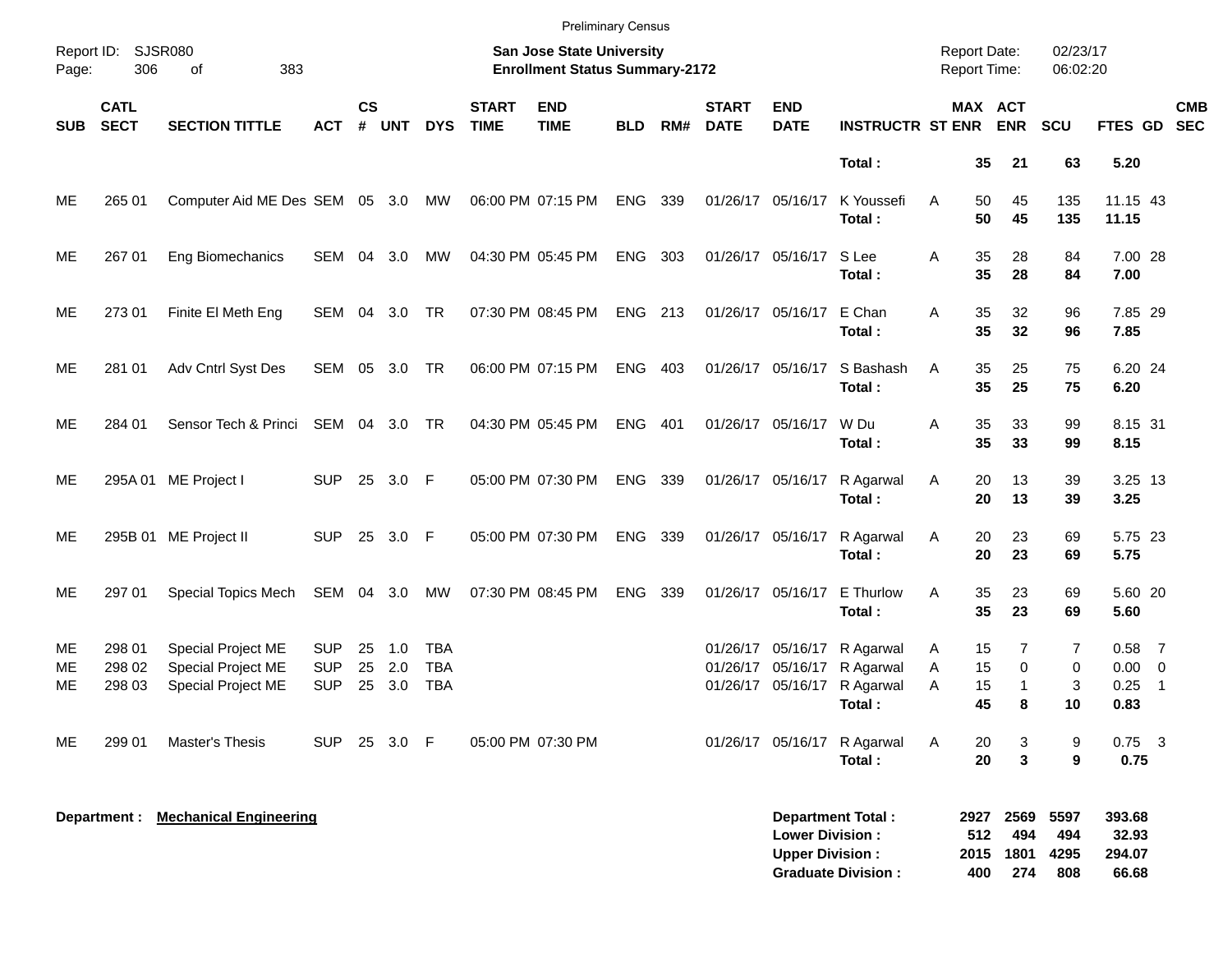Preliminary Census

Report ID: SJSR080

**San Jose State University**
**Enrollment Status Summary-2172**

Report Date: 02/23/17
Report Time: 06:02:20

| SUB | CATL SECT | SECTION TITTLE | ACT | CS # | UNT | DYS | START TIME | END TIME | BLD | RM# | START DATE | END DATE | INSTRUCTR | ST | MAX ENR | ACT ENR | SCU | FTES | GD | CMB SEC |
|---|---|---|---|---|---|---|---|---|---|---|---|---|---|---|---|---|---|---|---|---|
| | | | | | | | | | | | | | **Total :** | | **35** | **21** | **63** | **5.20** | | |
| ME | 265 01 | Computer Aid ME Des | SEM | 05 | 3.0 | MW | 06:00 PM | 07:15 PM | ENG | 339 | 01/26/17 | 05/16/17 | K Youssefi | A | 50 | 45 | 135 | 11.15 | 43 | |
| | | | | | | | | | | | | | **Total :** | | **50** | **45** | **135** | **11.15** | | |
| ME | 267 01 | Eng Biomechanics | SEM | 04 | 3.0 | MW | 04:30 PM | 05:45 PM | ENG | 303 | 01/26/17 | 05/16/17 | S Lee | A | 35 | 28 | 84 | 7.00 | 28 | |
| | | | | | | | | | | | | | **Total :** | | **35** | **28** | **84** | **7.00** | | |
| ME | 273 01 | Finite El Meth Eng | SEM | 04 | 3.0 | TR | 07:30 PM | 08:45 PM | ENG | 213 | 01/26/17 | 05/16/17 | E Chan | A | 35 | 32 | 96 | 7.85 | 29 | |
| | | | | | | | | | | | | | **Total :** | | **35** | **32** | **96** | **7.85** | | |
| ME | 281 01 | Adv Cntrl Syst Des | SEM | 05 | 3.0 | TR | 06:00 PM | 07:15 PM | ENG | 403 | 01/26/17 | 05/16/17 | S Bashash | A | 35 | 25 | 75 | 6.20 | 24 | |
| | | | | | | | | | | | | | **Total :** | | **35** | **25** | **75** | **6.20** | | |
| ME | 284 01 | Sensor Tech & Princi | SEM | 04 | 3.0 | TR | 04:30 PM | 05:45 PM | ENG | 401 | 01/26/17 | 05/16/17 | W Du | A | 35 | 33 | 99 | 8.15 | 31 | |
| | | | | | | | | | | | | | **Total :** | | **35** | **33** | **99** | **8.15** | | |
| ME | 295A 01 | ME Project I | SUP | 25 | 3.0 | F | 05:00 PM | 07:30 PM | ENG | 339 | 01/26/17 | 05/16/17 | R Agarwal | A | 20 | 13 | 39 | 3.25 | 13 | |
| | | | | | | | | | | | | | **Total :** | | **20** | **13** | **39** | **3.25** | | |
| ME | 295B 01 | ME Project II | SUP | 25 | 3.0 | F | 05:00 PM | 07:30 PM | ENG | 339 | 01/26/17 | 05/16/17 | R Agarwal | A | 20 | 23 | 69 | 5.75 | 23 | |
| | | | | | | | | | | | | | **Total :** | | **20** | **23** | **69** | **5.75** | | |
| ME | 297 01 | Special Topics Mech | SEM | 04 | 3.0 | MW | 07:30 PM | 08:45 PM | ENG | 339 | 01/26/17 | 05/16/17 | E Thurlow | A | 35 | 23 | 69 | 5.60 | 20 | |
| | | | | | | | | | | | | | **Total :** | | **35** | **23** | **69** | **5.60** | | |
| ME | 298 01 | Special Project ME | SUP | 25 | 1.0 | TBA | | | | | 01/26/17 | 05/16/17 | R Agarwal | A | 15 | 7 | 7 | 0.58 | 7 | |
| ME | 298 02 | Special Project ME | SUP | 25 | 2.0 | TBA | | | | | 01/26/17 | 05/16/17 | R Agarwal | A | 15 | 0 | 0 | 0.00 | 0 | |
| ME | 298 03 | Special Project ME | SUP | 25 | 3.0 | TBA | | | | | 01/26/17 | 05/16/17 | R Agarwal | A | 15 | 1 | 3 | 0.25 | 1 | |
| | | | | | | | | | | | | | **Total :** | | **45** | **8** | **10** | **0.83** | | |
| ME | 299 01 | Master's Thesis | SUP | 25 | 3.0 | F | 05:00 PM | 07:30 PM | | | 01/26/17 | 05/16/17 | R Agarwal | A | 20 | 3 | 9 | 0.75 | 3 | |
| | | | | | | | | | | | | | **Total :** | | **20** | **3** | **9** | **0.75** | | |

**Department : Mechanical Engineering**

| | MAX ENR | ACT ENR | SCU | FTES |
|---|---|---|---|---|
| **Department Total :** | **2927** | **2569** | **5597** | **393.68** |
| **Lower Division :** | **512** | **494** | **494** | **32.93** |
| **Upper Division :** | **2015** | **1801** | **4295** | **294.07** |
| **Graduate Division :** | **400** | **274** | **808** | **66.68** |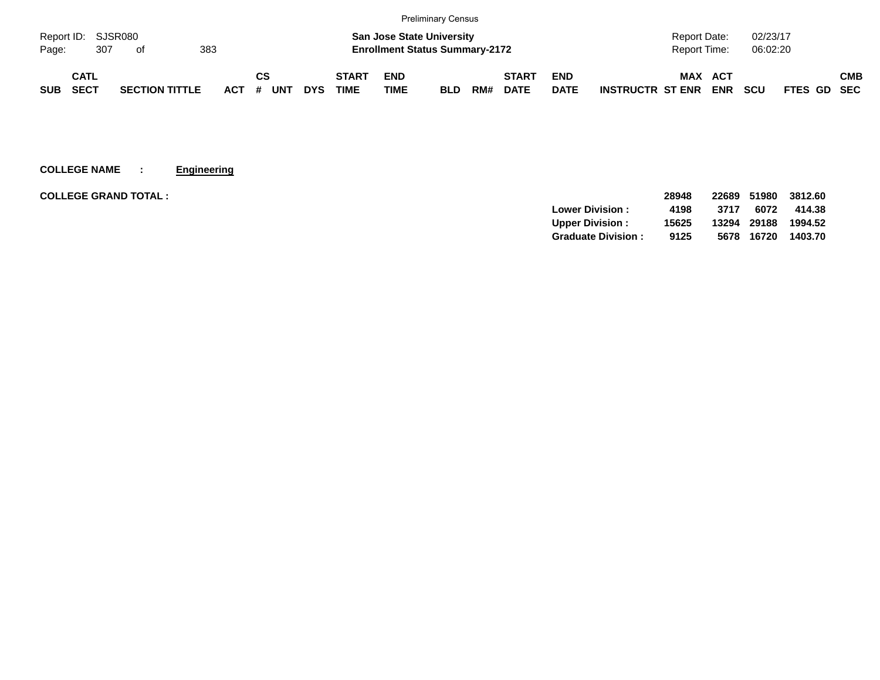Preliminary Census

Report ID: SJSR080

**San Jose State University**
**Enrollment Status Summary-2172**

Report Date: 02/23/17
Report Time: 06:02:20

| SUB | CATL SECT | SECTION TITTLE | ACT | CS # | UNT | DYS | START TIME | END TIME | BLD | RM# | START DATE | END DATE | INSTRUCTR | MAX ST ENR | ACT ENR | SCU | FTES | GD | CMB SEC |
|---|---|---|---|---|---|---|---|---|---|---|---|---|---|---|---|---|---|---|---|

**COLLEGE NAME : Engineering**

| | | MAX ST ENR | ACT ENR | SCU | FTES |
|---|---|---|---|---|---|
| **COLLEGE GRAND TOTAL :** | | **28948** | **22689** | **51980** | **3812.60** |
| | **Lower Division :** | **4198** | **3717** | **6072** | **414.38** |
| | **Upper Division :** | **15625** | **13294** | **29188** | **1994.52** |
| | **Graduate Division :** | **9125** | **5678** | **16720** | **1403.70** |